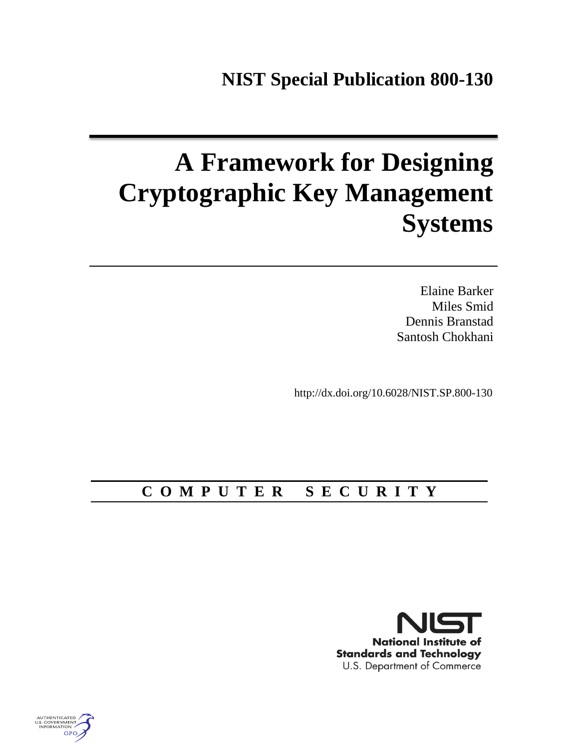**NIST Special Publication 800-130**

# A Framework for Designing Cryptographic Key Management Systems

Elaine Barker
Miles Smid
Dennis Branstad
Santosh Chokhani

http://dx.doi.org/10.6028/NIST.SP.800-130

**C O M P U T E R   S E C U R I T Y**

**National Institute of Standards and Technology**
U.S. Department of Commerce

AUTHENTICATED U.S. GOVERNMENT INFORMATION GPO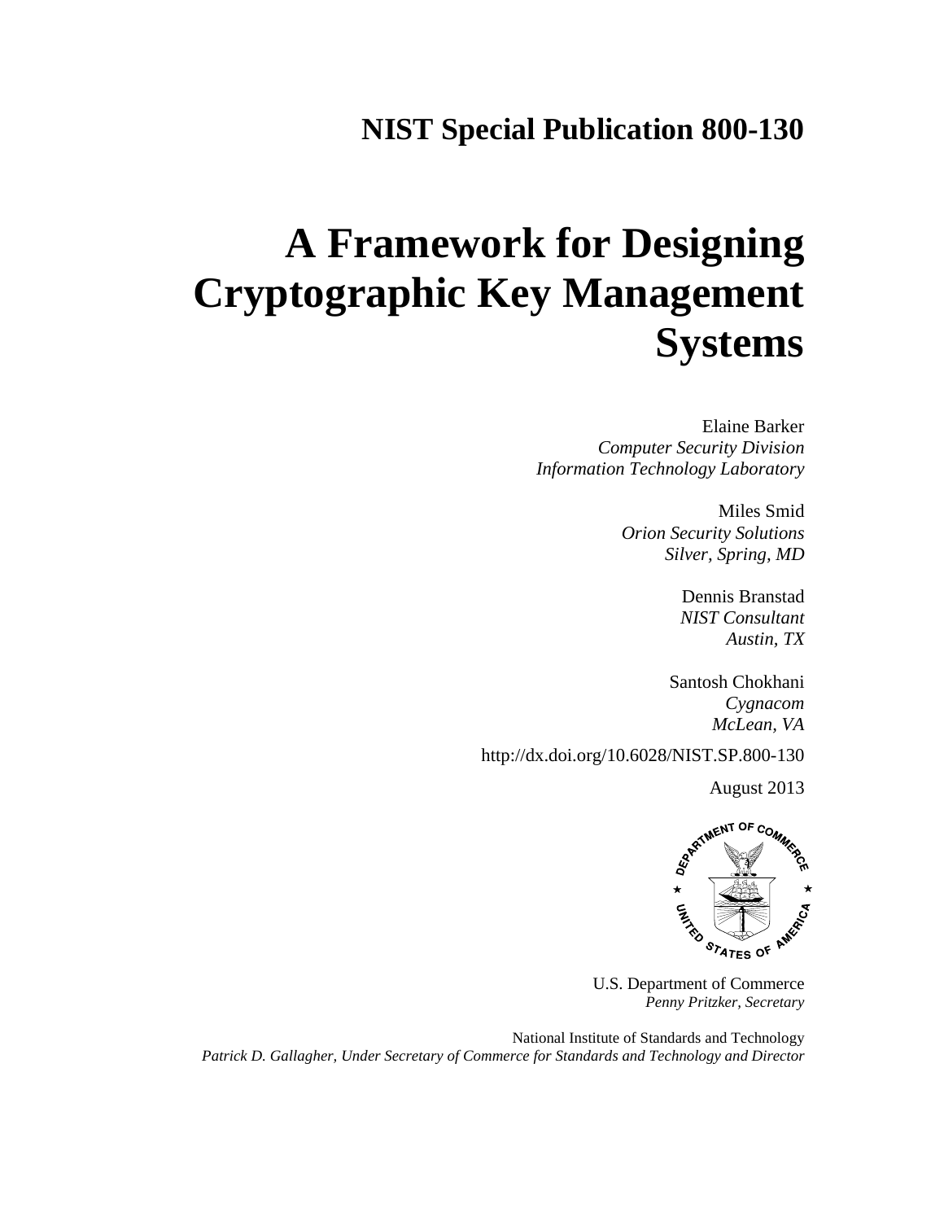# NIST Special Publication 800-130

# A Framework for Designing Cryptographic Key Management Systems

Elaine Barker
*Computer Security Division*
*Information Technology Laboratory*

Miles Smid
*Orion Security Solutions*
*Silver, Spring, MD*

Dennis Branstad
*NIST Consultant*
*Austin, TX*

Santosh Chokhani
*Cygnacom*
*McLean, VA*

http://dx.doi.org/10.6028/NIST.SP.800-130

August 2013

U.S. Department of Commerce
*Penny Pritzker, Secretary*

National Institute of Standards and Technology
*Patrick D. Gallagher, Under Secretary of Commerce for Standards and Technology and Director*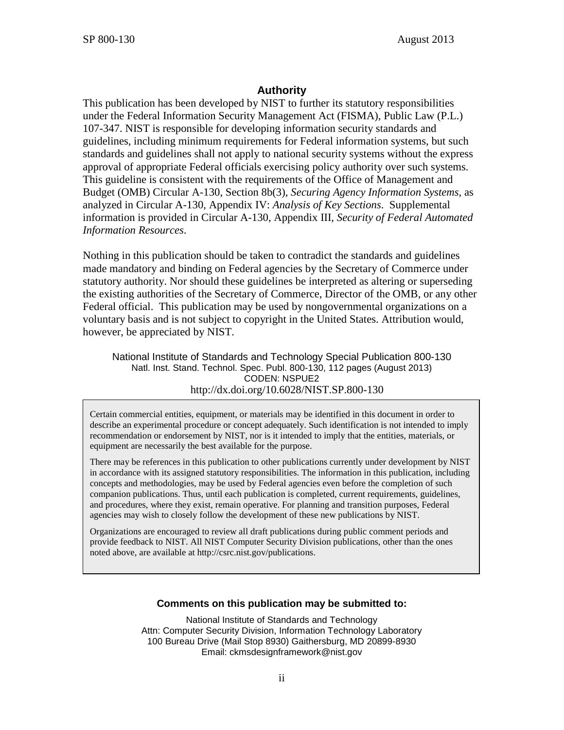## Authority

This publication has been developed by NIST to further its statutory responsibilities under the Federal Information Security Management Act (FISMA), Public Law (P.L.) 107-347. NIST is responsible for developing information security standards and guidelines, including minimum requirements for Federal information systems, but such standards and guidelines shall not apply to national security systems without the express approval of appropriate Federal officials exercising policy authority over such systems. This guideline is consistent with the requirements of the Office of Management and Budget (OMB) Circular A-130, Section 8b(3), *Securing Agency Information Systems*, as analyzed in Circular A-130, Appendix IV: *Analysis of Key Sections*. Supplemental information is provided in Circular A-130, Appendix III, *Security of Federal Automated Information Resources*.

Nothing in this publication should be taken to contradict the standards and guidelines made mandatory and binding on Federal agencies by the Secretary of Commerce under statutory authority. Nor should these guidelines be interpreted as altering or superseding the existing authorities of the Secretary of Commerce, Director of the OMB, or any other Federal official. This publication may be used by nongovernmental organizations on a voluntary basis and is not subject to copyright in the United States. Attribution would, however, be appreciated by NIST.

National Institute of Standards and Technology Special Publication 800-130
Natl. Inst. Stand. Technol. Spec. Publ. 800-130, 112 pages (August 2013)
CODEN: NSPUE2
http://dx.doi.org/10.6028/NIST.SP.800-130

Certain commercial entities, equipment, or materials may be identified in this document in order to describe an experimental procedure or concept adequately. Such identification is not intended to imply recommendation or endorsement by NIST, nor is it intended to imply that the entities, materials, or equipment are necessarily the best available for the purpose.

There may be references in this publication to other publications currently under development by NIST in accordance with its assigned statutory responsibilities. The information in this publication, including concepts and methodologies, may be used by Federal agencies even before the completion of such companion publications. Thus, until each publication is completed, current requirements, guidelines, and procedures, where they exist, remain operative. For planning and transition purposes, Federal agencies may wish to closely follow the development of these new publications by NIST.

Organizations are encouraged to review all draft publications during public comment periods and provide feedback to NIST. All NIST Computer Security Division publications, other than the ones noted above, are available at http://csrc.nist.gov/publications.

**Comments on this publication may be submitted to:**

National Institute of Standards and Technology
Attn: Computer Security Division, Information Technology Laboratory
100 Bureau Drive (Mail Stop 8930) Gaithersburg, MD 20899-8930
Email: ckmsdesignframework@nist.gov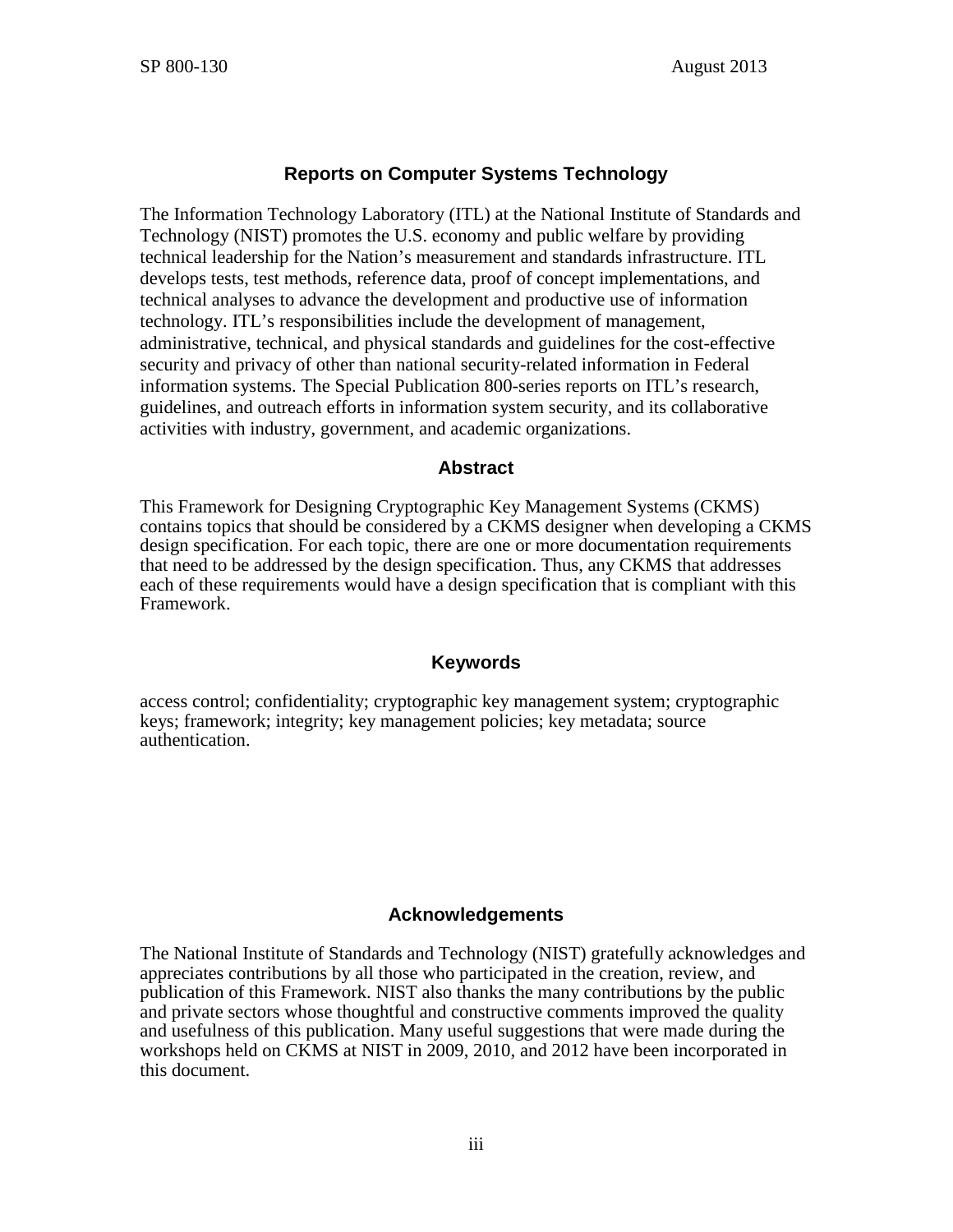## Reports on Computer Systems Technology

The Information Technology Laboratory (ITL) at the National Institute of Standards and Technology (NIST) promotes the U.S. economy and public welfare by providing technical leadership for the Nation's measurement and standards infrastructure. ITL develops tests, test methods, reference data, proof of concept implementations, and technical analyses to advance the development and productive use of information technology. ITL's responsibilities include the development of management, administrative, technical, and physical standards and guidelines for the cost-effective security and privacy of other than national security-related information in Federal information systems. The Special Publication 800-series reports on ITL's research, guidelines, and outreach efforts in information system security, and its collaborative activities with industry, government, and academic organizations.

## Abstract

This Framework for Designing Cryptographic Key Management Systems (CKMS) contains topics that should be considered by a CKMS designer when developing a CKMS design specification. For each topic, there are one or more documentation requirements that need to be addressed by the design specification. Thus, any CKMS that addresses each of these requirements would have a design specification that is compliant with this Framework.

## Keywords

access control; confidentiality; cryptographic key management system; cryptographic keys; framework; integrity; key management policies; key metadata; source authentication.

## Acknowledgements

The National Institute of Standards and Technology (NIST) gratefully acknowledges and appreciates contributions by all those who participated in the creation, review, and publication of this Framework. NIST also thanks the many contributions by the public and private sectors whose thoughtful and constructive comments improved the quality and usefulness of this publication. Many useful suggestions that were made during the workshops held on CKMS at NIST in 2009, 2010, and 2012 have been incorporated in this document.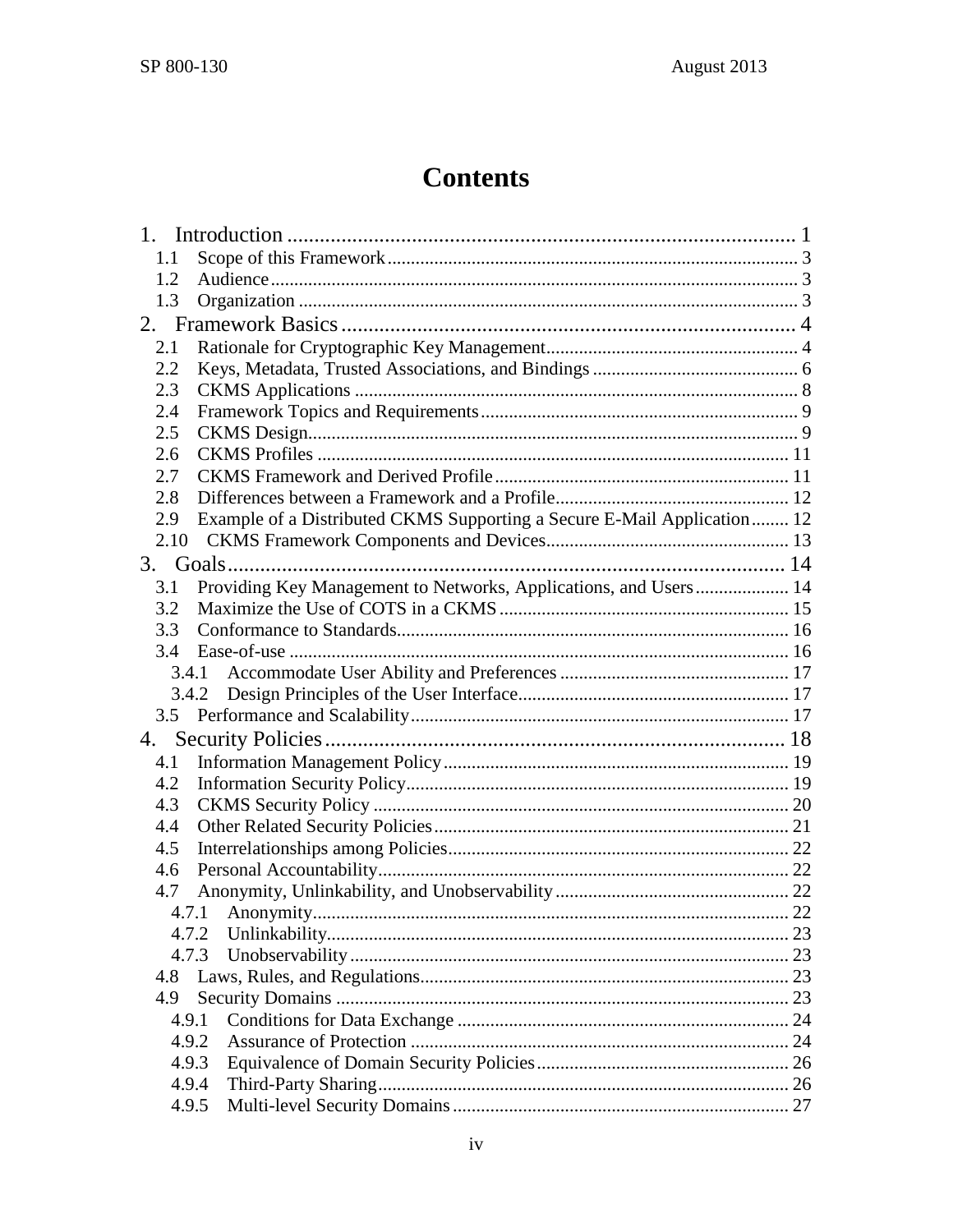# Contents

1. Introduction ........................................................................................... 1
   - 1.1 Scope of this Framework ........................................................................ 3
   - 1.2 Audience ................................................................................................ 3
   - 1.3 Organization .......................................................................................... 3
2. Framework Basics ................................................................................... 4
   - 2.1 Rationale for Cryptographic Key Management ...................................... 4
   - 2.2 Keys, Metadata, Trusted Associations, and Bindings ............................ 6
   - 2.3 CKMS Applications ............................................................................... 8
   - 2.4 Framework Topics and Requirements .................................................... 9
   - 2.5 CKMS Design ......................................................................................... 9
   - 2.6 CKMS Profiles ...................................................................................... 11
   - 2.7 CKMS Framework and Derived Profile ................................................ 11
   - 2.8 Differences between a Framework and a Profile .................................. 12
   - 2.9 Example of a Distributed CKMS Supporting a Secure E-Mail Application ........ 12
   - 2.10 CKMS Framework Components and Devices ..................................... 13
3. Goals ...................................................................................................... 14
   - 3.1 Providing Key Management to Networks, Applications, and Users .................... 14
   - 3.2 Maximize the Use of COTS in a CKMS .............................................. 15
   - 3.3 Conformance to Standards ................................................................... 16
   - 3.4 Ease-of-use ........................................................................................... 16
     - 3.4.1 Accommodate User Ability and Preferences ................................. 17
     - 3.4.2 Design Principles of the User Interface ......................................... 17
   - 3.5 Performance and Scalability ................................................................ 17
4. Security Policies .................................................................................... 18
   - 4.1 Information Management Policy .......................................................... 19
   - 4.2 Information Security Policy ................................................................. 19
   - 4.3 CKMS Security Policy ......................................................................... 20
   - 4.4 Other Related Security Policies ........................................................... 21
   - 4.5 Interrelationships among Policies ........................................................ 22
   - 4.6 Personal Accountability ....................................................................... 22
   - 4.7 Anonymity, Unlinkability, and Unobservability .................................. 22
     - 4.7.1 Anonymity ..................................................................................... 22
     - 4.7.2 Unlinkability .................................................................................. 23
     - 4.7.3 Unobservability ............................................................................. 23
   - 4.8 Laws, Rules, and Regulations .............................................................. 23
   - 4.9 Security Domains ................................................................................ 23
     - 4.9.1 Conditions for Data Exchange ....................................................... 24
     - 4.9.2 Assurance of Protection ................................................................. 24
     - 4.9.3 Equivalence of Domain Security Policies ...................................... 26
     - 4.9.4 Third-Party Sharing ....................................................................... 26
     - 4.9.5 Multi-level Security Domains ........................................................ 27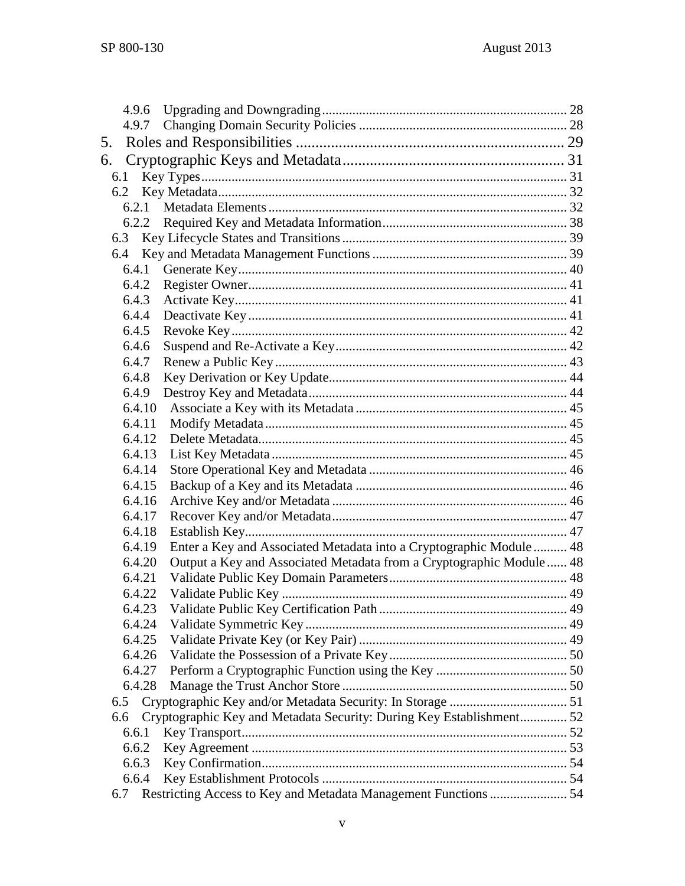4.9.6 Upgrading and Downgrading ........ 28
4.9.7 Changing Domain Security Policies ........ 28

5. Roles and Responsibilities ........ 29

6. Cryptographic Keys and Metadata ........ 31

6.1 Key Types ........ 31
6.2 Key Metadata ........ 32
6.2.1 Metadata Elements ........ 32
6.2.2 Required Key and Metadata Information ........ 38
6.3 Key Lifecycle States and Transitions ........ 39
6.4 Key and Metadata Management Functions ........ 39
6.4.1 Generate Key ........ 40
6.4.2 Register Owner ........ 41
6.4.3 Activate Key ........ 41
6.4.4 Deactivate Key ........ 41
6.4.5 Revoke Key ........ 42
6.4.6 Suspend and Re-Activate a Key ........ 42
6.4.7 Renew a Public Key ........ 43
6.4.8 Key Derivation or Key Update ........ 44
6.4.9 Destroy Key and Metadata ........ 44
6.4.10 Associate a Key with its Metadata ........ 45
6.4.11 Modify Metadata ........ 45
6.4.12 Delete Metadata ........ 45
6.4.13 List Key Metadata ........ 45
6.4.14 Store Operational Key and Metadata ........ 46
6.4.15 Backup of a Key and its Metadata ........ 46
6.4.16 Archive Key and/or Metadata ........ 46
6.4.17 Recover Key and/or Metadata ........ 47
6.4.18 Establish Key ........ 47
6.4.19 Enter a Key and Associated Metadata into a Cryptographic Module ........ 48
6.4.20 Output a Key and Associated Metadata from a Cryptographic Module ........ 48
6.4.21 Validate Public Key Domain Parameters ........ 48
6.4.22 Validate Public Key ........ 49
6.4.23 Validate Public Key Certification Path ........ 49
6.4.24 Validate Symmetric Key ........ 49
6.4.25 Validate Private Key (or Key Pair) ........ 49
6.4.26 Validate the Possession of a Private Key ........ 50
6.4.27 Perform a Cryptographic Function using the Key ........ 50
6.4.28 Manage the Trust Anchor Store ........ 50
6.5 Cryptographic Key and/or Metadata Security: In Storage ........ 51
6.6 Cryptographic Key and Metadata Security: During Key Establishment ........ 52
6.6.1 Key Transport ........ 52
6.6.2 Key Agreement ........ 53
6.6.3 Key Confirmation ........ 54
6.6.4 Key Establishment Protocols ........ 54
6.7 Restricting Access to Key and Metadata Management Functions ........ 54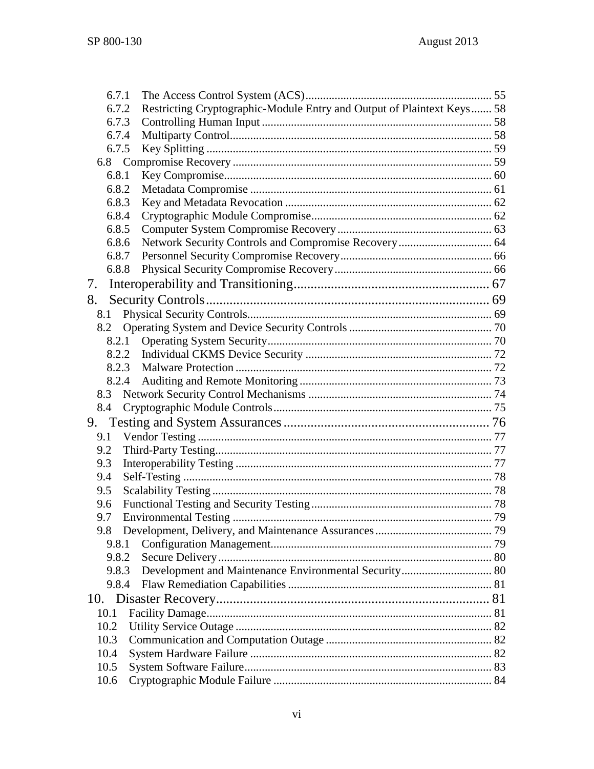6.7.1 The Access Control System (ACS) ... 55
6.7.2 Restricting Cryptographic-Module Entry and Output of Plaintext Keys ... 58
6.7.3 Controlling Human Input ... 58
6.7.4 Multiparty Control ... 58
6.7.5 Key Splitting ... 59
6.8 Compromise Recovery ... 59
6.8.1 Key Compromise ... 60
6.8.2 Metadata Compromise ... 61
6.8.3 Key and Metadata Revocation ... 62
6.8.4 Cryptographic Module Compromise ... 62
6.8.5 Computer System Compromise Recovery ... 63
6.8.6 Network Security Controls and Compromise Recovery ... 64
6.8.7 Personnel Security Compromise Recovery ... 66
6.8.8 Physical Security Compromise Recovery ... 66
7. Interoperability and Transitioning ... 67
8. Security Controls ... 69
8.1 Physical Security Controls ... 69
8.2 Operating System and Device Security Controls ... 70
8.2.1 Operating System Security ... 70
8.2.2 Individual CKMS Device Security ... 72
8.2.3 Malware Protection ... 72
8.2.4 Auditing and Remote Monitoring ... 73
8.3 Network Security Control Mechanisms ... 74
8.4 Cryptographic Module Controls ... 75
9. Testing and System Assurances ... 76
9.1 Vendor Testing ... 77
9.2 Third-Party Testing ... 77
9.3 Interoperability Testing ... 77
9.4 Self-Testing ... 78
9.5 Scalability Testing ... 78
9.6 Functional Testing and Security Testing ... 78
9.7 Environmental Testing ... 79
9.8 Development, Delivery, and Maintenance Assurances ... 79
9.8.1 Configuration Management ... 79
9.8.2 Secure Delivery ... 80
9.8.3 Development and Maintenance Environmental Security ... 80
9.8.4 Flaw Remediation Capabilities ... 81
10. Disaster Recovery ... 81
10.1 Facility Damage ... 81
10.2 Utility Service Outage ... 82
10.3 Communication and Computation Outage ... 82
10.4 System Hardware Failure ... 82
10.5 System Software Failure ... 83
10.6 Cryptographic Module Failure ... 84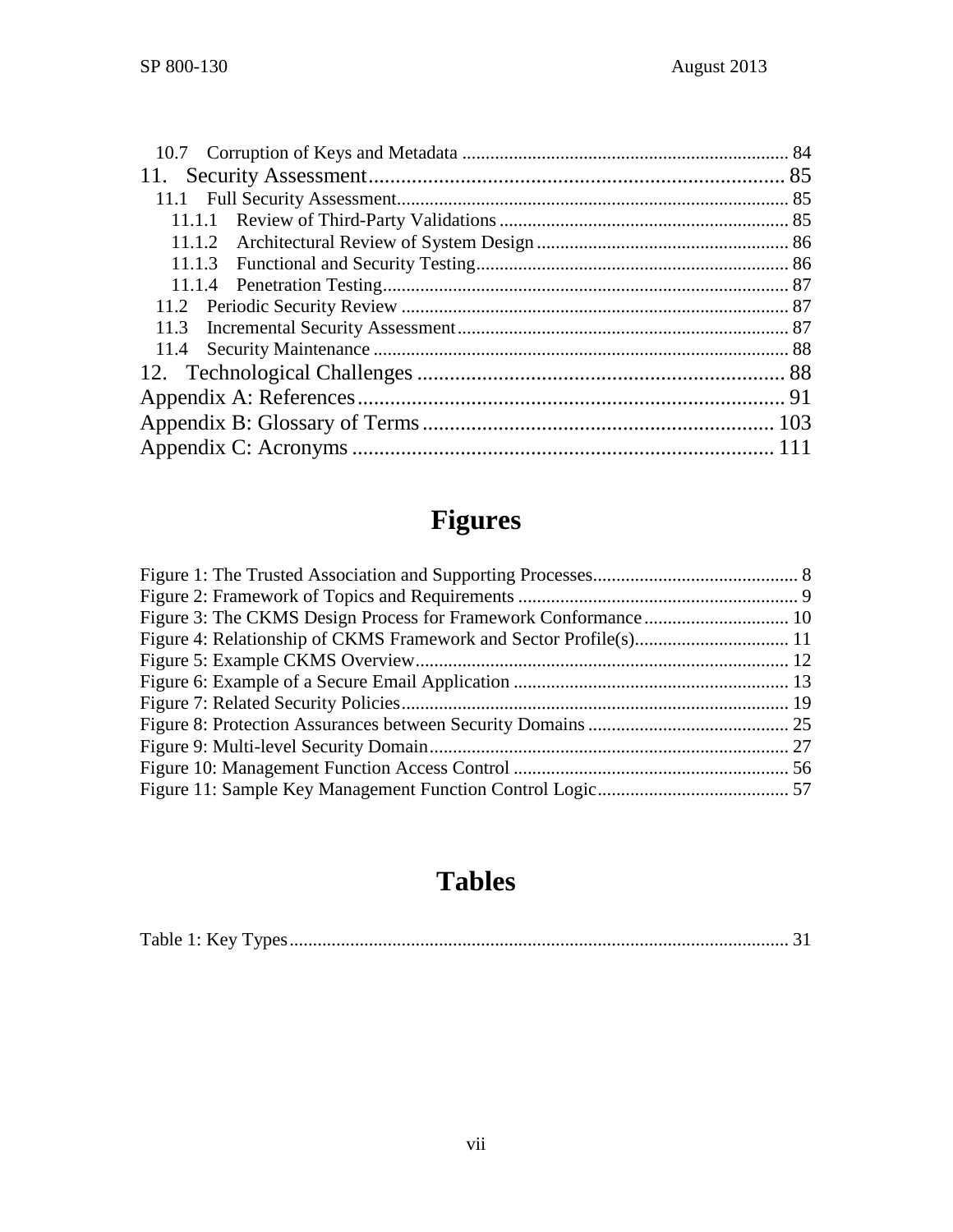10.7 Corruption of Keys and Metadata ..... 84

11. Security Assessment ..... 85

11.1 Full Security Assessment ..... 85

11.1.1 Review of Third-Party Validations ..... 85

11.1.2 Architectural Review of System Design ..... 86

11.1.3 Functional and Security Testing ..... 86

11.1.4 Penetration Testing ..... 87

11.2 Periodic Security Review ..... 87

11.3 Incremental Security Assessment ..... 87

11.4 Security Maintenance ..... 88

12. Technological Challenges ..... 88

Appendix A: References ..... 91

Appendix B: Glossary of Terms ..... 103

Appendix C: Acronyms ..... 111

# Figures

Figure 1: The Trusted Association and Supporting Processes ..... 8

Figure 2: Framework of Topics and Requirements ..... 9

Figure 3: The CKMS Design Process for Framework Conformance ..... 10

Figure 4: Relationship of CKMS Framework and Sector Profile(s) ..... 11

Figure 5: Example CKMS Overview ..... 12

Figure 6: Example of a Secure Email Application ..... 13

Figure 7: Related Security Policies ..... 19

Figure 8: Protection Assurances between Security Domains ..... 25

Figure 9: Multi-level Security Domain ..... 27

Figure 10: Management Function Access Control ..... 56

Figure 11: Sample Key Management Function Control Logic ..... 57

# Tables

Table 1: Key Types ..... 31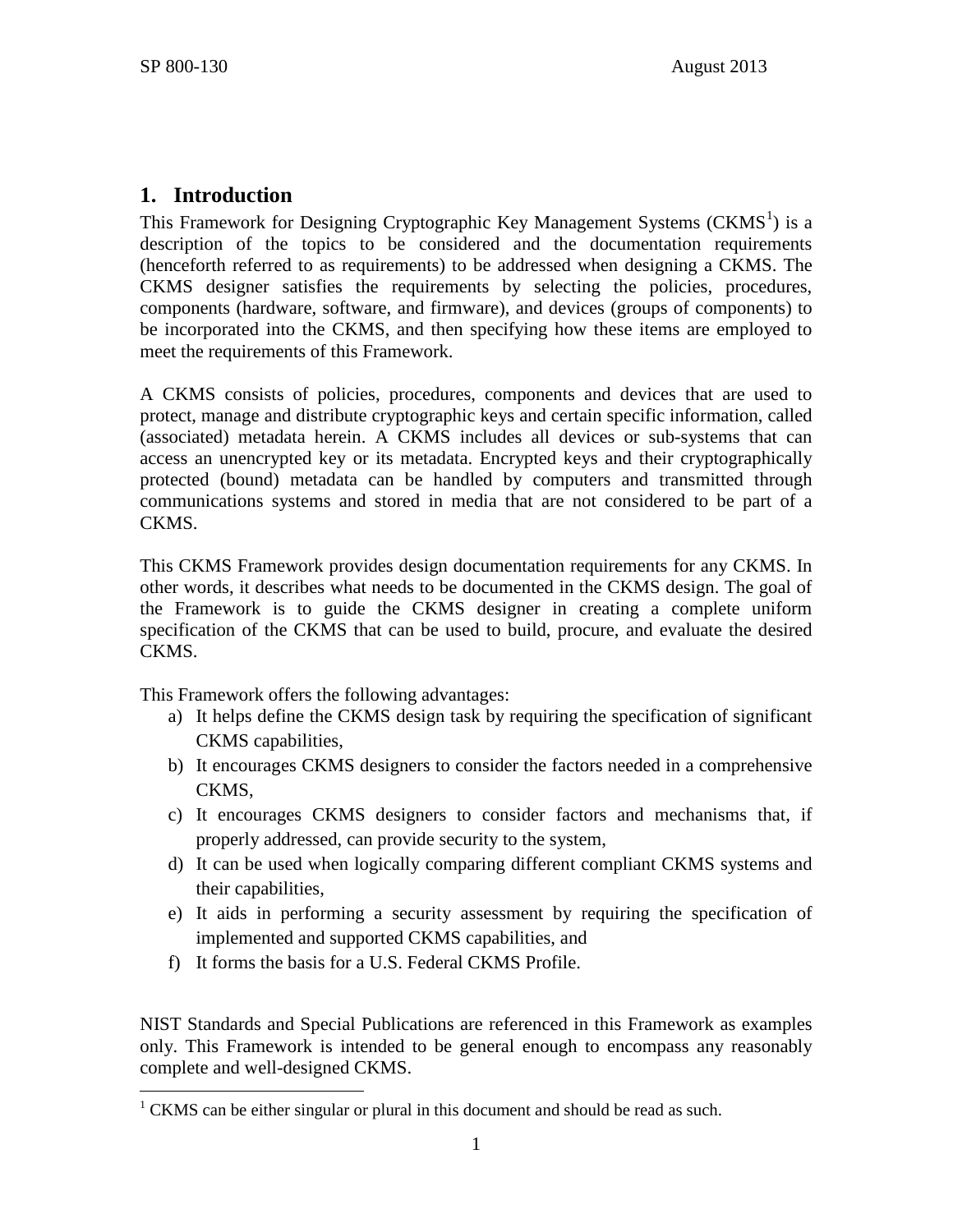# 1. Introduction

This Framework for Designing Cryptographic Key Management Systems (CKMS[1]) is a description of the topics to be considered and the documentation requirements (henceforth referred to as requirements) to be addressed when designing a CKMS. The CKMS designer satisfies the requirements by selecting the policies, procedures, components (hardware, software, and firmware), and devices (groups of components) to be incorporated into the CKMS, and then specifying how these items are employed to meet the requirements of this Framework.

A CKMS consists of policies, procedures, components and devices that are used to protect, manage and distribute cryptographic keys and certain specific information, called (associated) metadata herein. A CKMS includes all devices or sub-systems that can access an unencrypted key or its metadata. Encrypted keys and their cryptographically protected (bound) metadata can be handled by computers and transmitted through communications systems and stored in media that are not considered to be part of a CKMS.

This CKMS Framework provides design documentation requirements for any CKMS. In other words, it describes what needs to be documented in the CKMS design. The goal of the Framework is to guide the CKMS designer in creating a complete uniform specification of the CKMS that can be used to build, procure, and evaluate the desired CKMS.

This Framework offers the following advantages:

a) It helps define the CKMS design task by requiring the specification of significant CKMS capabilities,
b) It encourages CKMS designers to consider the factors needed in a comprehensive CKMS,
c) It encourages CKMS designers to consider factors and mechanisms that, if properly addressed, can provide security to the system,
d) It can be used when logically comparing different compliant CKMS systems and their capabilities,
e) It aids in performing a security assessment by requiring the specification of implemented and supported CKMS capabilities, and
f) It forms the basis for a U.S. Federal CKMS Profile.

NIST Standards and Special Publications are referenced in this Framework as examples only. This Framework is intended to be general enough to encompass any reasonably complete and well-designed CKMS.

[1] CKMS can be either singular or plural in this document and should be read as such.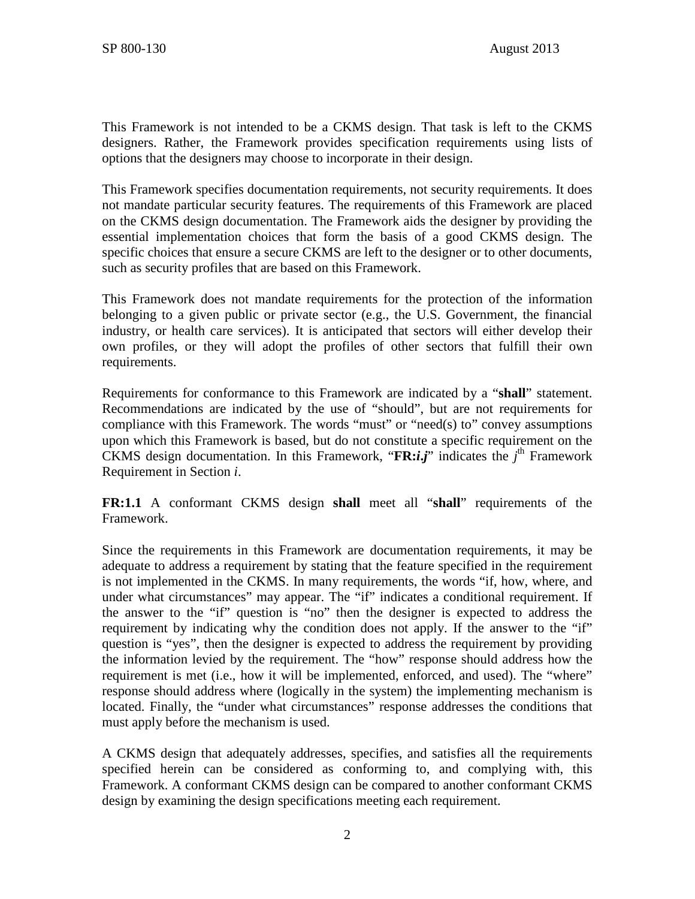This Framework is not intended to be a CKMS design. That task is left to the CKMS designers. Rather, the Framework provides specification requirements using lists of options that the designers may choose to incorporate in their design.

This Framework specifies documentation requirements, not security requirements. It does not mandate particular security features. The requirements of this Framework are placed on the CKMS design documentation. The Framework aids the designer by providing the essential implementation choices that form the basis of a good CKMS design. The specific choices that ensure a secure CKMS are left to the designer or to other documents, such as security profiles that are based on this Framework.

This Framework does not mandate requirements for the protection of the information belonging to a given public or private sector (e.g., the U.S. Government, the financial industry, or health care services). It is anticipated that sectors will either develop their own profiles, or they will adopt the profiles of other sectors that fulfill their own requirements.

Requirements for conformance to this Framework are indicated by a "**shall**" statement. Recommendations are indicated by the use of "should", but are not requirements for compliance with this Framework. The words "must" or "need(s) to" convey assumptions upon which this Framework is based, but do not constitute a specific requirement on the CKMS design documentation. In this Framework, "**FR:*i.j***" indicates the $j^{th}$ Framework Requirement in Section *i*.

**FR:1.1** A conformant CKMS design **shall** meet all "**shall**" requirements of the Framework.

Since the requirements in this Framework are documentation requirements, it may be adequate to address a requirement by stating that the feature specified in the requirement is not implemented in the CKMS. In many requirements, the words "if, how, where, and under what circumstances" may appear. The "if" indicates a conditional requirement. If the answer to the "if" question is "no" then the designer is expected to address the requirement by indicating why the condition does not apply. If the answer to the "if" question is "yes", then the designer is expected to address the requirement by providing the information levied by the requirement. The "how" response should address how the requirement is met (i.e., how it will be implemented, enforced, and used). The "where" response should address where (logically in the system) the implementing mechanism is located. Finally, the "under what circumstances" response addresses the conditions that must apply before the mechanism is used.

A CKMS design that adequately addresses, specifies, and satisfies all the requirements specified herein can be considered as conforming to, and complying with, this Framework. A conformant CKMS design can be compared to another conformant CKMS design by examining the design specifications meeting each requirement.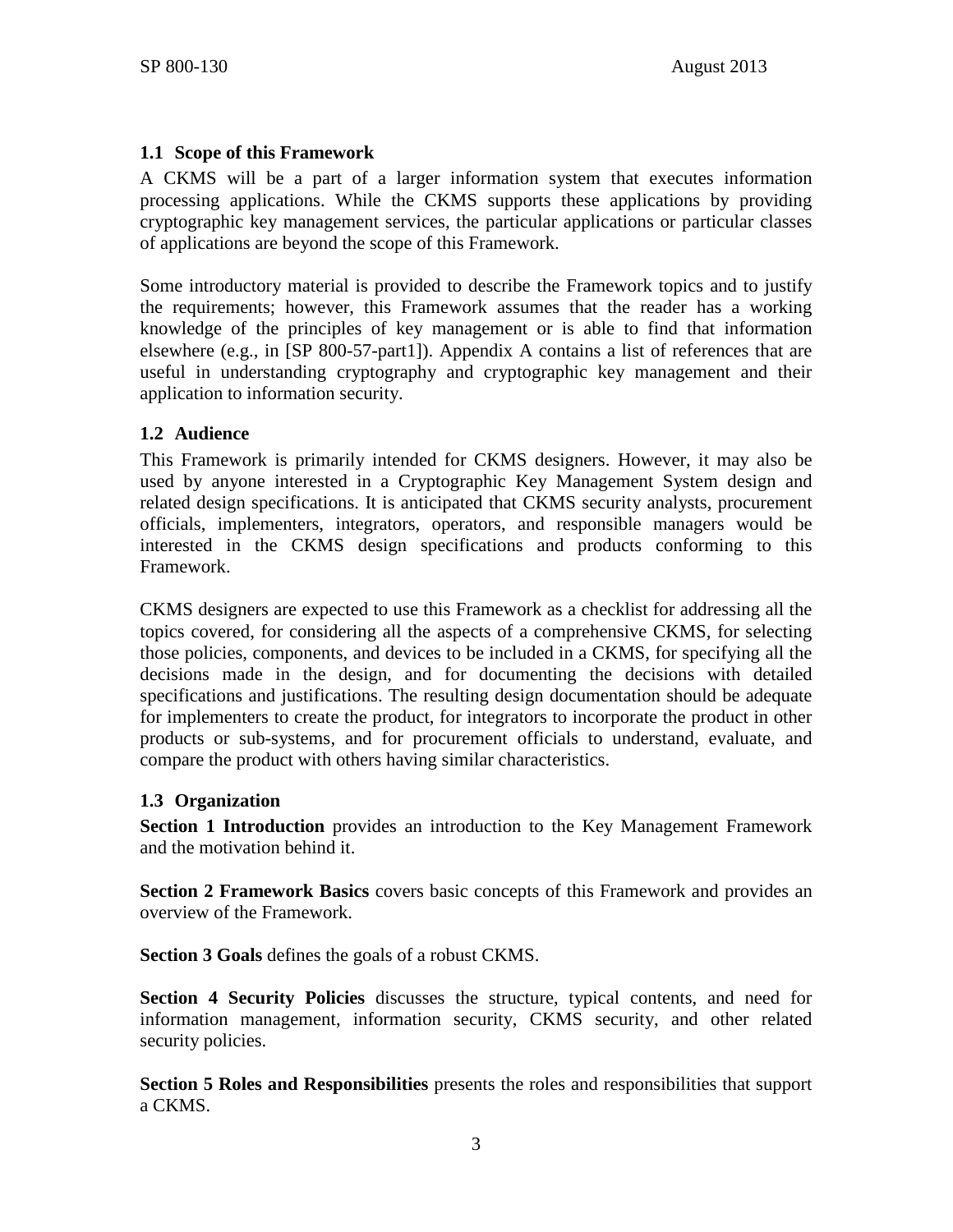### 1.1 Scope of this Framework

A CKMS will be a part of a larger information system that executes information processing applications. While the CKMS supports these applications by providing cryptographic key management services, the particular applications or particular classes of applications are beyond the scope of this Framework.

Some introductory material is provided to describe the Framework topics and to justify the requirements; however, this Framework assumes that the reader has a working knowledge of the principles of key management or is able to find that information elsewhere (e.g., in [SP 800-57-part1]). Appendix A contains a list of references that are useful in understanding cryptography and cryptographic key management and their application to information security.

### 1.2 Audience

This Framework is primarily intended for CKMS designers. However, it may also be used by anyone interested in a Cryptographic Key Management System design and related design specifications. It is anticipated that CKMS security analysts, procurement officials, implementers, integrators, operators, and responsible managers would be interested in the CKMS design specifications and products conforming to this Framework.

CKMS designers are expected to use this Framework as a checklist for addressing all the topics covered, for considering all the aspects of a comprehensive CKMS, for selecting those policies, components, and devices to be included in a CKMS, for specifying all the decisions made in the design, and for documenting the decisions with detailed specifications and justifications. The resulting design documentation should be adequate for implementers to create the product, for integrators to incorporate the product in other products or sub-systems, and for procurement officials to understand, evaluate, and compare the product with others having similar characteristics.

### 1.3 Organization

**Section 1 Introduction** provides an introduction to the Key Management Framework and the motivation behind it.

**Section 2 Framework Basics** covers basic concepts of this Framework and provides an overview of the Framework.

**Section 3 Goals** defines the goals of a robust CKMS.

**Section 4 Security Policies** discusses the structure, typical contents, and need for information management, information security, CKMS security, and other related security policies.

**Section 5 Roles and Responsibilities** presents the roles and responsibilities that support a CKMS.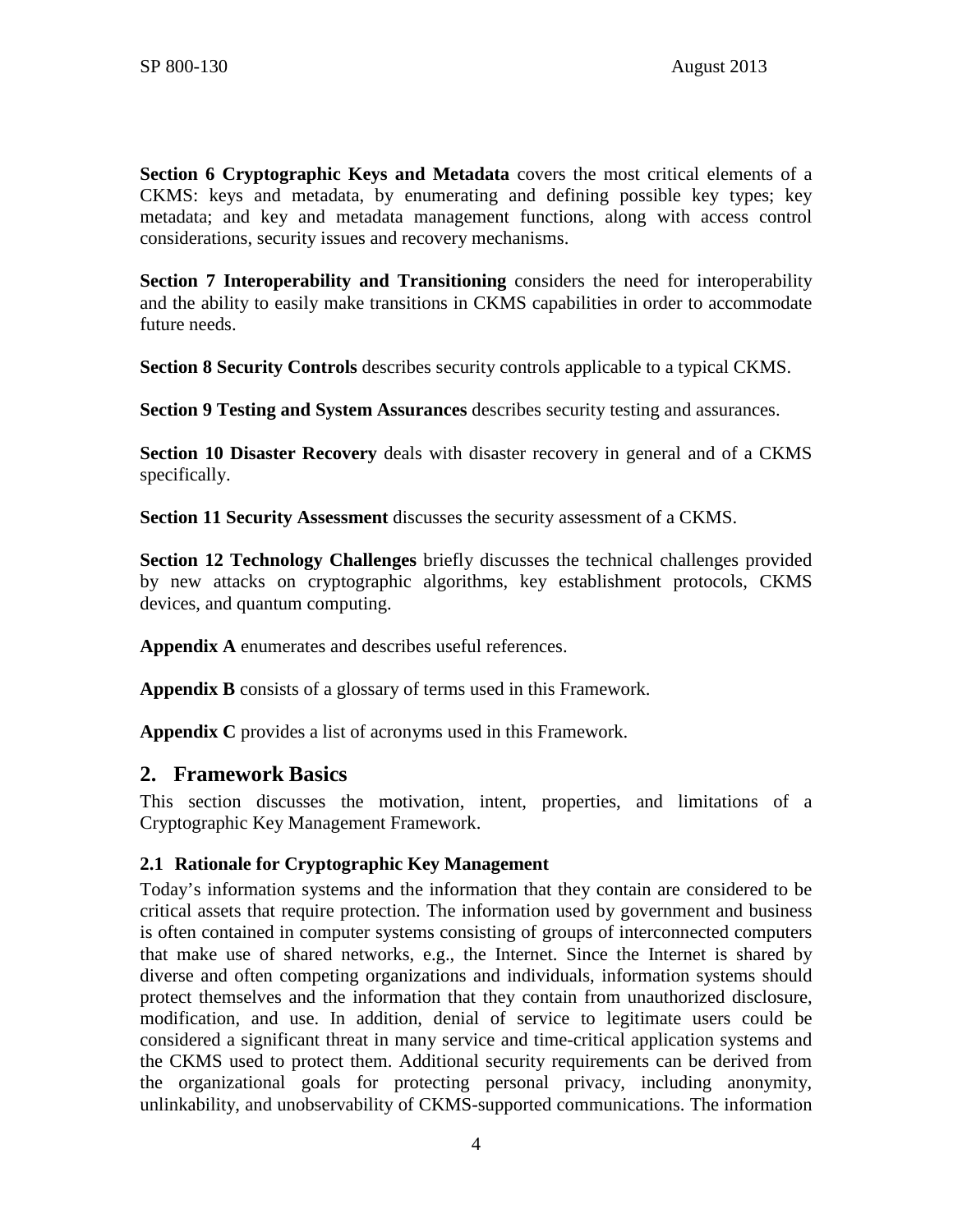**Section 6 Cryptographic Keys and Metadata** covers the most critical elements of a CKMS: keys and metadata, by enumerating and defining possible key types; key metadata; and key and metadata management functions, along with access control considerations, security issues and recovery mechanisms.

**Section 7 Interoperability and Transitioning** considers the need for interoperability and the ability to easily make transitions in CKMS capabilities in order to accommodate future needs.

**Section 8 Security Controls** describes security controls applicable to a typical CKMS.

**Section 9 Testing and System Assurances** describes security testing and assurances.

**Section 10 Disaster Recovery** deals with disaster recovery in general and of a CKMS specifically.

**Section 11 Security Assessment** discusses the security assessment of a CKMS.

**Section 12 Technology Challenges** briefly discusses the technical challenges provided by new attacks on cryptographic algorithms, key establishment protocols, CKMS devices, and quantum computing.

**Appendix A** enumerates and describes useful references.

**Appendix B** consists of a glossary of terms used in this Framework.

**Appendix C** provides a list of acronyms used in this Framework.

## 2. Framework Basics

This section discusses the motivation, intent, properties, and limitations of a Cryptographic Key Management Framework.

### 2.1 Rationale for Cryptographic Key Management

Today's information systems and the information that they contain are considered to be critical assets that require protection. The information used by government and business is often contained in computer systems consisting of groups of interconnected computers that make use of shared networks, e.g., the Internet. Since the Internet is shared by diverse and often competing organizations and individuals, information systems should protect themselves and the information that they contain from unauthorized disclosure, modification, and use. In addition, denial of service to legitimate users could be considered a significant threat in many service and time-critical application systems and the CKMS used to protect them. Additional security requirements can be derived from the organizational goals for protecting personal privacy, including anonymity, unlinkability, and unobservability of CKMS-supported communications. The information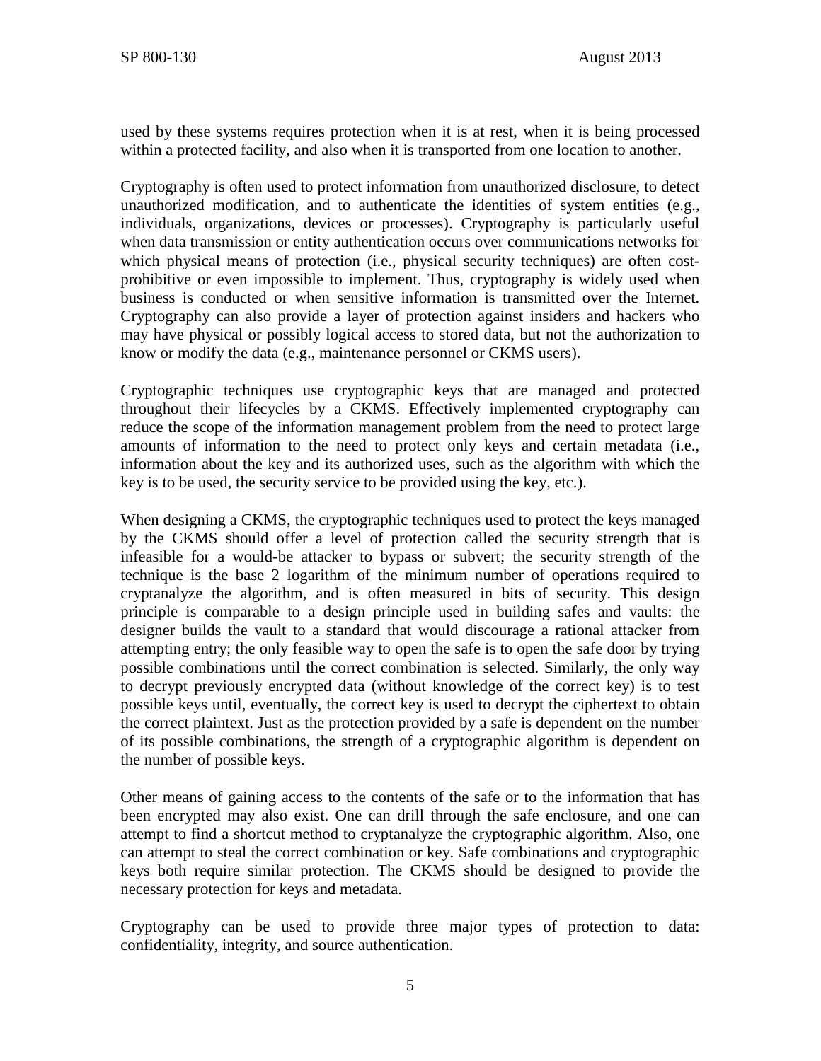used by these systems requires protection when it is at rest, when it is being processed within a protected facility, and also when it is transported from one location to another.

Cryptography is often used to protect information from unauthorized disclosure, to detect unauthorized modification, and to authenticate the identities of system entities (e.g., individuals, organizations, devices or processes). Cryptography is particularly useful when data transmission or entity authentication occurs over communications networks for which physical means of protection (i.e., physical security techniques) are often cost-prohibitive or even impossible to implement. Thus, cryptography is widely used when business is conducted or when sensitive information is transmitted over the Internet. Cryptography can also provide a layer of protection against insiders and hackers who may have physical or possibly logical access to stored data, but not the authorization to know or modify the data (e.g., maintenance personnel or CKMS users).

Cryptographic techniques use cryptographic keys that are managed and protected throughout their lifecycles by a CKMS. Effectively implemented cryptography can reduce the scope of the information management problem from the need to protect large amounts of information to the need to protect only keys and certain metadata (i.e., information about the key and its authorized uses, such as the algorithm with which the key is to be used, the security service to be provided using the key, etc.).

When designing a CKMS, the cryptographic techniques used to protect the keys managed by the CKMS should offer a level of protection called the security strength that is infeasible for a would-be attacker to bypass or subvert; the security strength of the technique is the base 2 logarithm of the minimum number of operations required to cryptanalyze the algorithm, and is often measured in bits of security. This design principle is comparable to a design principle used in building safes and vaults: the designer builds the vault to a standard that would discourage a rational attacker from attempting entry; the only feasible way to open the safe is to open the safe door by trying possible combinations until the correct combination is selected. Similarly, the only way to decrypt previously encrypted data (without knowledge of the correct key) is to test possible keys until, eventually, the correct key is used to decrypt the ciphertext to obtain the correct plaintext. Just as the protection provided by a safe is dependent on the number of its possible combinations, the strength of a cryptographic algorithm is dependent on the number of possible keys.

Other means of gaining access to the contents of the safe or to the information that has been encrypted may also exist. One can drill through the safe enclosure, and one can attempt to find a shortcut method to cryptanalyze the cryptographic algorithm. Also, one can attempt to steal the correct combination or key. Safe combinations and cryptographic keys both require similar protection. The CKMS should be designed to provide the necessary protection for keys and metadata.

Cryptography can be used to provide three major types of protection to data: confidentiality, integrity, and source authentication.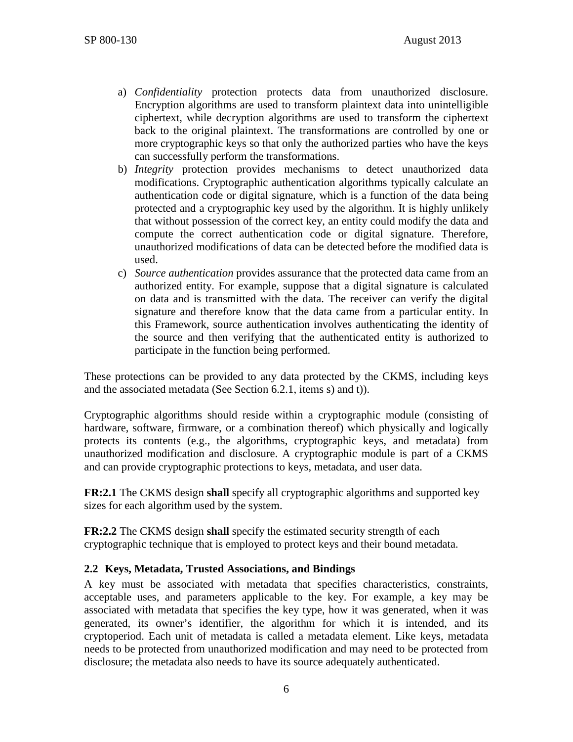a) *Confidentiality* protection protects data from unauthorized disclosure. Encryption algorithms are used to transform plaintext data into unintelligible ciphertext, while decryption algorithms are used to transform the ciphertext back to the original plaintext. The transformations are controlled by one or more cryptographic keys so that only the authorized parties who have the keys can successfully perform the transformations.
b) *Integrity* protection provides mechanisms to detect unauthorized data modifications. Cryptographic authentication algorithms typically calculate an authentication code or digital signature, which is a function of the data being protected and a cryptographic key used by the algorithm. It is highly unlikely that without possession of the correct key, an entity could modify the data and compute the correct authentication code or digital signature. Therefore, unauthorized modifications of data can be detected before the modified data is used.
c) *Source authentication* provides assurance that the protected data came from an authorized entity. For example, suppose that a digital signature is calculated on data and is transmitted with the data. The receiver can verify the digital signature and therefore know that the data came from a particular entity. In this Framework, source authentication involves authenticating the identity of the source and then verifying that the authenticated entity is authorized to participate in the function being performed.

These protections can be provided to any data protected by the CKMS, including keys and the associated metadata (See Section 6.2.1, items s) and t)).

Cryptographic algorithms should reside within a cryptographic module (consisting of hardware, software, firmware, or a combination thereof) which physically and logically protects its contents (e.g., the algorithms, cryptographic keys, and metadata) from unauthorized modification and disclosure. A cryptographic module is part of a CKMS and can provide cryptographic protections to keys, metadata, and user data.

**FR:2.1** The CKMS design **shall** specify all cryptographic algorithms and supported key sizes for each algorithm used by the system.

**FR:2.2** The CKMS design **shall** specify the estimated security strength of each cryptographic technique that is employed to protect keys and their bound metadata.

### 2.2 Keys, Metadata, Trusted Associations, and Bindings

A key must be associated with metadata that specifies characteristics, constraints, acceptable uses, and parameters applicable to the key. For example, a key may be associated with metadata that specifies the key type, how it was generated, when it was generated, its owner's identifier, the algorithm for which it is intended, and its cryptoperiod. Each unit of metadata is called a metadata element. Like keys, metadata needs to be protected from unauthorized modification and may need to be protected from disclosure; the metadata also needs to have its source adequately authenticated.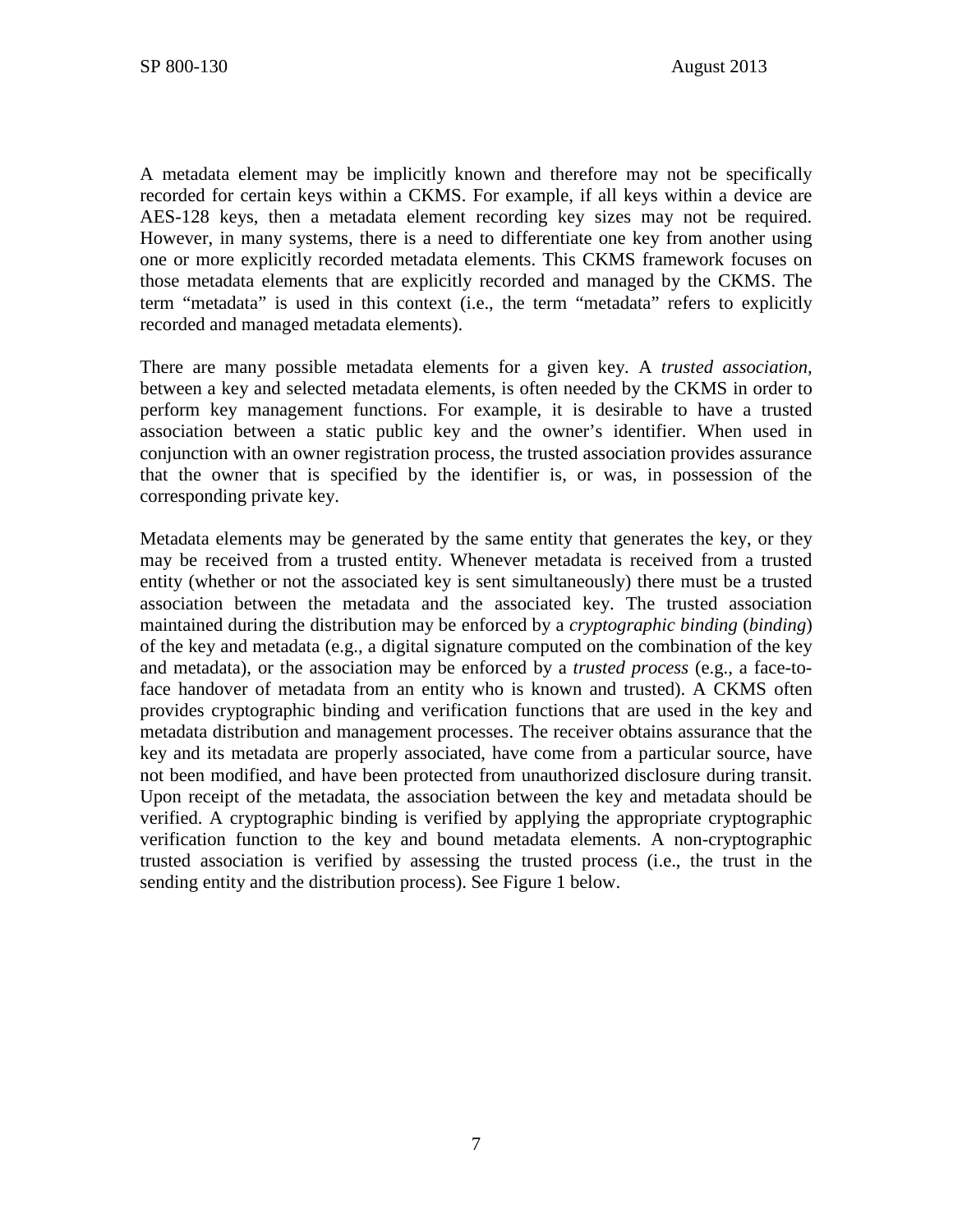A metadata element may be implicitly known and therefore may not be specifically recorded for certain keys within a CKMS. For example, if all keys within a device are AES-128 keys, then a metadata element recording key sizes may not be required. However, in many systems, there is a need to differentiate one key from another using one or more explicitly recorded metadata elements. This CKMS framework focuses on those metadata elements that are explicitly recorded and managed by the CKMS. The term "metadata" is used in this context (i.e., the term "metadata" refers to explicitly recorded and managed metadata elements).

There are many possible metadata elements for a given key. A *trusted association*, between a key and selected metadata elements, is often needed by the CKMS in order to perform key management functions. For example, it is desirable to have a trusted association between a static public key and the owner's identifier. When used in conjunction with an owner registration process, the trusted association provides assurance that the owner that is specified by the identifier is, or was, in possession of the corresponding private key.

Metadata elements may be generated by the same entity that generates the key, or they may be received from a trusted entity. Whenever metadata is received from a trusted entity (whether or not the associated key is sent simultaneously) there must be a trusted association between the metadata and the associated key. The trusted association maintained during the distribution may be enforced by a *cryptographic binding* (*binding*) of the key and metadata (e.g., a digital signature computed on the combination of the key and metadata), or the association may be enforced by a *trusted process* (e.g., a face-to-face handover of metadata from an entity who is known and trusted). A CKMS often provides cryptographic binding and verification functions that are used in the key and metadata distribution and management processes. The receiver obtains assurance that the key and its metadata are properly associated, have come from a particular source, have not been modified, and have been protected from unauthorized disclosure during transit. Upon receipt of the metadata, the association between the key and metadata should be verified. A cryptographic binding is verified by applying the appropriate cryptographic verification function to the key and bound metadata elements. A non-cryptographic trusted association is verified by assessing the trusted process (i.e., the trust in the sending entity and the distribution process). See Figure 1 below.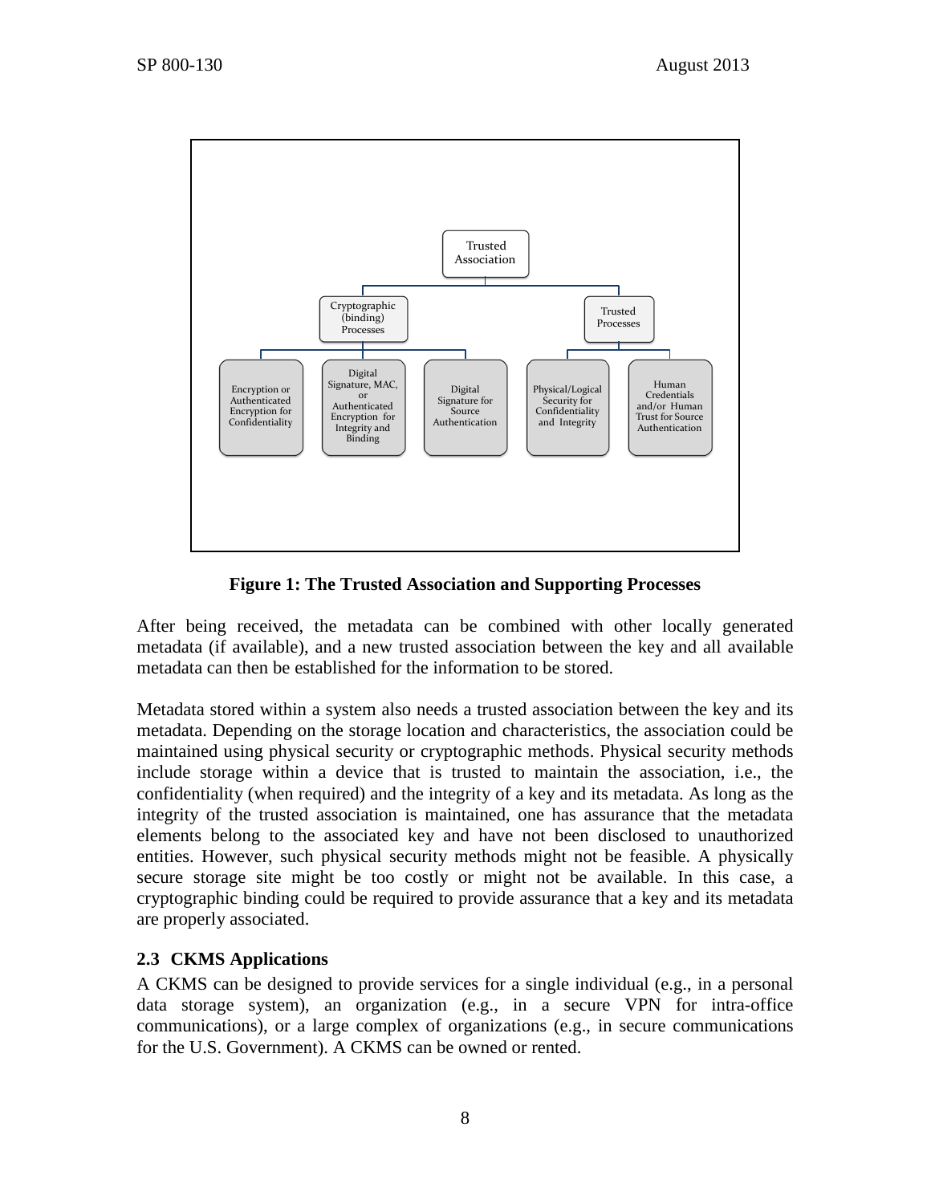**Figure 1: The Trusted Association and Supporting Processes**

After being received, the metadata can be combined with other locally generated metadata (if available), and a new trusted association between the key and all available metadata can then be established for the information to be stored.

Metadata stored within a system also needs a trusted association between the key and its metadata. Depending on the storage location and characteristics, the association could be maintained using physical security or cryptographic methods. Physical security methods include storage within a device that is trusted to maintain the association, i.e., the confidentiality (when required) and the integrity of a key and its metadata. As long as the integrity of the trusted association is maintained, one has assurance that the metadata elements belong to the associated key and have not been disclosed to unauthorized entities. However, such physical security methods might not be feasible. A physically secure storage site might be too costly or might not be available. In this case, a cryptographic binding could be required to provide assurance that a key and its metadata are properly associated.

### 2.3 CKMS Applications

A CKMS can be designed to provide services for a single individual (e.g., in a personal data storage system), an organization (e.g., in a secure VPN for intra-office communications), or a large complex of organizations (e.g., in secure communications for the U.S. Government). A CKMS can be owned or rented.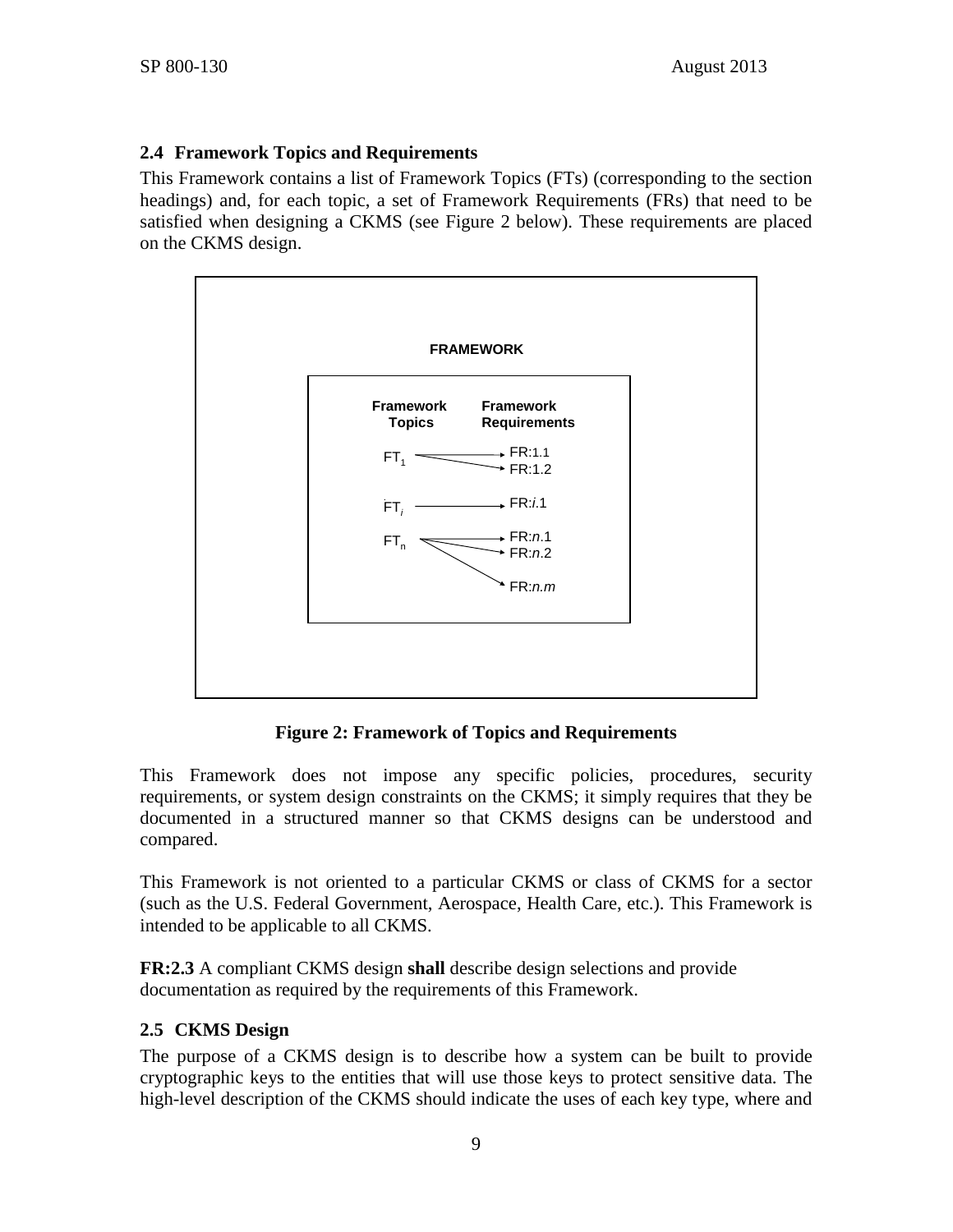## 2.4 Framework Topics and Requirements

This Framework contains a list of Framework Topics (FTs) (corresponding to the section headings) and, for each topic, a set of Framework Requirements (FRs) that need to be satisfied when designing a CKMS (see Figure 2 below). These requirements are placed on the CKMS design.

**FRAMEWORK**

| Framework Topics | Framework Requirements |
| --- | --- |
| $FT_1$ | FR:1.1, FR:1.2 |
| $FT_i$ | FR:*i*.1 |
| $FT_n$ | FR:*n*.1, FR:*n*.2, FR:*n.m* |

**Figure 2: Framework of Topics and Requirements**

This Framework does not impose any specific policies, procedures, security requirements, or system design constraints on the CKMS; it simply requires that they be documented in a structured manner so that CKMS designs can be understood and compared.

This Framework is not oriented to a particular CKMS or class of CKMS for a sector (such as the U.S. Federal Government, Aerospace, Health Care, etc.). This Framework is intended to be applicable to all CKMS.

**FR:2.3** A compliant CKMS design **shall** describe design selections and provide documentation as required by the requirements of this Framework.

## 2.5 CKMS Design

The purpose of a CKMS design is to describe how a system can be built to provide cryptographic keys to the entities that will use those keys to protect sensitive data. The high-level description of the CKMS should indicate the uses of each key type, where and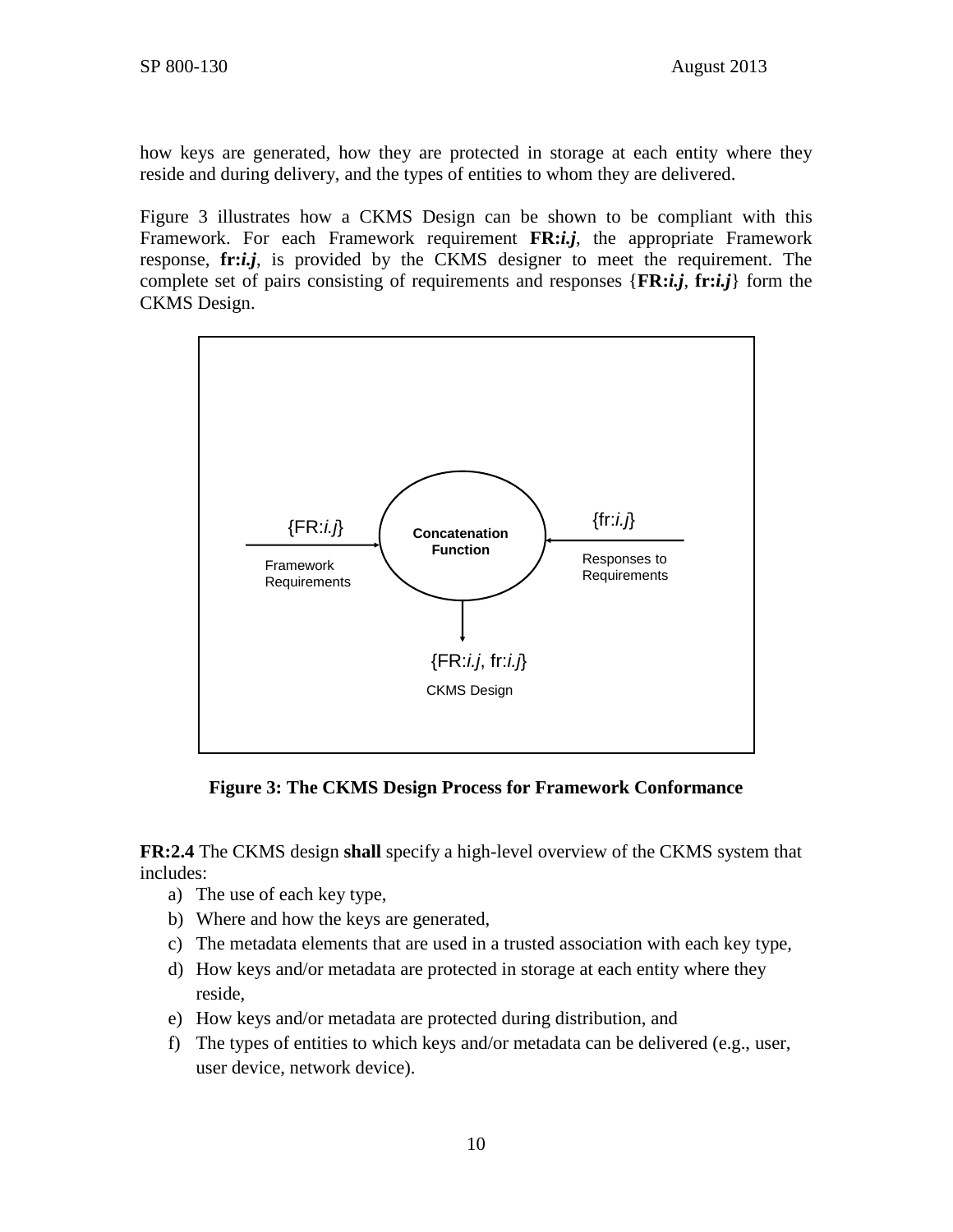how keys are generated, how they are protected in storage at each entity where they reside and during delivery, and the types of entities to whom they are delivered.

Figure 3 illustrates how a CKMS Design can be shown to be compliant with this Framework. For each Framework requirement **FR:*i.j***, the appropriate Framework response, **fr:*i.j***, is provided by the CKMS designer to meet the requirement. The complete set of pairs consisting of requirements and responses {**FR:*i.j***, **fr:*i.j***} form the CKMS Design.

{FR:*i.j*}
Framework Requirements

Concatenation Function

{fr:*i.j*}
Responses to Requirements

{FR:*i.j*, fr:*i.j*}
CKMS Design

**Figure 3: The CKMS Design Process for Framework Conformance**

**FR:2.4** The CKMS design **shall** specify a high-level overview of the CKMS system that includes:

a) The use of each key type,
b) Where and how the keys are generated,
c) The metadata elements that are used in a trusted association with each key type,
d) How keys and/or metadata are protected in storage at each entity where they reside,
e) How keys and/or metadata are protected during distribution, and
f) The types of entities to which keys and/or metadata can be delivered (e.g., user, user device, network device).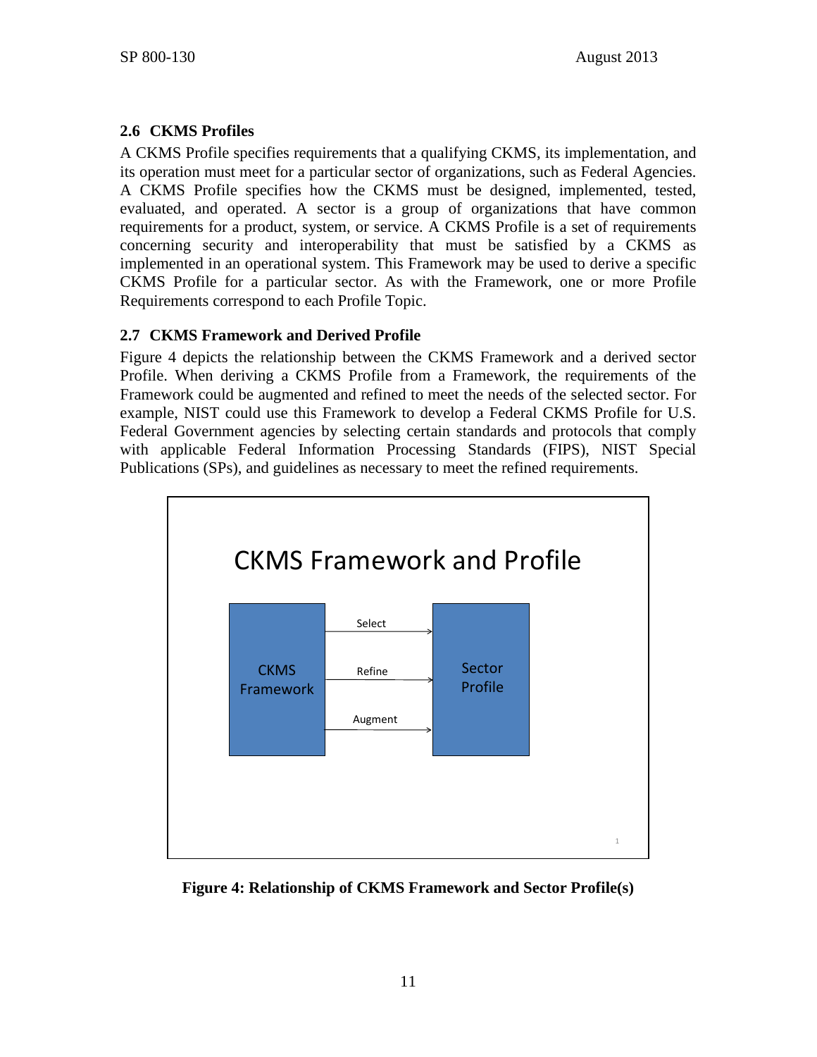## 2.6 CKMS Profiles

A CKMS Profile specifies requirements that a qualifying CKMS, its implementation, and its operation must meet for a particular sector of organizations, such as Federal Agencies. A CKMS Profile specifies how the CKMS must be designed, implemented, tested, evaluated, and operated. A sector is a group of organizations that have common requirements for a product, system, or service. A CKMS Profile is a set of requirements concerning security and interoperability that must be satisfied by a CKMS as implemented in an operational system. This Framework may be used to derive a specific CKMS Profile for a particular sector. As with the Framework, one or more Profile Requirements correspond to each Profile Topic.

## 2.7 CKMS Framework and Derived Profile

Figure 4 depicts the relationship between the CKMS Framework and a derived sector Profile. When deriving a CKMS Profile from a Framework, the requirements of the Framework could be augmented and refined to meet the needs of the selected sector. For example, NIST could use this Framework to develop a Federal CKMS Profile for U.S. Federal Government agencies by selecting certain standards and protocols that comply with applicable Federal Information Processing Standards (FIPS), NIST Special Publications (SPs), and guidelines as necessary to meet the refined requirements.

**Figure 4: Relationship of CKMS Framework and Sector Profile(s)**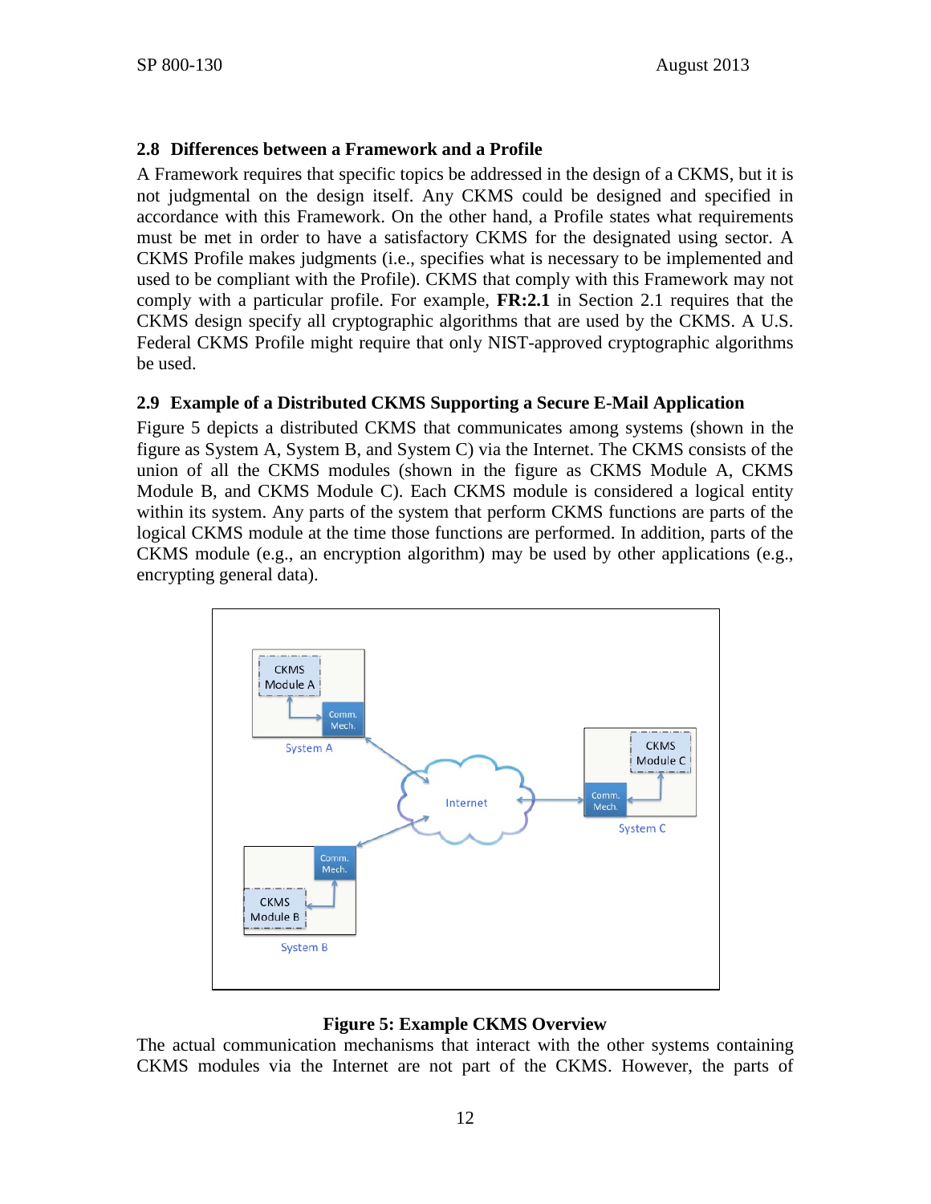## 2.8 Differences between a Framework and a Profile

A Framework requires that specific topics be addressed in the design of a CKMS, but it is not judgmental on the design itself. Any CKMS could be designed and specified in accordance with this Framework. On the other hand, a Profile states what requirements must be met in order to have a satisfactory CKMS for the designated using sector. A CKMS Profile makes judgments (i.e., specifies what is necessary to be implemented and used to be compliant with the Profile). CKMS that comply with this Framework may not comply with a particular profile. For example, **FR:2.1** in Section 2.1 requires that the CKMS design specify all cryptographic algorithms that are used by the CKMS. A U.S. Federal CKMS Profile might require that only NIST-approved cryptographic algorithms be used.

## 2.9 Example of a Distributed CKMS Supporting a Secure E-Mail Application

Figure 5 depicts a distributed CKMS that communicates among systems (shown in the figure as System A, System B, and System C) via the Internet. The CKMS consists of the union of all the CKMS modules (shown in the figure as CKMS Module A, CKMS Module B, and CKMS Module C). Each CKMS module is considered a logical entity within its system. Any parts of the system that perform CKMS functions are parts of the logical CKMS module at the time those functions are performed. In addition, parts of the CKMS module (e.g., an encryption algorithm) may be used by other applications (e.g., encrypting general data).

**Figure 5: Example CKMS Overview**

The actual communication mechanisms that interact with the other systems containing CKMS modules via the Internet are not part of the CKMS. However, the parts of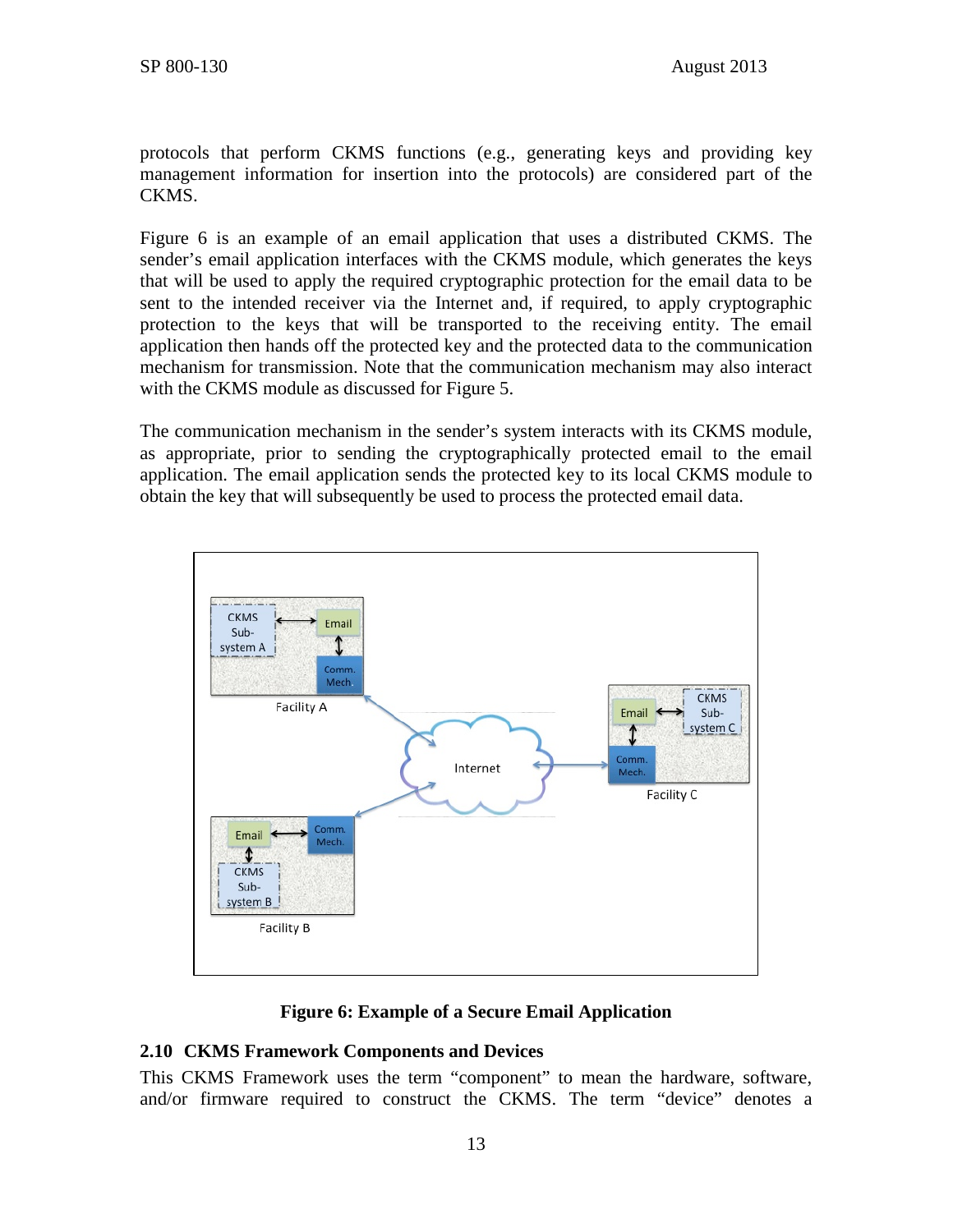protocols that perform CKMS functions (e.g., generating keys and providing key management information for insertion into the protocols) are considered part of the CKMS.

Figure 6 is an example of an email application that uses a distributed CKMS. The sender's email application interfaces with the CKMS module, which generates the keys that will be used to apply the required cryptographic protection for the email data to be sent to the intended receiver via the Internet and, if required, to apply cryptographic protection to the keys that will be transported to the receiving entity. The email application then hands off the protected key and the protected data to the communication mechanism for transmission. Note that the communication mechanism may also interact with the CKMS module as discussed for Figure 5.

The communication mechanism in the sender's system interacts with its CKMS module, as appropriate, prior to sending the cryptographically protected email to the email application. The email application sends the protected key to its local CKMS module to obtain the key that will subsequently be used to process the protected email data.

**Figure 6: Example of a Secure Email Application**

## 2.10 CKMS Framework Components and Devices

This CKMS Framework uses the term "component" to mean the hardware, software, and/or firmware required to construct the CKMS. The term "device" denotes a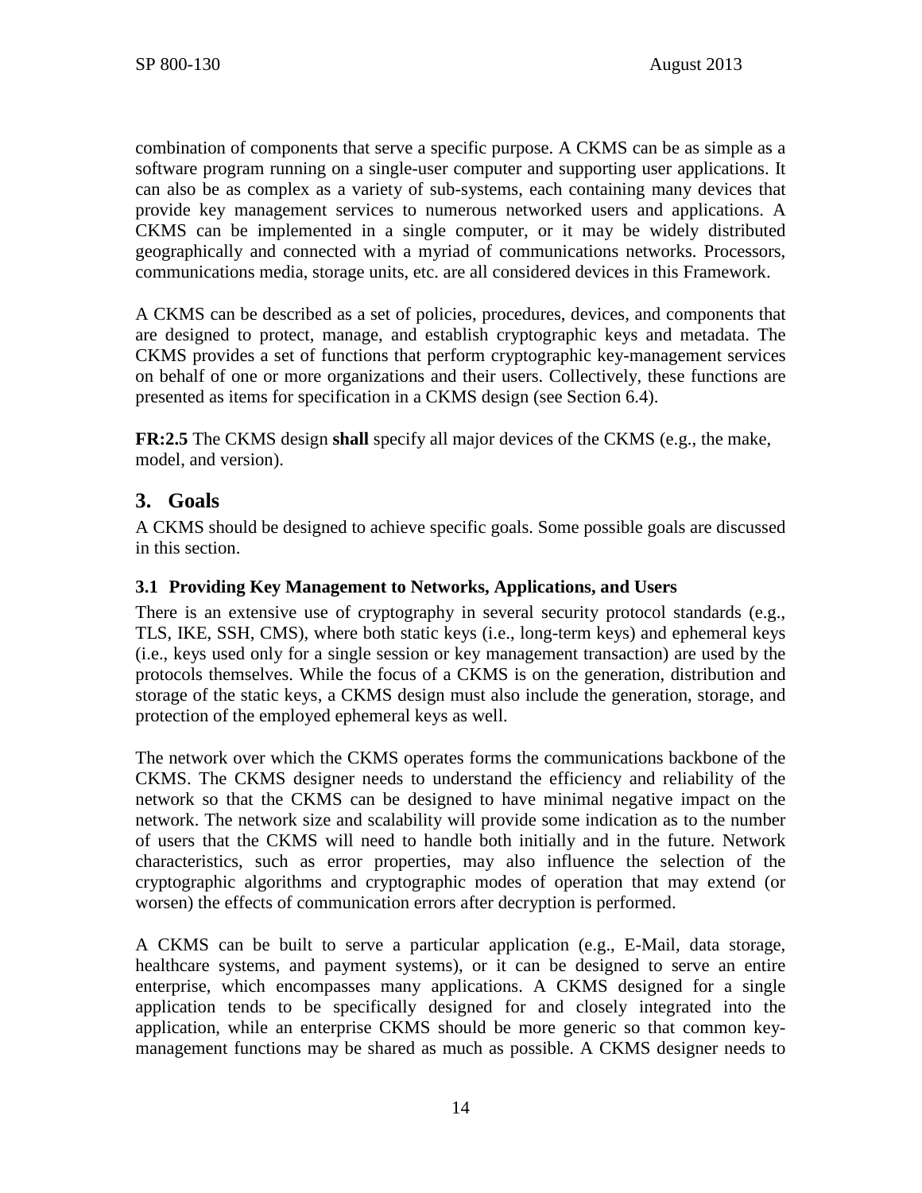combination of components that serve a specific purpose. A CKMS can be as simple as a software program running on a single-user computer and supporting user applications. It can also be as complex as a variety of sub-systems, each containing many devices that provide key management services to numerous networked users and applications. A CKMS can be implemented in a single computer, or it may be widely distributed geographically and connected with a myriad of communications networks. Processors, communications media, storage units, etc. are all considered devices in this Framework.

A CKMS can be described as a set of policies, procedures, devices, and components that are designed to protect, manage, and establish cryptographic keys and metadata. The CKMS provides a set of functions that perform cryptographic key-management services on behalf of one or more organizations and their users. Collectively, these functions are presented as items for specification in a CKMS design (see Section 6.4).

**FR:2.5** The CKMS design **shall** specify all major devices of the CKMS (e.g., the make, model, and version).

# 3. Goals

A CKMS should be designed to achieve specific goals. Some possible goals are discussed in this section.

## 3.1 Providing Key Management to Networks, Applications, and Users

There is an extensive use of cryptography in several security protocol standards (e.g., TLS, IKE, SSH, CMS), where both static keys (i.e., long-term keys) and ephemeral keys (i.e., keys used only for a single session or key management transaction) are used by the protocols themselves. While the focus of a CKMS is on the generation, distribution and storage of the static keys, a CKMS design must also include the generation, storage, and protection of the employed ephemeral keys as well.

The network over which the CKMS operates forms the communications backbone of the CKMS. The CKMS designer needs to understand the efficiency and reliability of the network so that the CKMS can be designed to have minimal negative impact on the network. The network size and scalability will provide some indication as to the number of users that the CKMS will need to handle both initially and in the future. Network characteristics, such as error properties, may also influence the selection of the cryptographic algorithms and cryptographic modes of operation that may extend (or worsen) the effects of communication errors after decryption is performed.

A CKMS can be built to serve a particular application (e.g., E-Mail, data storage, healthcare systems, and payment systems), or it can be designed to serve an entire enterprise, which encompasses many applications. A CKMS designed for a single application tends to be specifically designed for and closely integrated into the application, while an enterprise CKMS should be more generic so that common key-management functions may be shared as much as possible. A CKMS designer needs to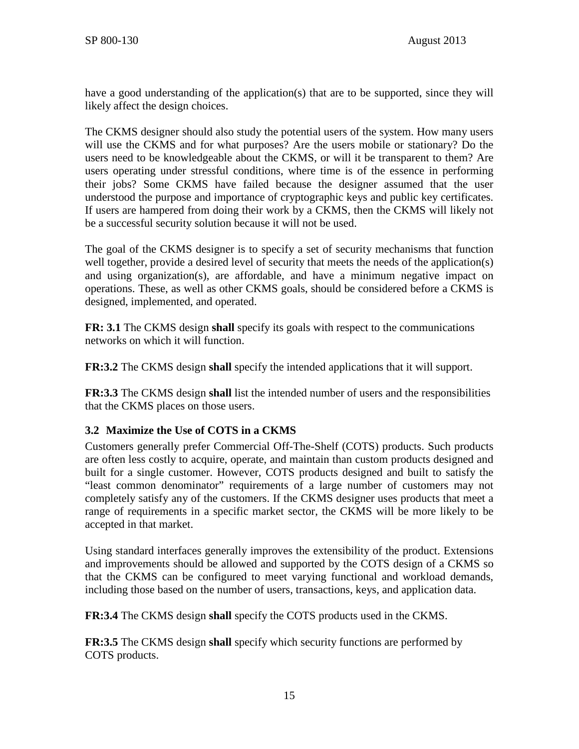have a good understanding of the application(s) that are to be supported, since they will likely affect the design choices.

The CKMS designer should also study the potential users of the system. How many users will use the CKMS and for what purposes? Are the users mobile or stationary? Do the users need to be knowledgeable about the CKMS, or will it be transparent to them? Are users operating under stressful conditions, where time is of the essence in performing their jobs? Some CKMS have failed because the designer assumed that the user understood the purpose and importance of cryptographic keys and public key certificates. If users are hampered from doing their work by a CKMS, then the CKMS will likely not be a successful security solution because it will not be used.

The goal of the CKMS designer is to specify a set of security mechanisms that function well together, provide a desired level of security that meets the needs of the application(s) and using organization(s), are affordable, and have a minimum negative impact on operations. These, as well as other CKMS goals, should be considered before a CKMS is designed, implemented, and operated.

**FR: 3.1** The CKMS design **shall** specify its goals with respect to the communications networks on which it will function.

**FR:3.2** The CKMS design **shall** specify the intended applications that it will support.

**FR:3.3** The CKMS design **shall** list the intended number of users and the responsibilities that the CKMS places on those users.

### 3.2 Maximize the Use of COTS in a CKMS

Customers generally prefer Commercial Off-The-Shelf (COTS) products. Such products are often less costly to acquire, operate, and maintain than custom products designed and built for a single customer. However, COTS products designed and built to satisfy the "least common denominator" requirements of a large number of customers may not completely satisfy any of the customers. If the CKMS designer uses products that meet a range of requirements in a specific market sector, the CKMS will be more likely to be accepted in that market.

Using standard interfaces generally improves the extensibility of the product. Extensions and improvements should be allowed and supported by the COTS design of a CKMS so that the CKMS can be configured to meet varying functional and workload demands, including those based on the number of users, transactions, keys, and application data.

**FR:3.4** The CKMS design **shall** specify the COTS products used in the CKMS.

**FR:3.5** The CKMS design **shall** specify which security functions are performed by COTS products.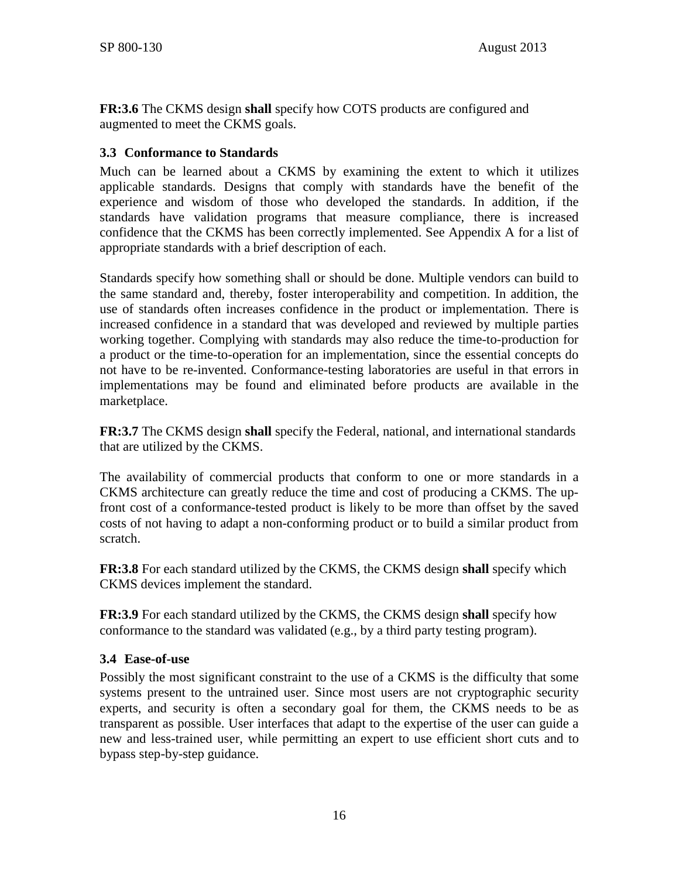**FR:3.6** The CKMS design **shall** specify how COTS products are configured and augmented to meet the CKMS goals.

### 3.3 Conformance to Standards

Much can be learned about a CKMS by examining the extent to which it utilizes applicable standards. Designs that comply with standards have the benefit of the experience and wisdom of those who developed the standards. In addition, if the standards have validation programs that measure compliance, there is increased confidence that the CKMS has been correctly implemented. See Appendix A for a list of appropriate standards with a brief description of each.

Standards specify how something shall or should be done. Multiple vendors can build to the same standard and, thereby, foster interoperability and competition. In addition, the use of standards often increases confidence in the product or implementation. There is increased confidence in a standard that was developed and reviewed by multiple parties working together. Complying with standards may also reduce the time-to-production for a product or the time-to-operation for an implementation, since the essential concepts do not have to be re-invented. Conformance-testing laboratories are useful in that errors in implementations may be found and eliminated before products are available in the marketplace.

**FR:3.7** The CKMS design **shall** specify the Federal, national, and international standards that are utilized by the CKMS.

The availability of commercial products that conform to one or more standards in a CKMS architecture can greatly reduce the time and cost of producing a CKMS. The up-front cost of a conformance-tested product is likely to be more than offset by the saved costs of not having to adapt a non-conforming product or to build a similar product from scratch.

**FR:3.8** For each standard utilized by the CKMS, the CKMS design **shall** specify which CKMS devices implement the standard.

**FR:3.9** For each standard utilized by the CKMS, the CKMS design **shall** specify how conformance to the standard was validated (e.g., by a third party testing program).

### 3.4 Ease-of-use

Possibly the most significant constraint to the use of a CKMS is the difficulty that some systems present to the untrained user. Since most users are not cryptographic security experts, and security is often a secondary goal for them, the CKMS needs to be as transparent as possible. User interfaces that adapt to the expertise of the user can guide a new and less-trained user, while permitting an expert to use efficient short cuts and to bypass step-by-step guidance.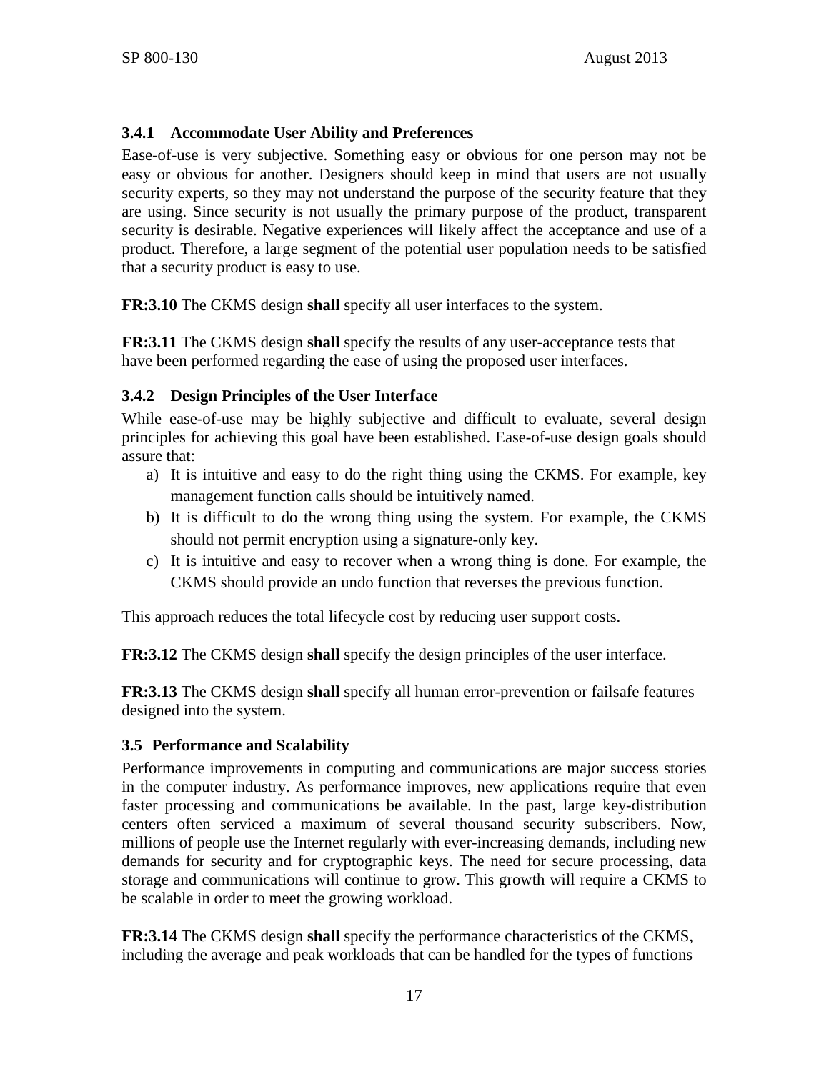### 3.4.1 Accommodate User Ability and Preferences

Ease-of-use is very subjective. Something easy or obvious for one person may not be easy or obvious for another. Designers should keep in mind that users are not usually security experts, so they may not understand the purpose of the security feature that they are using. Since security is not usually the primary purpose of the product, transparent security is desirable. Negative experiences will likely affect the acceptance and use of a product. Therefore, a large segment of the potential user population needs to be satisfied that a security product is easy to use.

**FR:3.10** The CKMS design **shall** specify all user interfaces to the system.

**FR:3.11** The CKMS design **shall** specify the results of any user-acceptance tests that have been performed regarding the ease of using the proposed user interfaces.

### 3.4.2 Design Principles of the User Interface

While ease-of-use may be highly subjective and difficult to evaluate, several design principles for achieving this goal have been established. Ease-of-use design goals should assure that:

a) It is intuitive and easy to do the right thing using the CKMS. For example, key management function calls should be intuitively named.
b) It is difficult to do the wrong thing using the system. For example, the CKMS should not permit encryption using a signature-only key.
c) It is intuitive and easy to recover when a wrong thing is done. For example, the CKMS should provide an undo function that reverses the previous function.

This approach reduces the total lifecycle cost by reducing user support costs.

**FR:3.12** The CKMS design **shall** specify the design principles of the user interface.

**FR:3.13** The CKMS design **shall** specify all human error-prevention or failsafe features designed into the system.

## 3.5 Performance and Scalability

Performance improvements in computing and communications are major success stories in the computer industry. As performance improves, new applications require that even faster processing and communications be available. In the past, large key-distribution centers often serviced a maximum of several thousand security subscribers. Now, millions of people use the Internet regularly with ever-increasing demands, including new demands for security and for cryptographic keys. The need for secure processing, data storage and communications will continue to grow. This growth will require a CKMS to be scalable in order to meet the growing workload.

**FR:3.14** The CKMS design **shall** specify the performance characteristics of the CKMS, including the average and peak workloads that can be handled for the types of functions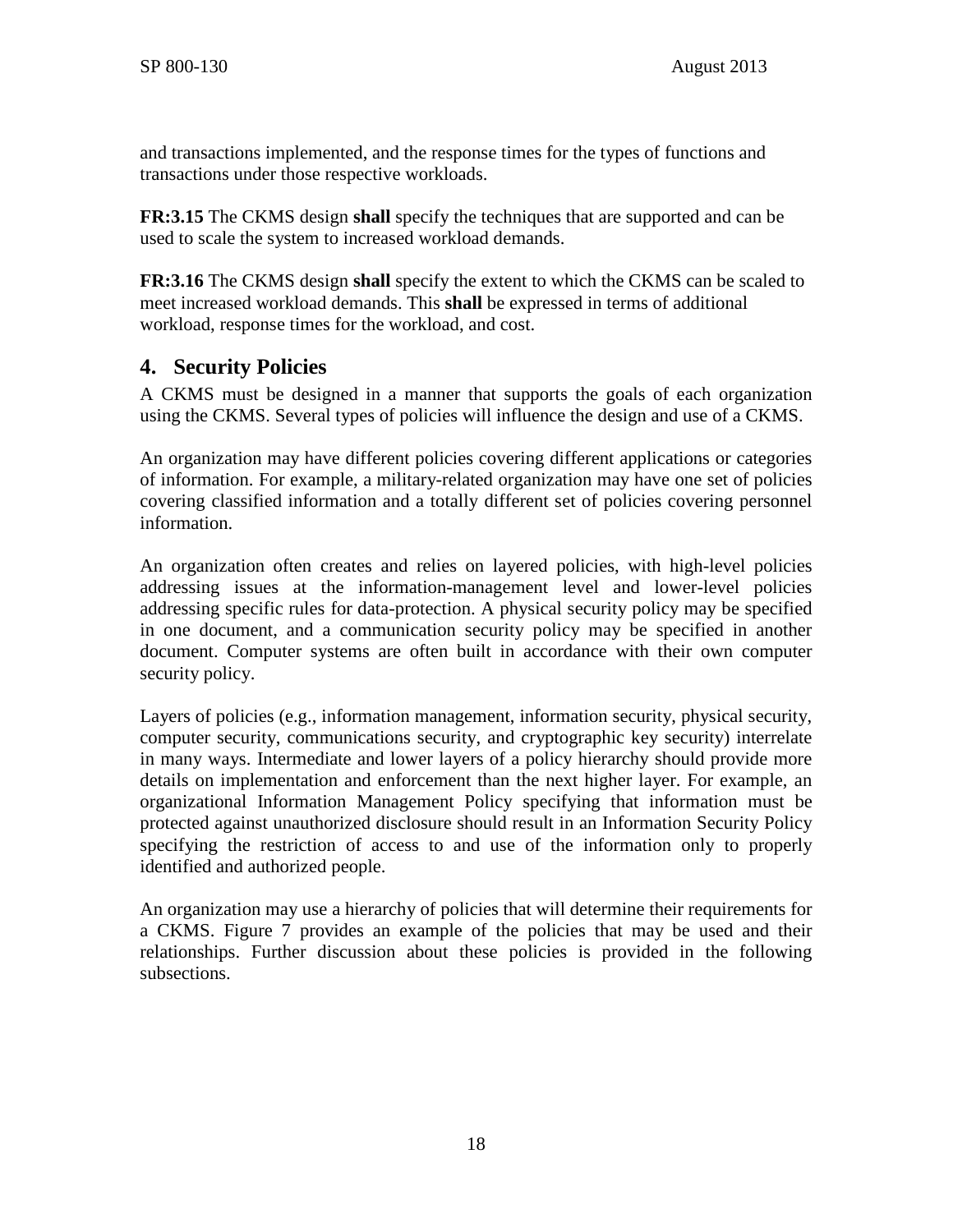and transactions implemented, and the response times for the types of functions and transactions under those respective workloads.

**FR:3.15** The CKMS design **shall** specify the techniques that are supported and can be used to scale the system to increased workload demands.

**FR:3.16** The CKMS design **shall** specify the extent to which the CKMS can be scaled to meet increased workload demands. This **shall** be expressed in terms of additional workload, response times for the workload, and cost.

## 4. Security Policies

A CKMS must be designed in a manner that supports the goals of each organization using the CKMS. Several types of policies will influence the design and use of a CKMS.

An organization may have different policies covering different applications or categories of information. For example, a military-related organization may have one set of policies covering classified information and a totally different set of policies covering personnel information.

An organization often creates and relies on layered policies, with high-level policies addressing issues at the information-management level and lower-level policies addressing specific rules for data-protection. A physical security policy may be specified in one document, and a communication security policy may be specified in another document. Computer systems are often built in accordance with their own computer security policy.

Layers of policies (e.g., information management, information security, physical security, computer security, communications security, and cryptographic key security) interrelate in many ways. Intermediate and lower layers of a policy hierarchy should provide more details on implementation and enforcement than the next higher layer. For example, an organizational Information Management Policy specifying that information must be protected against unauthorized disclosure should result in an Information Security Policy specifying the restriction of access to and use of the information only to properly identified and authorized people.

An organization may use a hierarchy of policies that will determine their requirements for a CKMS. Figure 7 provides an example of the policies that may be used and their relationships. Further discussion about these policies is provided in the following subsections.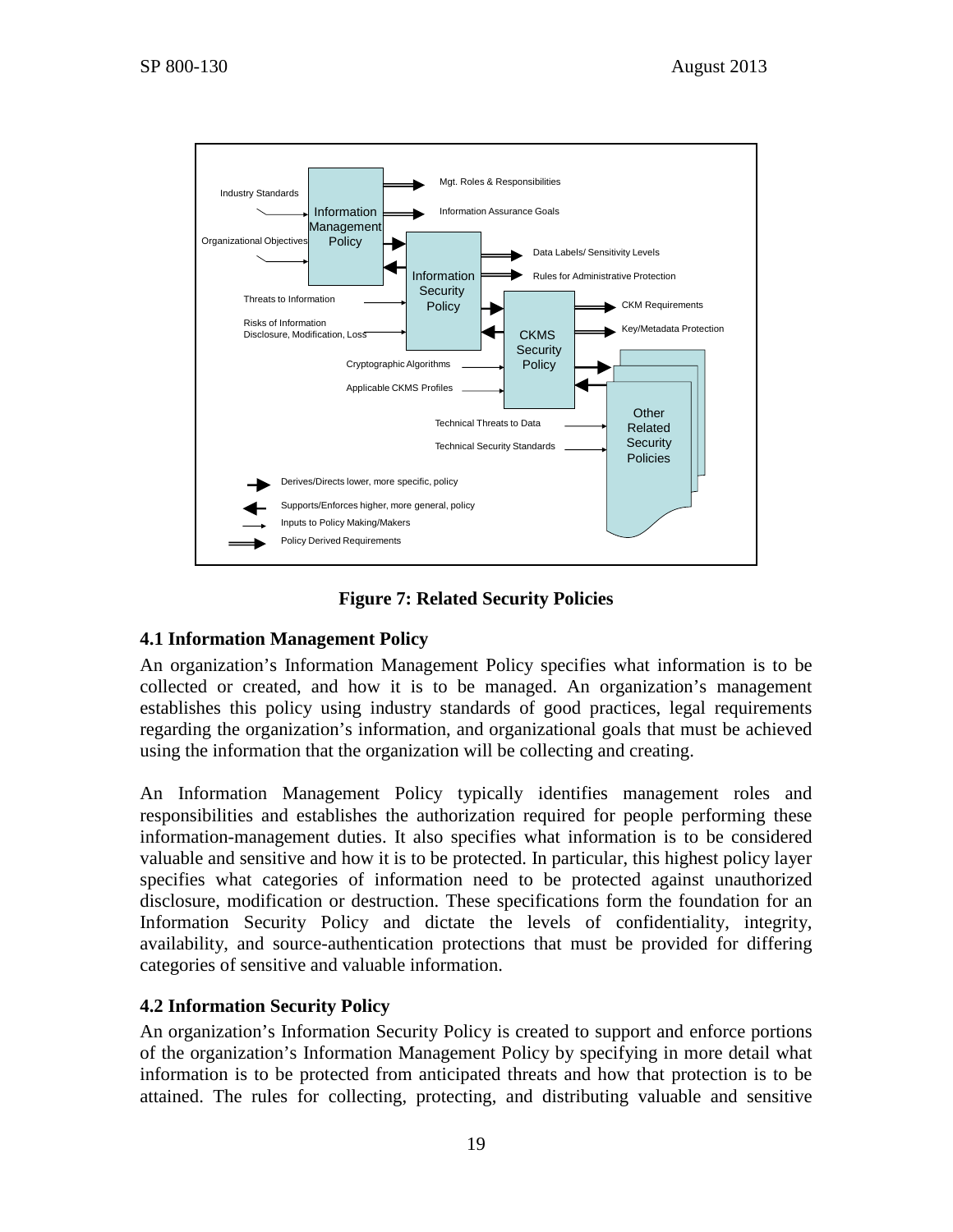**Figure 7: Related Security Policies**

### 4.1 Information Management Policy

An organization's Information Management Policy specifies what information is to be collected or created, and how it is to be managed. An organization's management establishes this policy using industry standards of good practices, legal requirements regarding the organization's information, and organizational goals that must be achieved using the information that the organization will be collecting and creating.

An Information Management Policy typically identifies management roles and responsibilities and establishes the authorization required for people performing these information-management duties. It also specifies what information is to be considered valuable and sensitive and how it is to be protected. In particular, this highest policy layer specifies what categories of information need to be protected against unauthorized disclosure, modification or destruction. These specifications form the foundation for an Information Security Policy and dictate the levels of confidentiality, integrity, availability, and source-authentication protections that must be provided for differing categories of sensitive and valuable information.

### 4.2 Information Security Policy

An organization's Information Security Policy is created to support and enforce portions of the organization's Information Management Policy by specifying in more detail what information is to be protected from anticipated threats and how that protection is to be attained. The rules for collecting, protecting, and distributing valuable and sensitive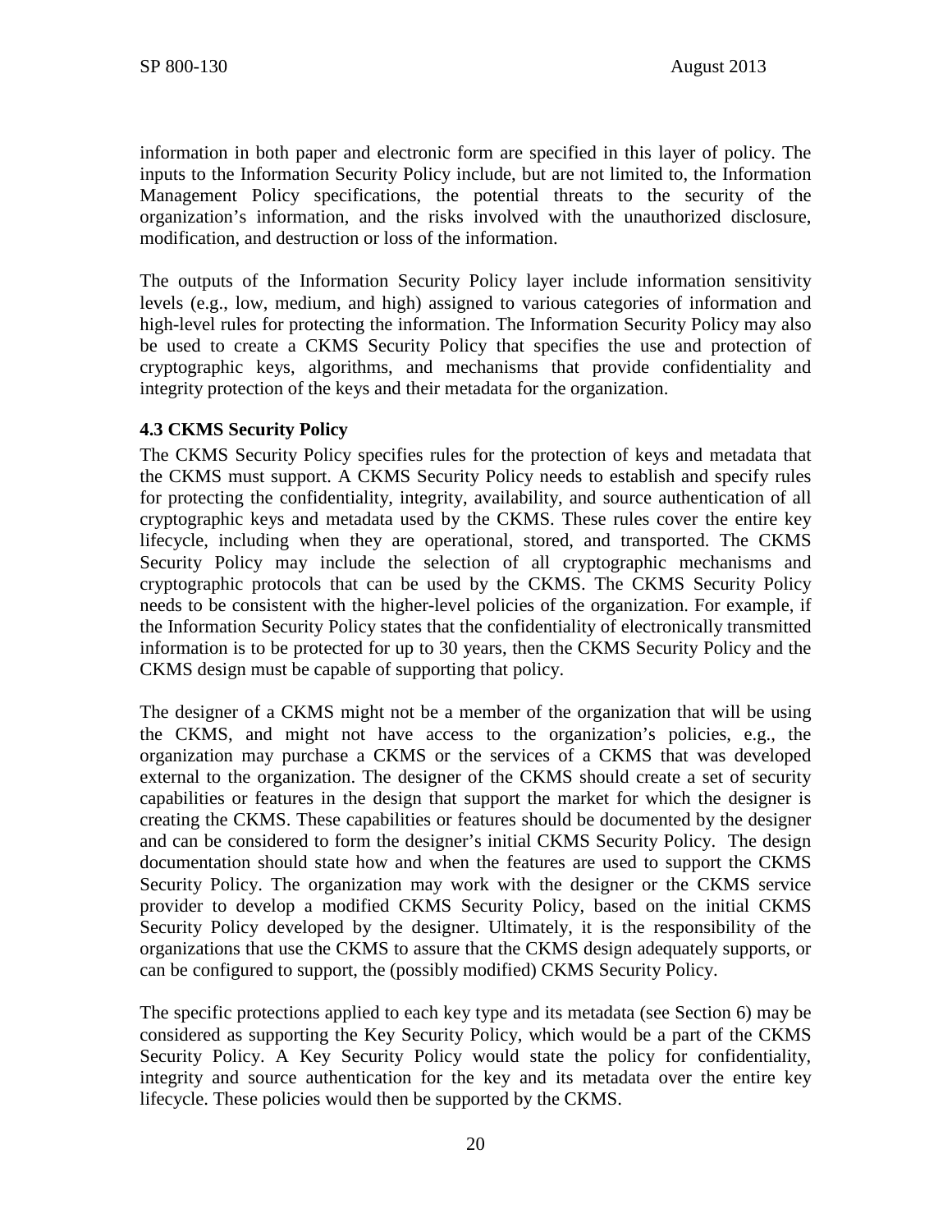information in both paper and electronic form are specified in this layer of policy. The inputs to the Information Security Policy include, but are not limited to, the Information Management Policy specifications, the potential threats to the security of the organization's information, and the risks involved with the unauthorized disclosure, modification, and destruction or loss of the information.

The outputs of the Information Security Policy layer include information sensitivity levels (e.g., low, medium, and high) assigned to various categories of information and high-level rules for protecting the information. The Information Security Policy may also be used to create a CKMS Security Policy that specifies the use and protection of cryptographic keys, algorithms, and mechanisms that provide confidentiality and integrity protection of the keys and their metadata for the organization.

### 4.3 CKMS Security Policy

The CKMS Security Policy specifies rules for the protection of keys and metadata that the CKMS must support. A CKMS Security Policy needs to establish and specify rules for protecting the confidentiality, integrity, availability, and source authentication of all cryptographic keys and metadata used by the CKMS. These rules cover the entire key lifecycle, including when they are operational, stored, and transported. The CKMS Security Policy may include the selection of all cryptographic mechanisms and cryptographic protocols that can be used by the CKMS. The CKMS Security Policy needs to be consistent with the higher-level policies of the organization. For example, if the Information Security Policy states that the confidentiality of electronically transmitted information is to be protected for up to 30 years, then the CKMS Security Policy and the CKMS design must be capable of supporting that policy.

The designer of a CKMS might not be a member of the organization that will be using the CKMS, and might not have access to the organization's policies, e.g., the organization may purchase a CKMS or the services of a CKMS that was developed external to the organization. The designer of the CKMS should create a set of security capabilities or features in the design that support the market for which the designer is creating the CKMS. These capabilities or features should be documented by the designer and can be considered to form the designer's initial CKMS Security Policy. The design documentation should state how and when the features are used to support the CKMS Security Policy. The organization may work with the designer or the CKMS service provider to develop a modified CKMS Security Policy, based on the initial CKMS Security Policy developed by the designer. Ultimately, it is the responsibility of the organizations that use the CKMS to assure that the CKMS design adequately supports, or can be configured to support, the (possibly modified) CKMS Security Policy.

The specific protections applied to each key type and its metadata (see Section 6) may be considered as supporting the Key Security Policy, which would be a part of the CKMS Security Policy. A Key Security Policy would state the policy for confidentiality, integrity and source authentication for the key and its metadata over the entire key lifecycle. These policies would then be supported by the CKMS.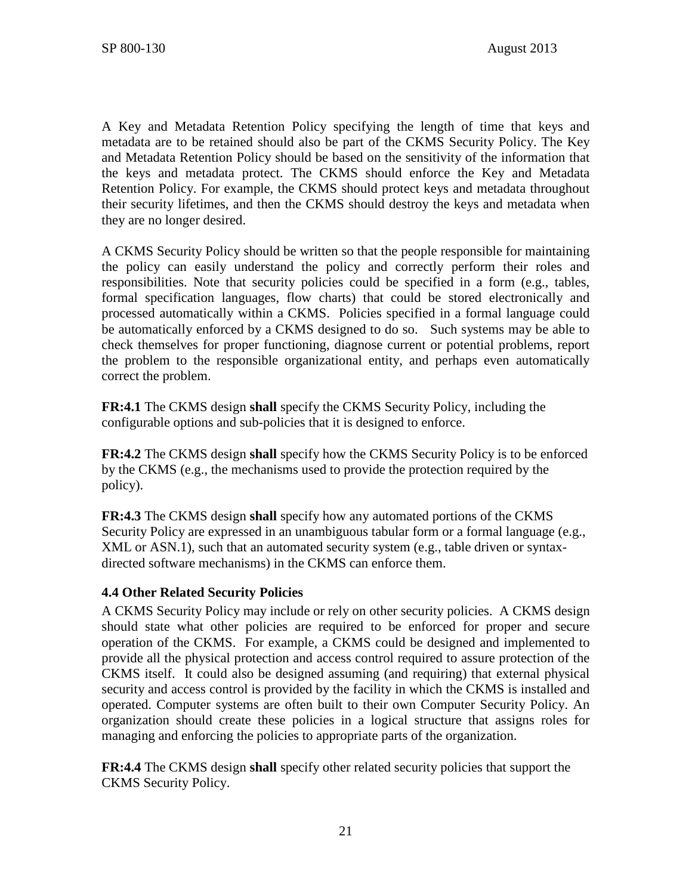A Key and Metadata Retention Policy specifying the length of time that keys and metadata are to be retained should also be part of the CKMS Security Policy. The Key and Metadata Retention Policy should be based on the sensitivity of the information that the keys and metadata protect. The CKMS should enforce the Key and Metadata Retention Policy. For example, the CKMS should protect keys and metadata throughout their security lifetimes, and then the CKMS should destroy the keys and metadata when they are no longer desired.

A CKMS Security Policy should be written so that the people responsible for maintaining the policy can easily understand the policy and correctly perform their roles and responsibilities. Note that security policies could be specified in a form (e.g., tables, formal specification languages, flow charts) that could be stored electronically and processed automatically within a CKMS. Policies specified in a formal language could be automatically enforced by a CKMS designed to do so. Such systems may be able to check themselves for proper functioning, diagnose current or potential problems, report the problem to the responsible organizational entity, and perhaps even automatically correct the problem.

**FR:4.1** The CKMS design **shall** specify the CKMS Security Policy, including the configurable options and sub-policies that it is designed to enforce.

**FR:4.2** The CKMS design **shall** specify how the CKMS Security Policy is to be enforced by the CKMS (e.g., the mechanisms used to provide the protection required by the policy).

**FR:4.3** The CKMS design **shall** specify how any automated portions of the CKMS Security Policy are expressed in an unambiguous tabular form or a formal language (e.g., XML or ASN.1), such that an automated security system (e.g., table driven or syntax-directed software mechanisms) in the CKMS can enforce them.

### 4.4 Other Related Security Policies

A CKMS Security Policy may include or rely on other security policies. A CKMS design should state what other policies are required to be enforced for proper and secure operation of the CKMS. For example, a CKMS could be designed and implemented to provide all the physical protection and access control required to assure protection of the CKMS itself. It could also be designed assuming (and requiring) that external physical security and access control is provided by the facility in which the CKMS is installed and operated. Computer systems are often built to their own Computer Security Policy. An organization should create these policies in a logical structure that assigns roles for managing and enforcing the policies to appropriate parts of the organization.

**FR:4.4** The CKMS design **shall** specify other related security policies that support the CKMS Security Policy.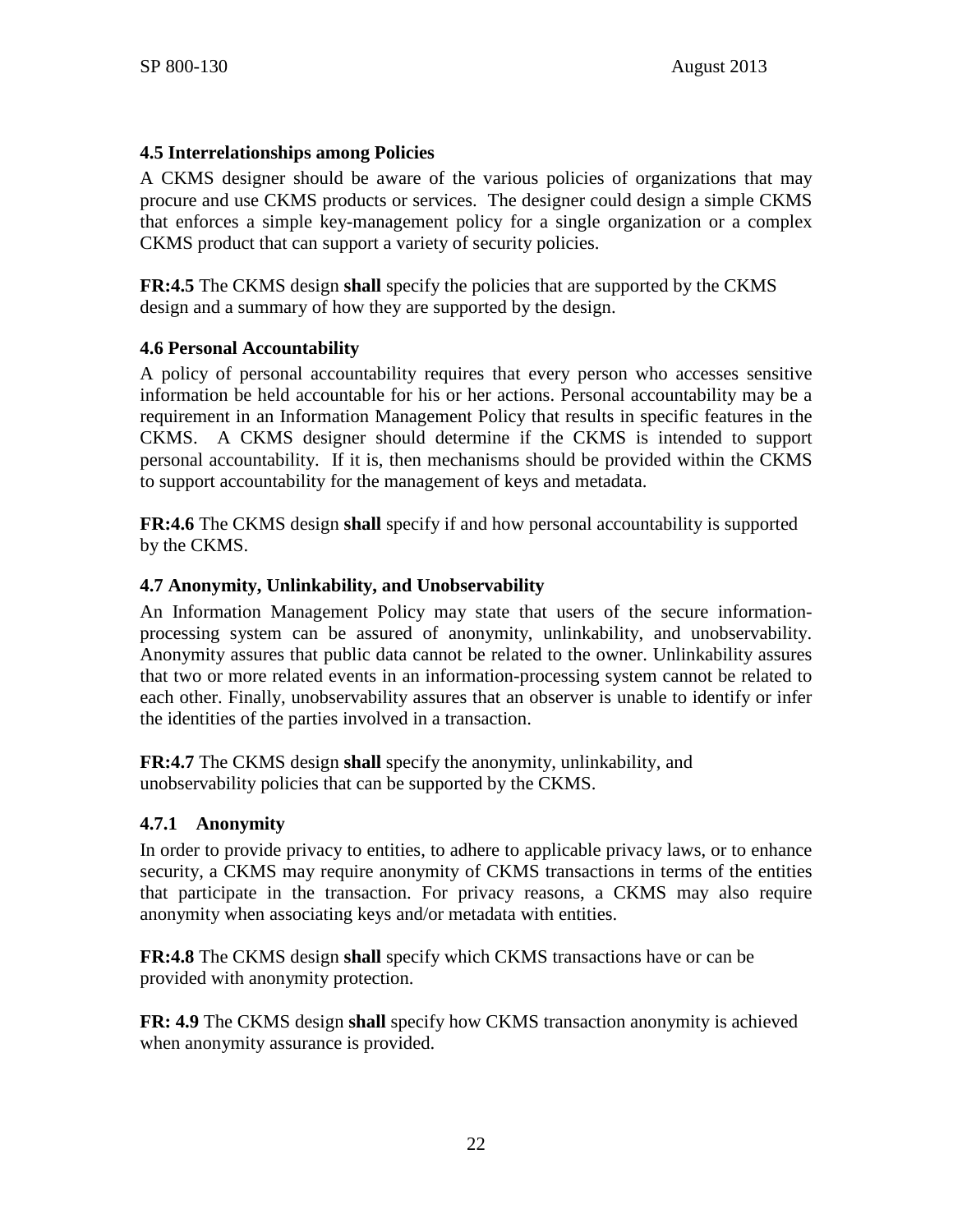### 4.5 Interrelationships among Policies

A CKMS designer should be aware of the various policies of organizations that may procure and use CKMS products or services. The designer could design a simple CKMS that enforces a simple key-management policy for a single organization or a complex CKMS product that can support a variety of security policies.

**FR:4.5** The CKMS design **shall** specify the policies that are supported by the CKMS design and a summary of how they are supported by the design.

### 4.6 Personal Accountability

A policy of personal accountability requires that every person who accesses sensitive information be held accountable for his or her actions. Personal accountability may be a requirement in an Information Management Policy that results in specific features in the CKMS. A CKMS designer should determine if the CKMS is intended to support personal accountability. If it is, then mechanisms should be provided within the CKMS to support accountability for the management of keys and metadata.

**FR:4.6** The CKMS design **shall** specify if and how personal accountability is supported by the CKMS.

### 4.7 Anonymity, Unlinkability, and Unobservability

An Information Management Policy may state that users of the secure information-processing system can be assured of anonymity, unlinkability, and unobservability. Anonymity assures that public data cannot be related to the owner. Unlinkability assures that two or more related events in an information-processing system cannot be related to each other. Finally, unobservability assures that an observer is unable to identify or infer the identities of the parties involved in a transaction.

**FR:4.7** The CKMS design **shall** specify the anonymity, unlinkability, and unobservability policies that can be supported by the CKMS.

#### 4.7.1 Anonymity

In order to provide privacy to entities, to adhere to applicable privacy laws, or to enhance security, a CKMS may require anonymity of CKMS transactions in terms of the entities that participate in the transaction. For privacy reasons, a CKMS may also require anonymity when associating keys and/or metadata with entities.

**FR:4.8** The CKMS design **shall** specify which CKMS transactions have or can be provided with anonymity protection.

**FR: 4.9** The CKMS design **shall** specify how CKMS transaction anonymity is achieved when anonymity assurance is provided.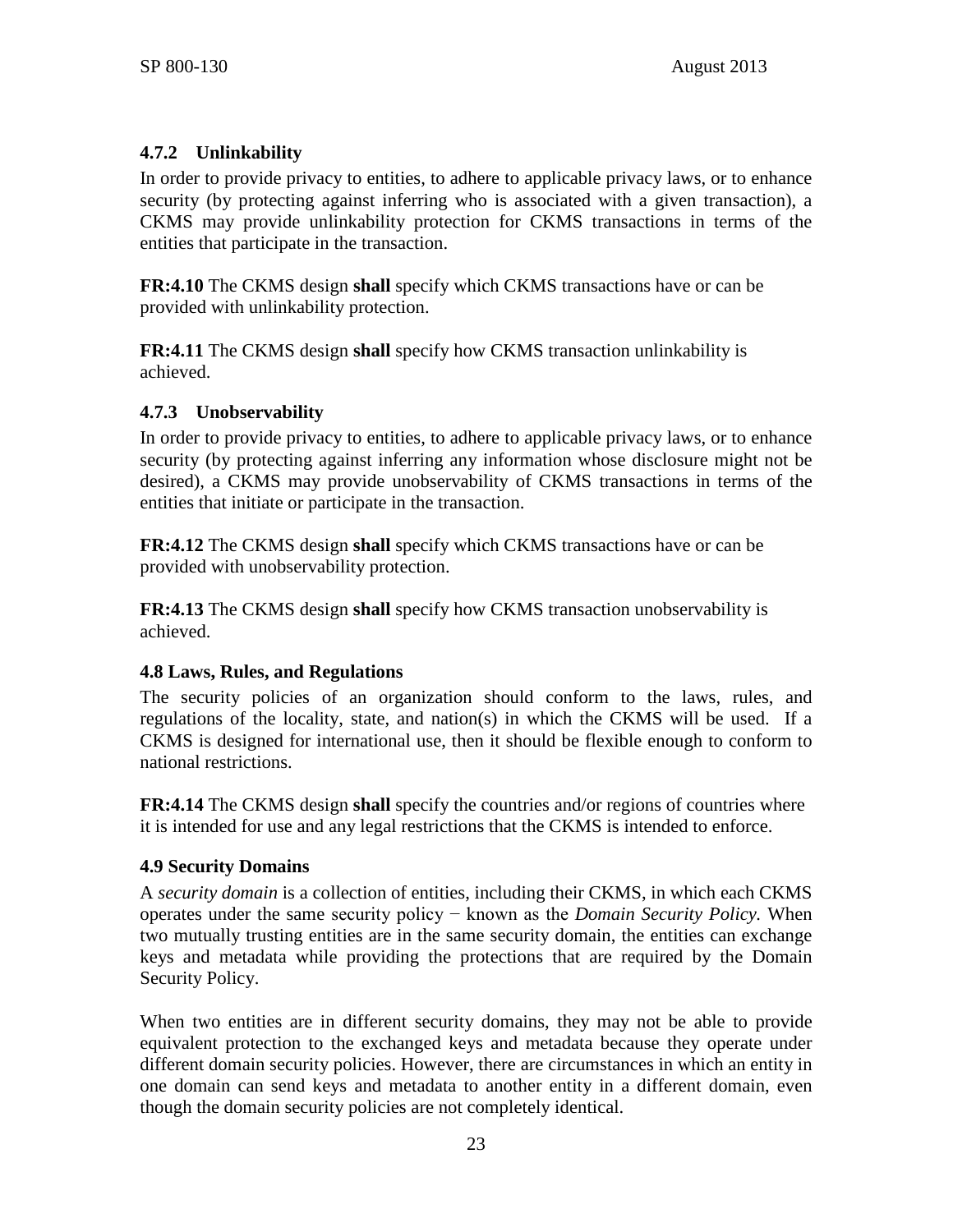### 4.7.2 Unlinkability

In order to provide privacy to entities, to adhere to applicable privacy laws, or to enhance security (by protecting against inferring who is associated with a given transaction), a CKMS may provide unlinkability protection for CKMS transactions in terms of the entities that participate in the transaction.

**FR:4.10** The CKMS design **shall** specify which CKMS transactions have or can be provided with unlinkability protection.

**FR:4.11** The CKMS design **shall** specify how CKMS transaction unlinkability is achieved.

### 4.7.3 Unobservability

In order to provide privacy to entities, to adhere to applicable privacy laws, or to enhance security (by protecting against inferring any information whose disclosure might not be desired), a CKMS may provide unobservability of CKMS transactions in terms of the entities that initiate or participate in the transaction.

**FR:4.12** The CKMS design **shall** specify which CKMS transactions have or can be provided with unobservability protection.

**FR:4.13** The CKMS design **shall** specify how CKMS transaction unobservability is achieved.

### 4.8 Laws, Rules, and Regulations

The security policies of an organization should conform to the laws, rules, and regulations of the locality, state, and nation(s) in which the CKMS will be used. If a CKMS is designed for international use, then it should be flexible enough to conform to national restrictions.

**FR:4.14** The CKMS design **shall** specify the countries and/or regions of countries where it is intended for use and any legal restrictions that the CKMS is intended to enforce.

### 4.9 Security Domains

A *security domain* is a collection of entities, including their CKMS, in which each CKMS operates under the same security policy − known as the *Domain Security Policy.* When two mutually trusting entities are in the same security domain, the entities can exchange keys and metadata while providing the protections that are required by the Domain Security Policy.

When two entities are in different security domains, they may not be able to provide equivalent protection to the exchanged keys and metadata because they operate under different domain security policies. However, there are circumstances in which an entity in one domain can send keys and metadata to another entity in a different domain, even though the domain security policies are not completely identical.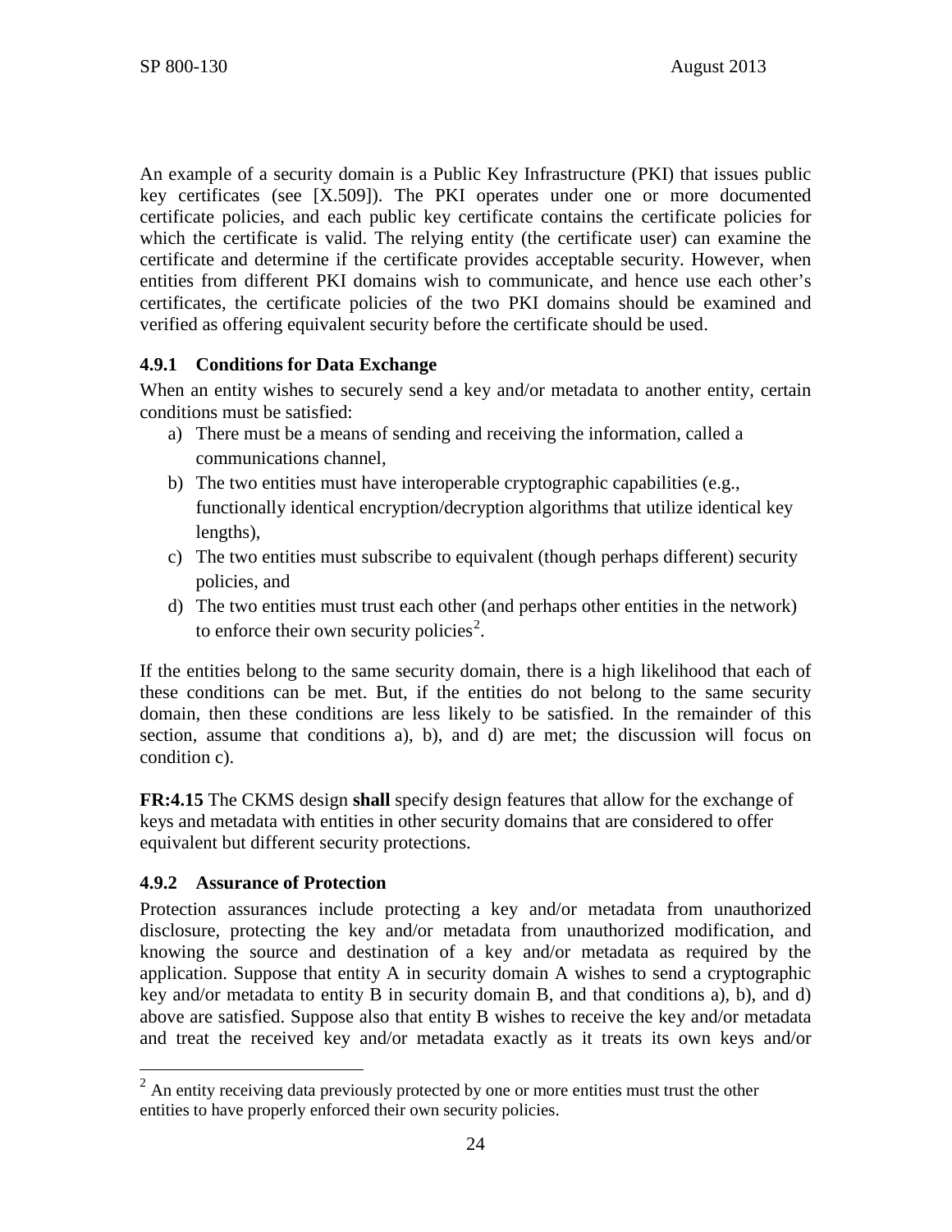An example of a security domain is a Public Key Infrastructure (PKI) that issues public key certificates (see [X.509]). The PKI operates under one or more documented certificate policies, and each public key certificate contains the certificate policies for which the certificate is valid. The relying entity (the certificate user) can examine the certificate and determine if the certificate provides acceptable security. However, when entities from different PKI domains wish to communicate, and hence use each other's certificates, the certificate policies of the two PKI domains should be examined and verified as offering equivalent security before the certificate should be used.

### 4.9.1 Conditions for Data Exchange

When an entity wishes to securely send a key and/or metadata to another entity, certain conditions must be satisfied:

a) There must be a means of sending and receiving the information, called a communications channel,
b) The two entities must have interoperable cryptographic capabilities (e.g., functionally identical encryption/decryption algorithms that utilize identical key lengths),
c) The two entities must subscribe to equivalent (though perhaps different) security policies, and
d) The two entities must trust each other (and perhaps other entities in the network) to enforce their own security policies[2].

If the entities belong to the same security domain, there is a high likelihood that each of these conditions can be met. But, if the entities do not belong to the same security domain, then these conditions are less likely to be satisfied. In the remainder of this section, assume that conditions a), b), and d) are met; the discussion will focus on condition c).

**FR:4.15** The CKMS design **shall** specify design features that allow for the exchange of keys and metadata with entities in other security domains that are considered to offer equivalent but different security protections.

### 4.9.2 Assurance of Protection

Protection assurances include protecting a key and/or metadata from unauthorized disclosure, protecting the key and/or metadata from unauthorized modification, and knowing the source and destination of a key and/or metadata as required by the application. Suppose that entity A in security domain A wishes to send a cryptographic key and/or metadata to entity B in security domain B, and that conditions a), b), and d) above are satisfied. Suppose also that entity B wishes to receive the key and/or metadata and treat the received key and/or metadata exactly as it treats its own keys and/or

[2] An entity receiving data previously protected by one or more entities must trust the other entities to have properly enforced their own security policies.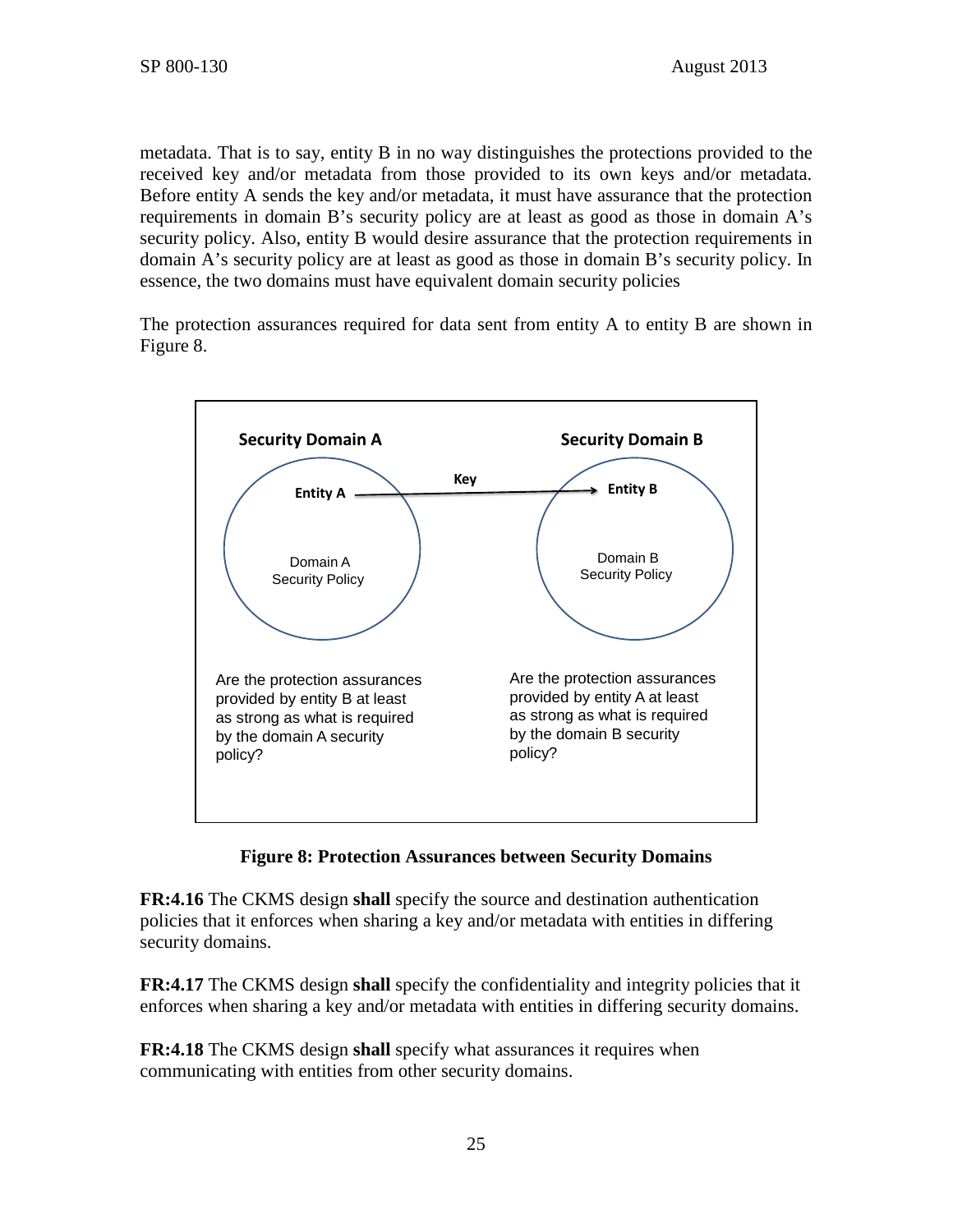metadata. That is to say, entity B in no way distinguishes the protections provided to the received key and/or metadata from those provided to its own keys and/or metadata. Before entity A sends the key and/or metadata, it must have assurance that the protection requirements in domain B's security policy are at least as good as those in domain A's security policy. Also, entity B would desire assurance that the protection requirements in domain A's security policy are at least as good as those in domain B's security policy. In essence, the two domains must have equivalent domain security policies

The protection assurances required for data sent from entity A to entity B are shown in Figure 8.

**Security Domain A** | **Security Domain B**

**Entity A** —**Key**→ **Entity B**

Domain A Security Policy | Domain B Security Policy

Are the protection assurances provided by entity B at least as strong as what is required by the domain A security policy?

Are the protection assurances provided by entity A at least as strong as what is required by the domain B security policy?

**Figure 8: Protection Assurances between Security Domains**

**FR:4.16** The CKMS design **shall** specify the source and destination authentication policies that it enforces when sharing a key and/or metadata with entities in differing security domains.

**FR:4.17** The CKMS design **shall** specify the confidentiality and integrity policies that it enforces when sharing a key and/or metadata with entities in differing security domains.

**FR:4.18** The CKMS design **shall** specify what assurances it requires when communicating with entities from other security domains.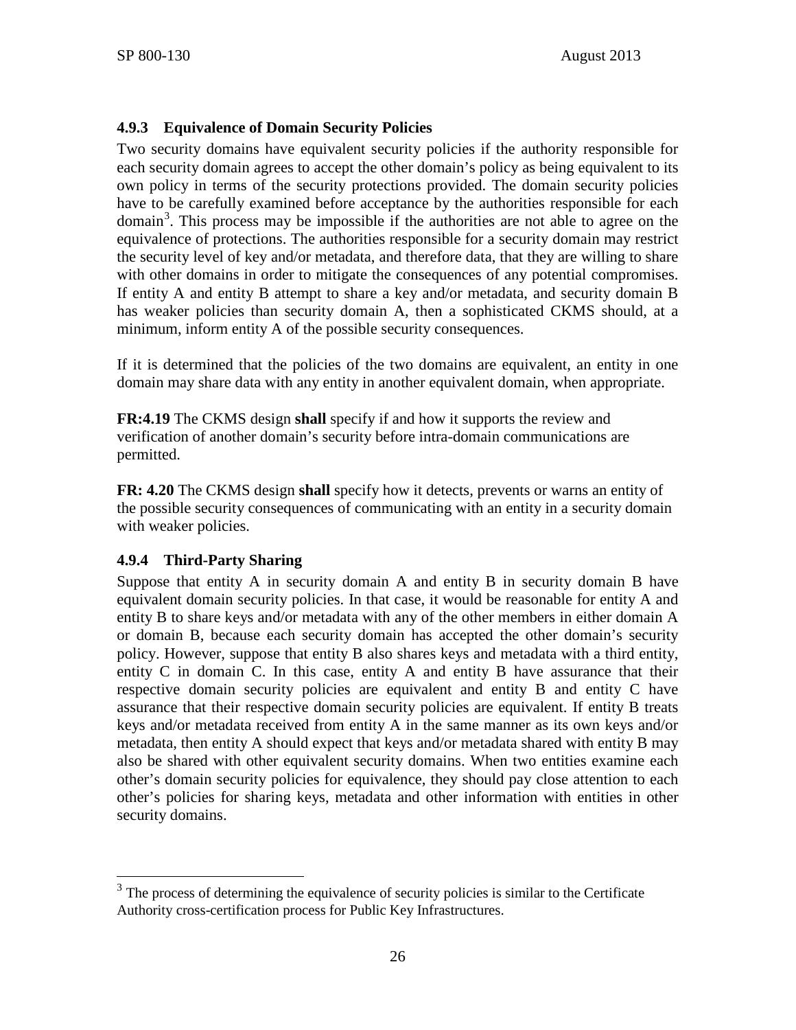### 4.9.3 Equivalence of Domain Security Policies

Two security domains have equivalent security policies if the authority responsible for each security domain agrees to accept the other domain's policy as being equivalent to its own policy in terms of the security protections provided. The domain security policies have to be carefully examined before acceptance by the authorities responsible for each domain[3]. This process may be impossible if the authorities are not able to agree on the equivalence of protections. The authorities responsible for a security domain may restrict the security level of key and/or metadata, and therefore data, that they are willing to share with other domains in order to mitigate the consequences of any potential compromises. If entity A and entity B attempt to share a key and/or metadata, and security domain B has weaker policies than security domain A, then a sophisticated CKMS should, at a minimum, inform entity A of the possible security consequences.

If it is determined that the policies of the two domains are equivalent, an entity in one domain may share data with any entity in another equivalent domain, when appropriate.

**FR:4.19** The CKMS design **shall** specify if and how it supports the review and verification of another domain's security before intra-domain communications are permitted.

**FR: 4.20** The CKMS design **shall** specify how it detects, prevents or warns an entity of the possible security consequences of communicating with an entity in a security domain with weaker policies.

### 4.9.4 Third-Party Sharing

Suppose that entity A in security domain A and entity B in security domain B have equivalent domain security policies. In that case, it would be reasonable for entity A and entity B to share keys and/or metadata with any of the other members in either domain A or domain B, because each security domain has accepted the other domain's security policy. However, suppose that entity B also shares keys and metadata with a third entity, entity C in domain C. In this case, entity A and entity B have assurance that their respective domain security policies are equivalent and entity B and entity C have assurance that their respective domain security policies are equivalent. If entity B treats keys and/or metadata received from entity A in the same manner as its own keys and/or metadata, then entity A should expect that keys and/or metadata shared with entity B may also be shared with other equivalent security domains. When two entities examine each other's domain security policies for equivalence, they should pay close attention to each other's policies for sharing keys, metadata and other information with entities in other security domains.

---

[3] The process of determining the equivalence of security policies is similar to the Certificate Authority cross-certification process for Public Key Infrastructures.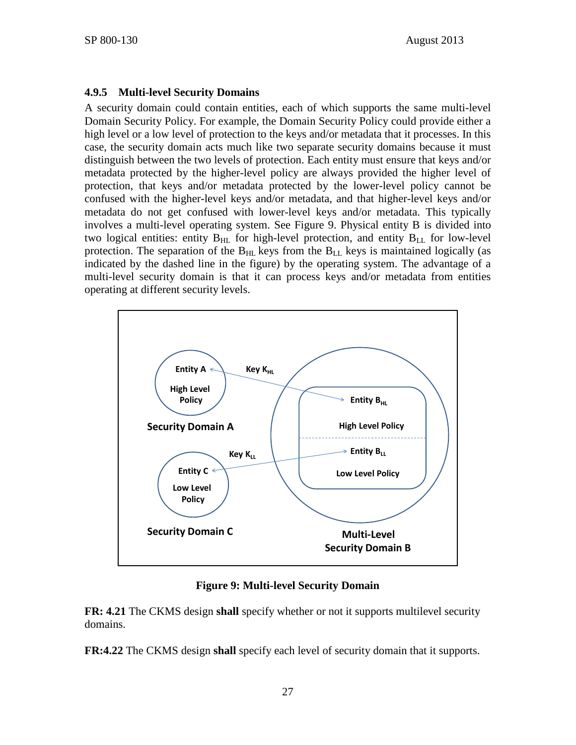### 4.9.5 Multi-level Security Domains

A security domain could contain entities, each of which supports the same multi-level Domain Security Policy. For example, the Domain Security Policy could provide either a high level or a low level of protection to the keys and/or metadata that it processes. In this case, the security domain acts much like two separate security domains because it must distinguish between the two levels of protection. Each entity must ensure that keys and/or metadata protected by the higher-level policy are always provided the higher level of protection, that keys and/or metadata protected by the lower-level policy cannot be confused with the higher-level keys and/or metadata, and that higher-level keys and/or metadata do not get confused with lower-level keys and/or metadata. This typically involves a multi-level operating system. See Figure 9. Physical entity B is divided into two logical entities: entity $B_{HL}$ for high-level protection, and entity $B_{LL}$ for low-level protection. The separation of the $B_{HL}$ keys from the $B_{LL}$ keys is maintained logically (as indicated by the dashed line in the figure) by the operating system. The advantage of a multi-level security domain is that it can process keys and/or metadata from entities operating at different security levels.

**Figure 9: Multi-level Security Domain**

**FR: 4.21** The CKMS design **shall** specify whether or not it supports multilevel security domains.

**FR:4.22** The CKMS design **shall** specify each level of security domain that it supports.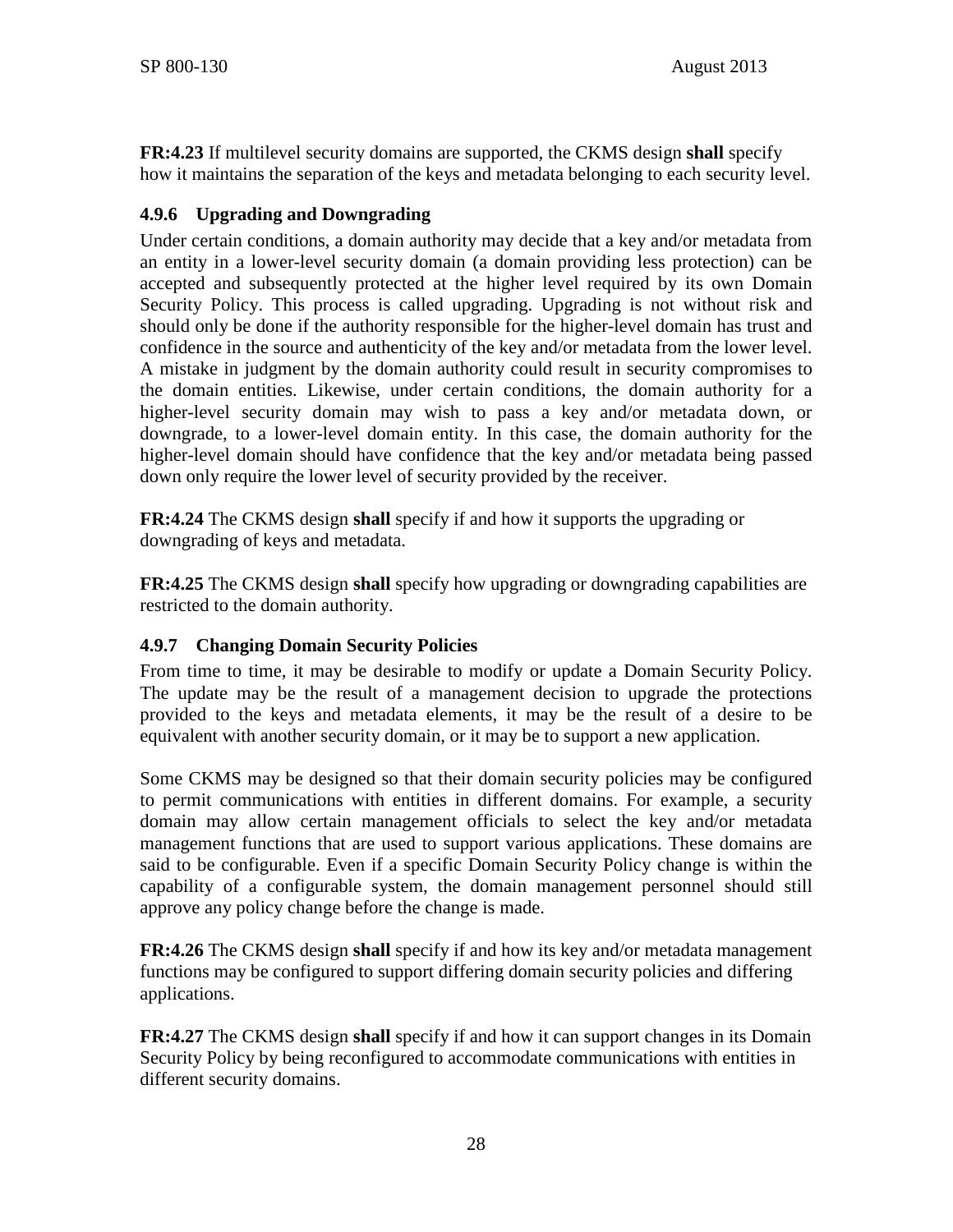**FR:4.23** If multilevel security domains are supported, the CKMS design **shall** specify how it maintains the separation of the keys and metadata belonging to each security level.

### 4.9.6 Upgrading and Downgrading

Under certain conditions, a domain authority may decide that a key and/or metadata from an entity in a lower-level security domain (a domain providing less protection) can be accepted and subsequently protected at the higher level required by its own Domain Security Policy. This process is called upgrading. Upgrading is not without risk and should only be done if the authority responsible for the higher-level domain has trust and confidence in the source and authenticity of the key and/or metadata from the lower level. A mistake in judgment by the domain authority could result in security compromises to the domain entities. Likewise, under certain conditions, the domain authority for a higher-level security domain may wish to pass a key and/or metadata down, or downgrade, to a lower-level domain entity. In this case, the domain authority for the higher-level domain should have confidence that the key and/or metadata being passed down only require the lower level of security provided by the receiver.

**FR:4.24** The CKMS design **shall** specify if and how it supports the upgrading or downgrading of keys and metadata.

**FR:4.25** The CKMS design **shall** specify how upgrading or downgrading capabilities are restricted to the domain authority.

### 4.9.7 Changing Domain Security Policies

From time to time, it may be desirable to modify or update a Domain Security Policy. The update may be the result of a management decision to upgrade the protections provided to the keys and metadata elements, it may be the result of a desire to be equivalent with another security domain, or it may be to support a new application.

Some CKMS may be designed so that their domain security policies may be configured to permit communications with entities in different domains. For example, a security domain may allow certain management officials to select the key and/or metadata management functions that are used to support various applications. These domains are said to be configurable. Even if a specific Domain Security Policy change is within the capability of a configurable system, the domain management personnel should still approve any policy change before the change is made.

**FR:4.26** The CKMS design **shall** specify if and how its key and/or metadata management functions may be configured to support differing domain security policies and differing applications.

**FR:4.27** The CKMS design **shall** specify if and how it can support changes in its Domain Security Policy by being reconfigured to accommodate communications with entities in different security domains.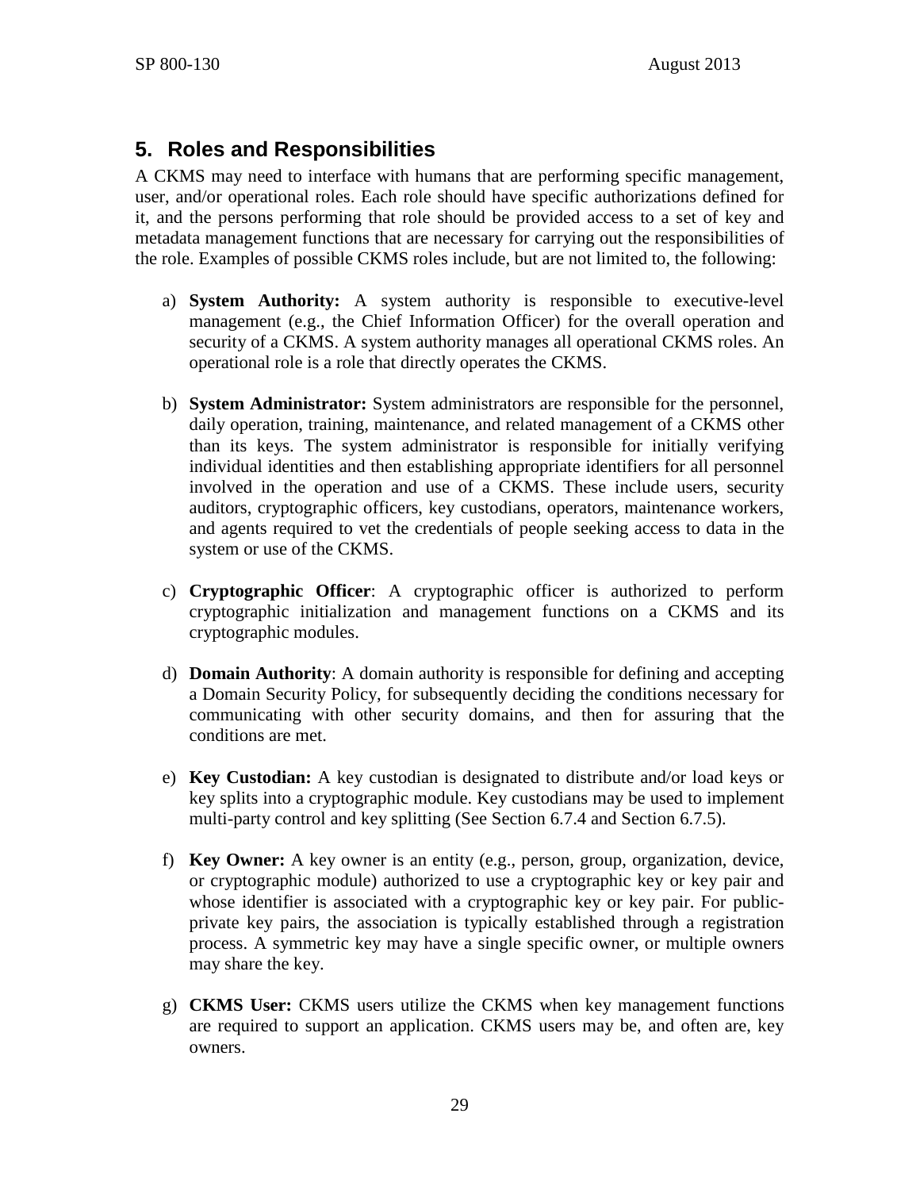## 5. Roles and Responsibilities

A CKMS may need to interface with humans that are performing specific management, user, and/or operational roles. Each role should have specific authorizations defined for it, and the persons performing that role should be provided access to a set of key and metadata management functions that are necessary for carrying out the responsibilities of the role. Examples of possible CKMS roles include, but are not limited to, the following:

a) **System Authority:** A system authority is responsible to executive-level management (e.g., the Chief Information Officer) for the overall operation and security of a CKMS. A system authority manages all operational CKMS roles. An operational role is a role that directly operates the CKMS.

b) **System Administrator:** System administrators are responsible for the personnel, daily operation, training, maintenance, and related management of a CKMS other than its keys. The system administrator is responsible for initially verifying individual identities and then establishing appropriate identifiers for all personnel involved in the operation and use of a CKMS. These include users, security auditors, cryptographic officers, key custodians, operators, maintenance workers, and agents required to vet the credentials of people seeking access to data in the system or use of the CKMS.

c) **Cryptographic Officer**: A cryptographic officer is authorized to perform cryptographic initialization and management functions on a CKMS and its cryptographic modules.

d) **Domain Authority**: A domain authority is responsible for defining and accepting a Domain Security Policy, for subsequently deciding the conditions necessary for communicating with other security domains, and then for assuring that the conditions are met.

e) **Key Custodian:** A key custodian is designated to distribute and/or load keys or key splits into a cryptographic module. Key custodians may be used to implement multi-party control and key splitting (See Section 6.7.4 and Section 6.7.5).

f) **Key Owner:** A key owner is an entity (e.g., person, group, organization, device, or cryptographic module) authorized to use a cryptographic key or key pair and whose identifier is associated with a cryptographic key or key pair. For public-private key pairs, the association is typically established through a registration process. A symmetric key may have a single specific owner, or multiple owners may share the key.

g) **CKMS User:** CKMS users utilize the CKMS when key management functions are required to support an application. CKMS users may be, and often are, key owners.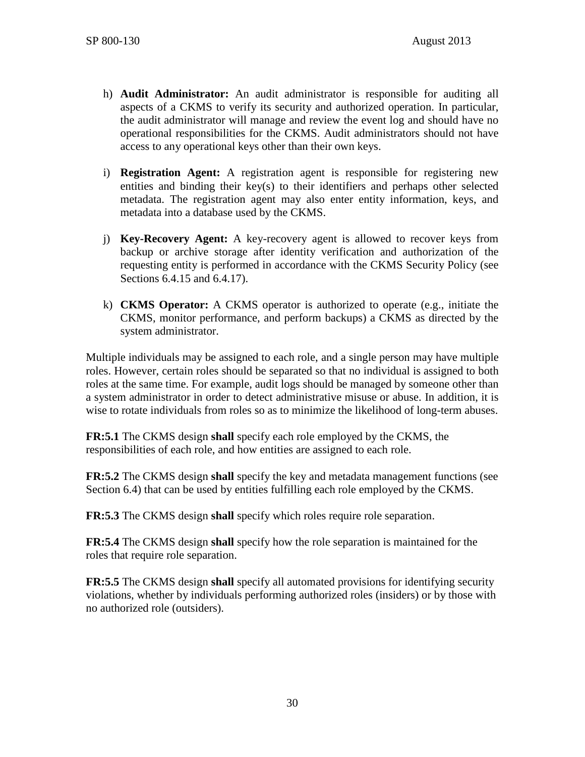h) **Audit Administrator:** An audit administrator is responsible for auditing all aspects of a CKMS to verify its security and authorized operation. In particular, the audit administrator will manage and review the event log and should have no operational responsibilities for the CKMS. Audit administrators should not have access to any operational keys other than their own keys.

i) **Registration Agent:** A registration agent is responsible for registering new entities and binding their key(s) to their identifiers and perhaps other selected metadata. The registration agent may also enter entity information, keys, and metadata into a database used by the CKMS.

j) **Key-Recovery Agent:** A key-recovery agent is allowed to recover keys from backup or archive storage after identity verification and authorization of the requesting entity is performed in accordance with the CKMS Security Policy (see Sections 6.4.15 and 6.4.17).

k) **CKMS Operator:** A CKMS operator is authorized to operate (e.g., initiate the CKMS, monitor performance, and perform backups) a CKMS as directed by the system administrator.

Multiple individuals may be assigned to each role, and a single person may have multiple roles. However, certain roles should be separated so that no individual is assigned to both roles at the same time. For example, audit logs should be managed by someone other than a system administrator in order to detect administrative misuse or abuse. In addition, it is wise to rotate individuals from roles so as to minimize the likelihood of long-term abuses.

**FR:5.1** The CKMS design **shall** specify each role employed by the CKMS, the responsibilities of each role, and how entities are assigned to each role.

**FR:5.2** The CKMS design **shall** specify the key and metadata management functions (see Section 6.4) that can be used by entities fulfilling each role employed by the CKMS.

**FR:5.3** The CKMS design **shall** specify which roles require role separation.

**FR:5.4** The CKMS design **shall** specify how the role separation is maintained for the roles that require role separation.

**FR:5.5** The CKMS design **shall** specify all automated provisions for identifying security violations, whether by individuals performing authorized roles (insiders) or by those with no authorized role (outsiders).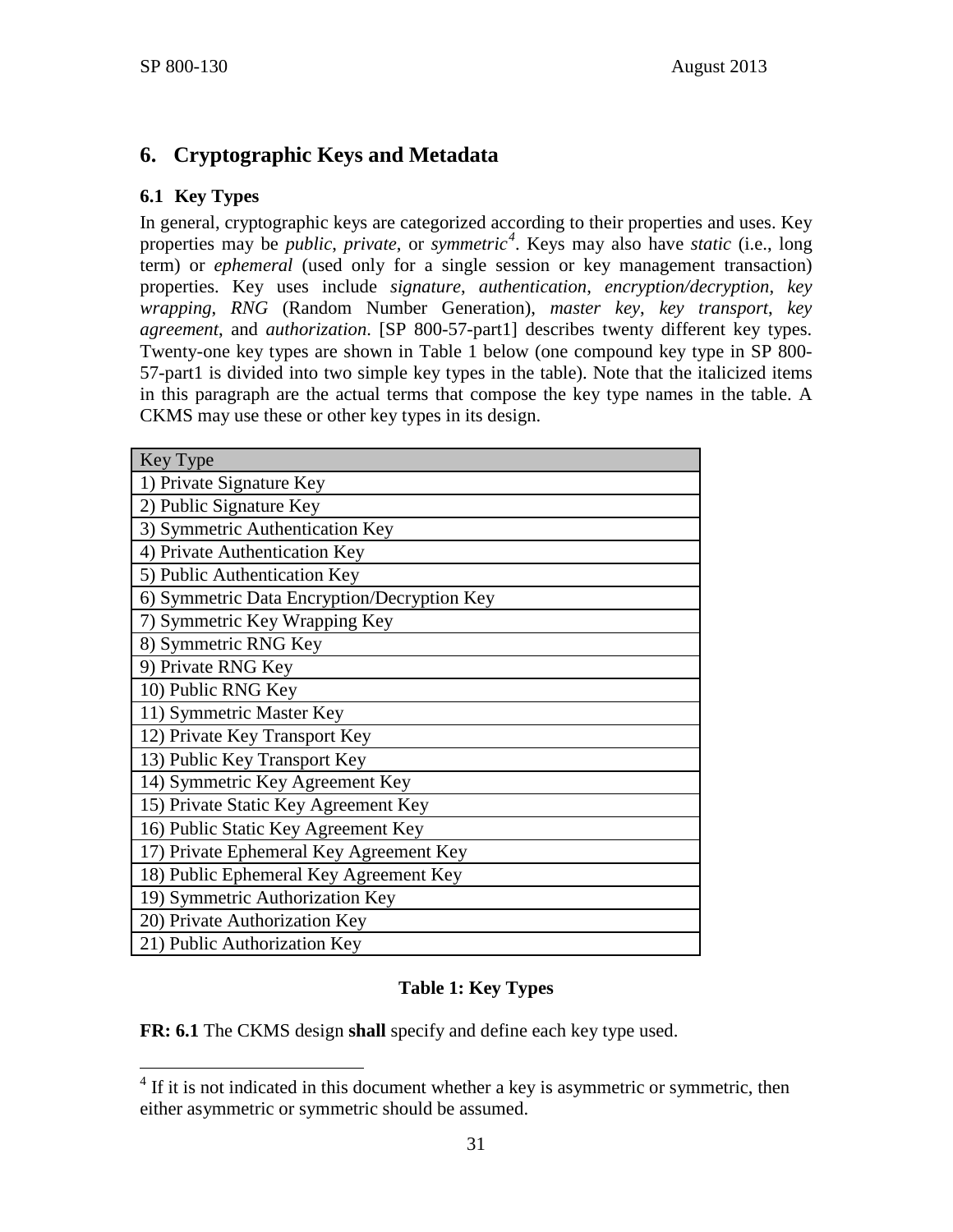# 6. Cryptographic Keys and Metadata

## 6.1 Key Types

In general, cryptographic keys are categorized according to their properties and uses. Key properties may be *public*, *private*, or *symmetric*[4]. Keys may also have *static* (i.e., long term) or *ephemeral* (used only for a single session or key management transaction) properties. Key uses include *signature*, *authentication*, *encryption/decryption*, *key wrapping*, *RNG* (Random Number Generation), *master key*, *key transport*, *key agreement*, and *authorization*. [SP 800-57-part1] describes twenty different key types. Twenty-one key types are shown in Table 1 below (one compound key type in SP 800-57-part1 is divided into two simple key types in the table). Note that the italicized items in this paragraph are the actual terms that compose the key type names in the table. A CKMS may use these or other key types in its design.

| Key Type |
|---|
| 1) Private Signature Key |
| 2) Public Signature Key |
| 3) Symmetric Authentication Key |
| 4) Private Authentication Key |
| 5) Public Authentication Key |
| 6) Symmetric Data Encryption/Decryption Key |
| 7) Symmetric Key Wrapping Key |
| 8) Symmetric RNG Key |
| 9) Private RNG Key |
| 10) Public RNG Key |
| 11) Symmetric Master Key |
| 12) Private Key Transport Key |
| 13) Public Key Transport Key |
| 14) Symmetric Key Agreement Key |
| 15) Private Static Key Agreement Key |
| 16) Public Static Key Agreement Key |
| 17) Private Ephemeral Key Agreement Key |
| 18) Public Ephemeral Key Agreement Key |
| 19) Symmetric Authorization Key |
| 20) Private Authorization Key |
| 21) Public Authorization Key |

**Table 1: Key Types**

**FR: 6.1** The CKMS design **shall** specify and define each key type used.

[4] If it is not indicated in this document whether a key is asymmetric or symmetric, then either asymmetric or symmetric should be assumed.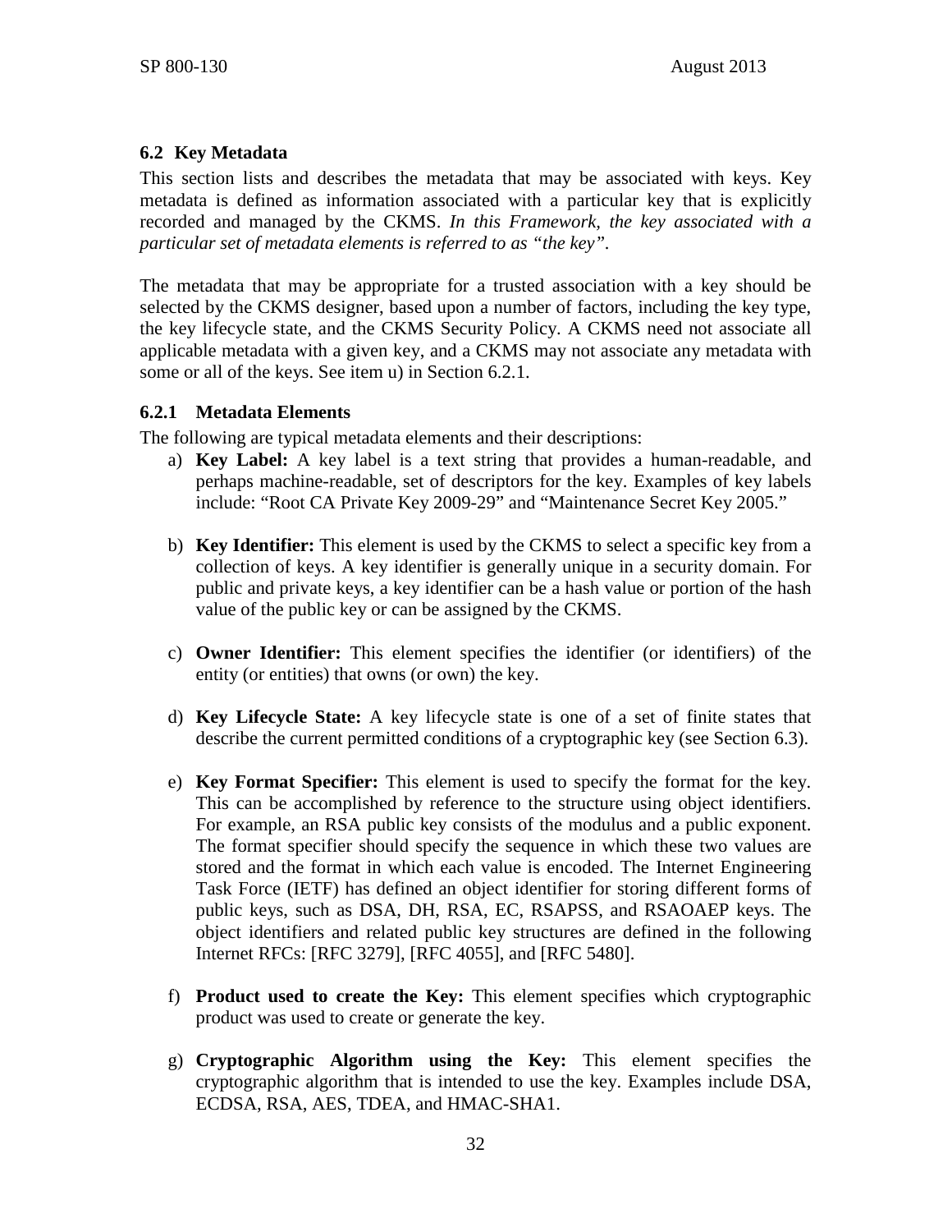## 6.2 Key Metadata

This section lists and describes the metadata that may be associated with keys. Key metadata is defined as information associated with a particular key that is explicitly recorded and managed by the CKMS. *In this Framework, the key associated with a particular set of metadata elements is referred to as "the key".*

The metadata that may be appropriate for a trusted association with a key should be selected by the CKMS designer, based upon a number of factors, including the key type, the key lifecycle state, and the CKMS Security Policy. A CKMS need not associate all applicable metadata with a given key, and a CKMS may not associate any metadata with some or all of the keys. See item u) in Section 6.2.1.

### 6.2.1 Metadata Elements

The following are typical metadata elements and their descriptions:

a) **Key Label:** A key label is a text string that provides a human-readable, and perhaps machine-readable, set of descriptors for the key. Examples of key labels include: "Root CA Private Key 2009-29" and "Maintenance Secret Key 2005."

b) **Key Identifier:** This element is used by the CKMS to select a specific key from a collection of keys. A key identifier is generally unique in a security domain. For public and private keys, a key identifier can be a hash value or portion of the hash value of the public key or can be assigned by the CKMS.

c) **Owner Identifier:** This element specifies the identifier (or identifiers) of the entity (or entities) that owns (or own) the key.

d) **Key Lifecycle State:** A key lifecycle state is one of a set of finite states that describe the current permitted conditions of a cryptographic key (see Section 6.3).

e) **Key Format Specifier:** This element is used to specify the format for the key. This can be accomplished by reference to the structure using object identifiers. For example, an RSA public key consists of the modulus and a public exponent. The format specifier should specify the sequence in which these two values are stored and the format in which each value is encoded. The Internet Engineering Task Force (IETF) has defined an object identifier for storing different forms of public keys, such as DSA, DH, RSA, EC, RSAPSS, and RSAOAEP keys. The object identifiers and related public key structures are defined in the following Internet RFCs: [RFC 3279], [RFC 4055], and [RFC 5480].

f) **Product used to create the Key:** This element specifies which cryptographic product was used to create or generate the key.

g) **Cryptographic Algorithm using the Key:** This element specifies the cryptographic algorithm that is intended to use the key. Examples include DSA, ECDSA, RSA, AES, TDEA, and HMAC-SHA1.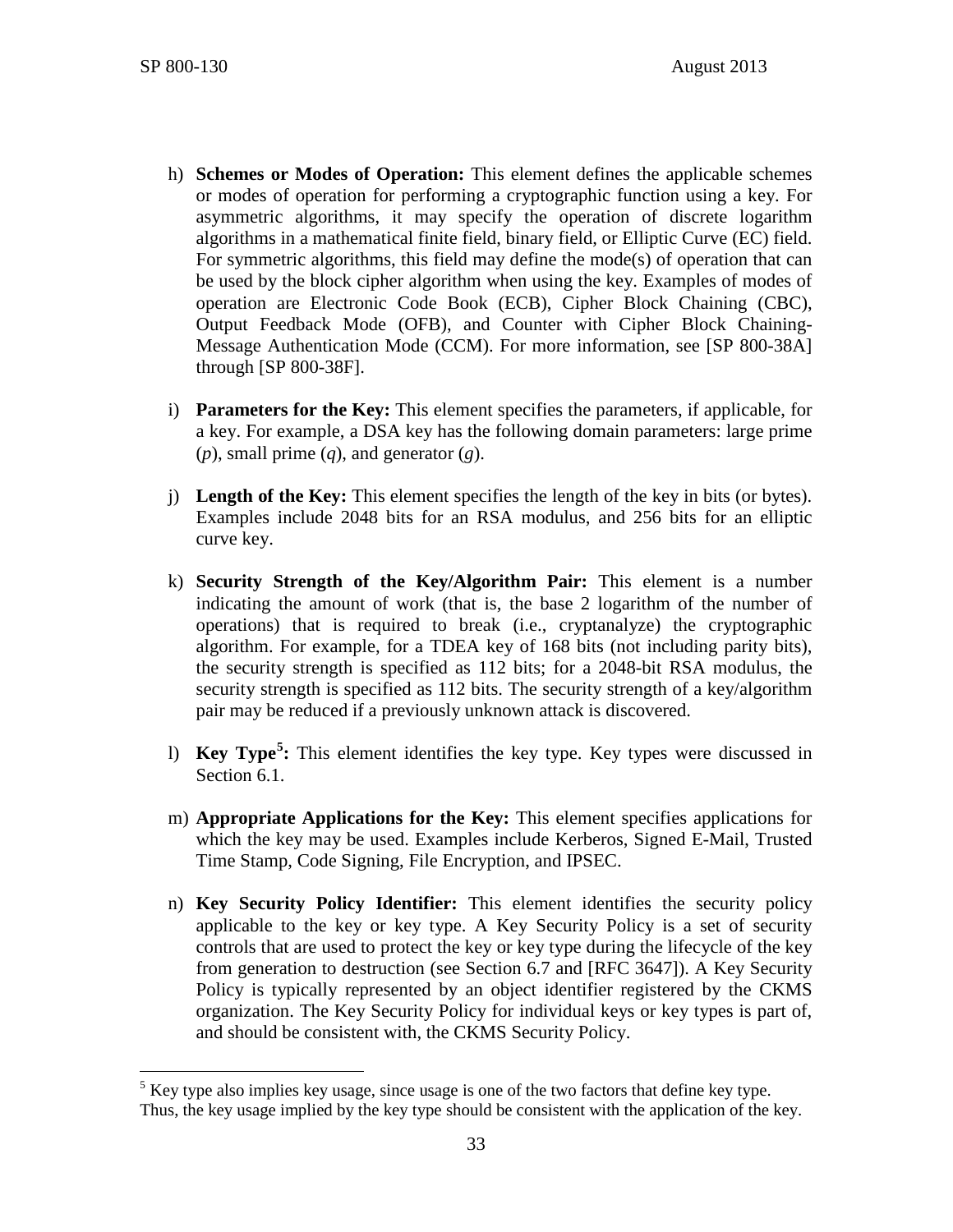h) **Schemes or Modes of Operation:** This element defines the applicable schemes or modes of operation for performing a cryptographic function using a key. For asymmetric algorithms, it may specify the operation of discrete logarithm algorithms in a mathematical finite field, binary field, or Elliptic Curve (EC) field. For symmetric algorithms, this field may define the mode(s) of operation that can be used by the block cipher algorithm when using the key. Examples of modes of operation are Electronic Code Book (ECB), Cipher Block Chaining (CBC), Output Feedback Mode (OFB), and Counter with Cipher Block Chaining-Message Authentication Mode (CCM). For more information, see [SP 800-38A] through [SP 800-38F].

i) **Parameters for the Key:** This element specifies the parameters, if applicable, for a key. For example, a DSA key has the following domain parameters: large prime ($p$), small prime ($q$), and generator ($g$).

j) **Length of the Key:** This element specifies the length of the key in bits (or bytes). Examples include 2048 bits for an RSA modulus, and 256 bits for an elliptic curve key.

k) **Security Strength of the Key/Algorithm Pair:** This element is a number indicating the amount of work (that is, the base 2 logarithm of the number of operations) that is required to break (i.e., cryptanalyze) the cryptographic algorithm. For example, for a TDEA key of 168 bits (not including parity bits), the security strength is specified as 112 bits; for a 2048-bit RSA modulus, the security strength is specified as 112 bits. The security strength of a key/algorithm pair may be reduced if a previously unknown attack is discovered.

l) **Key Type[5]:** This element identifies the key type. Key types were discussed in Section 6.1.

m) **Appropriate Applications for the Key:** This element specifies applications for which the key may be used. Examples include Kerberos, Signed E-Mail, Trusted Time Stamp, Code Signing, File Encryption, and IPSEC.

n) **Key Security Policy Identifier:** This element identifies the security policy applicable to the key or key type. A Key Security Policy is a set of security controls that are used to protect the key or key type during the lifecycle of the key from generation to destruction (see Section 6.7 and [RFC 3647]). A Key Security Policy is typically represented by an object identifier registered by the CKMS organization. The Key Security Policy for individual keys or key types is part of, and should be consistent with, the CKMS Security Policy.

---

[5] Key type also implies key usage, since usage is one of the two factors that define key type. Thus, the key usage implied by the key type should be consistent with the application of the key.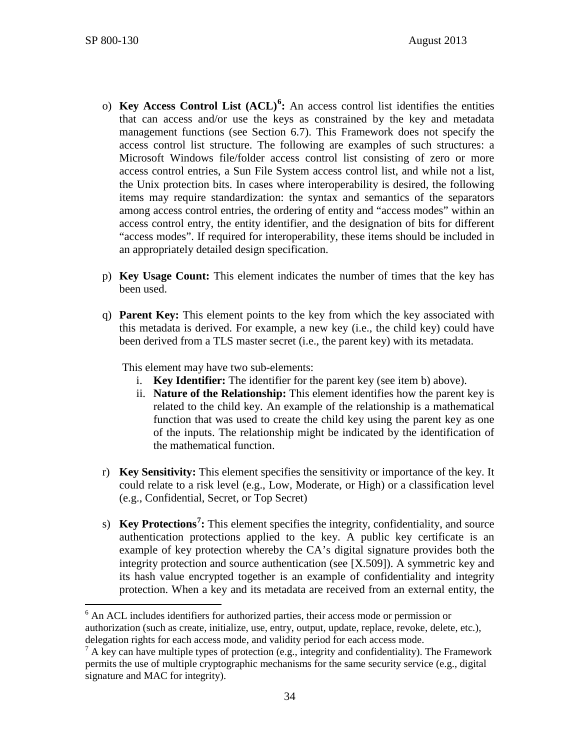o) **Key Access Control List (ACL)[6]:** An access control list identifies the entities that can access and/or use the keys as constrained by the key and metadata management functions (see Section 6.7). This Framework does not specify the access control list structure. The following are examples of such structures: a Microsoft Windows file/folder access control list consisting of zero or more access control entries, a Sun File System access control list, and while not a list, the Unix protection bits. In cases where interoperability is desired, the following items may require standardization: the syntax and semantics of the separators among access control entries, the ordering of entity and "access modes" within an access control entry, the entity identifier, and the designation of bits for different "access modes". If required for interoperability, these items should be included in an appropriately detailed design specification.

p) **Key Usage Count:** This element indicates the number of times that the key has been used.

q) **Parent Key:** This element points to the key from which the key associated with this metadata is derived. For example, a new key (i.e., the child key) could have been derived from a TLS master secret (i.e., the parent key) with its metadata.

   This element may have two sub-elements:

   i. **Key Identifier:** The identifier for the parent key (see item b) above).
   ii. **Nature of the Relationship:** This element identifies how the parent key is related to the child key. An example of the relationship is a mathematical function that was used to create the child key using the parent key as one of the inputs. The relationship might be indicated by the identification of the mathematical function.

r) **Key Sensitivity:** This element specifies the sensitivity or importance of the key. It could relate to a risk level (e.g., Low, Moderate, or High) or a classification level (e.g., Confidential, Secret, or Top Secret)

s) **Key Protections[7]:** This element specifies the integrity, confidentiality, and source authentication protections applied to the key. A public key certificate is an example of key protection whereby the CA's digital signature provides both the integrity protection and source authentication (see [X.509]). A symmetric key and its hash value encrypted together is an example of confidentiality and integrity protection. When a key and its metadata are received from an external entity, the

---

[6] An ACL includes identifiers for authorized parties, their access mode or permission or authorization (such as create, initialize, use, entry, output, update, replace, revoke, delete, etc.), delegation rights for each access mode, and validity period for each access mode.

[7] A key can have multiple types of protection (e.g., integrity and confidentiality). The Framework permits the use of multiple cryptographic mechanisms for the same security service (e.g., digital signature and MAC for integrity).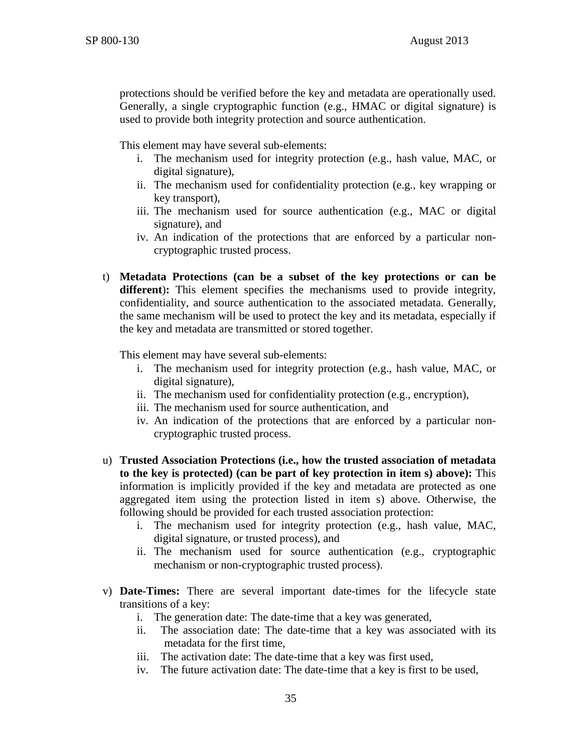protections should be verified before the key and metadata are operationally used. Generally, a single cryptographic function (e.g., HMAC or digital signature) is used to provide both integrity protection and source authentication.

This element may have several sub-elements:

i. The mechanism used for integrity protection (e.g., hash value, MAC, or digital signature),
ii. The mechanism used for confidentiality protection (e.g., key wrapping or key transport),
iii. The mechanism used for source authentication (e.g., MAC or digital signature), and
iv. An indication of the protections that are enforced by a particular non-cryptographic trusted process.

t) **Metadata Protections (can be a subset of the key protections or can be different):** This element specifies the mechanisms used to provide integrity, confidentiality, and source authentication to the associated metadata. Generally, the same mechanism will be used to protect the key and its metadata, especially if the key and metadata are transmitted or stored together.

This element may have several sub-elements:

i. The mechanism used for integrity protection (e.g., hash value, MAC, or digital signature),
ii. The mechanism used for confidentiality protection (e.g., encryption),
iii. The mechanism used for source authentication, and
iv. An indication of the protections that are enforced by a particular non-cryptographic trusted process.

u) **Trusted Association Protections (i.e., how the trusted association of metadata to the key is protected) (can be part of key protection in item s) above):** This information is implicitly provided if the key and metadata are protected as one aggregated item using the protection listed in item s) above. Otherwise, the following should be provided for each trusted association protection:

i. The mechanism used for integrity protection (e.g., hash value, MAC, digital signature, or trusted process), and
ii. The mechanism used for source authentication (e.g., cryptographic mechanism or non-cryptographic trusted process).

v) **Date-Times:** There are several important date-times for the lifecycle state transitions of a key:

i. The generation date: The date-time that a key was generated,
ii. The association date: The date-time that a key was associated with its metadata for the first time,
iii. The activation date: The date-time that a key was first used,
iv. The future activation date: The date-time that a key is first to be used,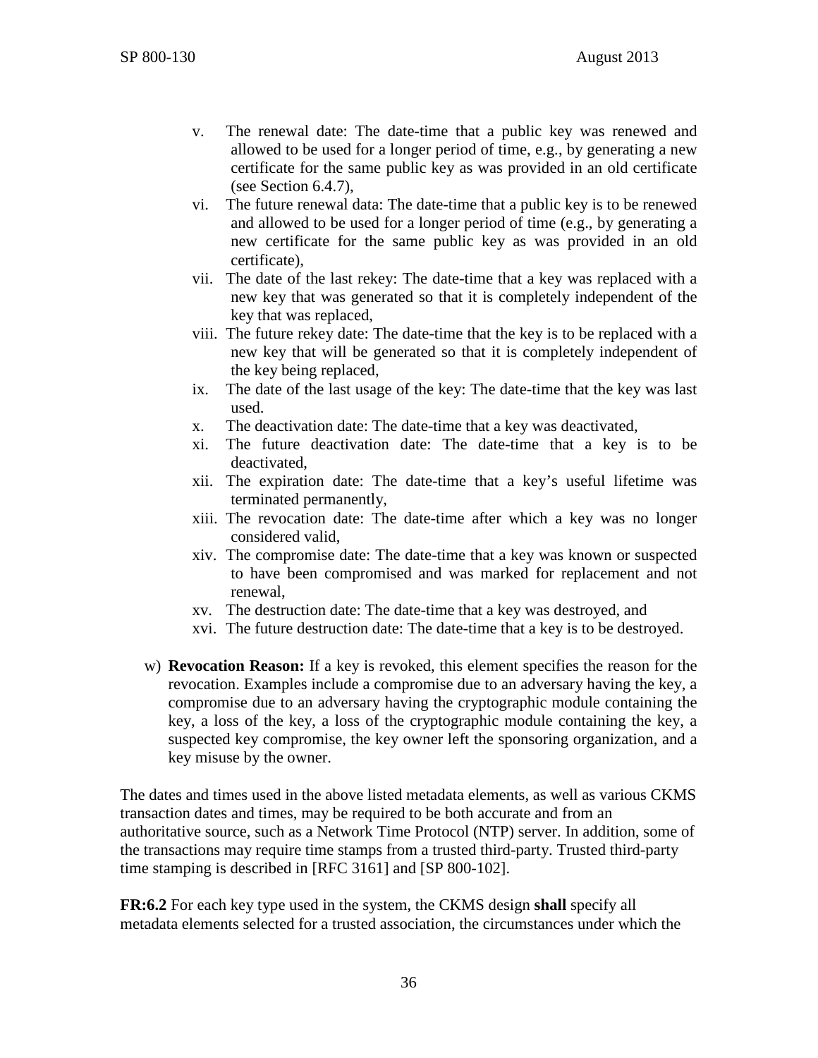v. The renewal date: The date-time that a public key was renewed and allowed to be used for a longer period of time, e.g., by generating a new certificate for the same public key as was provided in an old certificate (see Section 6.4.7),

vi. The future renewal data: The date-time that a public key is to be renewed and allowed to be used for a longer period of time (e.g., by generating a new certificate for the same public key as was provided in an old certificate),

vii. The date of the last rekey: The date-time that a key was replaced with a new key that was generated so that it is completely independent of the key that was replaced,

viii. The future rekey date: The date-time that the key is to be replaced with a new key that will be generated so that it is completely independent of the key being replaced,

ix. The date of the last usage of the key: The date-time that the key was last used.

x. The deactivation date: The date-time that a key was deactivated,

xi. The future deactivation date: The date-time that a key is to be deactivated,

xii. The expiration date: The date-time that a key's useful lifetime was terminated permanently,

xiii. The revocation date: The date-time after which a key was no longer considered valid,

xiv. The compromise date: The date-time that a key was known or suspected to have been compromised and was marked for replacement and not renewal,

xv. The destruction date: The date-time that a key was destroyed, and

xvi. The future destruction date: The date-time that a key is to be destroyed.

w) **Revocation Reason:** If a key is revoked, this element specifies the reason for the revocation. Examples include a compromise due to an adversary having the key, a compromise due to an adversary having the cryptographic module containing the key, a loss of the key, a loss of the cryptographic module containing the key, a suspected key compromise, the key owner left the sponsoring organization, and a key misuse by the owner.

The dates and times used in the above listed metadata elements, as well as various CKMS transaction dates and times, may be required to be both accurate and from an authoritative source, such as a Network Time Protocol (NTP) server. In addition, some of the transactions may require time stamps from a trusted third-party. Trusted third-party time stamping is described in [RFC 3161] and [SP 800-102].

**FR:6.2** For each key type used in the system, the CKMS design **shall** specify all metadata elements selected for a trusted association, the circumstances under which the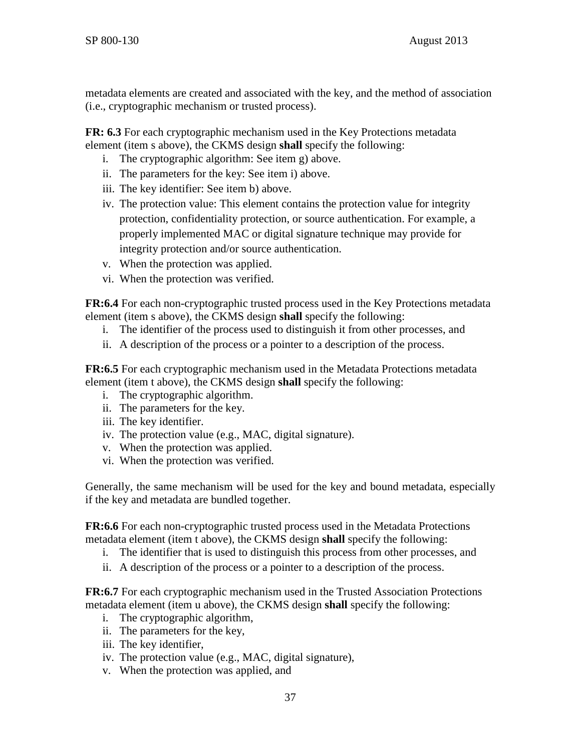metadata elements are created and associated with the key, and the method of association (i.e., cryptographic mechanism or trusted process).

**FR: 6.3** For each cryptographic mechanism used in the Key Protections metadata element (item s above), the CKMS design **shall** specify the following:

i. The cryptographic algorithm: See item g) above.
ii. The parameters for the key: See item i) above.
iii. The key identifier: See item b) above.
iv. The protection value: This element contains the protection value for integrity protection, confidentiality protection, or source authentication. For example, a properly implemented MAC or digital signature technique may provide for integrity protection and/or source authentication.
v. When the protection was applied.
vi. When the protection was verified.

**FR:6.4** For each non-cryptographic trusted process used in the Key Protections metadata element (item s above), the CKMS design **shall** specify the following:

i. The identifier of the process used to distinguish it from other processes, and
ii. A description of the process or a pointer to a description of the process.

**FR:6.5** For each cryptographic mechanism used in the Metadata Protections metadata element (item t above), the CKMS design **shall** specify the following:

i. The cryptographic algorithm.
ii. The parameters for the key.
iii. The key identifier.
iv. The protection value (e.g., MAC, digital signature).
v. When the protection was applied.
vi. When the protection was verified.

Generally, the same mechanism will be used for the key and bound metadata, especially if the key and metadata are bundled together.

**FR:6.6** For each non-cryptographic trusted process used in the Metadata Protections metadata element (item t above), the CKMS design **shall** specify the following:

i. The identifier that is used to distinguish this process from other processes, and
ii. A description of the process or a pointer to a description of the process.

**FR:6.7** For each cryptographic mechanism used in the Trusted Association Protections metadata element (item u above), the CKMS design **shall** specify the following:

i. The cryptographic algorithm,
ii. The parameters for the key,
iii. The key identifier,
iv. The protection value (e.g., MAC, digital signature),
v. When the protection was applied, and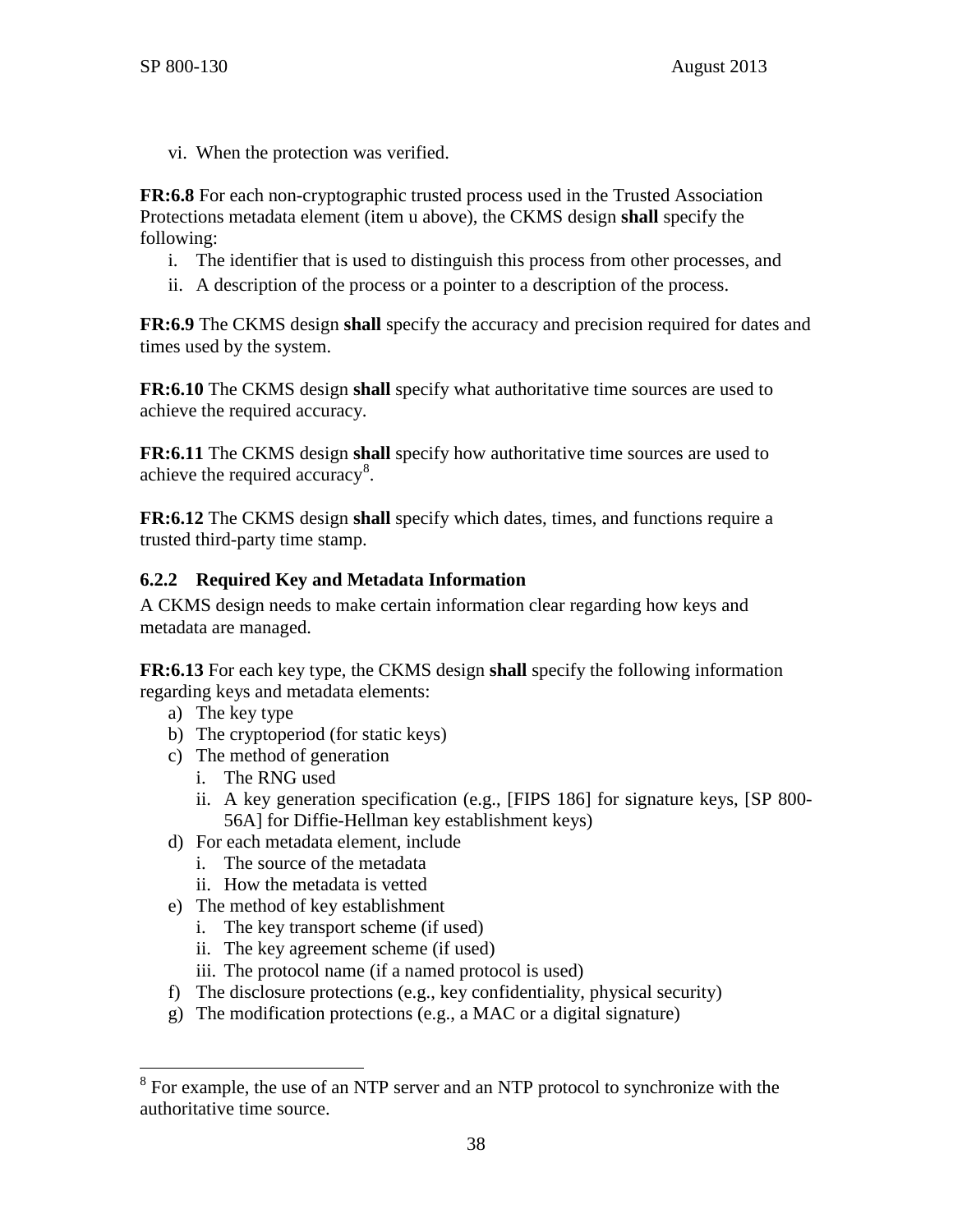vi. When the protection was verified.

**FR:6.8** For each non-cryptographic trusted process used in the Trusted Association Protections metadata element (item u above), the CKMS design **shall** specify the following:

i. The identifier that is used to distinguish this process from other processes, and
ii. A description of the process or a pointer to a description of the process.

**FR:6.9** The CKMS design **shall** specify the accuracy and precision required for dates and times used by the system.

**FR:6.10** The CKMS design **shall** specify what authoritative time sources are used to achieve the required accuracy.

**FR:6.11** The CKMS design **shall** specify how authoritative time sources are used to achieve the required accuracy[8].

**FR:6.12** The CKMS design **shall** specify which dates, times, and functions require a trusted third-party time stamp.

### 6.2.2 Required Key and Metadata Information

A CKMS design needs to make certain information clear regarding how keys and metadata are managed.

**FR:6.13** For each key type, the CKMS design **shall** specify the following information regarding keys and metadata elements:

a) The key type
b) The cryptoperiod (for static keys)
c) The method of generation
   i. The RNG used
   ii. A key generation specification (e.g., [FIPS 186] for signature keys, [SP 800-56A] for Diffie-Hellman key establishment keys)
d) For each metadata element, include
   i. The source of the metadata
   ii. How the metadata is vetted
e) The method of key establishment
   i. The key transport scheme (if used)
   ii. The key agreement scheme (if used)
   iii. The protocol name (if a named protocol is used)
f) The disclosure protections (e.g., key confidentiality, physical security)
g) The modification protections (e.g., a MAC or a digital signature)

---

[8] For example, the use of an NTP server and an NTP protocol to synchronize with the authoritative time source.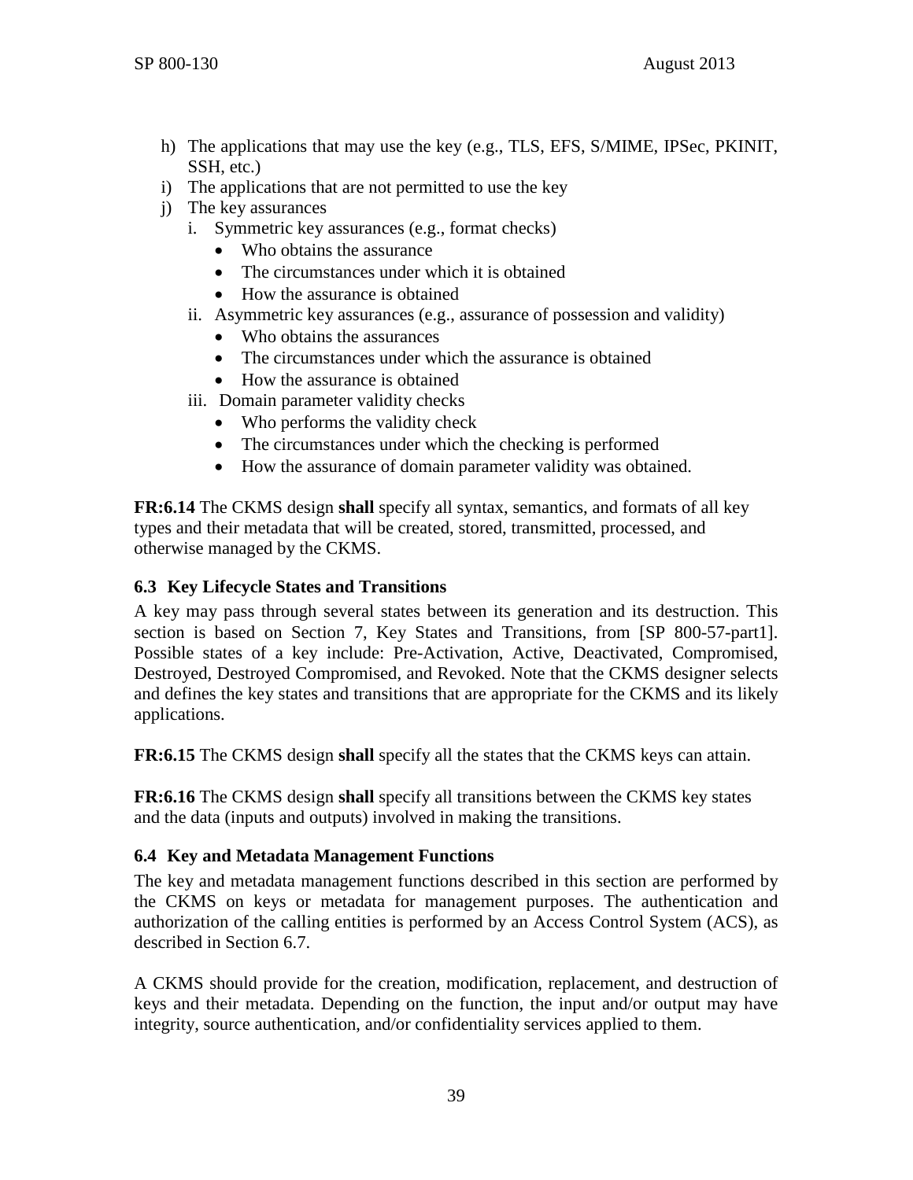h) The applications that may use the key (e.g., TLS, EFS, S/MIME, IPSec, PKINIT, SSH, etc.)
i) The applications that are not permitted to use the key
j) The key assurances
   i. Symmetric key assurances (e.g., format checks)
      - Who obtains the assurance
      - The circumstances under which it is obtained
      - How the assurance is obtained
   ii. Asymmetric key assurances (e.g., assurance of possession and validity)
      - Who obtains the assurances
      - The circumstances under which the assurance is obtained
      - How the assurance is obtained
   iii. Domain parameter validity checks
      - Who performs the validity check
      - The circumstances under which the checking is performed
      - How the assurance of domain parameter validity was obtained.

**FR:6.14** The CKMS design **shall** specify all syntax, semantics, and formats of all key types and their metadata that will be created, stored, transmitted, processed, and otherwise managed by the CKMS.

### 6.3 Key Lifecycle States and Transitions

A key may pass through several states between its generation and its destruction. This section is based on Section 7, Key States and Transitions, from [SP 800-57-part1]. Possible states of a key include: Pre-Activation, Active, Deactivated, Compromised, Destroyed, Destroyed Compromised, and Revoked. Note that the CKMS designer selects and defines the key states and transitions that are appropriate for the CKMS and its likely applications.

**FR:6.15** The CKMS design **shall** specify all the states that the CKMS keys can attain.

**FR:6.16** The CKMS design **shall** specify all transitions between the CKMS key states and the data (inputs and outputs) involved in making the transitions.

### 6.4 Key and Metadata Management Functions

The key and metadata management functions described in this section are performed by the CKMS on keys or metadata for management purposes. The authentication and authorization of the calling entities is performed by an Access Control System (ACS), as described in Section 6.7.

A CKMS should provide for the creation, modification, replacement, and destruction of keys and their metadata. Depending on the function, the input and/or output may have integrity, source authentication, and/or confidentiality services applied to them.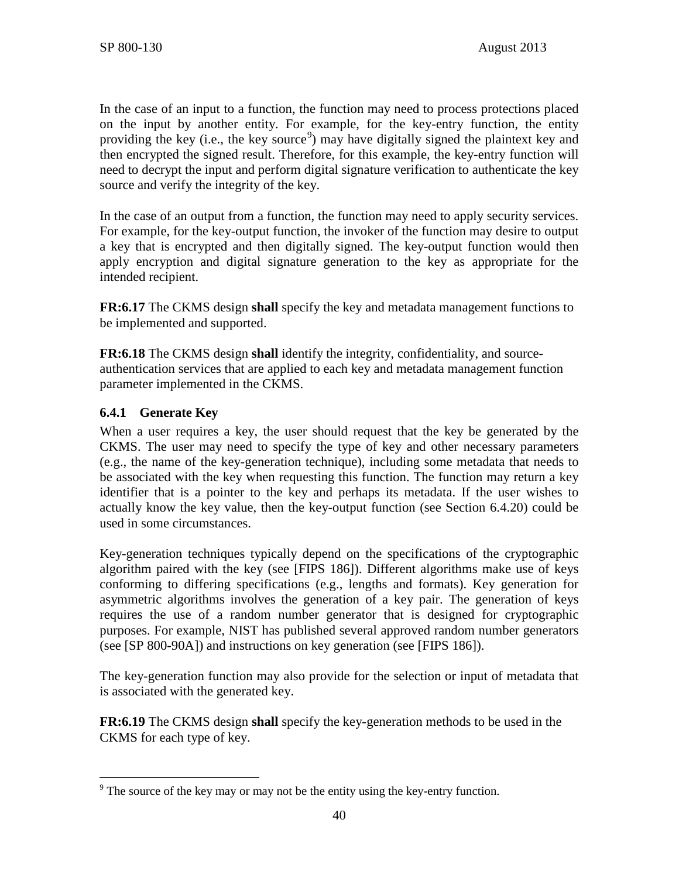In the case of an input to a function, the function may need to process protections placed on the input by another entity. For example, for the key-entry function, the entity providing the key (i.e., the key source[9]) may have digitally signed the plaintext key and then encrypted the signed result. Therefore, for this example, the key-entry function will need to decrypt the input and perform digital signature verification to authenticate the key source and verify the integrity of the key.

In the case of an output from a function, the function may need to apply security services. For example, for the key-output function, the invoker of the function may desire to output a key that is encrypted and then digitally signed. The key-output function would then apply encryption and digital signature generation to the key as appropriate for the intended recipient.

**FR:6.17** The CKMS design **shall** specify the key and metadata management functions to be implemented and supported.

**FR:6.18** The CKMS design **shall** identify the integrity, confidentiality, and source-authentication services that are applied to each key and metadata management function parameter implemented in the CKMS.

### 6.4.1 Generate Key

When a user requires a key, the user should request that the key be generated by the CKMS. The user may need to specify the type of key and other necessary parameters (e.g., the name of the key-generation technique), including some metadata that needs to be associated with the key when requesting this function. The function may return a key identifier that is a pointer to the key and perhaps its metadata. If the user wishes to actually know the key value, then the key-output function (see Section 6.4.20) could be used in some circumstances.

Key-generation techniques typically depend on the specifications of the cryptographic algorithm paired with the key (see [FIPS 186]). Different algorithms make use of keys conforming to differing specifications (e.g., lengths and formats). Key generation for asymmetric algorithms involves the generation of a key pair. The generation of keys requires the use of a random number generator that is designed for cryptographic purposes. For example, NIST has published several approved random number generators (see [SP 800-90A]) and instructions on key generation (see [FIPS 186]).

The key-generation function may also provide for the selection or input of metadata that is associated with the generated key.

**FR:6.19** The CKMS design **shall** specify the key-generation methods to be used in the CKMS for each type of key.

[9] The source of the key may or may not be the entity using the key-entry function.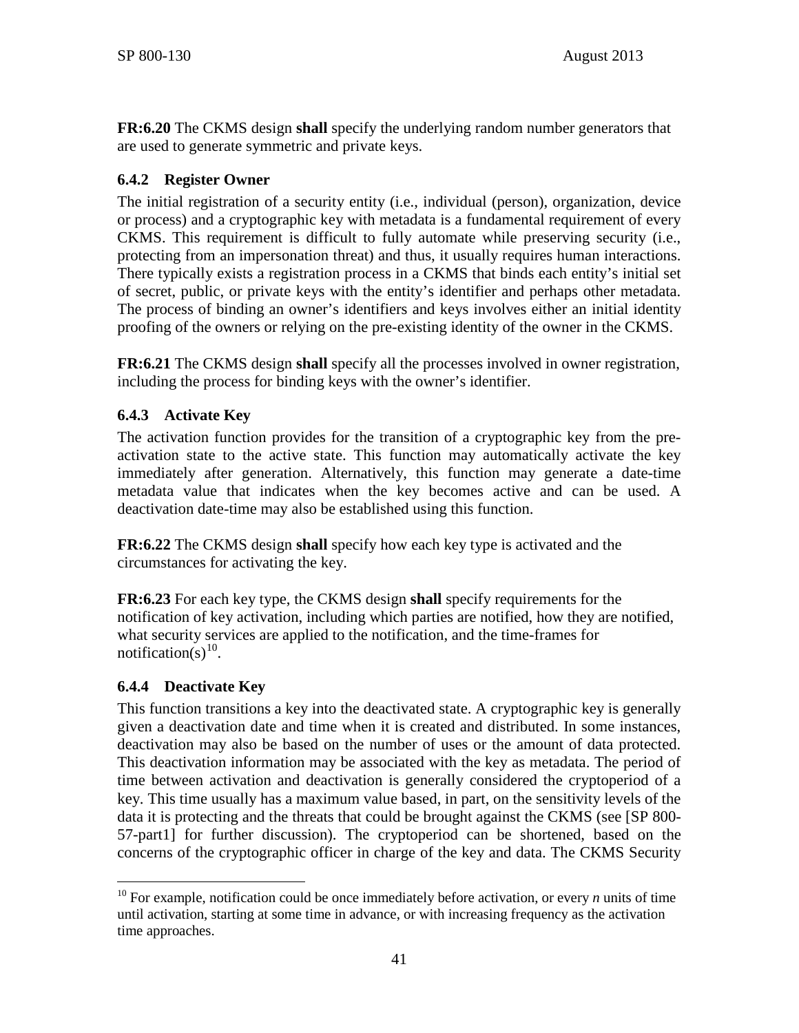**FR:6.20** The CKMS design **shall** specify the underlying random number generators that are used to generate symmetric and private keys.

### 6.4.2 Register Owner

The initial registration of a security entity (i.e., individual (person), organization, device or process) and a cryptographic key with metadata is a fundamental requirement of every CKMS. This requirement is difficult to fully automate while preserving security (i.e., protecting from an impersonation threat) and thus, it usually requires human interactions. There typically exists a registration process in a CKMS that binds each entity's initial set of secret, public, or private keys with the entity's identifier and perhaps other metadata. The process of binding an owner's identifiers and keys involves either an initial identity proofing of the owners or relying on the pre-existing identity of the owner in the CKMS.

**FR:6.21** The CKMS design **shall** specify all the processes involved in owner registration, including the process for binding keys with the owner's identifier.

### 6.4.3 Activate Key

The activation function provides for the transition of a cryptographic key from the pre-activation state to the active state. This function may automatically activate the key immediately after generation. Alternatively, this function may generate a date-time metadata value that indicates when the key becomes active and can be used. A deactivation date-time may also be established using this function.

**FR:6.22** The CKMS design **shall** specify how each key type is activated and the circumstances for activating the key.

**FR:6.23** For each key type, the CKMS design **shall** specify requirements for the notification of key activation, including which parties are notified, how they are notified, what security services are applied to the notification, and the time-frames for notification(s)[10].

### 6.4.4 Deactivate Key

This function transitions a key into the deactivated state. A cryptographic key is generally given a deactivation date and time when it is created and distributed. In some instances, deactivation may also be based on the number of uses or the amount of data protected. This deactivation information may be associated with the key as metadata. The period of time between activation and deactivation is generally considered the cryptoperiod of a key. This time usually has a maximum value based, in part, on the sensitivity levels of the data it is protecting and the threats that could be brought against the CKMS (see [SP 800-57-part1] for further discussion). The cryptoperiod can be shortened, based on the concerns of the cryptographic officer in charge of the key and data. The CKMS Security

[10] For example, notification could be once immediately before activation, or every *n* units of time until activation, starting at some time in advance, or with increasing frequency as the activation time approaches.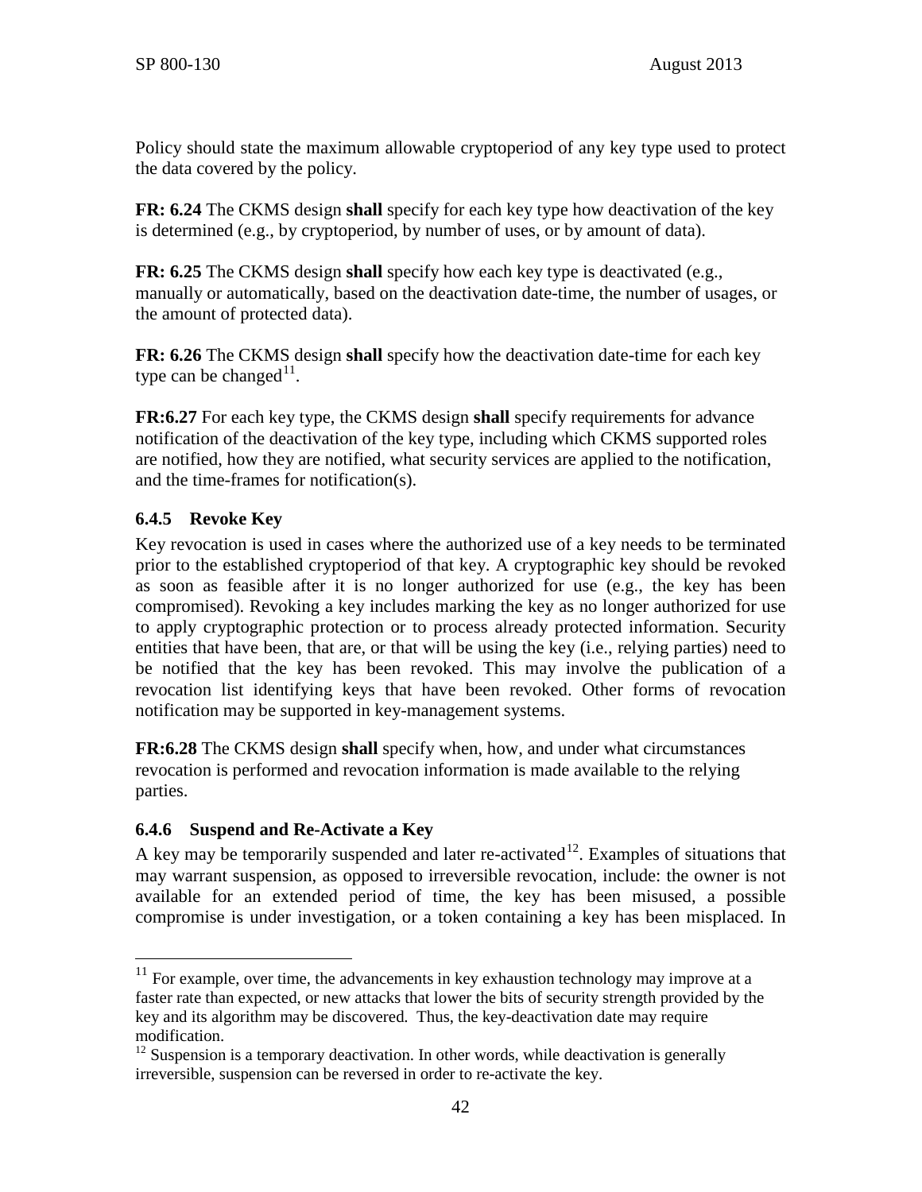Policy should state the maximum allowable cryptoperiod of any key type used to protect the data covered by the policy.

**FR: 6.24** The CKMS design **shall** specify for each key type how deactivation of the key is determined (e.g., by cryptoperiod, by number of uses, or by amount of data).

**FR: 6.25** The CKMS design **shall** specify how each key type is deactivated (e.g., manually or automatically, based on the deactivation date-time, the number of usages, or the amount of protected data).

**FR: 6.26** The CKMS design **shall** specify how the deactivation date-time for each key type can be changed[11].

**FR:6.27** For each key type, the CKMS design **shall** specify requirements for advance notification of the deactivation of the key type, including which CKMS supported roles are notified, how they are notified, what security services are applied to the notification, and the time-frames for notification(s).

### 6.4.5 Revoke Key

Key revocation is used in cases where the authorized use of a key needs to be terminated prior to the established cryptoperiod of that key. A cryptographic key should be revoked as soon as feasible after it is no longer authorized for use (e.g., the key has been compromised). Revoking a key includes marking the key as no longer authorized for use to apply cryptographic protection or to process already protected information. Security entities that have been, that are, or that will be using the key (i.e., relying parties) need to be notified that the key has been revoked. This may involve the publication of a revocation list identifying keys that have been revoked. Other forms of revocation notification may be supported in key-management systems.

**FR:6.28** The CKMS design **shall** specify when, how, and under what circumstances revocation is performed and revocation information is made available to the relying parties.

### 6.4.6 Suspend and Re-Activate a Key

A key may be temporarily suspended and later re-activated[12]. Examples of situations that may warrant suspension, as opposed to irreversible revocation, include: the owner is not available for an extended period of time, the key has been misused, a possible compromise is under investigation, or a token containing a key has been misplaced. In

---

[11] For example, over time, the advancements in key exhaustion technology may improve at a faster rate than expected, or new attacks that lower the bits of security strength provided by the key and its algorithm may be discovered. Thus, the key-deactivation date may require modification.

[12] Suspension is a temporary deactivation. In other words, while deactivation is generally irreversible, suspension can be reversed in order to re-activate the key.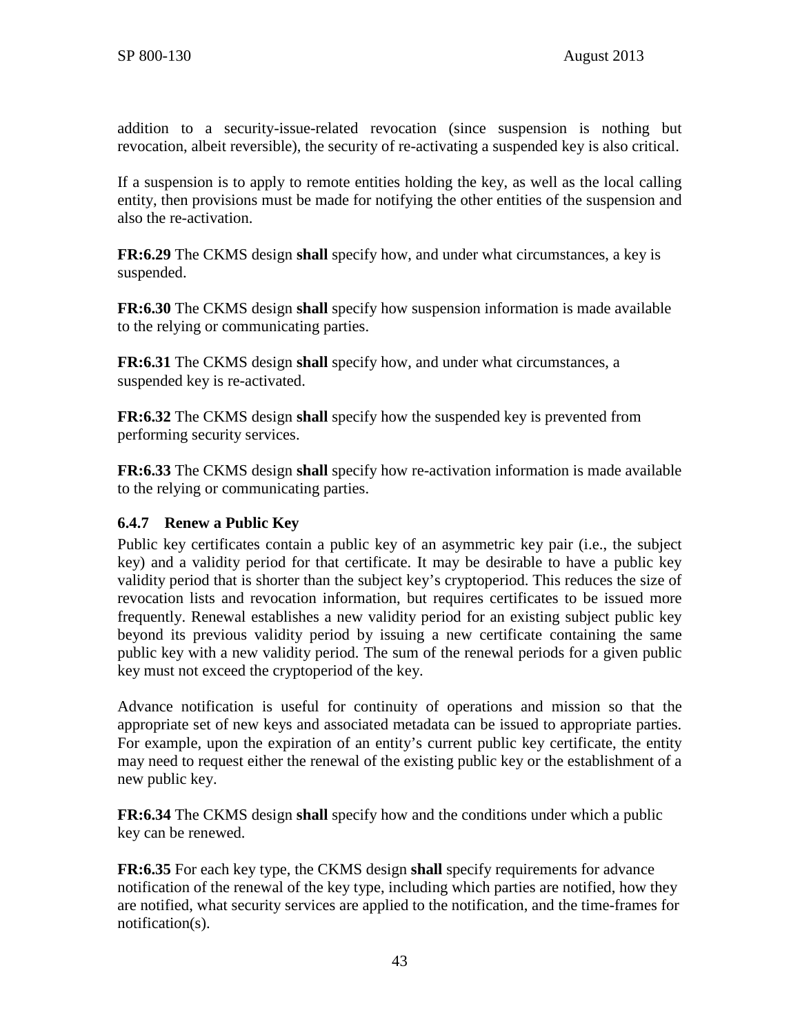addition to a security-issue-related revocation (since suspension is nothing but revocation, albeit reversible), the security of re-activating a suspended key is also critical.

If a suspension is to apply to remote entities holding the key, as well as the local calling entity, then provisions must be made for notifying the other entities of the suspension and also the re-activation.

**FR:6.29** The CKMS design **shall** specify how, and under what circumstances, a key is suspended.

**FR:6.30** The CKMS design **shall** specify how suspension information is made available to the relying or communicating parties.

**FR:6.31** The CKMS design **shall** specify how, and under what circumstances, a suspended key is re-activated.

**FR:6.32** The CKMS design **shall** specify how the suspended key is prevented from performing security services.

**FR:6.33** The CKMS design **shall** specify how re-activation information is made available to the relying or communicating parties.

### 6.4.7 Renew a Public Key

Public key certificates contain a public key of an asymmetric key pair (i.e., the subject key) and a validity period for that certificate. It may be desirable to have a public key validity period that is shorter than the subject key's cryptoperiod. This reduces the size of revocation lists and revocation information, but requires certificates to be issued more frequently. Renewal establishes a new validity period for an existing subject public key beyond its previous validity period by issuing a new certificate containing the same public key with a new validity period. The sum of the renewal periods for a given public key must not exceed the cryptoperiod of the key.

Advance notification is useful for continuity of operations and mission so that the appropriate set of new keys and associated metadata can be issued to appropriate parties. For example, upon the expiration of an entity's current public key certificate, the entity may need to request either the renewal of the existing public key or the establishment of a new public key.

**FR:6.34** The CKMS design **shall** specify how and the conditions under which a public key can be renewed.

**FR:6.35** For each key type, the CKMS design **shall** specify requirements for advance notification of the renewal of the key type, including which parties are notified, how they are notified, what security services are applied to the notification, and the time-frames for notification(s).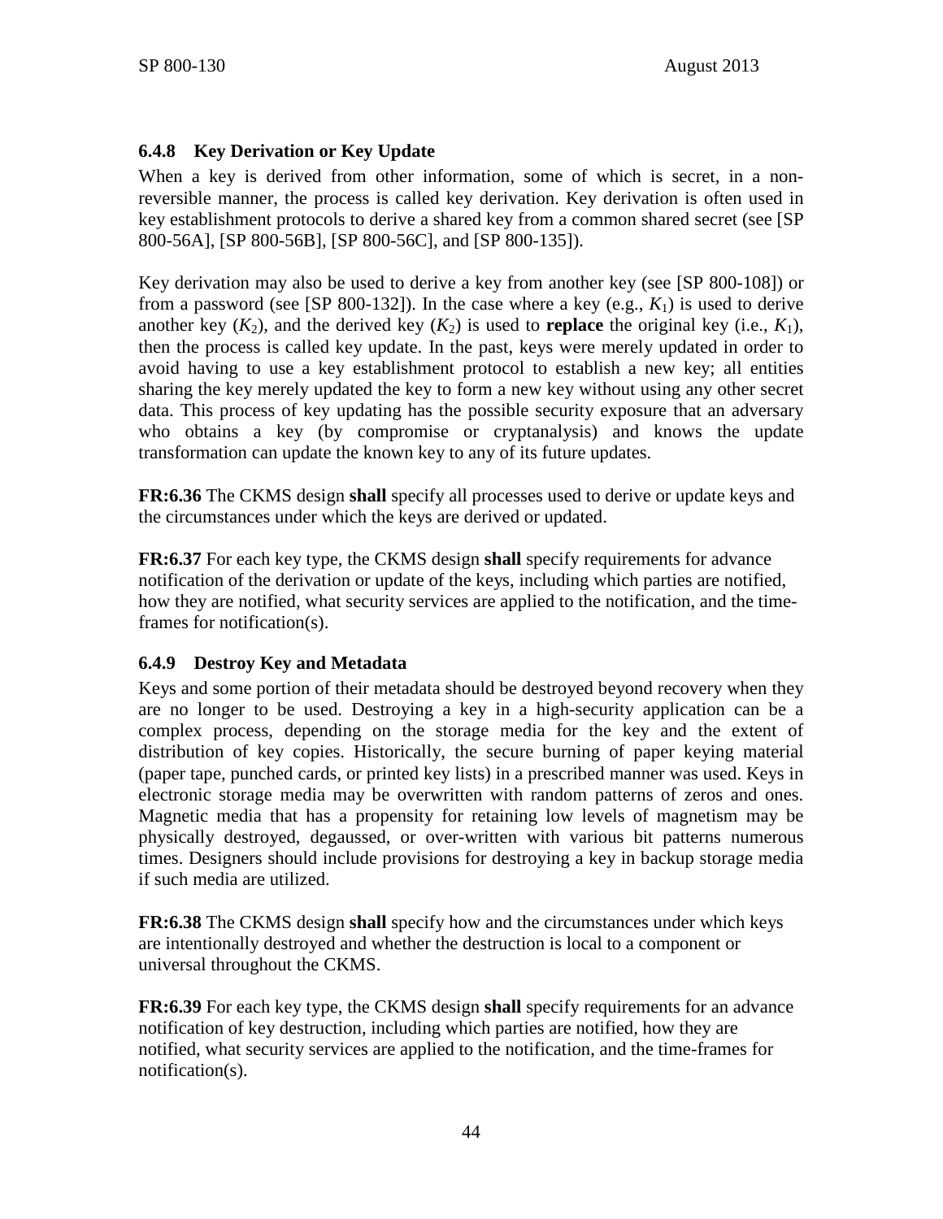### 6.4.8 Key Derivation or Key Update

When a key is derived from other information, some of which is secret, in a non-reversible manner, the process is called key derivation. Key derivation is often used in key establishment protocols to derive a shared key from a common shared secret (see [SP 800-56A], [SP 800-56B], [SP 800-56C], and [SP 800-135]).

Key derivation may also be used to derive a key from another key (see [SP 800-108]) or from a password (see [SP 800-132]). In the case where a key (e.g., $K_1$) is used to derive another key ($K_2$), and the derived key ($K_2$) is used to **replace** the original key (i.e., $K_1$), then the process is called key update. In the past, keys were merely updated in order to avoid having to use a key establishment protocol to establish a new key; all entities sharing the key merely updated the key to form a new key without using any other secret data. This process of key updating has the possible security exposure that an adversary who obtains a key (by compromise or cryptanalysis) and knows the update transformation can update the known key to any of its future updates.

**FR:6.36** The CKMS design **shall** specify all processes used to derive or update keys and the circumstances under which the keys are derived or updated.

**FR:6.37** For each key type, the CKMS design **shall** specify requirements for advance notification of the derivation or update of the keys, including which parties are notified, how they are notified, what security services are applied to the notification, and the time-frames for notification(s).

### 6.4.9 Destroy Key and Metadata

Keys and some portion of their metadata should be destroyed beyond recovery when they are no longer to be used. Destroying a key in a high-security application can be a complex process, depending on the storage media for the key and the extent of distribution of key copies. Historically, the secure burning of paper keying material (paper tape, punched cards, or printed key lists) in a prescribed manner was used. Keys in electronic storage media may be overwritten with random patterns of zeros and ones. Magnetic media that has a propensity for retaining low levels of magnetism may be physically destroyed, degaussed, or over-written with various bit patterns numerous times. Designers should include provisions for destroying a key in backup storage media if such media are utilized.

**FR:6.38** The CKMS design **shall** specify how and the circumstances under which keys are intentionally destroyed and whether the destruction is local to a component or universal throughout the CKMS.

**FR:6.39** For each key type, the CKMS design **shall** specify requirements for an advance notification of key destruction, including which parties are notified, how they are notified, what security services are applied to the notification, and the time-frames for notification(s).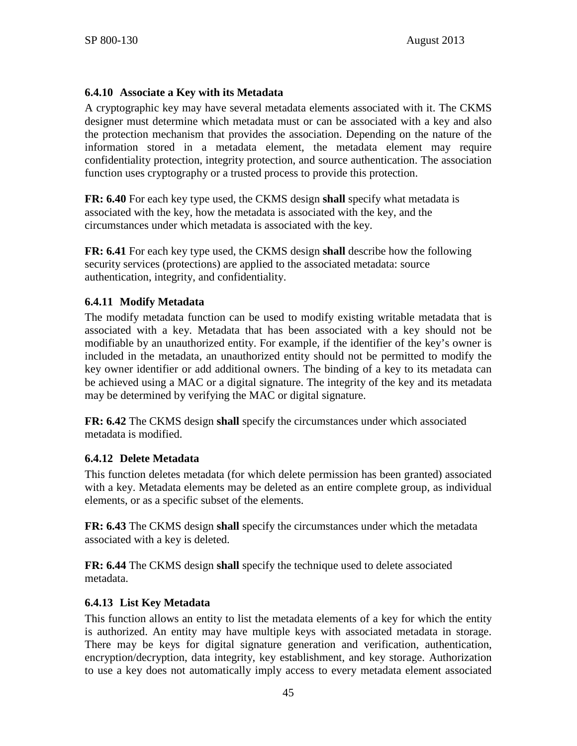### 6.4.10 Associate a Key with its Metadata

A cryptographic key may have several metadata elements associated with it. The CKMS designer must determine which metadata must or can be associated with a key and also the protection mechanism that provides the association. Depending on the nature of the information stored in a metadata element, the metadata element may require confidentiality protection, integrity protection, and source authentication. The association function uses cryptography or a trusted process to provide this protection.

**FR: 6.40** For each key type used, the CKMS design **shall** specify what metadata is associated with the key, how the metadata is associated with the key, and the circumstances under which metadata is associated with the key.

**FR: 6.41** For each key type used, the CKMS design **shall** describe how the following security services (protections) are applied to the associated metadata: source authentication, integrity, and confidentiality.

### 6.4.11 Modify Metadata

The modify metadata function can be used to modify existing writable metadata that is associated with a key. Metadata that has been associated with a key should not be modifiable by an unauthorized entity. For example, if the identifier of the key's owner is included in the metadata, an unauthorized entity should not be permitted to modify the key owner identifier or add additional owners. The binding of a key to its metadata can be achieved using a MAC or a digital signature. The integrity of the key and its metadata may be determined by verifying the MAC or digital signature.

**FR: 6.42** The CKMS design **shall** specify the circumstances under which associated metadata is modified.

### 6.4.12 Delete Metadata

This function deletes metadata (for which delete permission has been granted) associated with a key. Metadata elements may be deleted as an entire complete group, as individual elements, or as a specific subset of the elements.

**FR: 6.43** The CKMS design **shall** specify the circumstances under which the metadata associated with a key is deleted.

**FR: 6.44** The CKMS design **shall** specify the technique used to delete associated metadata.

### 6.4.13 List Key Metadata

This function allows an entity to list the metadata elements of a key for which the entity is authorized. An entity may have multiple keys with associated metadata in storage. There may be keys for digital signature generation and verification, authentication, encryption/decryption, data integrity, key establishment, and key storage. Authorization to use a key does not automatically imply access to every metadata element associated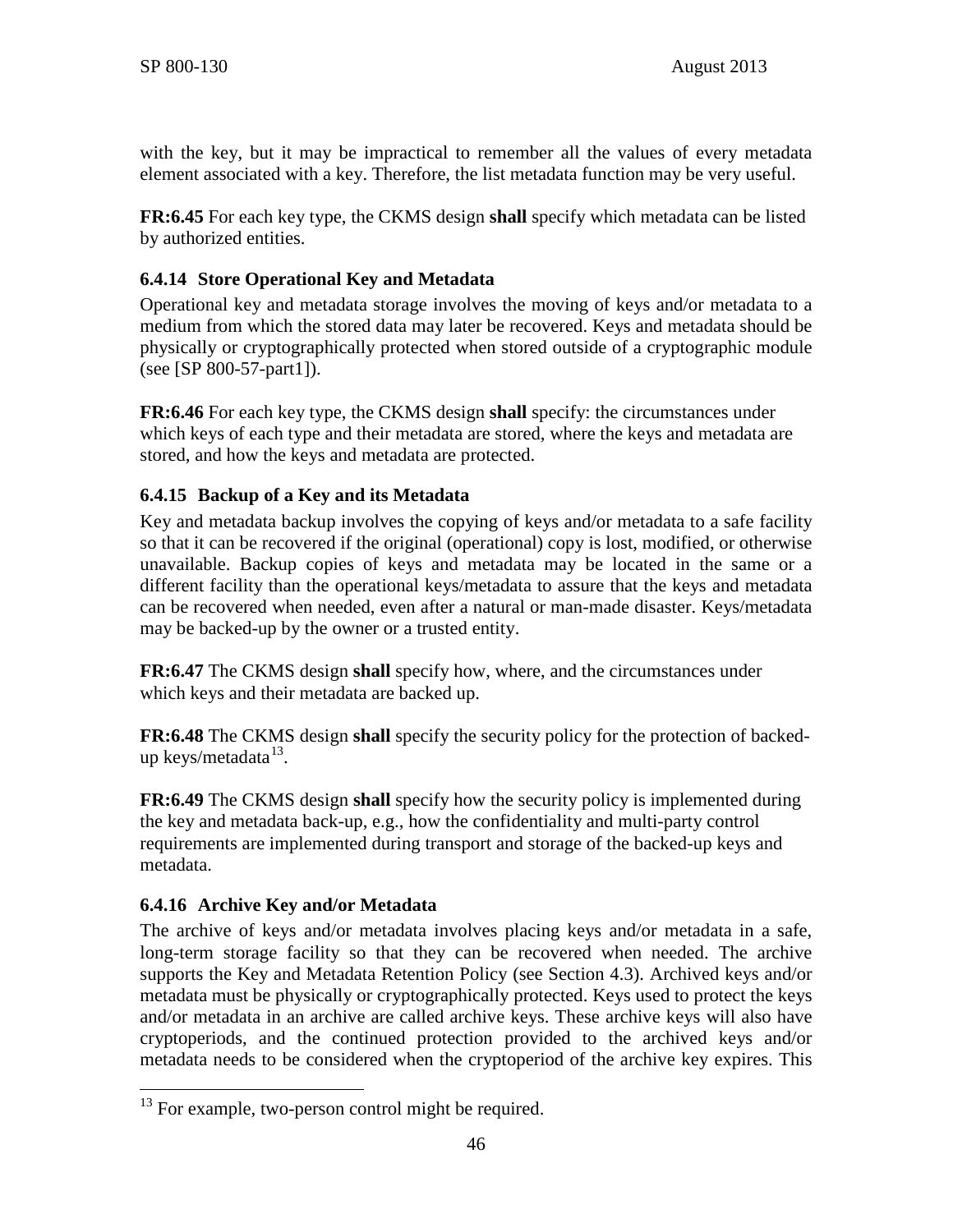with the key, but it may be impractical to remember all the values of every metadata element associated with a key. Therefore, the list metadata function may be very useful.

**FR:6.45** For each key type, the CKMS design **shall** specify which metadata can be listed by authorized entities.

### 6.4.14 Store Operational Key and Metadata

Operational key and metadata storage involves the moving of keys and/or metadata to a medium from which the stored data may later be recovered. Keys and metadata should be physically or cryptographically protected when stored outside of a cryptographic module (see [SP 800-57-part1]).

**FR:6.46** For each key type, the CKMS design **shall** specify: the circumstances under which keys of each type and their metadata are stored, where the keys and metadata are stored, and how the keys and metadata are protected.

### 6.4.15 Backup of a Key and its Metadata

Key and metadata backup involves the copying of keys and/or metadata to a safe facility so that it can be recovered if the original (operational) copy is lost, modified, or otherwise unavailable. Backup copies of keys and metadata may be located in the same or a different facility than the operational keys/metadata to assure that the keys and metadata can be recovered when needed, even after a natural or man-made disaster. Keys/metadata may be backed-up by the owner or a trusted entity.

**FR:6.47** The CKMS design **shall** specify how, where, and the circumstances under which keys and their metadata are backed up.

**FR:6.48** The CKMS design **shall** specify the security policy for the protection of backed-up keys/metadata[13].

**FR:6.49** The CKMS design **shall** specify how the security policy is implemented during the key and metadata back-up, e.g., how the confidentiality and multi-party control requirements are implemented during transport and storage of the backed-up keys and metadata.

### 6.4.16 Archive Key and/or Metadata

The archive of keys and/or metadata involves placing keys and/or metadata in a safe, long-term storage facility so that they can be recovered when needed. The archive supports the Key and Metadata Retention Policy (see Section 4.3). Archived keys and/or metadata must be physically or cryptographically protected. Keys used to protect the keys and/or metadata in an archive are called archive keys. These archive keys will also have cryptoperiods, and the continued protection provided to the archived keys and/or metadata needs to be considered when the cryptoperiod of the archive key expires. This

[13] For example, two-person control might be required.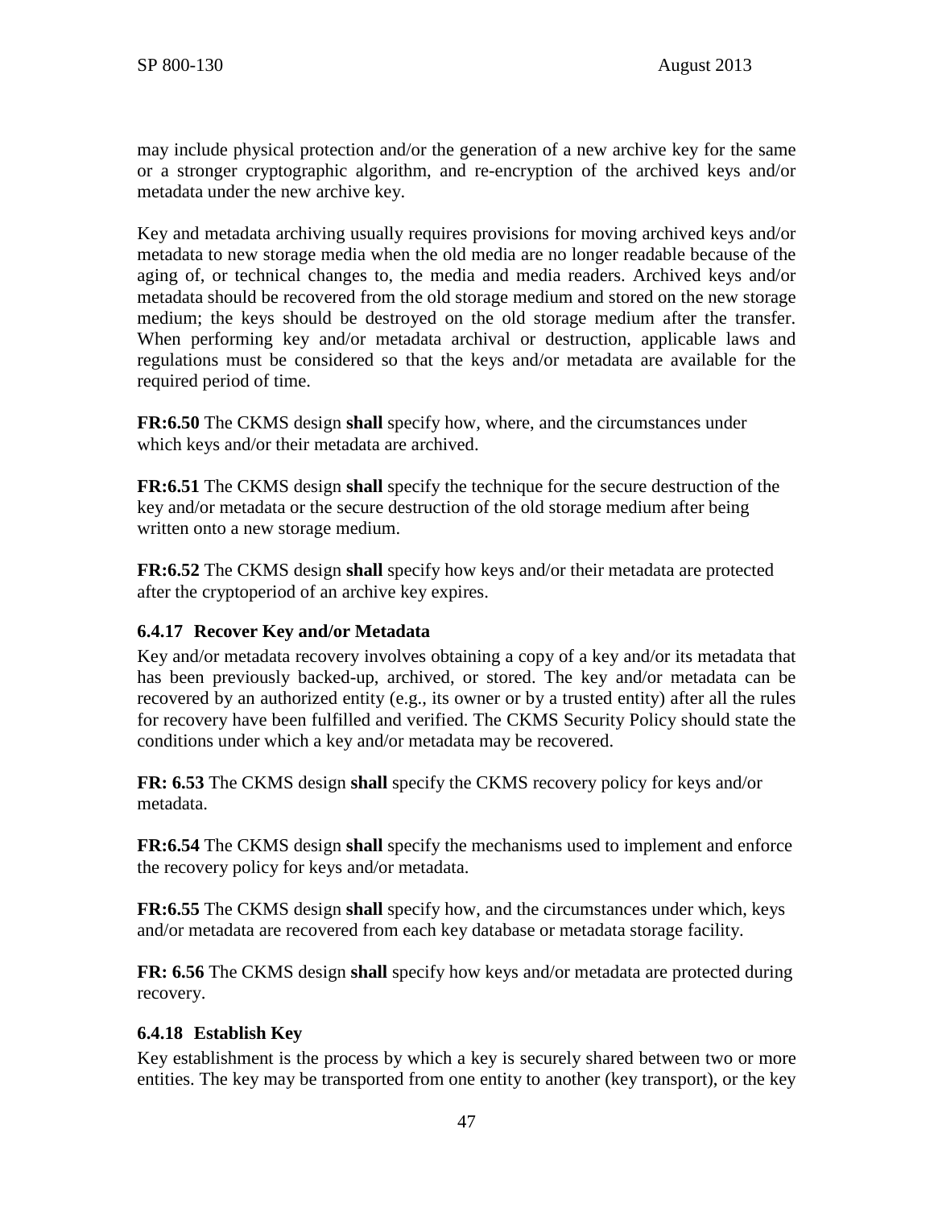may include physical protection and/or the generation of a new archive key for the same or a stronger cryptographic algorithm, and re-encryption of the archived keys and/or metadata under the new archive key.

Key and metadata archiving usually requires provisions for moving archived keys and/or metadata to new storage media when the old media are no longer readable because of the aging of, or technical changes to, the media and media readers. Archived keys and/or metadata should be recovered from the old storage medium and stored on the new storage medium; the keys should be destroyed on the old storage medium after the transfer. When performing key and/or metadata archival or destruction, applicable laws and regulations must be considered so that the keys and/or metadata are available for the required period of time.

**FR:6.50** The CKMS design **shall** specify how, where, and the circumstances under which keys and/or their metadata are archived.

**FR:6.51** The CKMS design **shall** specify the technique for the secure destruction of the key and/or metadata or the secure destruction of the old storage medium after being written onto a new storage medium.

**FR:6.52** The CKMS design **shall** specify how keys and/or their metadata are protected after the cryptoperiod of an archive key expires.

### 6.4.17 Recover Key and/or Metadata

Key and/or metadata recovery involves obtaining a copy of a key and/or its metadata that has been previously backed-up, archived, or stored. The key and/or metadata can be recovered by an authorized entity (e.g., its owner or by a trusted entity) after all the rules for recovery have been fulfilled and verified. The CKMS Security Policy should state the conditions under which a key and/or metadata may be recovered.

**FR: 6.53** The CKMS design **shall** specify the CKMS recovery policy for keys and/or metadata.

**FR:6.54** The CKMS design **shall** specify the mechanisms used to implement and enforce the recovery policy for keys and/or metadata.

**FR:6.55** The CKMS design **shall** specify how, and the circumstances under which, keys and/or metadata are recovered from each key database or metadata storage facility.

**FR: 6.56** The CKMS design **shall** specify how keys and/or metadata are protected during recovery.

### 6.4.18 Establish Key

Key establishment is the process by which a key is securely shared between two or more entities. The key may be transported from one entity to another (key transport), or the key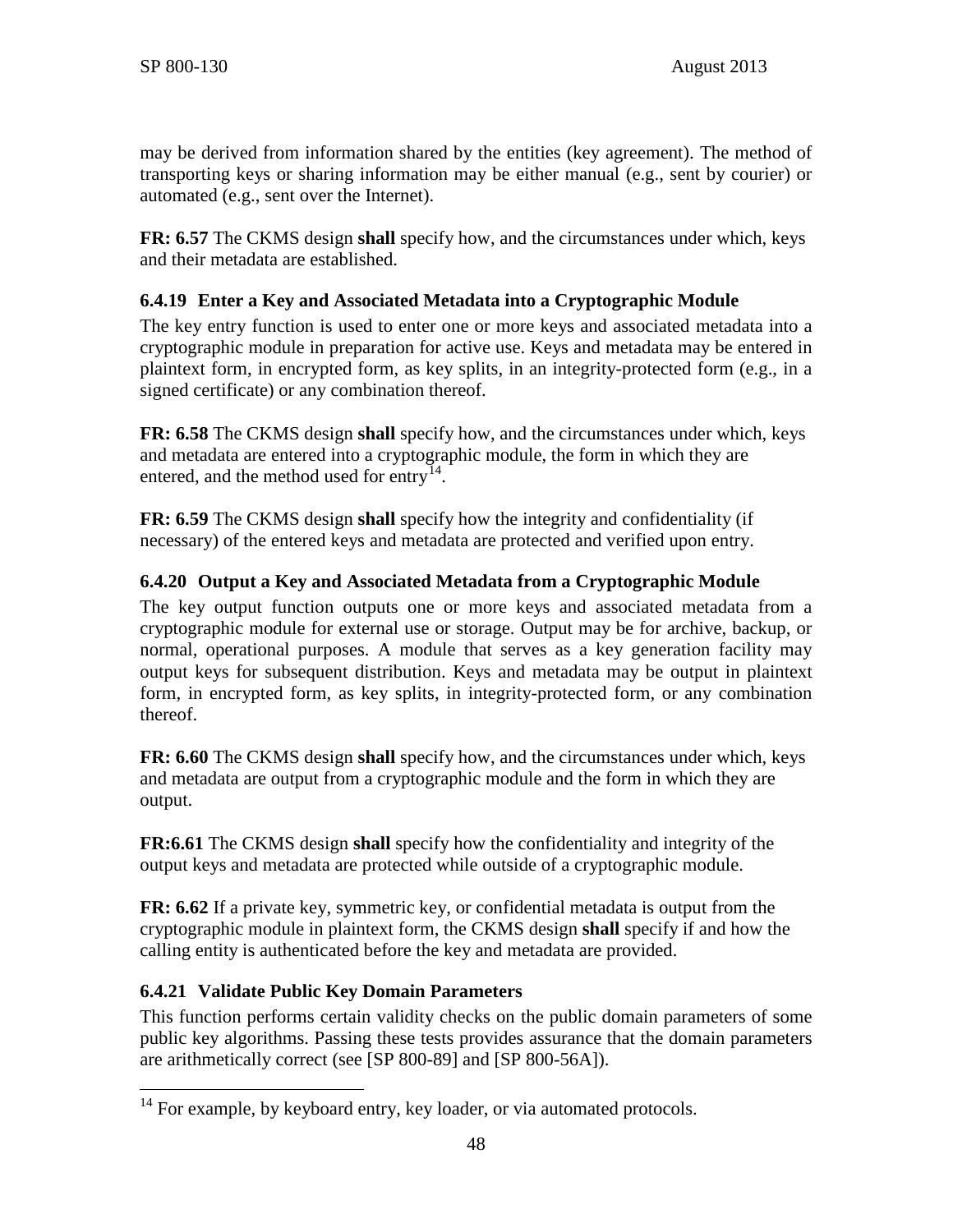may be derived from information shared by the entities (key agreement). The method of transporting keys or sharing information may be either manual (e.g., sent by courier) or automated (e.g., sent over the Internet).

**FR: 6.57** The CKMS design **shall** specify how, and the circumstances under which, keys and their metadata are established.

### 6.4.19 Enter a Key and Associated Metadata into a Cryptographic Module

The key entry function is used to enter one or more keys and associated metadata into a cryptographic module in preparation for active use. Keys and metadata may be entered in plaintext form, in encrypted form, as key splits, in an integrity-protected form (e.g., in a signed certificate) or any combination thereof.

**FR: 6.58** The CKMS design **shall** specify how, and the circumstances under which, keys and metadata are entered into a cryptographic module, the form in which they are entered, and the method used for entry[14].

**FR: 6.59** The CKMS design **shall** specify how the integrity and confidentiality (if necessary) of the entered keys and metadata are protected and verified upon entry.

### 6.4.20 Output a Key and Associated Metadata from a Cryptographic Module

The key output function outputs one or more keys and associated metadata from a cryptographic module for external use or storage. Output may be for archive, backup, or normal, operational purposes. A module that serves as a key generation facility may output keys for subsequent distribution. Keys and metadata may be output in plaintext form, in encrypted form, as key splits, in integrity-protected form, or any combination thereof.

**FR: 6.60** The CKMS design **shall** specify how, and the circumstances under which, keys and metadata are output from a cryptographic module and the form in which they are output.

**FR:6.61** The CKMS design **shall** specify how the confidentiality and integrity of the output keys and metadata are protected while outside of a cryptographic module.

**FR: 6.62** If a private key, symmetric key, or confidential metadata is output from the cryptographic module in plaintext form, the CKMS design **shall** specify if and how the calling entity is authenticated before the key and metadata are provided.

### 6.4.21 Validate Public Key Domain Parameters

This function performs certain validity checks on the public domain parameters of some public key algorithms. Passing these tests provides assurance that the domain parameters are arithmetically correct (see [SP 800-89] and [SP 800-56A]).

---

[14] For example, by keyboard entry, key loader, or via automated protocols.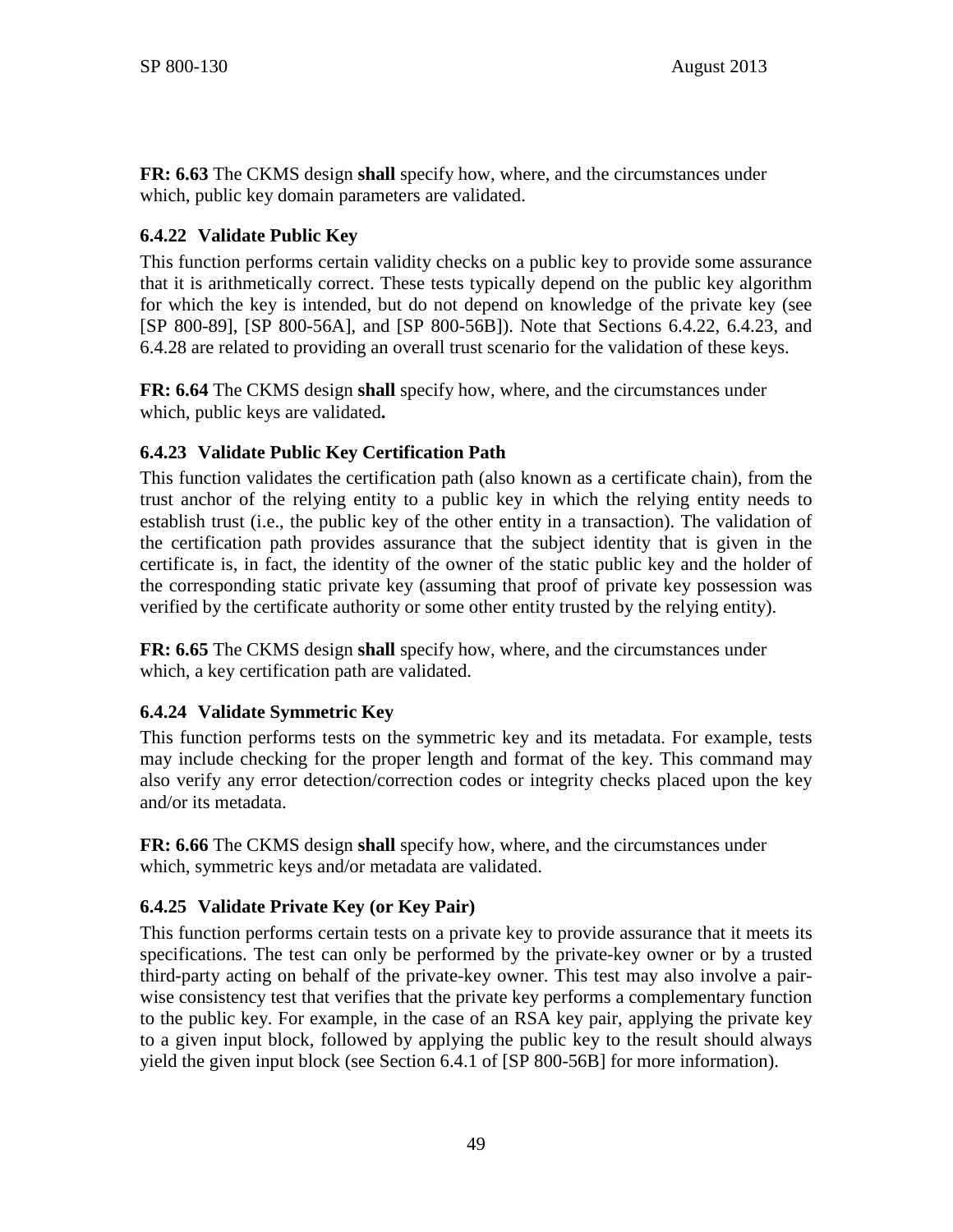**FR: 6.63** The CKMS design **shall** specify how, where, and the circumstances under which, public key domain parameters are validated.

### 6.4.22 Validate Public Key

This function performs certain validity checks on a public key to provide some assurance that it is arithmetically correct. These tests typically depend on the public key algorithm for which the key is intended, but do not depend on knowledge of the private key (see [SP 800-89], [SP 800-56A], and [SP 800-56B]). Note that Sections 6.4.22, 6.4.23, and 6.4.28 are related to providing an overall trust scenario for the validation of these keys.

**FR: 6.64** The CKMS design **shall** specify how, where, and the circumstances under which, public keys are validated**.**

### 6.4.23 Validate Public Key Certification Path

This function validates the certification path (also known as a certificate chain), from the trust anchor of the relying entity to a public key in which the relying entity needs to establish trust (i.e., the public key of the other entity in a transaction). The validation of the certification path provides assurance that the subject identity that is given in the certificate is, in fact, the identity of the owner of the static public key and the holder of the corresponding static private key (assuming that proof of private key possession was verified by the certificate authority or some other entity trusted by the relying entity).

**FR: 6.65** The CKMS design **shall** specify how, where, and the circumstances under which, a key certification path are validated.

### 6.4.24 Validate Symmetric Key

This function performs tests on the symmetric key and its metadata. For example, tests may include checking for the proper length and format of the key. This command may also verify any error detection/correction codes or integrity checks placed upon the key and/or its metadata.

**FR: 6.66** The CKMS design **shall** specify how, where, and the circumstances under which, symmetric keys and/or metadata are validated.

### 6.4.25 Validate Private Key (or Key Pair)

This function performs certain tests on a private key to provide assurance that it meets its specifications. The test can only be performed by the private-key owner or by a trusted third-party acting on behalf of the private-key owner. This test may also involve a pair-wise consistency test that verifies that the private key performs a complementary function to the public key. For example, in the case of an RSA key pair, applying the private key to a given input block, followed by applying the public key to the result should always yield the given input block (see Section 6.4.1 of [SP 800-56B] for more information).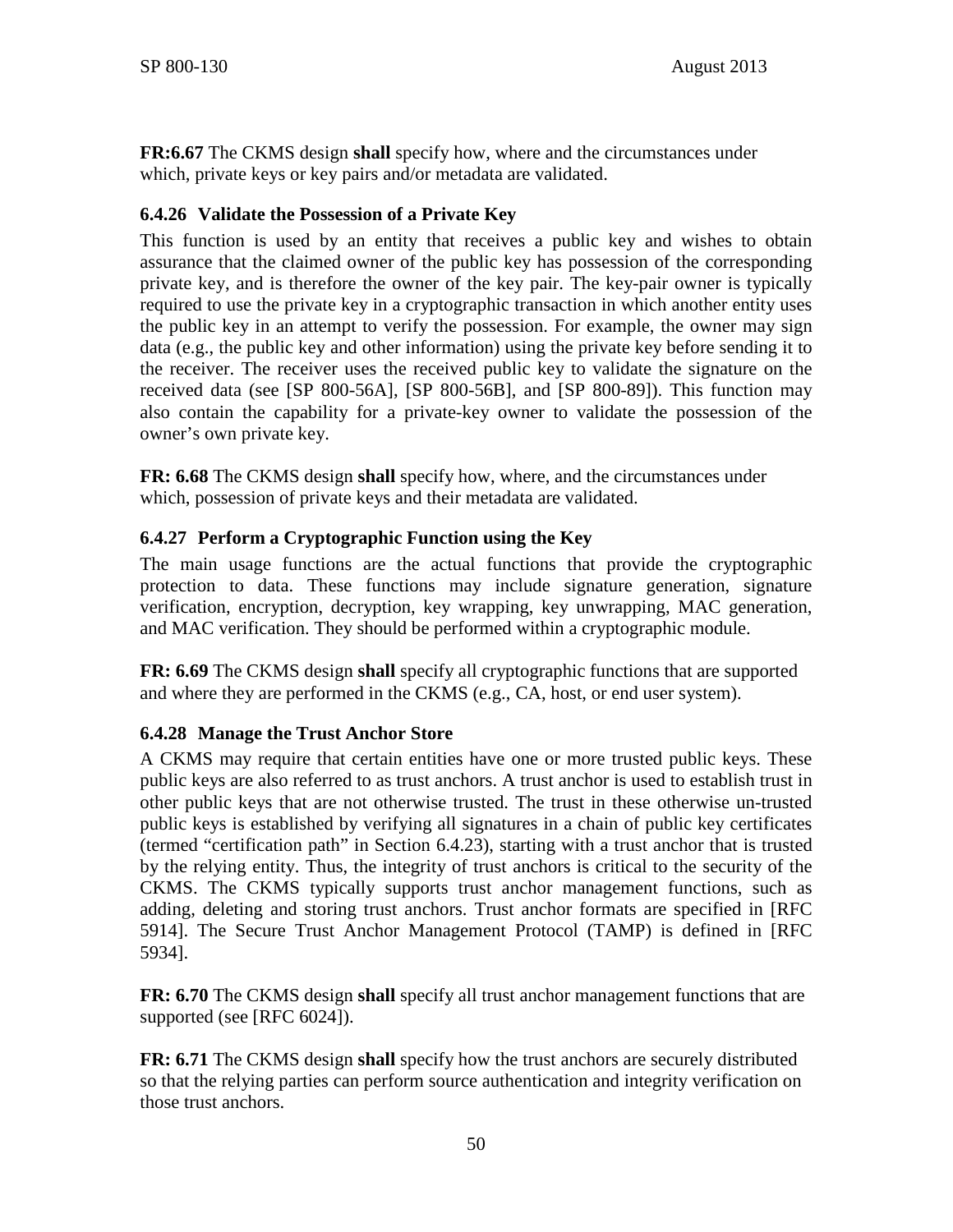**FR:6.67** The CKMS design **shall** specify how, where and the circumstances under which, private keys or key pairs and/or metadata are validated.

### 6.4.26 Validate the Possession of a Private Key

This function is used by an entity that receives a public key and wishes to obtain assurance that the claimed owner of the public key has possession of the corresponding private key, and is therefore the owner of the key pair. The key-pair owner is typically required to use the private key in a cryptographic transaction in which another entity uses the public key in an attempt to verify the possession. For example, the owner may sign data (e.g., the public key and other information) using the private key before sending it to the receiver. The receiver uses the received public key to validate the signature on the received data (see [SP 800-56A], [SP 800-56B], and [SP 800-89]). This function may also contain the capability for a private-key owner to validate the possession of the owner's own private key.

**FR: 6.68** The CKMS design **shall** specify how, where, and the circumstances under which, possession of private keys and their metadata are validated.

### 6.4.27 Perform a Cryptographic Function using the Key

The main usage functions are the actual functions that provide the cryptographic protection to data. These functions may include signature generation, signature verification, encryption, decryption, key wrapping, key unwrapping, MAC generation, and MAC verification. They should be performed within a cryptographic module.

**FR: 6.69** The CKMS design **shall** specify all cryptographic functions that are supported and where they are performed in the CKMS (e.g., CA, host, or end user system).

### 6.4.28 Manage the Trust Anchor Store

A CKMS may require that certain entities have one or more trusted public keys. These public keys are also referred to as trust anchors. A trust anchor is used to establish trust in other public keys that are not otherwise trusted. The trust in these otherwise un-trusted public keys is established by verifying all signatures in a chain of public key certificates (termed "certification path" in Section 6.4.23), starting with a trust anchor that is trusted by the relying entity. Thus, the integrity of trust anchors is critical to the security of the CKMS. The CKMS typically supports trust anchor management functions, such as adding, deleting and storing trust anchors. Trust anchor formats are specified in [RFC 5914]. The Secure Trust Anchor Management Protocol (TAMP) is defined in [RFC 5934].

**FR: 6.70** The CKMS design **shall** specify all trust anchor management functions that are supported (see [RFC 6024]).

**FR: 6.71** The CKMS design **shall** specify how the trust anchors are securely distributed so that the relying parties can perform source authentication and integrity verification on those trust anchors.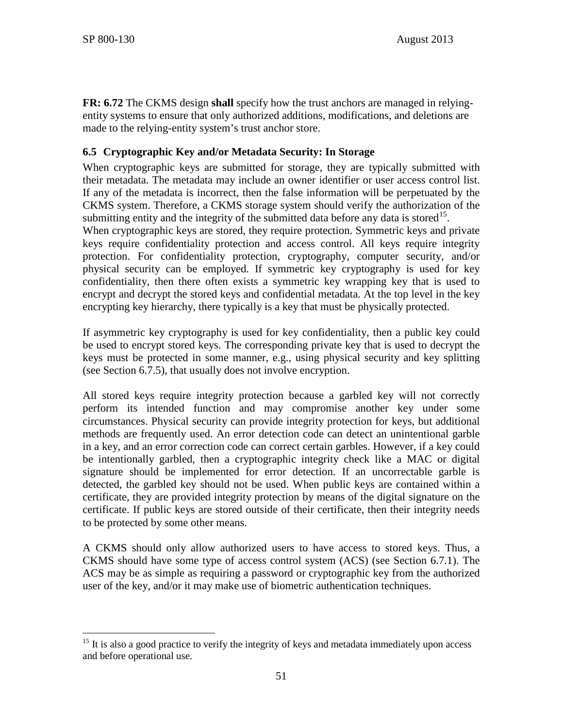**FR: 6.72** The CKMS design **shall** specify how the trust anchors are managed in relying-entity systems to ensure that only authorized additions, modifications, and deletions are made to the relying-entity system's trust anchor store.

### 6.5 Cryptographic Key and/or Metadata Security: In Storage

When cryptographic keys are submitted for storage, they are typically submitted with their metadata. The metadata may include an owner identifier or user access control list. If any of the metadata is incorrect, then the false information will be perpetuated by the CKMS system. Therefore, a CKMS storage system should verify the authorization of the submitting entity and the integrity of the submitted data before any data is stored[15].

When cryptographic keys are stored, they require protection. Symmetric keys and private keys require confidentiality protection and access control. All keys require integrity protection. For confidentiality protection, cryptography, computer security, and/or physical security can be employed. If symmetric key cryptography is used for key confidentiality, then there often exists a symmetric key wrapping key that is used to encrypt and decrypt the stored keys and confidential metadata. At the top level in the key encrypting key hierarchy, there typically is a key that must be physically protected.

If asymmetric key cryptography is used for key confidentiality, then a public key could be used to encrypt stored keys. The corresponding private key that is used to decrypt the keys must be protected in some manner, e.g., using physical security and key splitting (see Section 6.7.5), that usually does not involve encryption.

All stored keys require integrity protection because a garbled key will not correctly perform its intended function and may compromise another key under some circumstances. Physical security can provide integrity protection for keys, but additional methods are frequently used. An error detection code can detect an unintentional garble in a key, and an error correction code can correct certain garbles. However, if a key could be intentionally garbled, then a cryptographic integrity check like a MAC or digital signature should be implemented for error detection. If an uncorrectable garble is detected, the garbled key should not be used. When public keys are contained within a certificate, they are provided integrity protection by means of the digital signature on the certificate. If public keys are stored outside of their certificate, then their integrity needs to be protected by some other means.

A CKMS should only allow authorized users to have access to stored keys. Thus, a CKMS should have some type of access control system (ACS) (see Section 6.7.1). The ACS may be as simple as requiring a password or cryptographic key from the authorized user of the key, and/or it may make use of biometric authentication techniques.

[15] It is also a good practice to verify the integrity of keys and metadata immediately upon access and before operational use.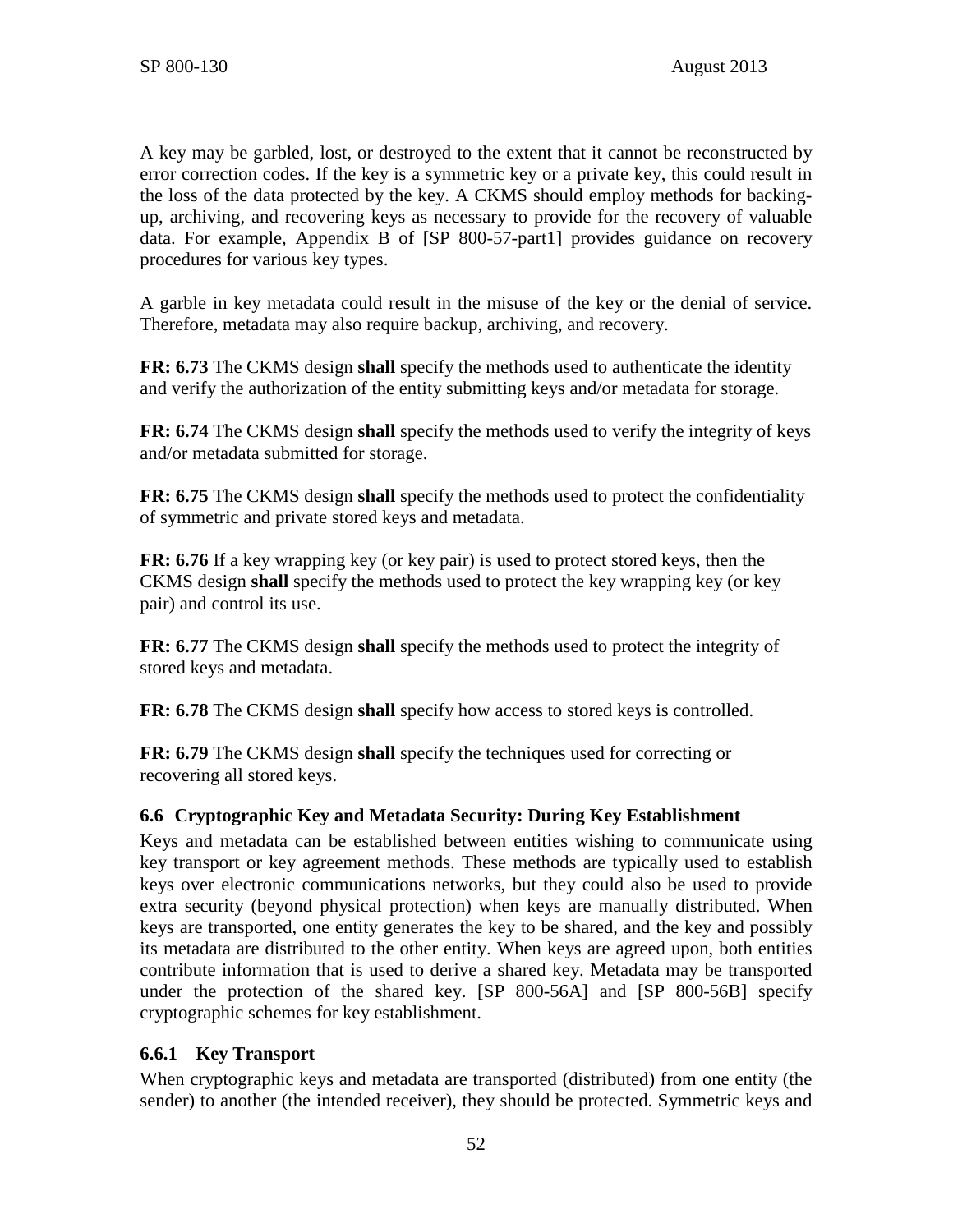A key may be garbled, lost, or destroyed to the extent that it cannot be reconstructed by error correction codes. If the key is a symmetric key or a private key, this could result in the loss of the data protected by the key. A CKMS should employ methods for backing-up, archiving, and recovering keys as necessary to provide for the recovery of valuable data. For example, Appendix B of [SP 800-57-part1] provides guidance on recovery procedures for various key types.

A garble in key metadata could result in the misuse of the key or the denial of service. Therefore, metadata may also require backup, archiving, and recovery.

**FR: 6.73** The CKMS design **shall** specify the methods used to authenticate the identity and verify the authorization of the entity submitting keys and/or metadata for storage.

**FR: 6.74** The CKMS design **shall** specify the methods used to verify the integrity of keys and/or metadata submitted for storage.

**FR: 6.75** The CKMS design **shall** specify the methods used to protect the confidentiality of symmetric and private stored keys and metadata.

**FR: 6.76** If a key wrapping key (or key pair) is used to protect stored keys, then the CKMS design **shall** specify the methods used to protect the key wrapping key (or key pair) and control its use.

**FR: 6.77** The CKMS design **shall** specify the methods used to protect the integrity of stored keys and metadata.

**FR: 6.78** The CKMS design **shall** specify how access to stored keys is controlled.

**FR: 6.79** The CKMS design **shall** specify the techniques used for correcting or recovering all stored keys.

### 6.6 Cryptographic Key and Metadata Security: During Key Establishment

Keys and metadata can be established between entities wishing to communicate using key transport or key agreement methods. These methods are typically used to establish keys over electronic communications networks, but they could also be used to provide extra security (beyond physical protection) when keys are manually distributed. When keys are transported, one entity generates the key to be shared, and the key and possibly its metadata are distributed to the other entity. When keys are agreed upon, both entities contribute information that is used to derive a shared key. Metadata may be transported under the protection of the shared key. [SP 800-56A] and [SP 800-56B] specify cryptographic schemes for key establishment.

#### 6.6.1 Key Transport

When cryptographic keys and metadata are transported (distributed) from one entity (the sender) to another (the intended receiver), they should be protected. Symmetric keys and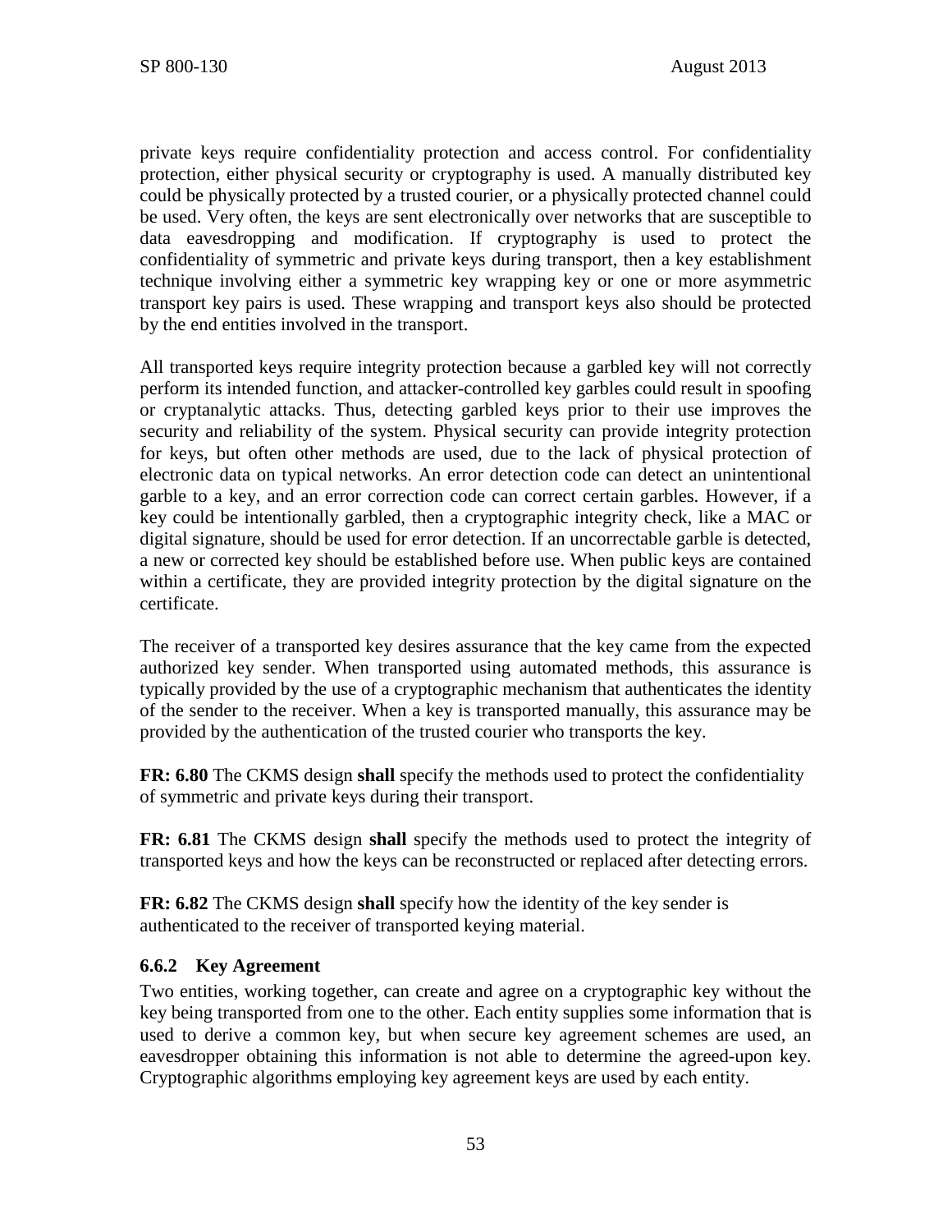private keys require confidentiality protection and access control. For confidentiality protection, either physical security or cryptography is used. A manually distributed key could be physically protected by a trusted courier, or a physically protected channel could be used. Very often, the keys are sent electronically over networks that are susceptible to data eavesdropping and modification. If cryptography is used to protect the confidentiality of symmetric and private keys during transport, then a key establishment technique involving either a symmetric key wrapping key or one or more asymmetric transport key pairs is used. These wrapping and transport keys also should be protected by the end entities involved in the transport.

All transported keys require integrity protection because a garbled key will not correctly perform its intended function, and attacker-controlled key garbles could result in spoofing or cryptanalytic attacks. Thus, detecting garbled keys prior to their use improves the security and reliability of the system. Physical security can provide integrity protection for keys, but often other methods are used, due to the lack of physical protection of electronic data on typical networks. An error detection code can detect an unintentional garble to a key, and an error correction code can correct certain garbles. However, if a key could be intentionally garbled, then a cryptographic integrity check, like a MAC or digital signature, should be used for error detection. If an uncorrectable garble is detected, a new or corrected key should be established before use. When public keys are contained within a certificate, they are provided integrity protection by the digital signature on the certificate.

The receiver of a transported key desires assurance that the key came from the expected authorized key sender. When transported using automated methods, this assurance is typically provided by the use of a cryptographic mechanism that authenticates the identity of the sender to the receiver. When a key is transported manually, this assurance may be provided by the authentication of the trusted courier who transports the key.

**FR: 6.80** The CKMS design **shall** specify the methods used to protect the confidentiality of symmetric and private keys during their transport.

**FR: 6.81** The CKMS design **shall** specify the methods used to protect the integrity of transported keys and how the keys can be reconstructed or replaced after detecting errors.

**FR: 6.82** The CKMS design **shall** specify how the identity of the key sender is authenticated to the receiver of transported keying material.

### 6.6.2 Key Agreement

Two entities, working together, can create and agree on a cryptographic key without the key being transported from one to the other. Each entity supplies some information that is used to derive a common key, but when secure key agreement schemes are used, an eavesdropper obtaining this information is not able to determine the agreed-upon key. Cryptographic algorithms employing key agreement keys are used by each entity.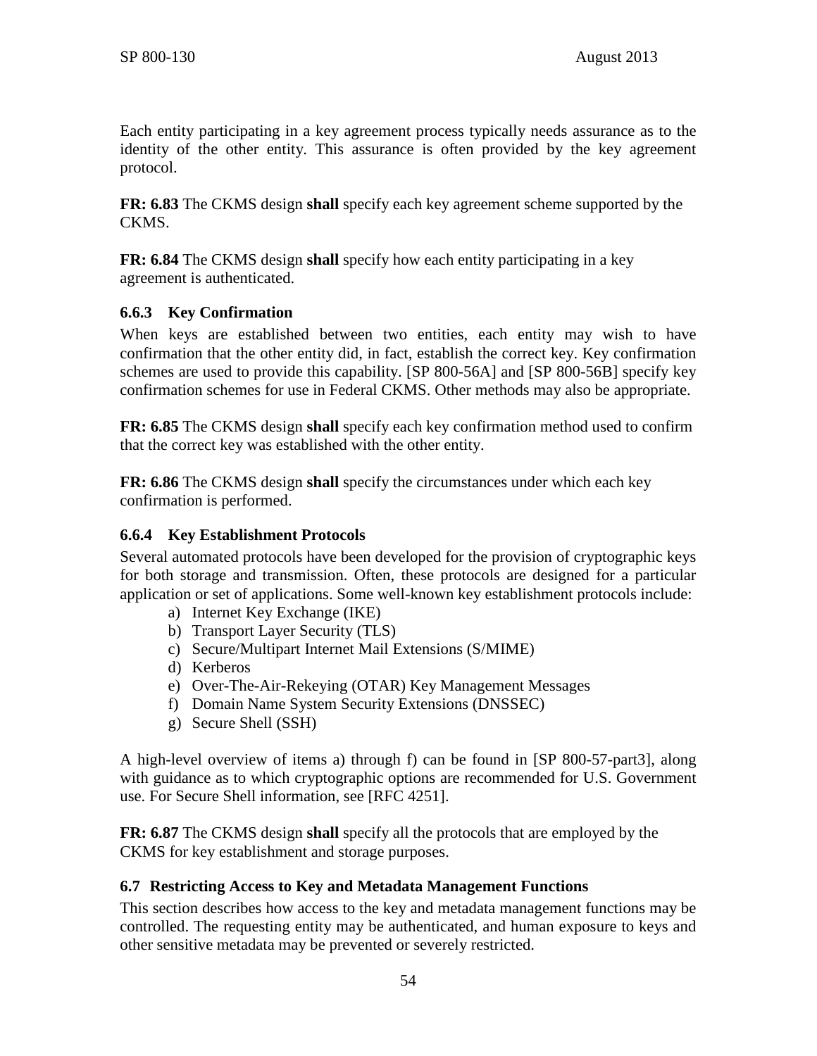Each entity participating in a key agreement process typically needs assurance as to the identity of the other entity. This assurance is often provided by the key agreement protocol.

**FR: 6.83** The CKMS design **shall** specify each key agreement scheme supported by the CKMS.

**FR: 6.84** The CKMS design **shall** specify how each entity participating in a key agreement is authenticated.

### 6.6.3 Key Confirmation

When keys are established between two entities, each entity may wish to have confirmation that the other entity did, in fact, establish the correct key. Key confirmation schemes are used to provide this capability. [SP 800-56A] and [SP 800-56B] specify key confirmation schemes for use in Federal CKMS. Other methods may also be appropriate.

**FR: 6.85** The CKMS design **shall** specify each key confirmation method used to confirm that the correct key was established with the other entity.

**FR: 6.86** The CKMS design **shall** specify the circumstances under which each key confirmation is performed.

### 6.6.4 Key Establishment Protocols

Several automated protocols have been developed for the provision of cryptographic keys for both storage and transmission. Often, these protocols are designed for a particular application or set of applications. Some well-known key establishment protocols include:

a) Internet Key Exchange (IKE)
b) Transport Layer Security (TLS)
c) Secure/Multipart Internet Mail Extensions (S/MIME)
d) Kerberos
e) Over-The-Air-Rekeying (OTAR) Key Management Messages
f) Domain Name System Security Extensions (DNSSEC)
g) Secure Shell (SSH)

A high-level overview of items a) through f) can be found in [SP 800-57-part3], along with guidance as to which cryptographic options are recommended for U.S. Government use. For Secure Shell information, see [RFC 4251].

**FR: 6.87** The CKMS design **shall** specify all the protocols that are employed by the CKMS for key establishment and storage purposes.

## 6.7 Restricting Access to Key and Metadata Management Functions

This section describes how access to the key and metadata management functions may be controlled. The requesting entity may be authenticated, and human exposure to keys and other sensitive metadata may be prevented or severely restricted.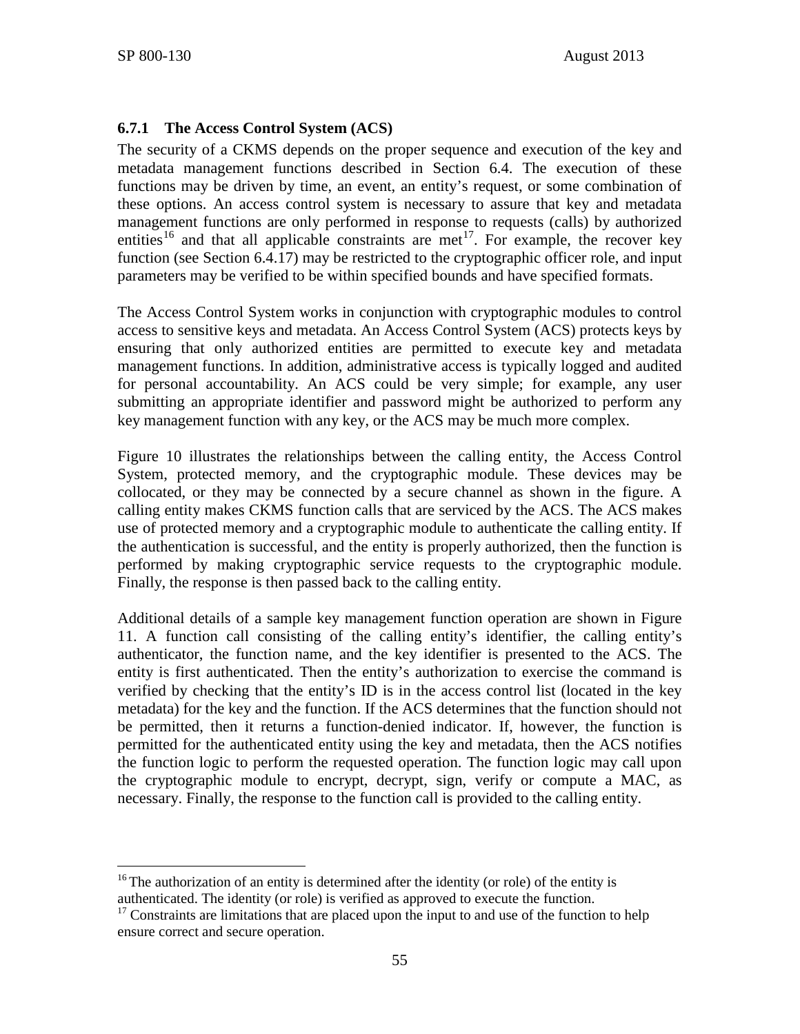### 6.7.1 The Access Control System (ACS)

The security of a CKMS depends on the proper sequence and execution of the key and metadata management functions described in Section 6.4. The execution of these functions may be driven by time, an event, an entity's request, or some combination of these options. An access control system is necessary to assure that key and metadata management functions are only performed in response to requests (calls) by authorized entities[16] and that all applicable constraints are met[17]. For example, the recover key function (see Section 6.4.17) may be restricted to the cryptographic officer role, and input parameters may be verified to be within specified bounds and have specified formats.

The Access Control System works in conjunction with cryptographic modules to control access to sensitive keys and metadata. An Access Control System (ACS) protects keys by ensuring that only authorized entities are permitted to execute key and metadata management functions. In addition, administrative access is typically logged and audited for personal accountability. An ACS could be very simple; for example, any user submitting an appropriate identifier and password might be authorized to perform any key management function with any key, or the ACS may be much more complex.

Figure 10 illustrates the relationships between the calling entity, the Access Control System, protected memory, and the cryptographic module. These devices may be collocated, or they may be connected by a secure channel as shown in the figure. A calling entity makes CKMS function calls that are serviced by the ACS. The ACS makes use of protected memory and a cryptographic module to authenticate the calling entity. If the authentication is successful, and the entity is properly authorized, then the function is performed by making cryptographic service requests to the cryptographic module. Finally, the response is then passed back to the calling entity.

Additional details of a sample key management function operation are shown in Figure 11. A function call consisting of the calling entity's identifier, the calling entity's authenticator, the function name, and the key identifier is presented to the ACS. The entity is first authenticated. Then the entity's authorization to exercise the command is verified by checking that the entity's ID is in the access control list (located in the key metadata) for the key and the function. If the ACS determines that the function should not be permitted, then it returns a function-denied indicator. If, however, the function is permitted for the authenticated entity using the key and metadata, then the ACS notifies the function logic to perform the requested operation. The function logic may call upon the cryptographic module to encrypt, decrypt, sign, verify or compute a MAC, as necessary. Finally, the response to the function call is provided to the calling entity.

---

[16] The authorization of an entity is determined after the identity (or role) of the entity is authenticated. The identity (or role) is verified as approved to execute the function.

[17] Constraints are limitations that are placed upon the input to and use of the function to help ensure correct and secure operation.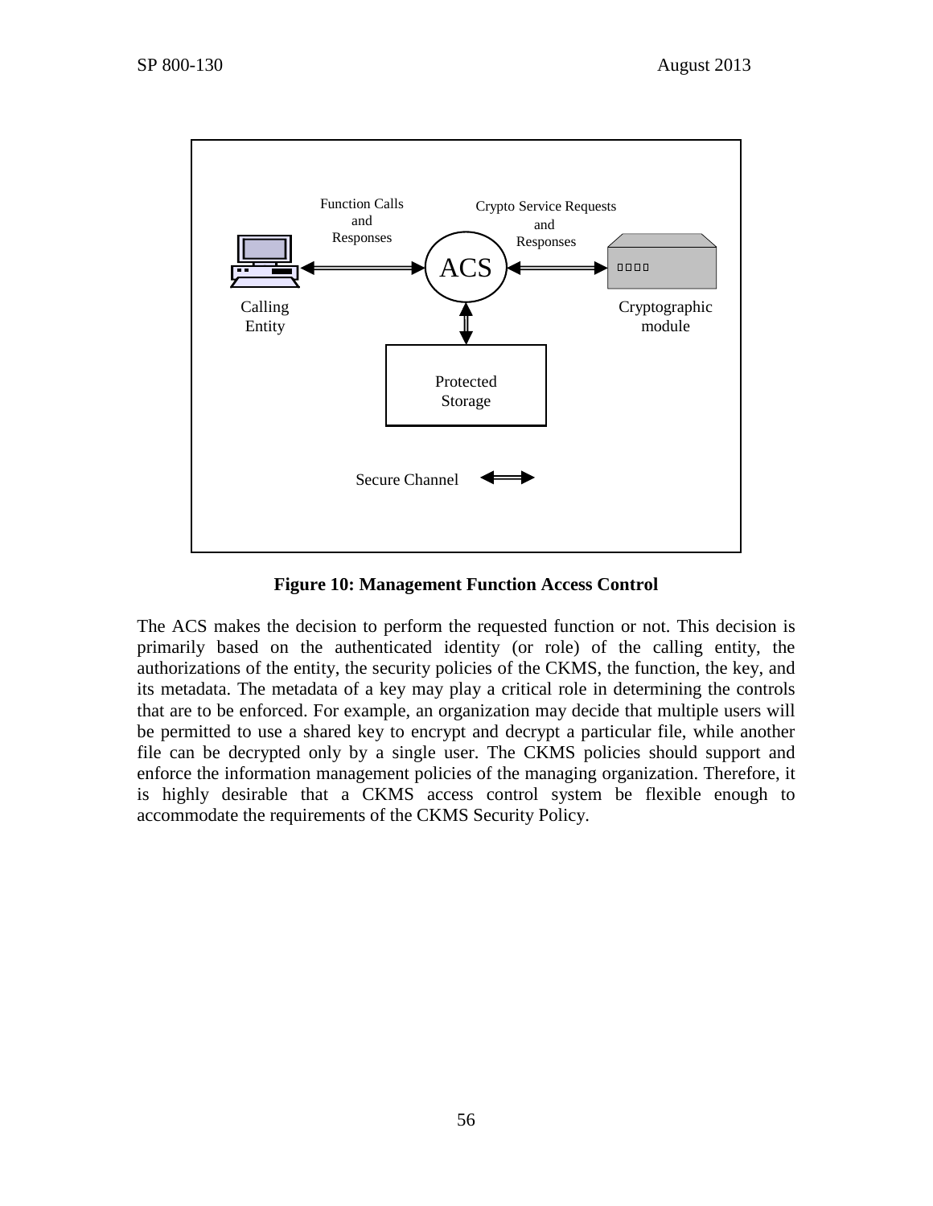**Figure 10: Management Function Access Control**

The ACS makes the decision to perform the requested function or not. This decision is primarily based on the authenticated identity (or role) of the calling entity, the authorizations of the entity, the security policies of the CKMS, the function, the key, and its metadata. The metadata of a key may play a critical role in determining the controls that are to be enforced. For example, an organization may decide that multiple users will be permitted to use a shared key to encrypt and decrypt a particular file, while another file can be decrypted only by a single user. The CKMS policies should support and enforce the information management policies of the managing organization. Therefore, it is highly desirable that a CKMS access control system be flexible enough to accommodate the requirements of the CKMS Security Policy.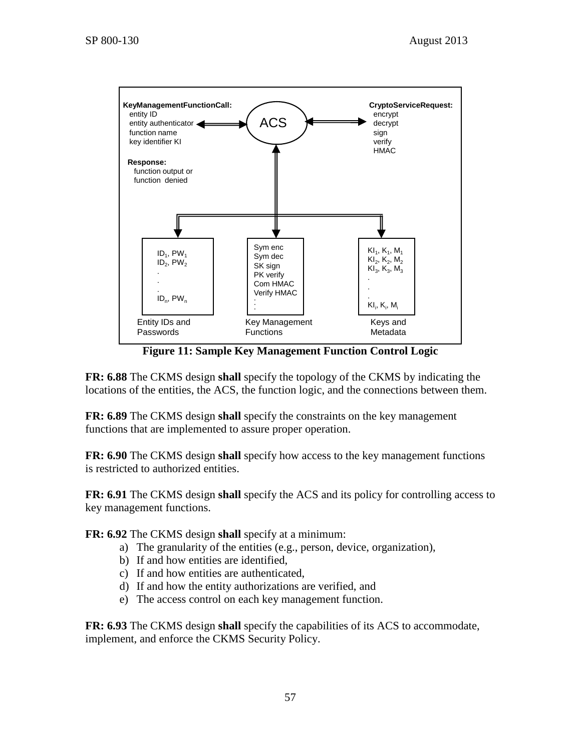**KeyManagementFunctionCall:**
entity ID
entity authenticator
function name
key identifier KI

**Response:**
function output or
function denied

ACS

**CryptoServiceRequest:**
encrypt
decrypt
sign
verify
HMAC

| Entity IDs and Passwords | Key Management Functions | Keys and Metadata |
|---|---|---|
| $ID_1$, $PW_1$<br>$ID_2$, $PW_2$<br>.<br>.<br>.<br>$ID_n$, $PW_n$ | Sym enc<br>Sym dec<br>SK sign<br>PK verify<br>Com HMAC<br>Verify HMAC<br>:<br>: | $KI_1$, $K_1$, $M_1$<br>$KI_2$, $K_2$, $M_2$<br>$KI_3$, $K_3$, $M_3$<br>.<br>.<br>.<br>$KI_i$, $K_i$, $M_i$ |

**Figure 11: Sample Key Management Function Control Logic**

**FR: 6.88** The CKMS design **shall** specify the topology of the CKMS by indicating the locations of the entities, the ACS, the function logic, and the connections between them.

**FR: 6.89** The CKMS design **shall** specify the constraints on the key management functions that are implemented to assure proper operation.

**FR: 6.90** The CKMS design **shall** specify how access to the key management functions is restricted to authorized entities.

**FR: 6.91** The CKMS design **shall** specify the ACS and its policy for controlling access to key management functions.

**FR: 6.92** The CKMS design **shall** specify at a minimum:

a) The granularity of the entities (e.g., person, device, organization),
b) If and how entities are identified,
c) If and how entities are authenticated,
d) If and how the entity authorizations are verified, and
e) The access control on each key management function.

**FR: 6.93** The CKMS design **shall** specify the capabilities of its ACS to accommodate, implement, and enforce the CKMS Security Policy.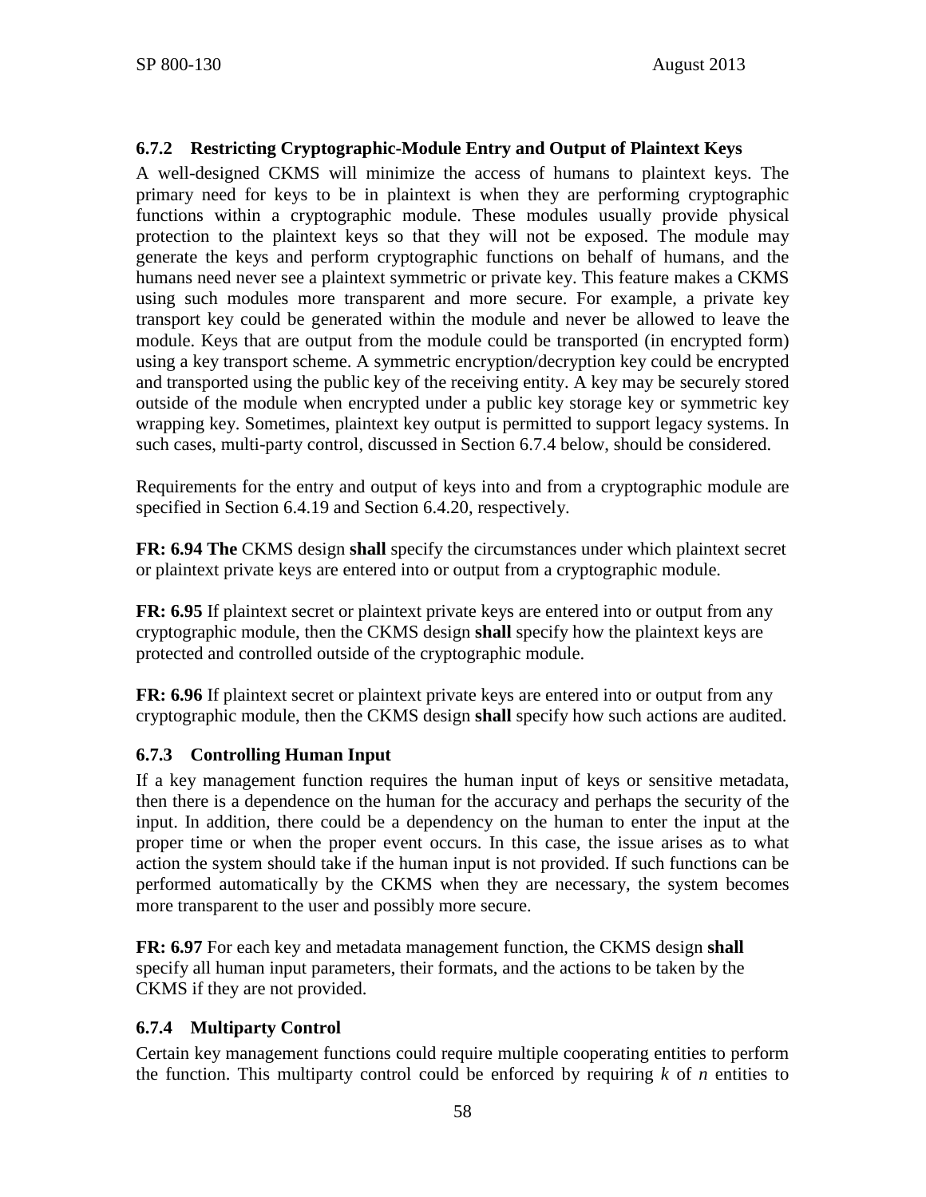### 6.7.2 Restricting Cryptographic-Module Entry and Output of Plaintext Keys

A well-designed CKMS will minimize the access of humans to plaintext keys. The primary need for keys to be in plaintext is when they are performing cryptographic functions within a cryptographic module. These modules usually provide physical protection to the plaintext keys so that they will not be exposed. The module may generate the keys and perform cryptographic functions on behalf of humans, and the humans need never see a plaintext symmetric or private key. This feature makes a CKMS using such modules more transparent and more secure. For example, a private key transport key could be generated within the module and never be allowed to leave the module. Keys that are output from the module could be transported (in encrypted form) using a key transport scheme. A symmetric encryption/decryption key could be encrypted and transported using the public key of the receiving entity. A key may be securely stored outside of the module when encrypted under a public key storage key or symmetric key wrapping key. Sometimes, plaintext key output is permitted to support legacy systems. In such cases, multi-party control, discussed in Section 6.7.4 below, should be considered.

Requirements for the entry and output of keys into and from a cryptographic module are specified in Section 6.4.19 and Section 6.4.20, respectively.

**FR: 6.94 The** CKMS design **shall** specify the circumstances under which plaintext secret or plaintext private keys are entered into or output from a cryptographic module.

**FR: 6.95** If plaintext secret or plaintext private keys are entered into or output from any cryptographic module, then the CKMS design **shall** specify how the plaintext keys are protected and controlled outside of the cryptographic module.

**FR: 6.96** If plaintext secret or plaintext private keys are entered into or output from any cryptographic module, then the CKMS design **shall** specify how such actions are audited.

### 6.7.3 Controlling Human Input

If a key management function requires the human input of keys or sensitive metadata, then there is a dependence on the human for the accuracy and perhaps the security of the input. In addition, there could be a dependency on the human to enter the input at the proper time or when the proper event occurs. In this case, the issue arises as to what action the system should take if the human input is not provided. If such functions can be performed automatically by the CKMS when they are necessary, the system becomes more transparent to the user and possibly more secure.

**FR: 6.97** For each key and metadata management function, the CKMS design **shall** specify all human input parameters, their formats, and the actions to be taken by the CKMS if they are not provided.

### 6.7.4 Multiparty Control

Certain key management functions could require multiple cooperating entities to perform the function. This multiparty control could be enforced by requiring *k* of *n* entities to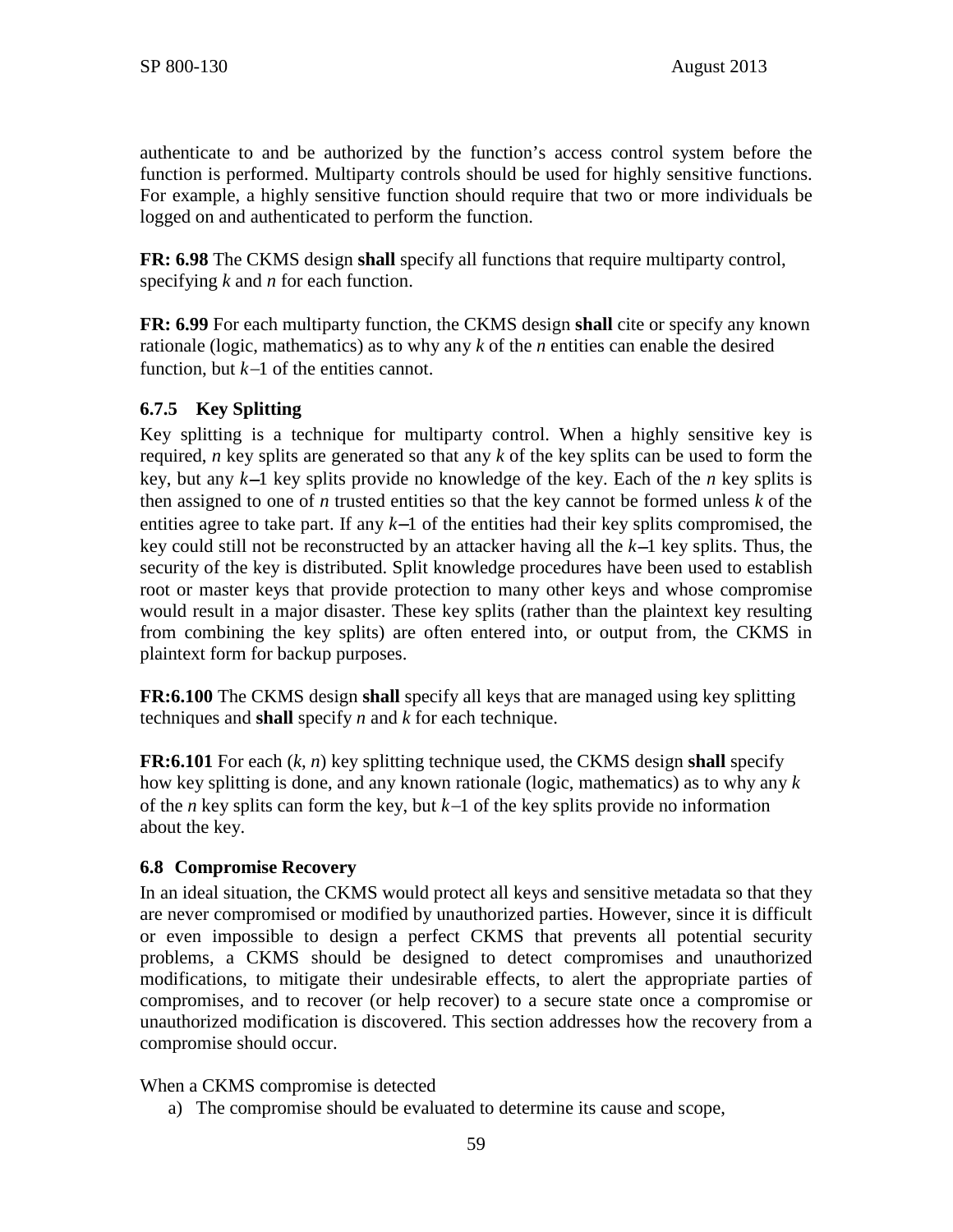authenticate to and be authorized by the function's access control system before the function is performed. Multiparty controls should be used for highly sensitive functions. For example, a highly sensitive function should require that two or more individuals be logged on and authenticated to perform the function.

**FR: 6.98** The CKMS design **shall** specify all functions that require multiparty control, specifying $k$ and $n$ for each function.

**FR: 6.99** For each multiparty function, the CKMS design **shall** cite or specify any known rationale (logic, mathematics) as to why any $k$ of the $n$ entities can enable the desired function, but $k-1$ of the entities cannot.

### 6.7.5 Key Splitting

Key splitting is a technique for multiparty control. When a highly sensitive key is required, $n$ key splits are generated so that any $k$ of the key splits can be used to form the key, but any $k-1$ key splits provide no knowledge of the key. Each of the $n$ key splits is then assigned to one of $n$ trusted entities so that the key cannot be formed unless $k$ of the entities agree to take part. If any $k-1$ of the entities had their key splits compromised, the key could still not be reconstructed by an attacker having all the $k-1$ key splits. Thus, the security of the key is distributed. Split knowledge procedures have been used to establish root or master keys that provide protection to many other keys and whose compromise would result in a major disaster. These key splits (rather than the plaintext key resulting from combining the key splits) are often entered into, or output from, the CKMS in plaintext form for backup purposes.

**FR:6.100** The CKMS design **shall** specify all keys that are managed using key splitting techniques and **shall** specify $n$ and $k$ for each technique.

**FR:6.101** For each ($k$, $n$) key splitting technique used, the CKMS design **shall** specify how key splitting is done, and any known rationale (logic, mathematics) as to why any $k$ of the $n$ key splits can form the key, but $k-1$ of the key splits provide no information about the key.

## 6.8 Compromise Recovery

In an ideal situation, the CKMS would protect all keys and sensitive metadata so that they are never compromised or modified by unauthorized parties. However, since it is difficult or even impossible to design a perfect CKMS that prevents all potential security problems, a CKMS should be designed to detect compromises and unauthorized modifications, to mitigate their undesirable effects, to alert the appropriate parties of compromises, and to recover (or help recover) to a secure state once a compromise or unauthorized modification is discovered. This section addresses how the recovery from a compromise should occur.

When a CKMS compromise is detected

a) The compromise should be evaluated to determine its cause and scope,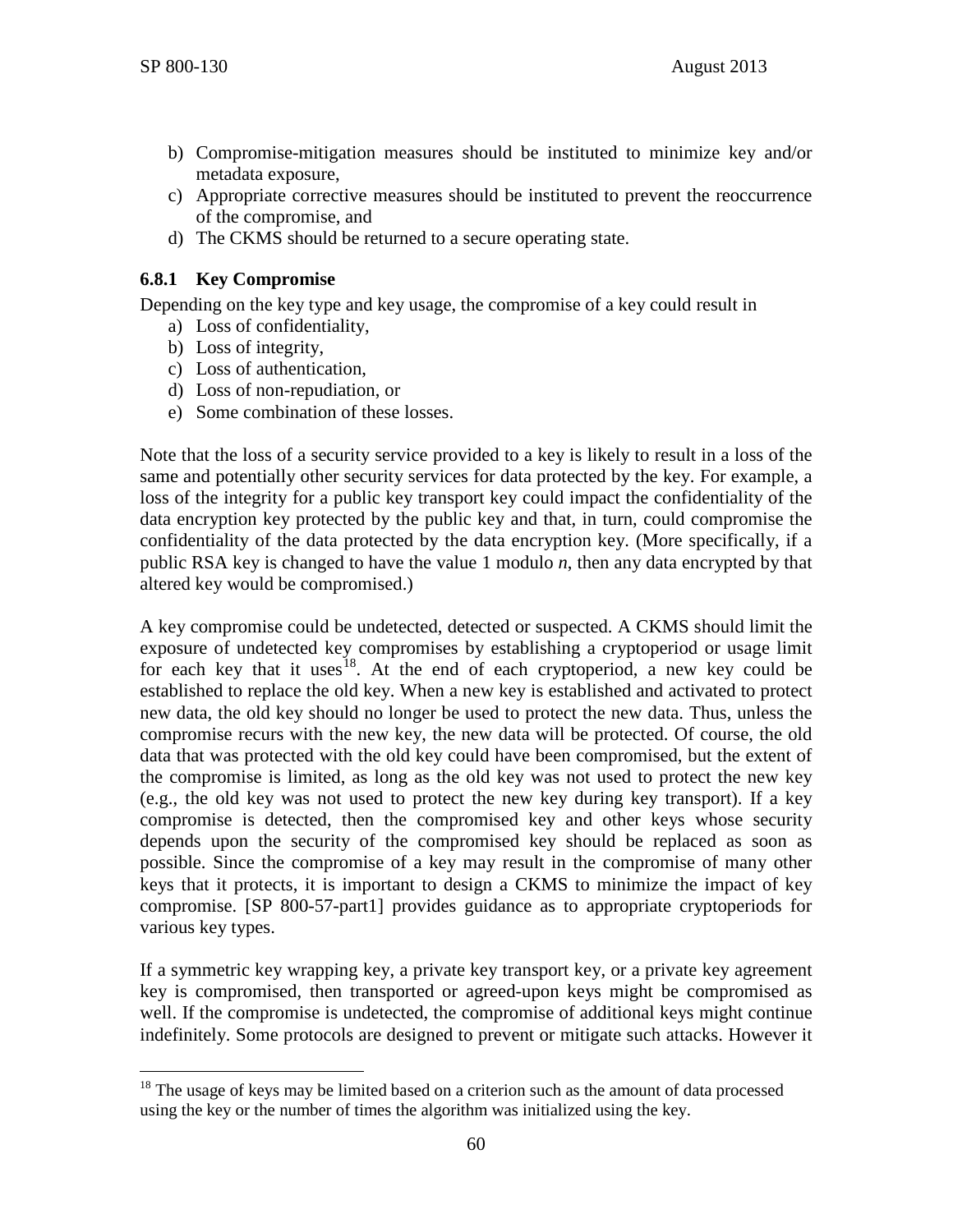b) Compromise-mitigation measures should be instituted to minimize key and/or metadata exposure,
c) Appropriate corrective measures should be instituted to prevent the reoccurrence of the compromise, and
d) The CKMS should be returned to a secure operating state.

### 6.8.1 Key Compromise

Depending on the key type and key usage, the compromise of a key could result in

a) Loss of confidentiality,
b) Loss of integrity,
c) Loss of authentication,
d) Loss of non-repudiation, or
e) Some combination of these losses.

Note that the loss of a security service provided to a key is likely to result in a loss of the same and potentially other security services for data protected by the key. For example, a loss of the integrity for a public key transport key could impact the confidentiality of the data encryption key protected by the public key and that, in turn, could compromise the confidentiality of the data protected by the data encryption key. (More specifically, if a public RSA key is changed to have the value 1 modulo $n$, then any data encrypted by that altered key would be compromised.)

A key compromise could be undetected, detected or suspected. A CKMS should limit the exposure of undetected key compromises by establishing a cryptoperiod or usage limit for each key that it uses[18]. At the end of each cryptoperiod, a new key could be established to replace the old key. When a new key is established and activated to protect new data, the old key should no longer be used to protect the new data. Thus, unless the compromise recurs with the new key, the new data will be protected. Of course, the old data that was protected with the old key could have been compromised, but the extent of the compromise is limited, as long as the old key was not used to protect the new key (e.g., the old key was not used to protect the new key during key transport). If a key compromise is detected, then the compromised key and other keys whose security depends upon the security of the compromised key should be replaced as soon as possible. Since the compromise of a key may result in the compromise of many other keys that it protects, it is important to design a CKMS to minimize the impact of key compromise. [SP 800-57-part1] provides guidance as to appropriate cryptoperiods for various key types.

If a symmetric key wrapping key, a private key transport key, or a private key agreement key is compromised, then transported or agreed-upon keys might be compromised as well. If the compromise is undetected, the compromise of additional keys might continue indefinitely. Some protocols are designed to prevent or mitigate such attacks. However it

[18] The usage of keys may be limited based on a criterion such as the amount of data processed using the key or the number of times the algorithm was initialized using the key.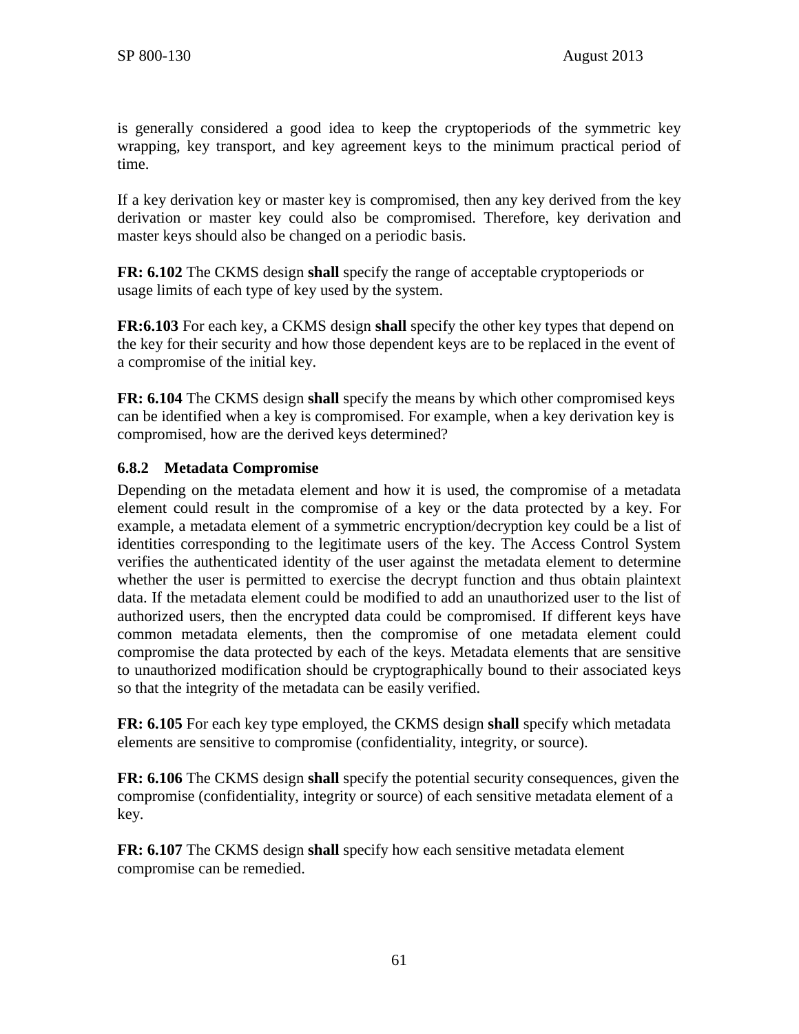is generally considered a good idea to keep the cryptoperiods of the symmetric key wrapping, key transport, and key agreement keys to the minimum practical period of time.

If a key derivation key or master key is compromised, then any key derived from the key derivation or master key could also be compromised. Therefore, key derivation and master keys should also be changed on a periodic basis.

**FR: 6.102** The CKMS design **shall** specify the range of acceptable cryptoperiods or usage limits of each type of key used by the system.

**FR:6.103** For each key, a CKMS design **shall** specify the other key types that depend on the key for their security and how those dependent keys are to be replaced in the event of a compromise of the initial key.

**FR: 6.104** The CKMS design **shall** specify the means by which other compromised keys can be identified when a key is compromised. For example, when a key derivation key is compromised, how are the derived keys determined?

### 6.8.2 Metadata Compromise

Depending on the metadata element and how it is used, the compromise of a metadata element could result in the compromise of a key or the data protected by a key. For example, a metadata element of a symmetric encryption/decryption key could be a list of identities corresponding to the legitimate users of the key. The Access Control System verifies the authenticated identity of the user against the metadata element to determine whether the user is permitted to exercise the decrypt function and thus obtain plaintext data. If the metadata element could be modified to add an unauthorized user to the list of authorized users, then the encrypted data could be compromised. If different keys have common metadata elements, then the compromise of one metadata element could compromise the data protected by each of the keys. Metadata elements that are sensitive to unauthorized modification should be cryptographically bound to their associated keys so that the integrity of the metadata can be easily verified.

**FR: 6.105** For each key type employed, the CKMS design **shall** specify which metadata elements are sensitive to compromise (confidentiality, integrity, or source).

**FR: 6.106** The CKMS design **shall** specify the potential security consequences, given the compromise (confidentiality, integrity or source) of each sensitive metadata element of a key.

**FR: 6.107** The CKMS design **shall** specify how each sensitive metadata element compromise can be remedied.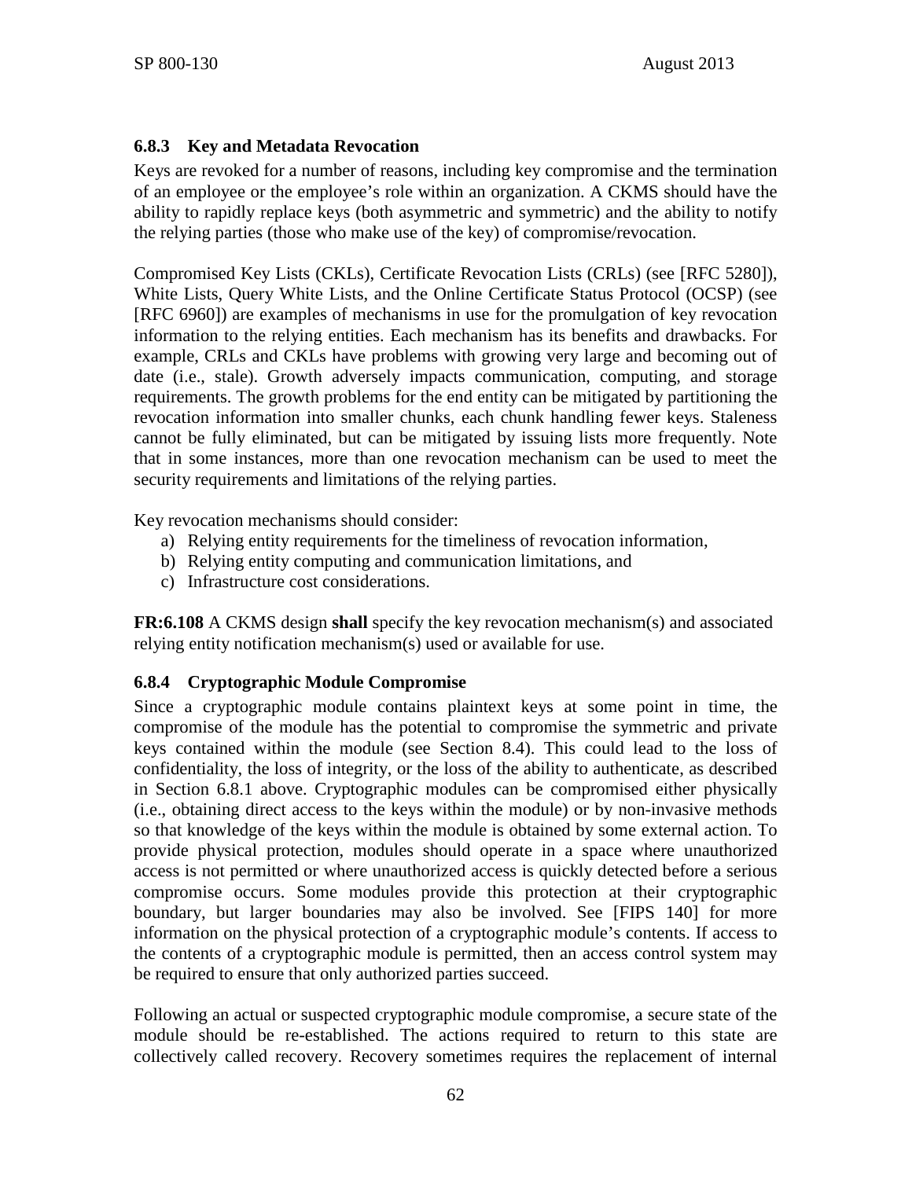### 6.8.3 Key and Metadata Revocation

Keys are revoked for a number of reasons, including key compromise and the termination of an employee or the employee's role within an organization. A CKMS should have the ability to rapidly replace keys (both asymmetric and symmetric) and the ability to notify the relying parties (those who make use of the key) of compromise/revocation.

Compromised Key Lists (CKLs), Certificate Revocation Lists (CRLs) (see [RFC 5280]), White Lists, Query White Lists, and the Online Certificate Status Protocol (OCSP) (see [RFC 6960]) are examples of mechanisms in use for the promulgation of key revocation information to the relying entities. Each mechanism has its benefits and drawbacks. For example, CRLs and CKLs have problems with growing very large and becoming out of date (i.e., stale). Growth adversely impacts communication, computing, and storage requirements. The growth problems for the end entity can be mitigated by partitioning the revocation information into smaller chunks, each chunk handling fewer keys. Staleness cannot be fully eliminated, but can be mitigated by issuing lists more frequently. Note that in some instances, more than one revocation mechanism can be used to meet the security requirements and limitations of the relying parties.

Key revocation mechanisms should consider:

a) Relying entity requirements for the timeliness of revocation information,
b) Relying entity computing and communication limitations, and
c) Infrastructure cost considerations.

**FR:6.108** A CKMS design **shall** specify the key revocation mechanism(s) and associated relying entity notification mechanism(s) used or available for use.

### 6.8.4 Cryptographic Module Compromise

Since a cryptographic module contains plaintext keys at some point in time, the compromise of the module has the potential to compromise the symmetric and private keys contained within the module (see Section 8.4). This could lead to the loss of confidentiality, the loss of integrity, or the loss of the ability to authenticate, as described in Section 6.8.1 above. Cryptographic modules can be compromised either physically (i.e., obtaining direct access to the keys within the module) or by non-invasive methods so that knowledge of the keys within the module is obtained by some external action. To provide physical protection, modules should operate in a space where unauthorized access is not permitted or where unauthorized access is quickly detected before a serious compromise occurs. Some modules provide this protection at their cryptographic boundary, but larger boundaries may also be involved. See [FIPS 140] for more information on the physical protection of a cryptographic module's contents. If access to the contents of a cryptographic module is permitted, then an access control system may be required to ensure that only authorized parties succeed.

Following an actual or suspected cryptographic module compromise, a secure state of the module should be re-established. The actions required to return to this state are collectively called recovery. Recovery sometimes requires the replacement of internal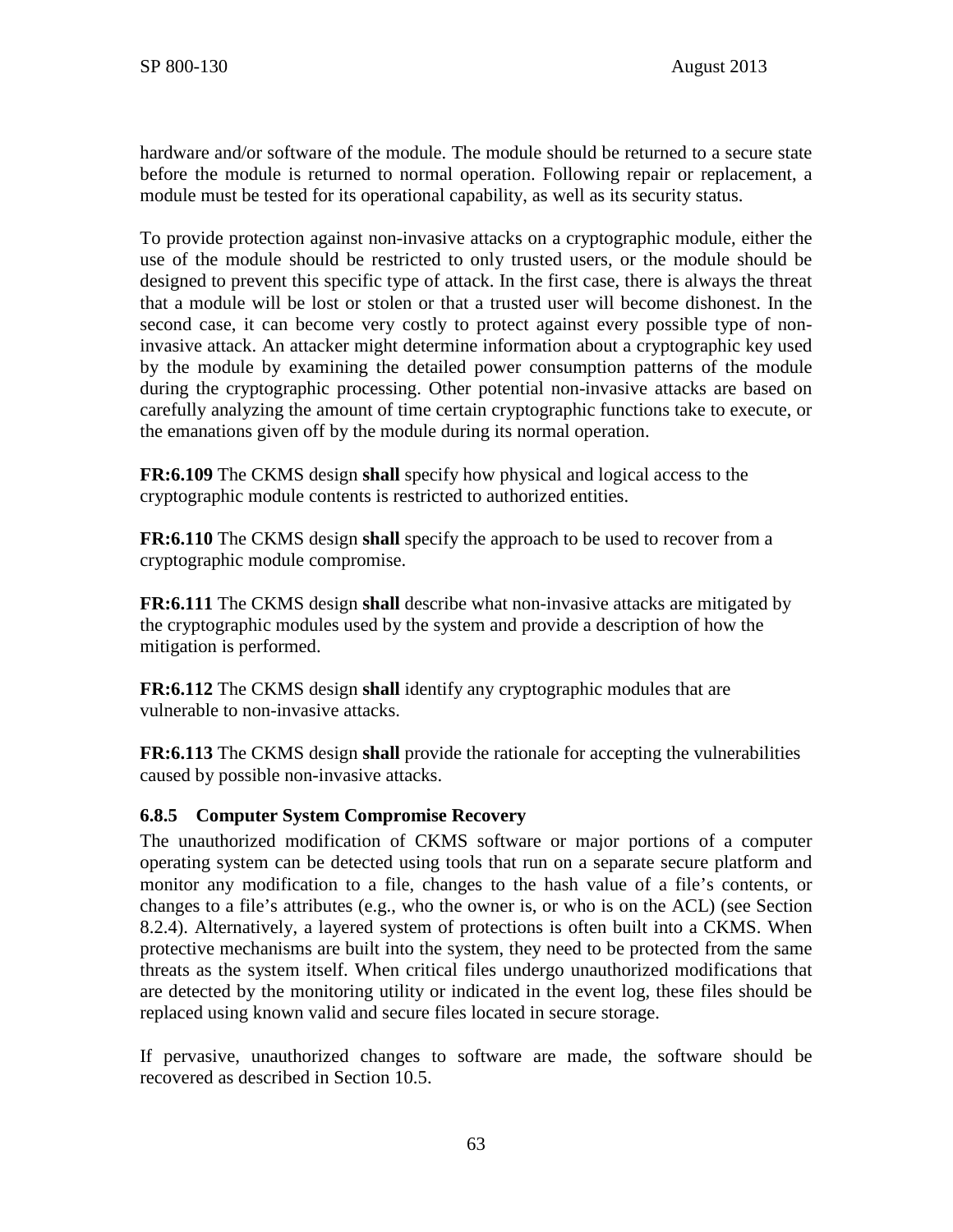hardware and/or software of the module. The module should be returned to a secure state before the module is returned to normal operation. Following repair or replacement, a module must be tested for its operational capability, as well as its security status.

To provide protection against non-invasive attacks on a cryptographic module, either the use of the module should be restricted to only trusted users, or the module should be designed to prevent this specific type of attack. In the first case, there is always the threat that a module will be lost or stolen or that a trusted user will become dishonest. In the second case, it can become very costly to protect against every possible type of non-invasive attack. An attacker might determine information about a cryptographic key used by the module by examining the detailed power consumption patterns of the module during the cryptographic processing. Other potential non-invasive attacks are based on carefully analyzing the amount of time certain cryptographic functions take to execute, or the emanations given off by the module during its normal operation.

**FR:6.109** The CKMS design **shall** specify how physical and logical access to the cryptographic module contents is restricted to authorized entities.

**FR:6.110** The CKMS design **shall** specify the approach to be used to recover from a cryptographic module compromise.

**FR:6.111** The CKMS design **shall** describe what non-invasive attacks are mitigated by the cryptographic modules used by the system and provide a description of how the mitigation is performed.

**FR:6.112** The CKMS design **shall** identify any cryptographic modules that are vulnerable to non-invasive attacks.

**FR:6.113** The CKMS design **shall** provide the rationale for accepting the vulnerabilities caused by possible non-invasive attacks.

### 6.8.5 Computer System Compromise Recovery

The unauthorized modification of CKMS software or major portions of a computer operating system can be detected using tools that run on a separate secure platform and monitor any modification to a file, changes to the hash value of a file's contents, or changes to a file's attributes (e.g., who the owner is, or who is on the ACL) (see Section 8.2.4). Alternatively, a layered system of protections is often built into a CKMS. When protective mechanisms are built into the system, they need to be protected from the same threats as the system itself. When critical files undergo unauthorized modifications that are detected by the monitoring utility or indicated in the event log, these files should be replaced using known valid and secure files located in secure storage.

If pervasive, unauthorized changes to software are made, the software should be recovered as described in Section 10.5.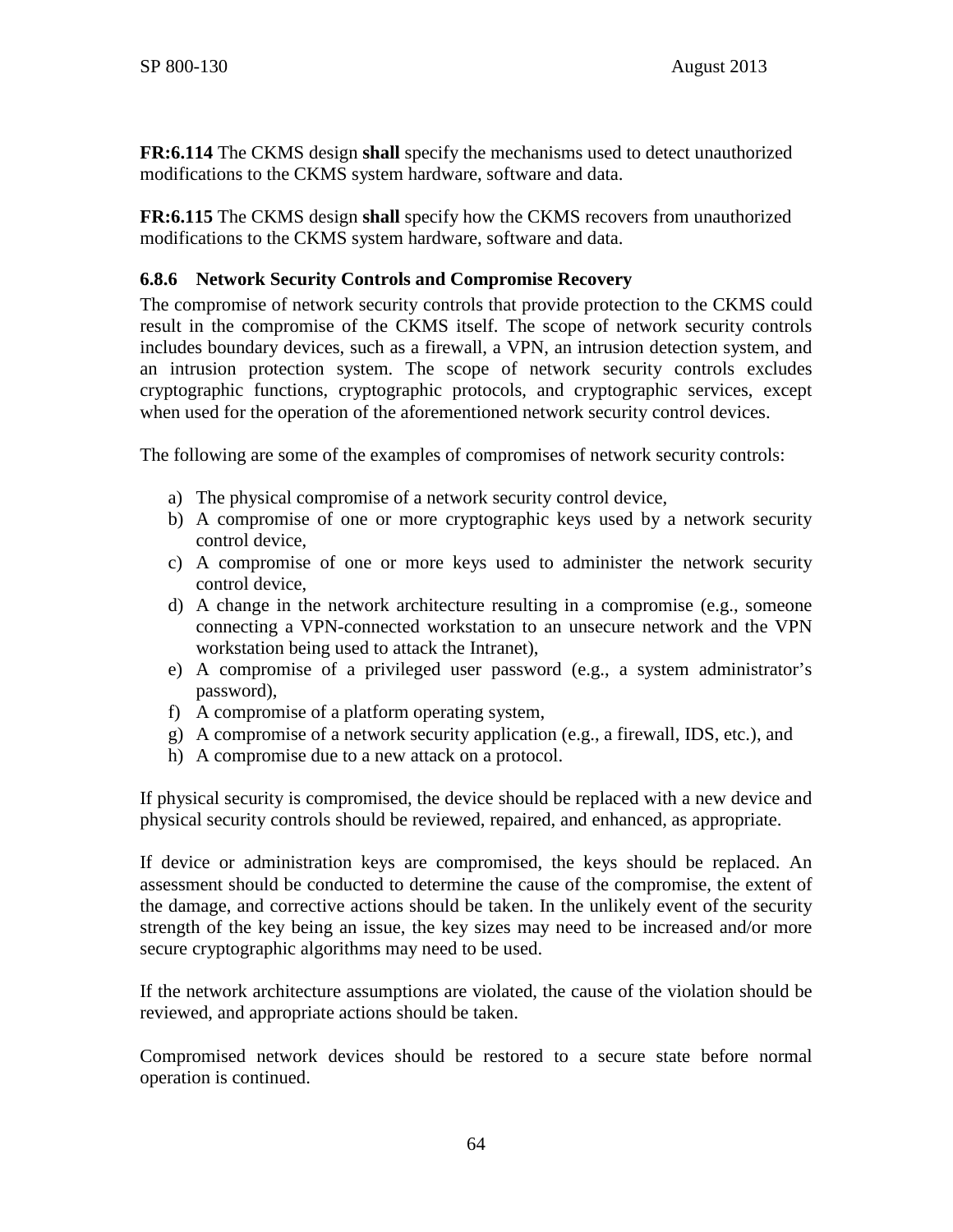**FR:6.114** The CKMS design **shall** specify the mechanisms used to detect unauthorized modifications to the CKMS system hardware, software and data.

**FR:6.115** The CKMS design **shall** specify how the CKMS recovers from unauthorized modifications to the CKMS system hardware, software and data.

### 6.8.6 Network Security Controls and Compromise Recovery

The compromise of network security controls that provide protection to the CKMS could result in the compromise of the CKMS itself. The scope of network security controls includes boundary devices, such as a firewall, a VPN, an intrusion detection system, and an intrusion protection system. The scope of network security controls excludes cryptographic functions, cryptographic protocols, and cryptographic services, except when used for the operation of the aforementioned network security control devices.

The following are some of the examples of compromises of network security controls:

a) The physical compromise of a network security control device,
b) A compromise of one or more cryptographic keys used by a network security control device,
c) A compromise of one or more keys used to administer the network security control device,
d) A change in the network architecture resulting in a compromise (e.g., someone connecting a VPN-connected workstation to an unsecure network and the VPN workstation being used to attack the Intranet),
e) A compromise of a privileged user password (e.g., a system administrator's password),
f) A compromise of a platform operating system,
g) A compromise of a network security application (e.g., a firewall, IDS, etc.), and
h) A compromise due to a new attack on a protocol.

If physical security is compromised, the device should be replaced with a new device and physical security controls should be reviewed, repaired, and enhanced, as appropriate.

If device or administration keys are compromised, the keys should be replaced. An assessment should be conducted to determine the cause of the compromise, the extent of the damage, and corrective actions should be taken. In the unlikely event of the security strength of the key being an issue, the key sizes may need to be increased and/or more secure cryptographic algorithms may need to be used.

If the network architecture assumptions are violated, the cause of the violation should be reviewed, and appropriate actions should be taken.

Compromised network devices should be restored to a secure state before normal operation is continued.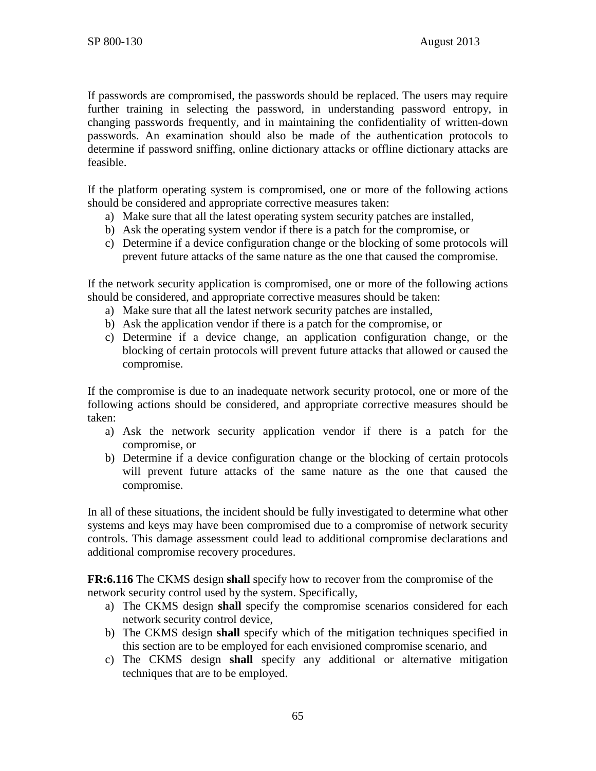If passwords are compromised, the passwords should be replaced. The users may require further training in selecting the password, in understanding password entropy, in changing passwords frequently, and in maintaining the confidentiality of written-down passwords. An examination should also be made of the authentication protocols to determine if password sniffing, online dictionary attacks or offline dictionary attacks are feasible.

If the platform operating system is compromised, one or more of the following actions should be considered and appropriate corrective measures taken:

a) Make sure that all the latest operating system security patches are installed,
b) Ask the operating system vendor if there is a patch for the compromise, or
c) Determine if a device configuration change or the blocking of some protocols will prevent future attacks of the same nature as the one that caused the compromise.

If the network security application is compromised, one or more of the following actions should be considered, and appropriate corrective measures should be taken:

a) Make sure that all the latest network security patches are installed,
b) Ask the application vendor if there is a patch for the compromise, or
c) Determine if a device change, an application configuration change, or the blocking of certain protocols will prevent future attacks that allowed or caused the compromise.

If the compromise is due to an inadequate network security protocol, one or more of the following actions should be considered, and appropriate corrective measures should be taken:

a) Ask the network security application vendor if there is a patch for the compromise, or
b) Determine if a device configuration change or the blocking of certain protocols will prevent future attacks of the same nature as the one that caused the compromise.

In all of these situations, the incident should be fully investigated to determine what other systems and keys may have been compromised due to a compromise of network security controls. This damage assessment could lead to additional compromise declarations and additional compromise recovery procedures.

**FR:6.116** The CKMS design **shall** specify how to recover from the compromise of the network security control used by the system. Specifically,

a) The CKMS design **shall** specify the compromise scenarios considered for each network security control device,
b) The CKMS design **shall** specify which of the mitigation techniques specified in this section are to be employed for each envisioned compromise scenario, and
c) The CKMS design **shall** specify any additional or alternative mitigation techniques that are to be employed.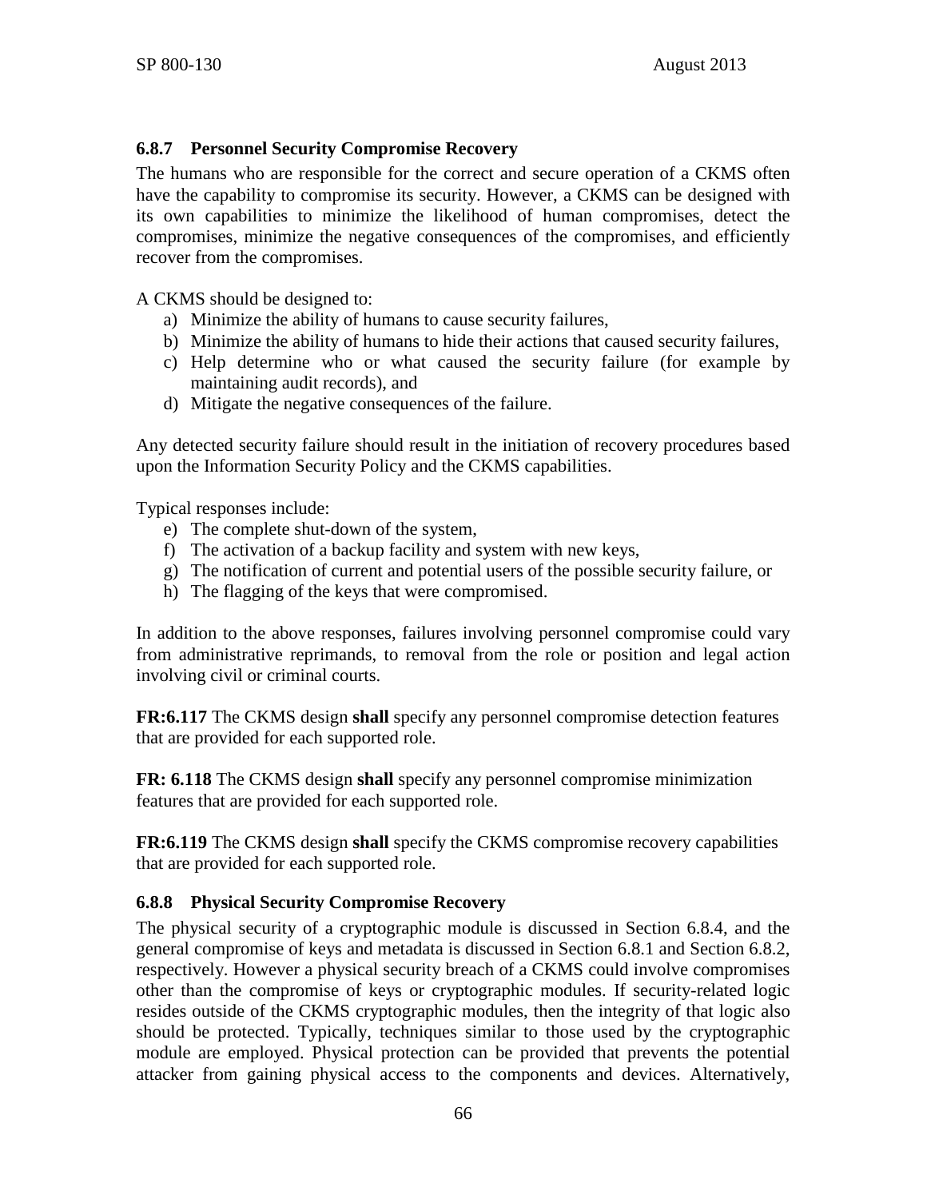### 6.8.7 Personnel Security Compromise Recovery

The humans who are responsible for the correct and secure operation of a CKMS often have the capability to compromise its security. However, a CKMS can be designed with its own capabilities to minimize the likelihood of human compromises, detect the compromises, minimize the negative consequences of the compromises, and efficiently recover from the compromises.

A CKMS should be designed to:

a) Minimize the ability of humans to cause security failures,
b) Minimize the ability of humans to hide their actions that caused security failures,
c) Help determine who or what caused the security failure (for example by maintaining audit records), and
d) Mitigate the negative consequences of the failure.

Any detected security failure should result in the initiation of recovery procedures based upon the Information Security Policy and the CKMS capabilities.

Typical responses include:

e) The complete shut-down of the system,
f) The activation of a backup facility and system with new keys,
g) The notification of current and potential users of the possible security failure, or
h) The flagging of the keys that were compromised.

In addition to the above responses, failures involving personnel compromise could vary from administrative reprimands, to removal from the role or position and legal action involving civil or criminal courts.

**FR:6.117** The CKMS design **shall** specify any personnel compromise detection features that are provided for each supported role.

**FR: 6.118** The CKMS design **shall** specify any personnel compromise minimization features that are provided for each supported role.

**FR:6.119** The CKMS design **shall** specify the CKMS compromise recovery capabilities that are provided for each supported role.

### 6.8.8 Physical Security Compromise Recovery

The physical security of a cryptographic module is discussed in Section 6.8.4, and the general compromise of keys and metadata is discussed in Section 6.8.1 and Section 6.8.2, respectively. However a physical security breach of a CKMS could involve compromises other than the compromise of keys or cryptographic modules. If security-related logic resides outside of the CKMS cryptographic modules, then the integrity of that logic also should be protected. Typically, techniques similar to those used by the cryptographic module are employed. Physical protection can be provided that prevents the potential attacker from gaining physical access to the components and devices. Alternatively,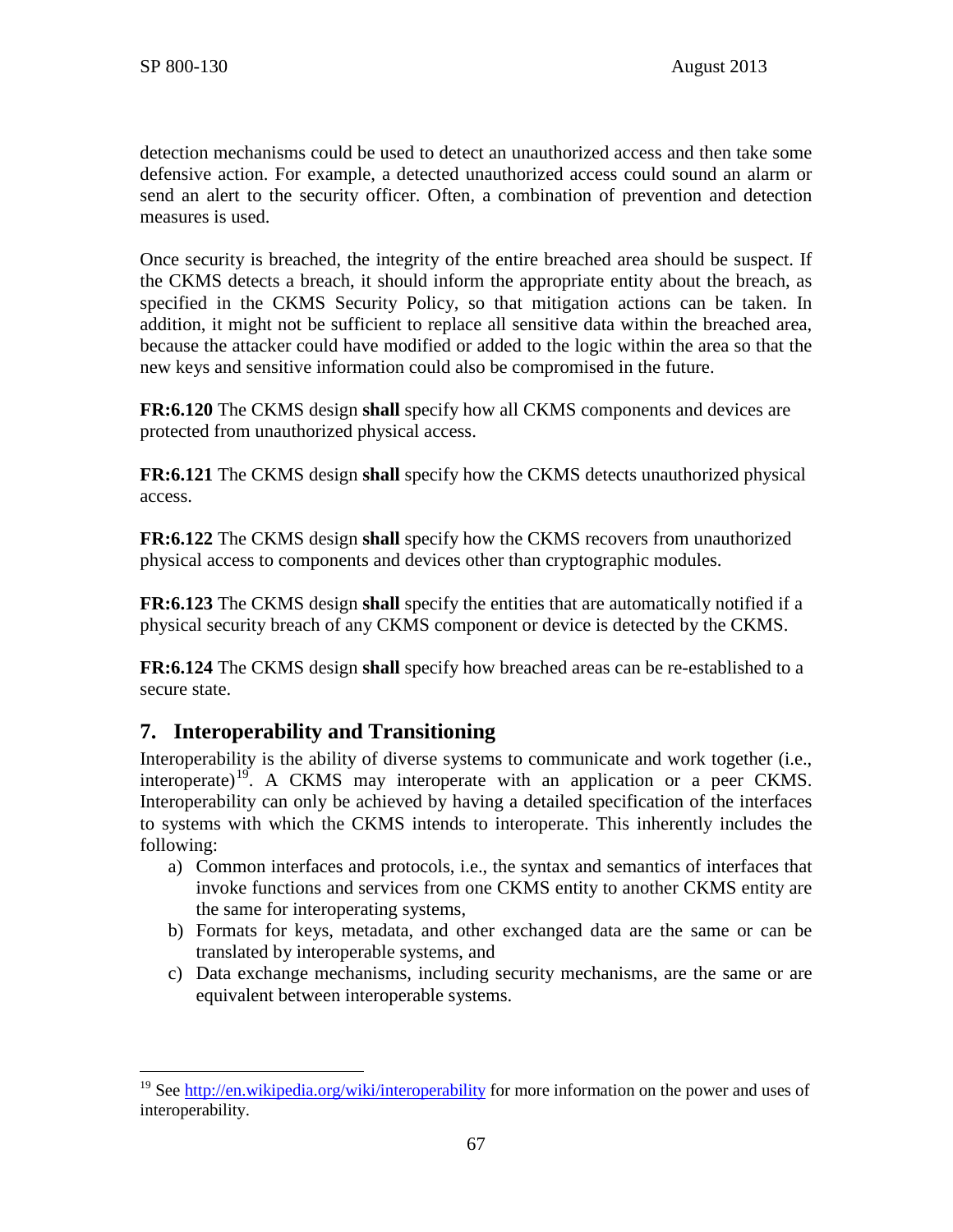detection mechanisms could be used to detect an unauthorized access and then take some defensive action. For example, a detected unauthorized access could sound an alarm or send an alert to the security officer. Often, a combination of prevention and detection measures is used.

Once security is breached, the integrity of the entire breached area should be suspect. If the CKMS detects a breach, it should inform the appropriate entity about the breach, as specified in the CKMS Security Policy, so that mitigation actions can be taken. In addition, it might not be sufficient to replace all sensitive data within the breached area, because the attacker could have modified or added to the logic within the area so that the new keys and sensitive information could also be compromised in the future.

**FR:6.120** The CKMS design **shall** specify how all CKMS components and devices are protected from unauthorized physical access.

**FR:6.121** The CKMS design **shall** specify how the CKMS detects unauthorized physical access.

**FR:6.122** The CKMS design **shall** specify how the CKMS recovers from unauthorized physical access to components and devices other than cryptographic modules.

**FR:6.123** The CKMS design **shall** specify the entities that are automatically notified if a physical security breach of any CKMS component or device is detected by the CKMS.

**FR:6.124** The CKMS design **shall** specify how breached areas can be re-established to a secure state.

# 7. Interoperability and Transitioning

Interoperability is the ability of diverse systems to communicate and work together (i.e., interoperate)[19]. A CKMS may interoperate with an application or a peer CKMS. Interoperability can only be achieved by having a detailed specification of the interfaces to systems with which the CKMS intends to interoperate. This inherently includes the following:

a) Common interfaces and protocols, i.e., the syntax and semantics of interfaces that invoke functions and services from one CKMS entity to another CKMS entity are the same for interoperating systems,
b) Formats for keys, metadata, and other exchanged data are the same or can be translated by interoperable systems, and
c) Data exchange mechanisms, including security mechanisms, are the same or are equivalent between interoperable systems.

[19] See http://en.wikipedia.org/wiki/interoperability for more information on the power and uses of interoperability.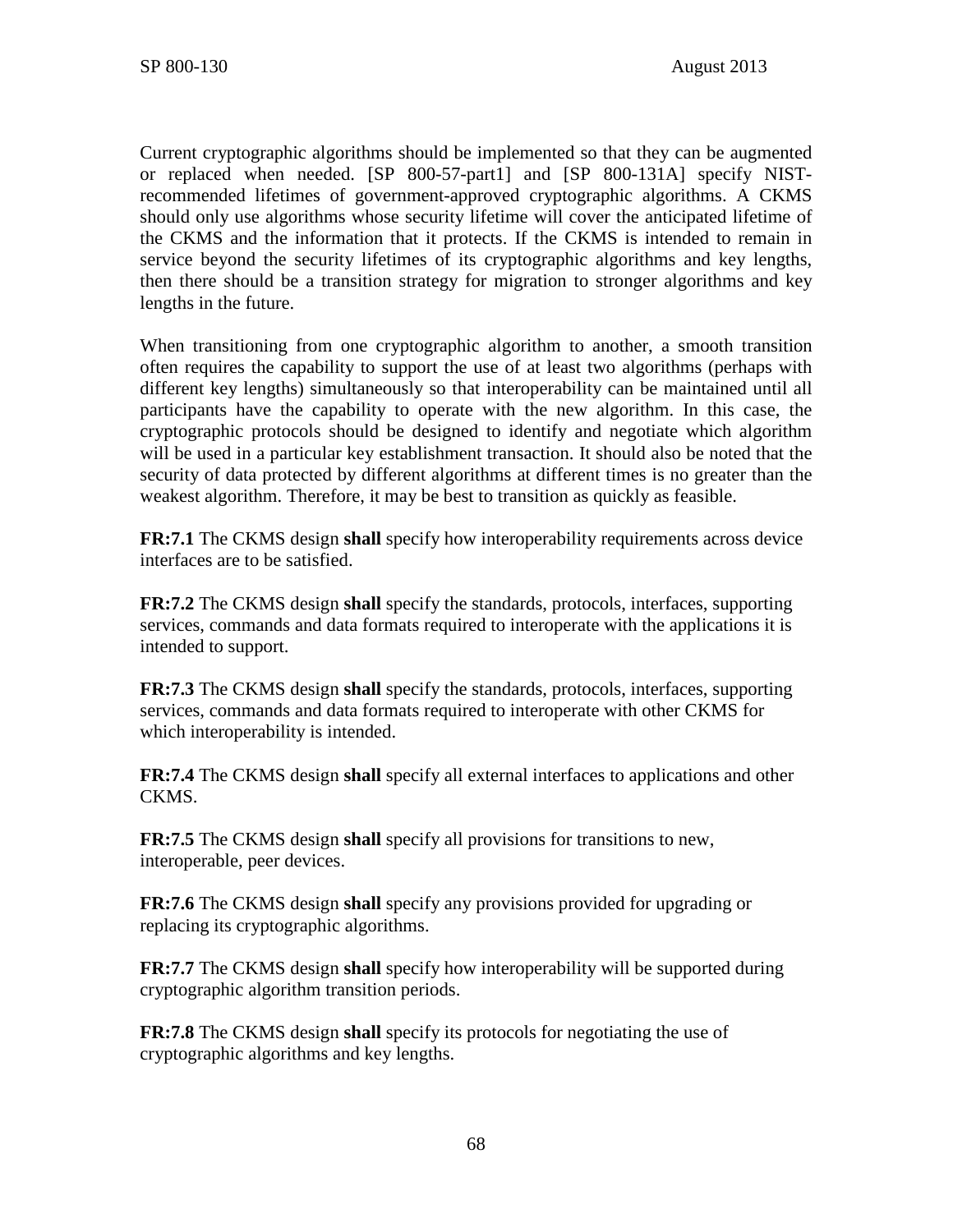Current cryptographic algorithms should be implemented so that they can be augmented or replaced when needed. [SP 800-57-part1] and [SP 800-131A] specify NIST-recommended lifetimes of government-approved cryptographic algorithms. A CKMS should only use algorithms whose security lifetime will cover the anticipated lifetime of the CKMS and the information that it protects. If the CKMS is intended to remain in service beyond the security lifetimes of its cryptographic algorithms and key lengths, then there should be a transition strategy for migration to stronger algorithms and key lengths in the future.

When transitioning from one cryptographic algorithm to another, a smooth transition often requires the capability to support the use of at least two algorithms (perhaps with different key lengths) simultaneously so that interoperability can be maintained until all participants have the capability to operate with the new algorithm. In this case, the cryptographic protocols should be designed to identify and negotiate which algorithm will be used in a particular key establishment transaction. It should also be noted that the security of data protected by different algorithms at different times is no greater than the weakest algorithm. Therefore, it may be best to transition as quickly as feasible.

**FR:7.1** The CKMS design **shall** specify how interoperability requirements across device interfaces are to be satisfied.

**FR:7.2** The CKMS design **shall** specify the standards, protocols, interfaces, supporting services, commands and data formats required to interoperate with the applications it is intended to support.

**FR:7.3** The CKMS design **shall** specify the standards, protocols, interfaces, supporting services, commands and data formats required to interoperate with other CKMS for which interoperability is intended.

**FR:7.4** The CKMS design **shall** specify all external interfaces to applications and other CKMS.

**FR:7.5** The CKMS design **shall** specify all provisions for transitions to new, interoperable, peer devices.

**FR:7.6** The CKMS design **shall** specify any provisions provided for upgrading or replacing its cryptographic algorithms.

**FR:7.7** The CKMS design **shall** specify how interoperability will be supported during cryptographic algorithm transition periods.

**FR:7.8** The CKMS design **shall** specify its protocols for negotiating the use of cryptographic algorithms and key lengths.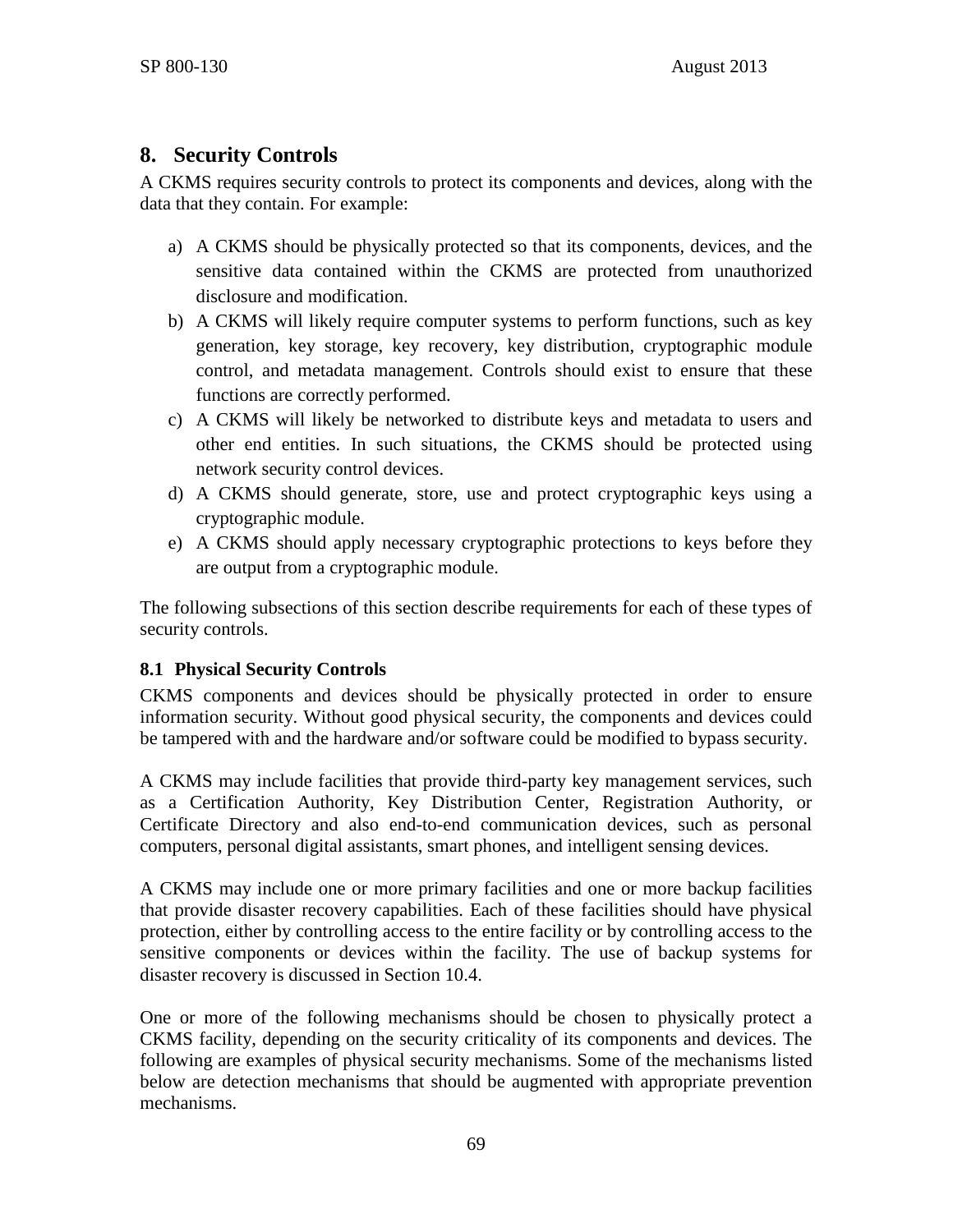# 8. Security Controls

A CKMS requires security controls to protect its components and devices, along with the data that they contain. For example:

a) A CKMS should be physically protected so that its components, devices, and the sensitive data contained within the CKMS are protected from unauthorized disclosure and modification.

b) A CKMS will likely require computer systems to perform functions, such as key generation, key storage, key recovery, key distribution, cryptographic module control, and metadata management. Controls should exist to ensure that these functions are correctly performed.

c) A CKMS will likely be networked to distribute keys and metadata to users and other end entities. In such situations, the CKMS should be protected using network security control devices.

d) A CKMS should generate, store, use and protect cryptographic keys using a cryptographic module.

e) A CKMS should apply necessary cryptographic protections to keys before they are output from a cryptographic module.

The following subsections of this section describe requirements for each of these types of security controls.

## 8.1 Physical Security Controls

CKMS components and devices should be physically protected in order to ensure information security. Without good physical security, the components and devices could be tampered with and the hardware and/or software could be modified to bypass security.

A CKMS may include facilities that provide third-party key management services, such as a Certification Authority, Key Distribution Center, Registration Authority, or Certificate Directory and also end-to-end communication devices, such as personal computers, personal digital assistants, smart phones, and intelligent sensing devices.

A CKMS may include one or more primary facilities and one or more backup facilities that provide disaster recovery capabilities. Each of these facilities should have physical protection, either by controlling access to the entire facility or by controlling access to the sensitive components or devices within the facility. The use of backup systems for disaster recovery is discussed in Section 10.4.

One or more of the following mechanisms should be chosen to physically protect a CKMS facility, depending on the security criticality of its components and devices. The following are examples of physical security mechanisms. Some of the mechanisms listed below are detection mechanisms that should be augmented with appropriate prevention mechanisms.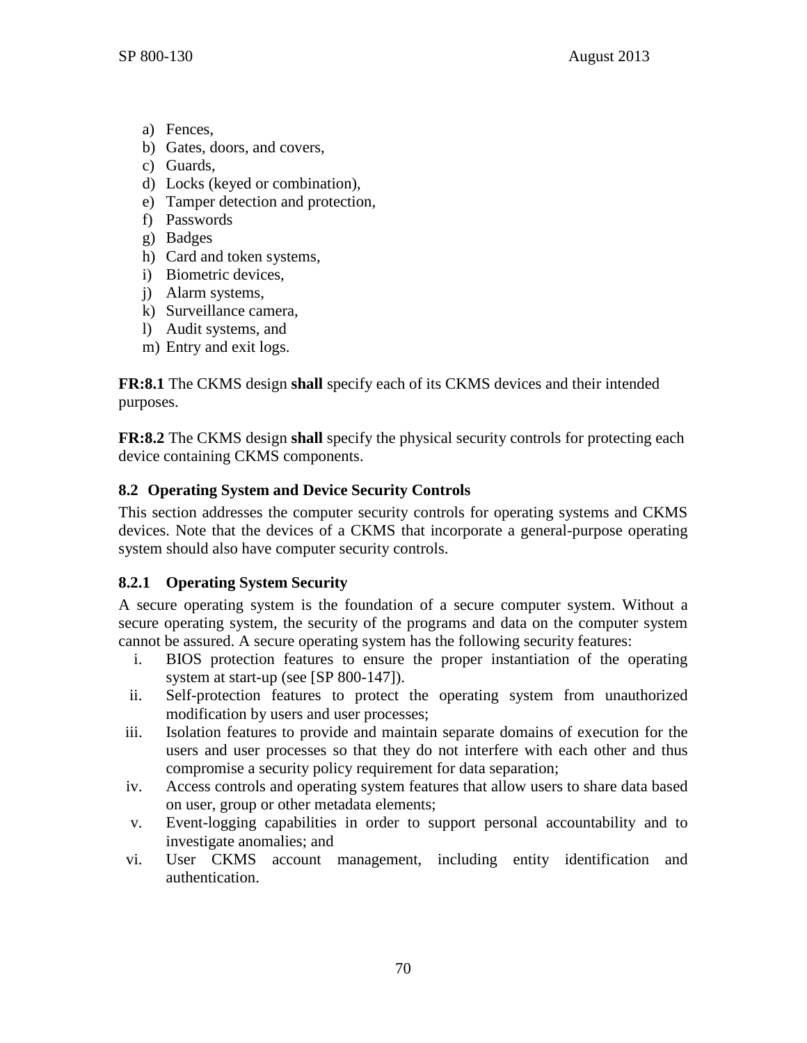a) Fences,
b) Gates, doors, and covers,
c) Guards,
d) Locks (keyed or combination),
e) Tamper detection and protection,
f) Passwords
g) Badges
h) Card and token systems,
i) Biometric devices,
j) Alarm systems,
k) Surveillance camera,
l) Audit systems, and
m) Entry and exit logs.

**FR:8.1** The CKMS design **shall** specify each of its CKMS devices and their intended purposes.

**FR:8.2** The CKMS design **shall** specify the physical security controls for protecting each device containing CKMS components.

### 8.2 Operating System and Device Security Controls

This section addresses the computer security controls for operating systems and CKMS devices. Note that the devices of a CKMS that incorporate a general-purpose operating system should also have computer security controls.

#### 8.2.1 Operating System Security

A secure operating system is the foundation of a secure computer system. Without a secure operating system, the security of the programs and data on the computer system cannot be assured. A secure operating system has the following security features:

i. BIOS protection features to ensure the proper instantiation of the operating system at start-up (see [SP 800-147]).
ii. Self-protection features to protect the operating system from unauthorized modification by users and user processes;
iii. Isolation features to provide and maintain separate domains of execution for the users and user processes so that they do not interfere with each other and thus compromise a security policy requirement for data separation;
iv. Access controls and operating system features that allow users to share data based on user, group or other metadata elements;
v. Event-logging capabilities in order to support personal accountability and to investigate anomalies; and
vi. User CKMS account management, including entity identification and authentication.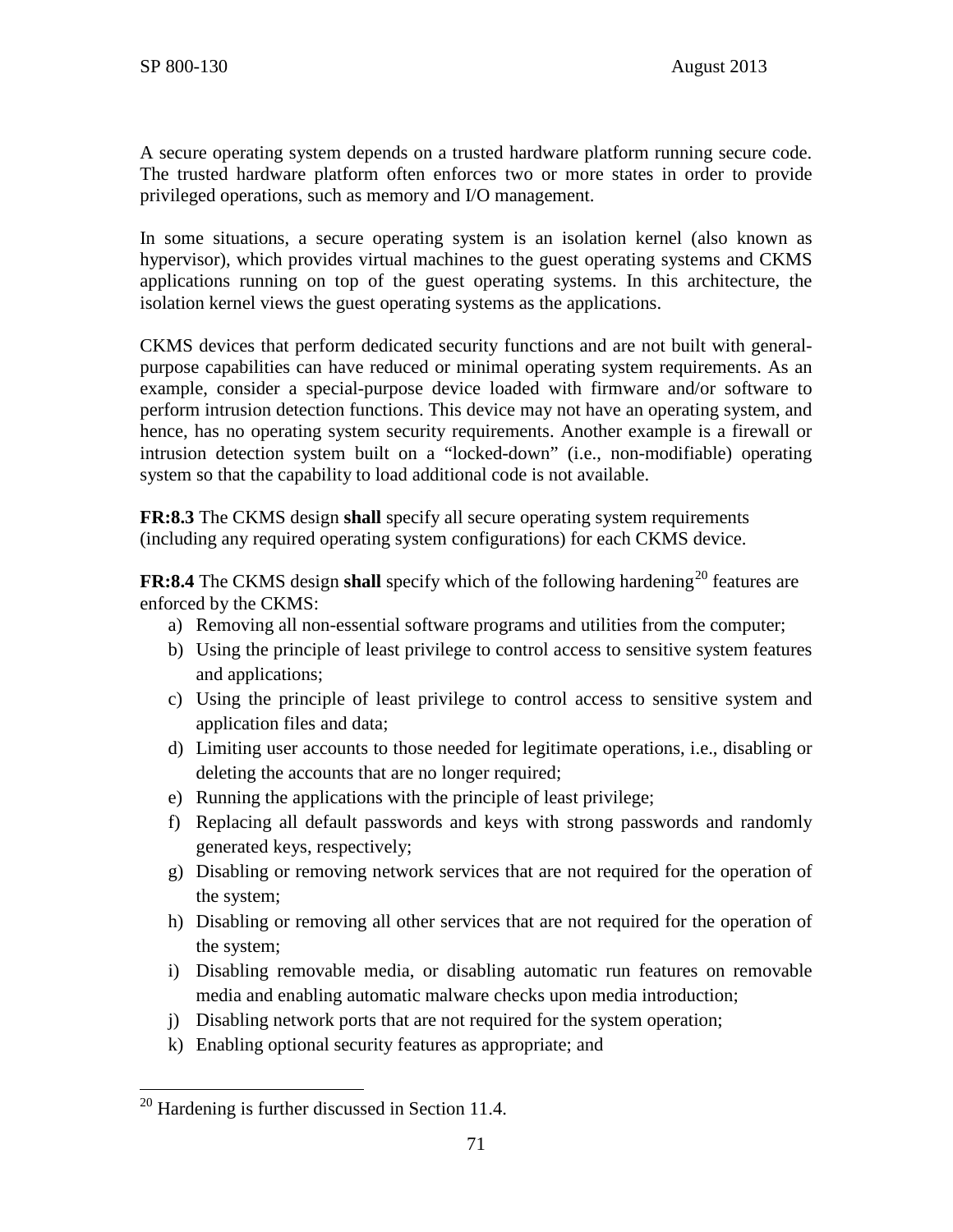A secure operating system depends on a trusted hardware platform running secure code. The trusted hardware platform often enforces two or more states in order to provide privileged operations, such as memory and I/O management.

In some situations, a secure operating system is an isolation kernel (also known as hypervisor), which provides virtual machines to the guest operating systems and CKMS applications running on top of the guest operating systems. In this architecture, the isolation kernel views the guest operating systems as the applications.

CKMS devices that perform dedicated security functions and are not built with general-purpose capabilities can have reduced or minimal operating system requirements. As an example, consider a special-purpose device loaded with firmware and/or software to perform intrusion detection functions. This device may not have an operating system, and hence, has no operating system security requirements. Another example is a firewall or intrusion detection system built on a "locked-down" (i.e., non-modifiable) operating system so that the capability to load additional code is not available.

**FR:8.3** The CKMS design **shall** specify all secure operating system requirements (including any required operating system configurations) for each CKMS device.

**FR:8.4** The CKMS design **shall** specify which of the following hardening[20] features are enforced by the CKMS:

a) Removing all non-essential software programs and utilities from the computer;
b) Using the principle of least privilege to control access to sensitive system features and applications;
c) Using the principle of least privilege to control access to sensitive system and application files and data;
d) Limiting user accounts to those needed for legitimate operations, i.e., disabling or deleting the accounts that are no longer required;
e) Running the applications with the principle of least privilege;
f) Replacing all default passwords and keys with strong passwords and randomly generated keys, respectively;
g) Disabling or removing network services that are not required for the operation of the system;
h) Disabling or removing all other services that are not required for the operation of the system;
i) Disabling removable media, or disabling automatic run features on removable media and enabling automatic malware checks upon media introduction;
j) Disabling network ports that are not required for the system operation;
k) Enabling optional security features as appropriate; and

[20] Hardening is further discussed in Section 11.4.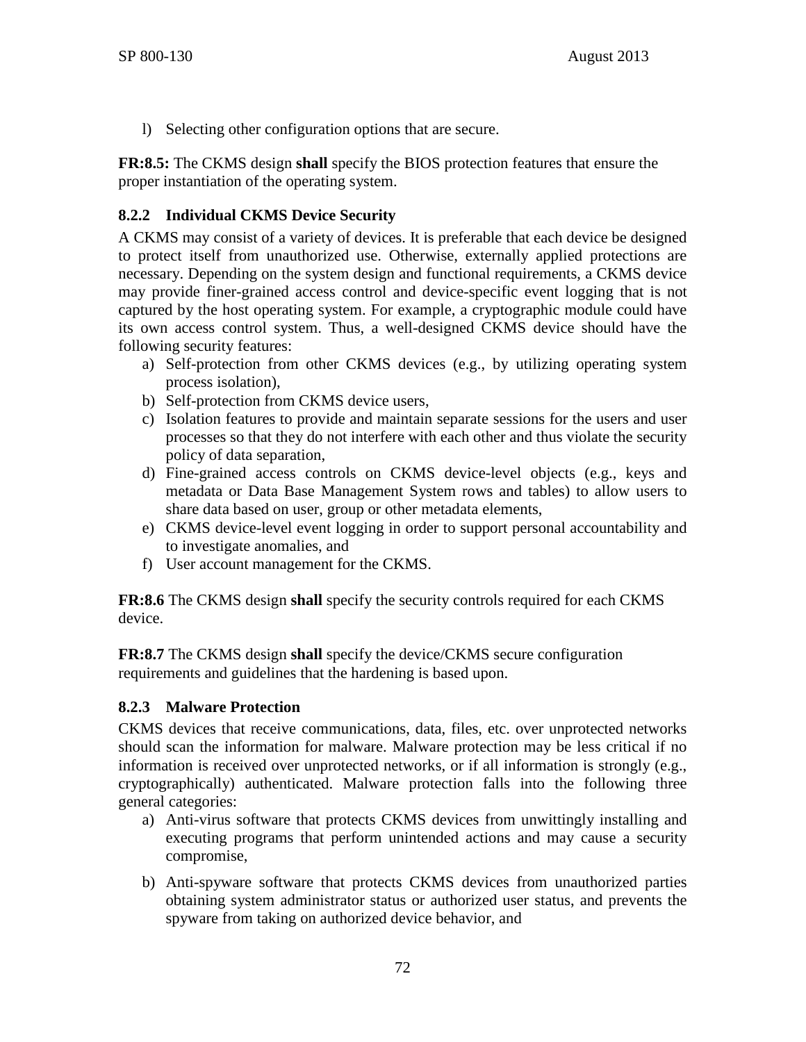l) Selecting other configuration options that are secure.

**FR:8.5:** The CKMS design **shall** specify the BIOS protection features that ensure the proper instantiation of the operating system.

### 8.2.2 Individual CKMS Device Security

A CKMS may consist of a variety of devices. It is preferable that each device be designed to protect itself from unauthorized use. Otherwise, externally applied protections are necessary. Depending on the system design and functional requirements, a CKMS device may provide finer-grained access control and device-specific event logging that is not captured by the host operating system. For example, a cryptographic module could have its own access control system. Thus, a well-designed CKMS device should have the following security features:

a) Self-protection from other CKMS devices (e.g., by utilizing operating system process isolation),
b) Self-protection from CKMS device users,
c) Isolation features to provide and maintain separate sessions for the users and user processes so that they do not interfere with each other and thus violate the security policy of data separation,
d) Fine-grained access controls on CKMS device-level objects (e.g., keys and metadata or Data Base Management System rows and tables) to allow users to share data based on user, group or other metadata elements,
e) CKMS device-level event logging in order to support personal accountability and to investigate anomalies, and
f) User account management for the CKMS.

**FR:8.6** The CKMS design **shall** specify the security controls required for each CKMS device.

**FR:8.7** The CKMS design **shall** specify the device/CKMS secure configuration requirements and guidelines that the hardening is based upon.

### 8.2.3 Malware Protection

CKMS devices that receive communications, data, files, etc. over unprotected networks should scan the information for malware. Malware protection may be less critical if no information is received over unprotected networks, or if all information is strongly (e.g., cryptographically) authenticated. Malware protection falls into the following three general categories:

a) Anti-virus software that protects CKMS devices from unwittingly installing and executing programs that perform unintended actions and may cause a security compromise,

b) Anti-spyware software that protects CKMS devices from unauthorized parties obtaining system administrator status or authorized user status, and prevents the spyware from taking on authorized device behavior, and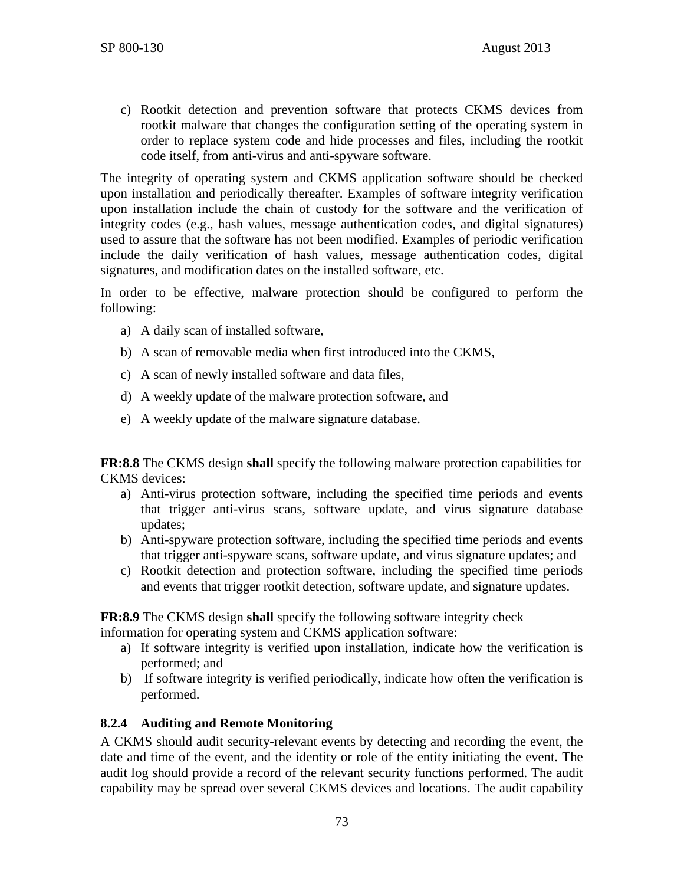c) Rootkit detection and prevention software that protects CKMS devices from rootkit malware that changes the configuration setting of the operating system in order to replace system code and hide processes and files, including the rootkit code itself, from anti-virus and anti-spyware software.

The integrity of operating system and CKMS application software should be checked upon installation and periodically thereafter. Examples of software integrity verification upon installation include the chain of custody for the software and the verification of integrity codes (e.g., hash values, message authentication codes, and digital signatures) used to assure that the software has not been modified. Examples of periodic verification include the daily verification of hash values, message authentication codes, digital signatures, and modification dates on the installed software, etc.

In order to be effective, malware protection should be configured to perform the following:

a) A daily scan of installed software,

b) A scan of removable media when first introduced into the CKMS,

c) A scan of newly installed software and data files,

d) A weekly update of the malware protection software, and

e) A weekly update of the malware signature database.

**FR:8.8** The CKMS design **shall** specify the following malware protection capabilities for CKMS devices:

a) Anti-virus protection software, including the specified time periods and events that trigger anti-virus scans, software update, and virus signature database updates;

b) Anti-spyware protection software, including the specified time periods and events that trigger anti-spyware scans, software update, and virus signature updates; and

c) Rootkit detection and protection software, including the specified time periods and events that trigger rootkit detection, software update, and signature updates.

**FR:8.9** The CKMS design **shall** specify the following software integrity check information for operating system and CKMS application software:

a) If software integrity is verified upon installation, indicate how the verification is performed; and

b) If software integrity is verified periodically, indicate how often the verification is performed.

### 8.2.4 Auditing and Remote Monitoring

A CKMS should audit security-relevant events by detecting and recording the event, the date and time of the event, and the identity or role of the entity initiating the event. The audit log should provide a record of the relevant security functions performed. The audit capability may be spread over several CKMS devices and locations. The audit capability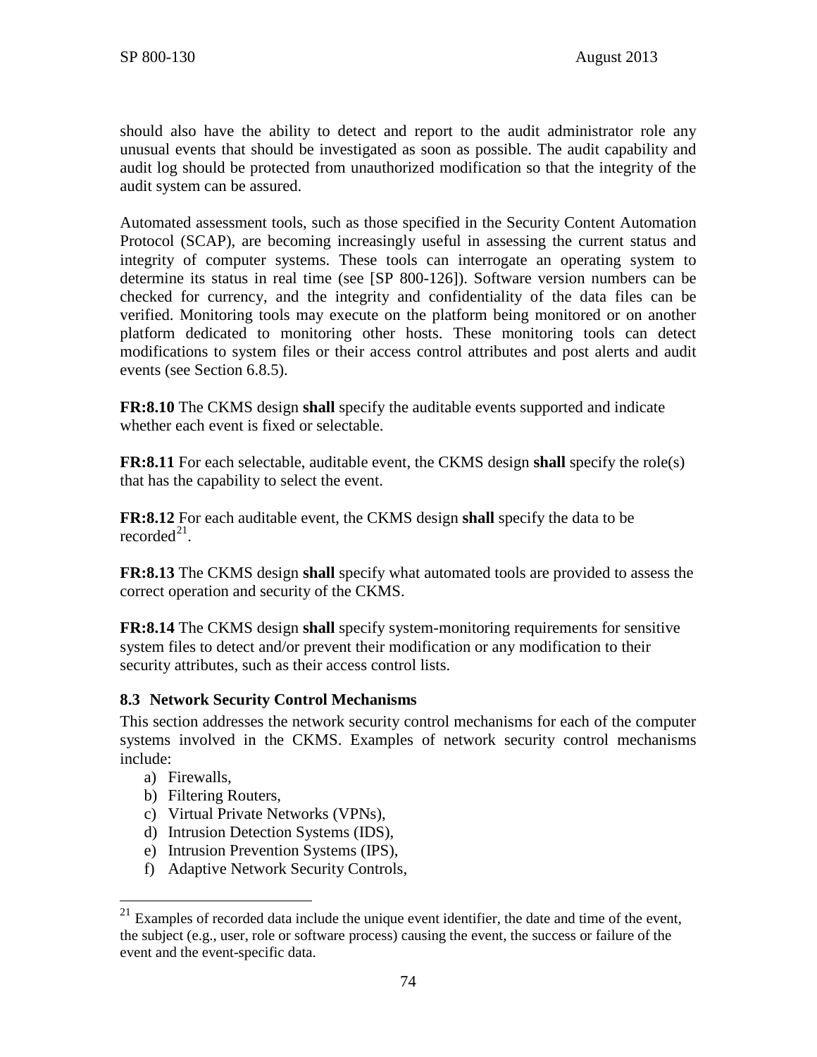should also have the ability to detect and report to the audit administrator role any unusual events that should be investigated as soon as possible. The audit capability and audit log should be protected from unauthorized modification so that the integrity of the audit system can be assured.

Automated assessment tools, such as those specified in the Security Content Automation Protocol (SCAP), are becoming increasingly useful in assessing the current status and integrity of computer systems. These tools can interrogate an operating system to determine its status in real time (see [SP 800-126]). Software version numbers can be checked for currency, and the integrity and confidentiality of the data files can be verified. Monitoring tools may execute on the platform being monitored or on another platform dedicated to monitoring other hosts. These monitoring tools can detect modifications to system files or their access control attributes and post alerts and audit events (see Section 6.8.5).

**FR:8.10** The CKMS design **shall** specify the auditable events supported and indicate whether each event is fixed or selectable.

**FR:8.11** For each selectable, auditable event, the CKMS design **shall** specify the role(s) that has the capability to select the event.

**FR:8.12** For each auditable event, the CKMS design **shall** specify the data to be recorded[21].

**FR:8.13** The CKMS design **shall** specify what automated tools are provided to assess the correct operation and security of the CKMS.

**FR:8.14** The CKMS design **shall** specify system-monitoring requirements for sensitive system files to detect and/or prevent their modification or any modification to their security attributes, such as their access control lists.

### 8.3 Network Security Control Mechanisms

This section addresses the network security control mechanisms for each of the computer systems involved in the CKMS. Examples of network security control mechanisms include:

a) Firewalls,
b) Filtering Routers,
c) Virtual Private Networks (VPNs),
d) Intrusion Detection Systems (IDS),
e) Intrusion Prevention Systems (IPS),
f) Adaptive Network Security Controls,

[21] Examples of recorded data include the unique event identifier, the date and time of the event, the subject (e.g., user, role or software process) causing the event, the success or failure of the event and the event-specific data.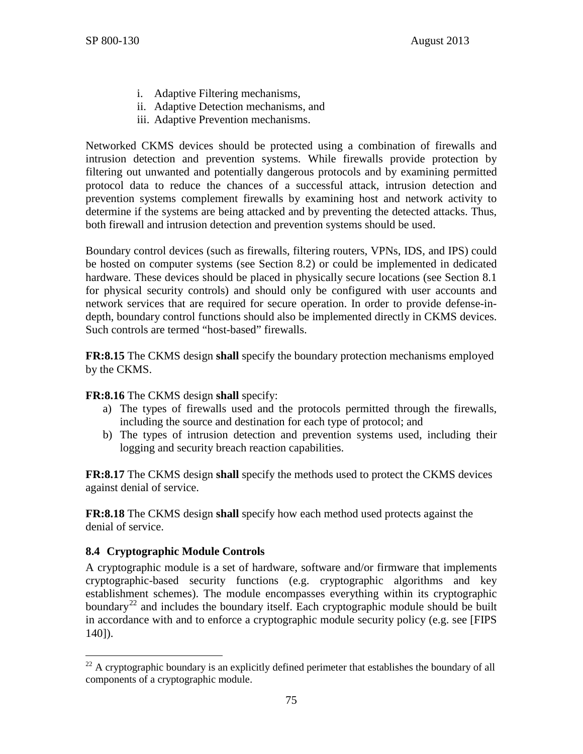i. Adaptive Filtering mechanisms,
ii. Adaptive Detection mechanisms, and
iii. Adaptive Prevention mechanisms.

Networked CKMS devices should be protected using a combination of firewalls and intrusion detection and prevention systems. While firewalls provide protection by filtering out unwanted and potentially dangerous protocols and by examining permitted protocol data to reduce the chances of a successful attack, intrusion detection and prevention systems complement firewalls by examining host and network activity to determine if the systems are being attacked and by preventing the detected attacks. Thus, both firewall and intrusion detection and prevention systems should be used.

Boundary control devices (such as firewalls, filtering routers, VPNs, IDS, and IPS) could be hosted on computer systems (see Section 8.2) or could be implemented in dedicated hardware. These devices should be placed in physically secure locations (see Section 8.1 for physical security controls) and should only be configured with user accounts and network services that are required for secure operation. In order to provide defense-in-depth, boundary control functions should also be implemented directly in CKMS devices. Such controls are termed "host-based" firewalls.

**FR:8.15** The CKMS design **shall** specify the boundary protection mechanisms employed by the CKMS.

**FR:8.16** The CKMS design **shall** specify:

a) The types of firewalls used and the protocols permitted through the firewalls, including the source and destination for each type of protocol; and
b) The types of intrusion detection and prevention systems used, including their logging and security breach reaction capabilities.

**FR:8.17** The CKMS design **shall** specify the methods used to protect the CKMS devices against denial of service.

**FR:8.18** The CKMS design **shall** specify how each method used protects against the denial of service.

### 8.4 Cryptographic Module Controls

A cryptographic module is a set of hardware, software and/or firmware that implements cryptographic-based security functions (e.g. cryptographic algorithms and key establishment schemes). The module encompasses everything within its cryptographic boundary[22] and includes the boundary itself. Each cryptographic module should be built in accordance with and to enforce a cryptographic module security policy (e.g. see [FIPS 140]).

[22] A cryptographic boundary is an explicitly defined perimeter that establishes the boundary of all components of a cryptographic module.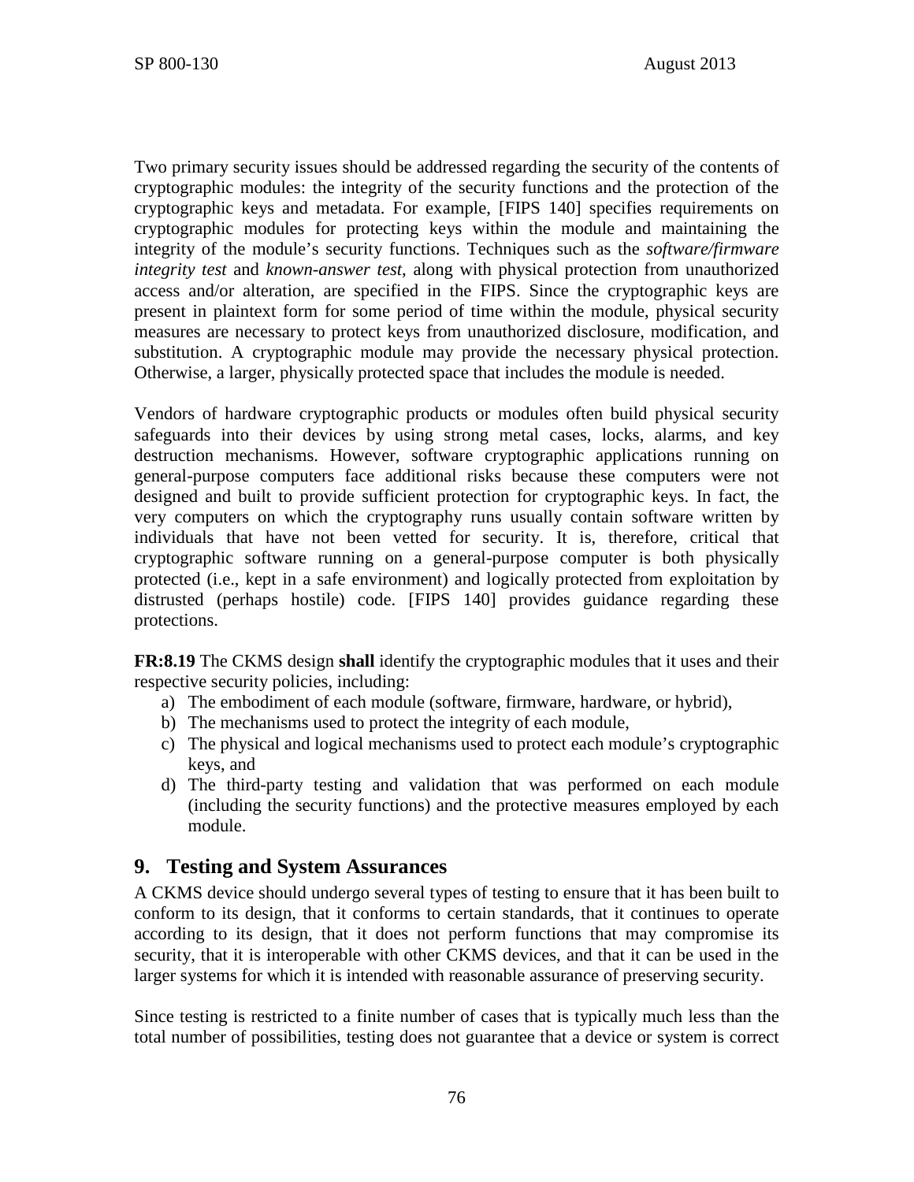Two primary security issues should be addressed regarding the security of the contents of cryptographic modules: the integrity of the security functions and the protection of the cryptographic keys and metadata. For example, [FIPS 140] specifies requirements on cryptographic modules for protecting keys within the module and maintaining the integrity of the module's security functions. Techniques such as the *software/firmware integrity test* and *known-answer test*, along with physical protection from unauthorized access and/or alteration, are specified in the FIPS. Since the cryptographic keys are present in plaintext form for some period of time within the module, physical security measures are necessary to protect keys from unauthorized disclosure, modification, and substitution. A cryptographic module may provide the necessary physical protection. Otherwise, a larger, physically protected space that includes the module is needed.

Vendors of hardware cryptographic products or modules often build physical security safeguards into their devices by using strong metal cases, locks, alarms, and key destruction mechanisms. However, software cryptographic applications running on general-purpose computers face additional risks because these computers were not designed and built to provide sufficient protection for cryptographic keys. In fact, the very computers on which the cryptography runs usually contain software written by individuals that have not been vetted for security. It is, therefore, critical that cryptographic software running on a general-purpose computer is both physically protected (i.e., kept in a safe environment) and logically protected from exploitation by distrusted (perhaps hostile) code. [FIPS 140] provides guidance regarding these protections.

**FR:8.19** The CKMS design **shall** identify the cryptographic modules that it uses and their respective security policies, including:

a) The embodiment of each module (software, firmware, hardware, or hybrid),
b) The mechanisms used to protect the integrity of each module,
c) The physical and logical mechanisms used to protect each module's cryptographic keys, and
d) The third-party testing and validation that was performed on each module (including the security functions) and the protective measures employed by each module.

## 9. Testing and System Assurances

A CKMS device should undergo several types of testing to ensure that it has been built to conform to its design, that it conforms to certain standards, that it continues to operate according to its design, that it does not perform functions that may compromise its security, that it is interoperable with other CKMS devices, and that it can be used in the larger systems for which it is intended with reasonable assurance of preserving security.

Since testing is restricted to a finite number of cases that is typically much less than the total number of possibilities, testing does not guarantee that a device or system is correct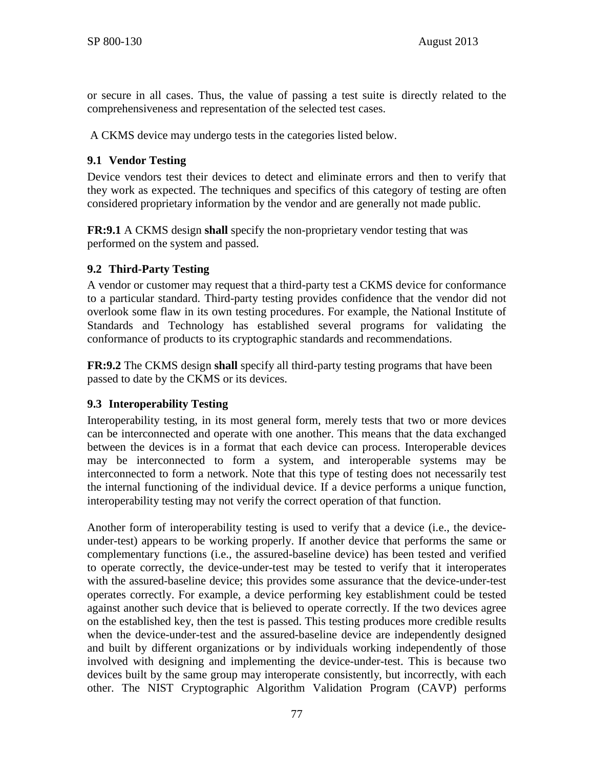or secure in all cases. Thus, the value of passing a test suite is directly related to the comprehensiveness and representation of the selected test cases.

A CKMS device may undergo tests in the categories listed below.

## 9.1 Vendor Testing

Device vendors test their devices to detect and eliminate errors and then to verify that they work as expected. The techniques and specifics of this category of testing are often considered proprietary information by the vendor and are generally not made public.

**FR:9.1** A CKMS design **shall** specify the non-proprietary vendor testing that was performed on the system and passed.

## 9.2 Third-Party Testing

A vendor or customer may request that a third-party test a CKMS device for conformance to a particular standard. Third-party testing provides confidence that the vendor did not overlook some flaw in its own testing procedures. For example, the National Institute of Standards and Technology has established several programs for validating the conformance of products to its cryptographic standards and recommendations.

**FR:9.2** The CKMS design **shall** specify all third-party testing programs that have been passed to date by the CKMS or its devices.

## 9.3 Interoperability Testing

Interoperability testing, in its most general form, merely tests that two or more devices can be interconnected and operate with one another. This means that the data exchanged between the devices is in a format that each device can process. Interoperable devices may be interconnected to form a system, and interoperable systems may be interconnected to form a network. Note that this type of testing does not necessarily test the internal functioning of the individual device. If a device performs a unique function, interoperability testing may not verify the correct operation of that function.

Another form of interoperability testing is used to verify that a device (i.e., the device-under-test) appears to be working properly. If another device that performs the same or complementary functions (i.e., the assured-baseline device) has been tested and verified to operate correctly, the device-under-test may be tested to verify that it interoperates with the assured-baseline device; this provides some assurance that the device-under-test operates correctly. For example, a device performing key establishment could be tested against another such device that is believed to operate correctly. If the two devices agree on the established key, then the test is passed. This testing produces more credible results when the device-under-test and the assured-baseline device are independently designed and built by different organizations or by individuals working independently of those involved with designing and implementing the device-under-test. This is because two devices built by the same group may interoperate consistently, but incorrectly, with each other. The NIST Cryptographic Algorithm Validation Program (CAVP) performs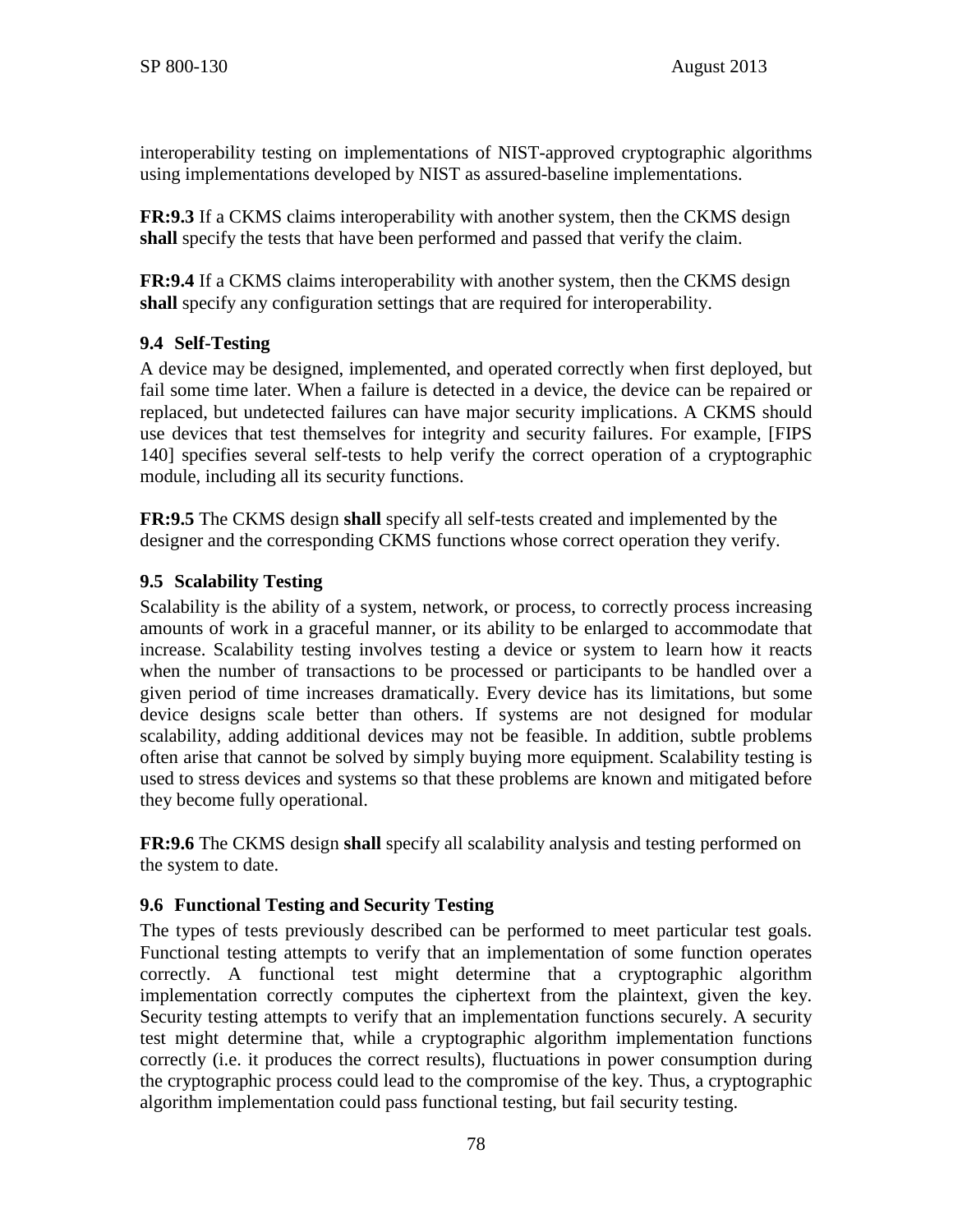interoperability testing on implementations of NIST-approved cryptographic algorithms using implementations developed by NIST as assured-baseline implementations.

**FR:9.3** If a CKMS claims interoperability with another system, then the CKMS design **shall** specify the tests that have been performed and passed that verify the claim.

**FR:9.4** If a CKMS claims interoperability with another system, then the CKMS design **shall** specify any configuration settings that are required for interoperability.

### 9.4 Self-Testing

A device may be designed, implemented, and operated correctly when first deployed, but fail some time later. When a failure is detected in a device, the device can be repaired or replaced, but undetected failures can have major security implications. A CKMS should use devices that test themselves for integrity and security failures. For example, [FIPS 140] specifies several self-tests to help verify the correct operation of a cryptographic module, including all its security functions.

**FR:9.5** The CKMS design **shall** specify all self-tests created and implemented by the designer and the corresponding CKMS functions whose correct operation they verify.

### 9.5 Scalability Testing

Scalability is the ability of a system, network, or process, to correctly process increasing amounts of work in a graceful manner, or its ability to be enlarged to accommodate that increase. Scalability testing involves testing a device or system to learn how it reacts when the number of transactions to be processed or participants to be handled over a given period of time increases dramatically. Every device has its limitations, but some device designs scale better than others. If systems are not designed for modular scalability, adding additional devices may not be feasible. In addition, subtle problems often arise that cannot be solved by simply buying more equipment. Scalability testing is used to stress devices and systems so that these problems are known and mitigated before they become fully operational.

**FR:9.6** The CKMS design **shall** specify all scalability analysis and testing performed on the system to date.

### 9.6 Functional Testing and Security Testing

The types of tests previously described can be performed to meet particular test goals. Functional testing attempts to verify that an implementation of some function operates correctly. A functional test might determine that a cryptographic algorithm implementation correctly computes the ciphertext from the plaintext, given the key. Security testing attempts to verify that an implementation functions securely. A security test might determine that, while a cryptographic algorithm implementation functions correctly (i.e. it produces the correct results), fluctuations in power consumption during the cryptographic process could lead to the compromise of the key. Thus, a cryptographic algorithm implementation could pass functional testing, but fail security testing.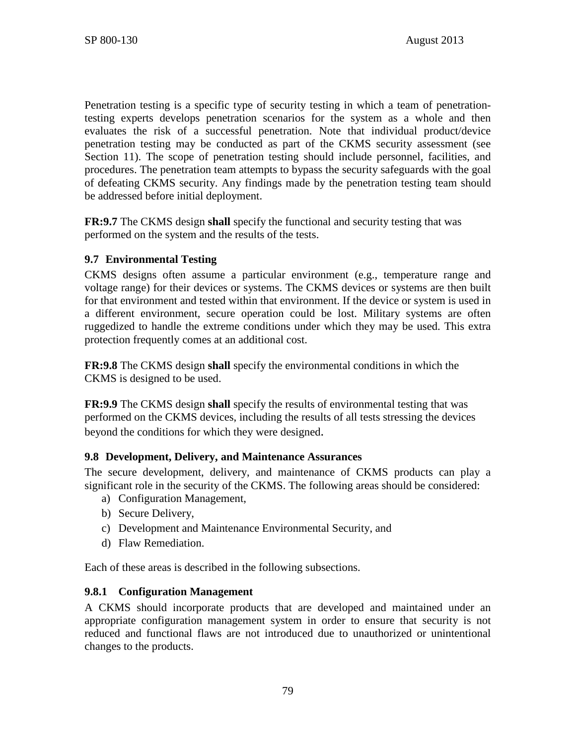Penetration testing is a specific type of security testing in which a team of penetration-testing experts develops penetration scenarios for the system as a whole and then evaluates the risk of a successful penetration. Note that individual product/device penetration testing may be conducted as part of the CKMS security assessment (see Section 11). The scope of penetration testing should include personnel, facilities, and procedures. The penetration team attempts to bypass the security safeguards with the goal of defeating CKMS security. Any findings made by the penetration testing team should be addressed before initial deployment.

**FR:9.7** The CKMS design **shall** specify the functional and security testing that was performed on the system and the results of the tests.

### 9.7 Environmental Testing

CKMS designs often assume a particular environment (e.g., temperature range and voltage range) for their devices or systems. The CKMS devices or systems are then built for that environment and tested within that environment. If the device or system is used in a different environment, secure operation could be lost. Military systems are often ruggedized to handle the extreme conditions under which they may be used. This extra protection frequently comes at an additional cost.

**FR:9.8** The CKMS design **shall** specify the environmental conditions in which the CKMS is designed to be used.

**FR:9.9** The CKMS design **shall** specify the results of environmental testing that was performed on the CKMS devices, including the results of all tests stressing the devices beyond the conditions for which they were designed.

### 9.8 Development, Delivery, and Maintenance Assurances

The secure development, delivery, and maintenance of CKMS products can play a significant role in the security of the CKMS. The following areas should be considered:

a) Configuration Management,
b) Secure Delivery,
c) Development and Maintenance Environmental Security, and
d) Flaw Remediation.

Each of these areas is described in the following subsections.

#### 9.8.1 Configuration Management

A CKMS should incorporate products that are developed and maintained under an appropriate configuration management system in order to ensure that security is not reduced and functional flaws are not introduced due to unauthorized or unintentional changes to the products.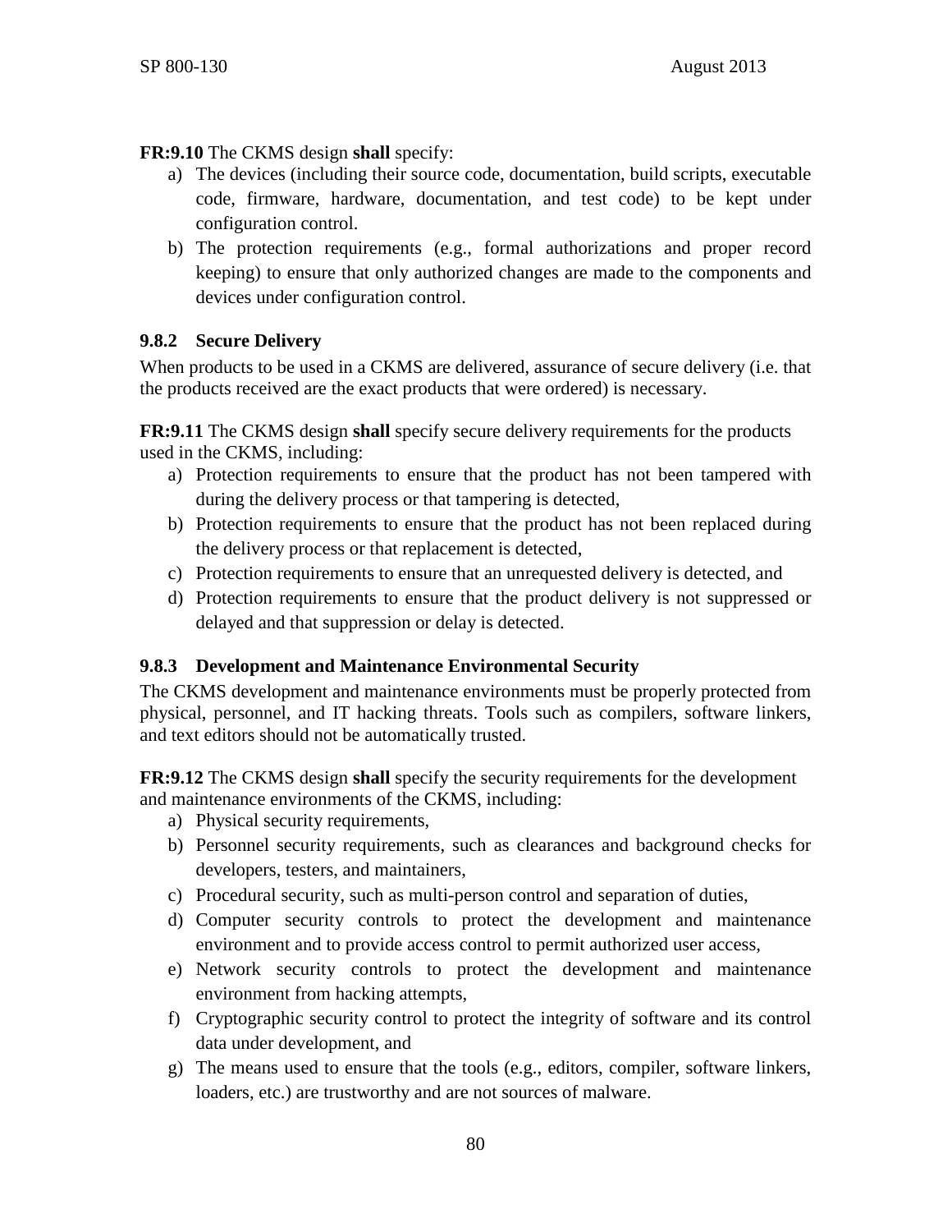**FR:9.10** The CKMS design **shall** specify:

a) The devices (including their source code, documentation, build scripts, executable code, firmware, hardware, documentation, and test code) to be kept under configuration control.
b) The protection requirements (e.g., formal authorizations and proper record keeping) to ensure that only authorized changes are made to the components and devices under configuration control.

### 9.8.2 Secure Delivery

When products to be used in a CKMS are delivered, assurance of secure delivery (i.e. that the products received are the exact products that were ordered) is necessary.

**FR:9.11** The CKMS design **shall** specify secure delivery requirements for the products used in the CKMS, including:

a) Protection requirements to ensure that the product has not been tampered with during the delivery process or that tampering is detected,
b) Protection requirements to ensure that the product has not been replaced during the delivery process or that replacement is detected,
c) Protection requirements to ensure that an unrequested delivery is detected, and
d) Protection requirements to ensure that the product delivery is not suppressed or delayed and that suppression or delay is detected.

### 9.8.3 Development and Maintenance Environmental Security

The CKMS development and maintenance environments must be properly protected from physical, personnel, and IT hacking threats. Tools such as compilers, software linkers, and text editors should not be automatically trusted.

**FR:9.12** The CKMS design **shall** specify the security requirements for the development and maintenance environments of the CKMS, including:

a) Physical security requirements,
b) Personnel security requirements, such as clearances and background checks for developers, testers, and maintainers,
c) Procedural security, such as multi-person control and separation of duties,
d) Computer security controls to protect the development and maintenance environment and to provide access control to permit authorized user access,
e) Network security controls to protect the development and maintenance environment from hacking attempts,
f) Cryptographic security control to protect the integrity of software and its control data under development, and
g) The means used to ensure that the tools (e.g., editors, compiler, software linkers, loaders, etc.) are trustworthy and are not sources of malware.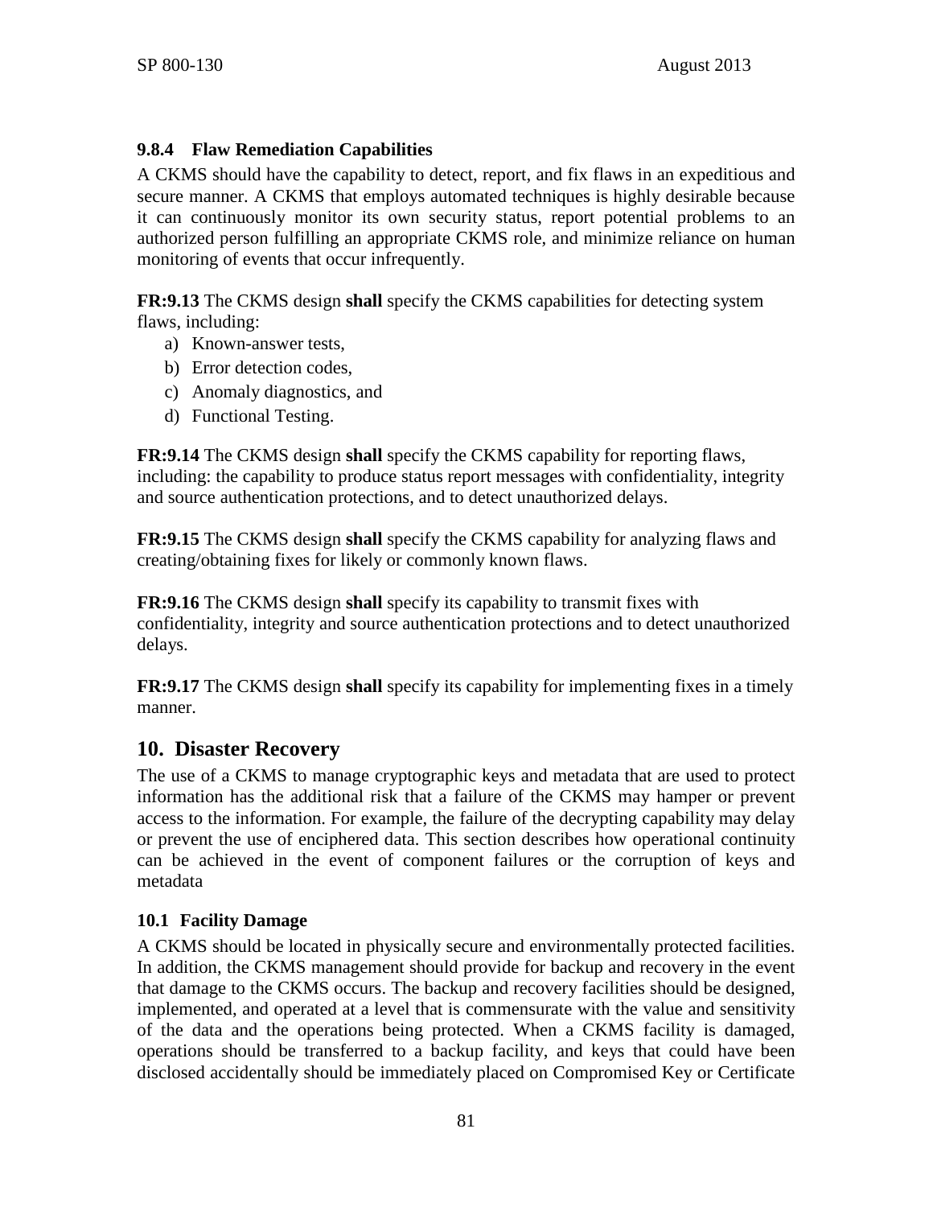### 9.8.4 Flaw Remediation Capabilities

A CKMS should have the capability to detect, report, and fix flaws in an expeditious and secure manner. A CKMS that employs automated techniques is highly desirable because it can continuously monitor its own security status, report potential problems to an authorized person fulfilling an appropriate CKMS role, and minimize reliance on human monitoring of events that occur infrequently.

**FR:9.13** The CKMS design **shall** specify the CKMS capabilities for detecting system flaws, including:

a) Known-answer tests,
b) Error detection codes,
c) Anomaly diagnostics, and
d) Functional Testing.

**FR:9.14** The CKMS design **shall** specify the CKMS capability for reporting flaws, including: the capability to produce status report messages with confidentiality, integrity and source authentication protections, and to detect unauthorized delays.

**FR:9.15** The CKMS design **shall** specify the CKMS capability for analyzing flaws and creating/obtaining fixes for likely or commonly known flaws.

**FR:9.16** The CKMS design **shall** specify its capability to transmit fixes with confidentiality, integrity and source authentication protections and to detect unauthorized delays.

**FR:9.17** The CKMS design **shall** specify its capability for implementing fixes in a timely manner.

## 10. Disaster Recovery

The use of a CKMS to manage cryptographic keys and metadata that are used to protect information has the additional risk that a failure of the CKMS may hamper or prevent access to the information. For example, the failure of the decrypting capability may delay or prevent the use of enciphered data. This section describes how operational continuity can be achieved in the event of component failures or the corruption of keys and metadata

### 10.1 Facility Damage

A CKMS should be located in physically secure and environmentally protected facilities. In addition, the CKMS management should provide for backup and recovery in the event that damage to the CKMS occurs. The backup and recovery facilities should be designed, implemented, and operated at a level that is commensurate with the value and sensitivity of the data and the operations being protected. When a CKMS facility is damaged, operations should be transferred to a backup facility, and keys that could have been disclosed accidentally should be immediately placed on Compromised Key or Certificate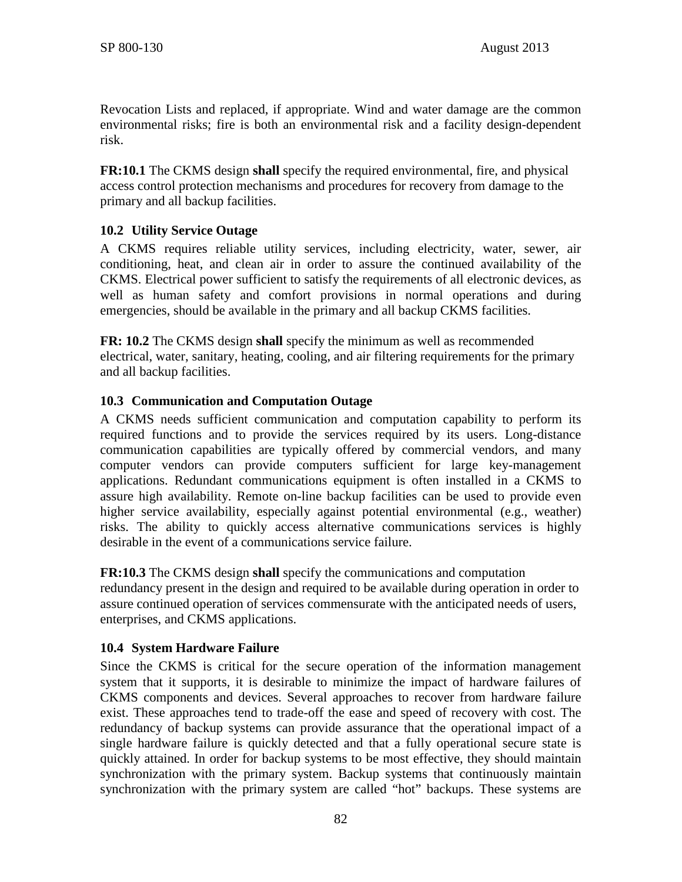Revocation Lists and replaced, if appropriate. Wind and water damage are the common environmental risks; fire is both an environmental risk and a facility design-dependent risk.

**FR:10.1** The CKMS design **shall** specify the required environmental, fire, and physical access control protection mechanisms and procedures for recovery from damage to the primary and all backup facilities.

### 10.2 Utility Service Outage

A CKMS requires reliable utility services, including electricity, water, sewer, air conditioning, heat, and clean air in order to assure the continued availability of the CKMS. Electrical power sufficient to satisfy the requirements of all electronic devices, as well as human safety and comfort provisions in normal operations and during emergencies, should be available in the primary and all backup CKMS facilities.

**FR: 10.2** The CKMS design **shall** specify the minimum as well as recommended electrical, water, sanitary, heating, cooling, and air filtering requirements for the primary and all backup facilities.

### 10.3 Communication and Computation Outage

A CKMS needs sufficient communication and computation capability to perform its required functions and to provide the services required by its users. Long-distance communication capabilities are typically offered by commercial vendors, and many computer vendors can provide computers sufficient for large key-management applications. Redundant communications equipment is often installed in a CKMS to assure high availability. Remote on-line backup facilities can be used to provide even higher service availability, especially against potential environmental (e.g., weather) risks. The ability to quickly access alternative communications services is highly desirable in the event of a communications service failure.

**FR:10.3** The CKMS design **shall** specify the communications and computation redundancy present in the design and required to be available during operation in order to assure continued operation of services commensurate with the anticipated needs of users, enterprises, and CKMS applications.

### 10.4 System Hardware Failure

Since the CKMS is critical for the secure operation of the information management system that it supports, it is desirable to minimize the impact of hardware failures of CKMS components and devices. Several approaches to recover from hardware failure exist. These approaches tend to trade-off the ease and speed of recovery with cost. The redundancy of backup systems can provide assurance that the operational impact of a single hardware failure is quickly detected and that a fully operational secure state is quickly attained. In order for backup systems to be most effective, they should maintain synchronization with the primary system. Backup systems that continuously maintain synchronization with the primary system are called "hot" backups. These systems are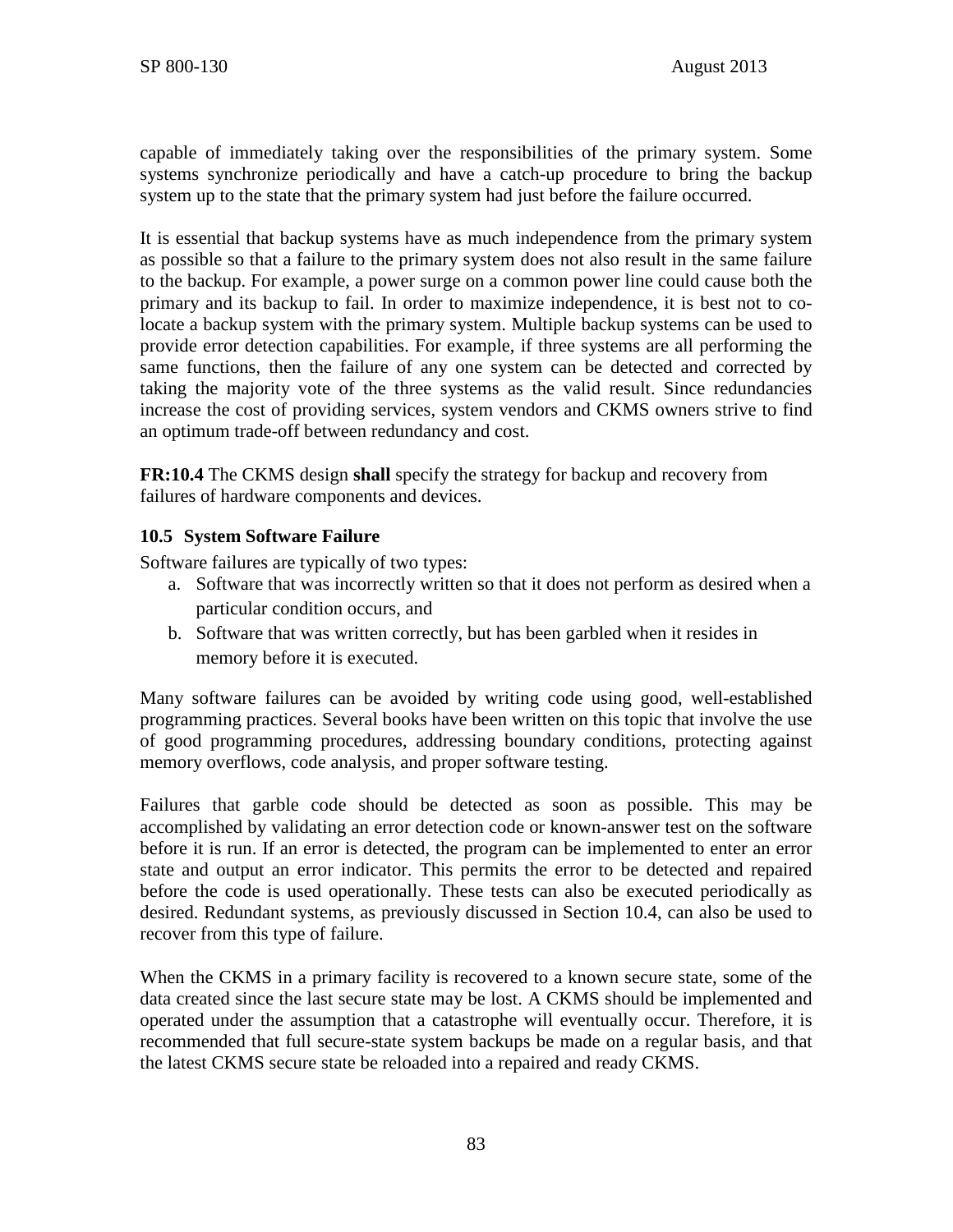capable of immediately taking over the responsibilities of the primary system. Some systems synchronize periodically and have a catch-up procedure to bring the backup system up to the state that the primary system had just before the failure occurred.

It is essential that backup systems have as much independence from the primary system as possible so that a failure to the primary system does not also result in the same failure to the backup. For example, a power surge on a common power line could cause both the primary and its backup to fail. In order to maximize independence, it is best not to co-locate a backup system with the primary system. Multiple backup systems can be used to provide error detection capabilities. For example, if three systems are all performing the same functions, then the failure of any one system can be detected and corrected by taking the majority vote of the three systems as the valid result. Since redundancies increase the cost of providing services, system vendors and CKMS owners strive to find an optimum trade-off between redundancy and cost.

**FR:10.4** The CKMS design **shall** specify the strategy for backup and recovery from failures of hardware components and devices.

### 10.5 System Software Failure

Software failures are typically of two types:

a. Software that was incorrectly written so that it does not perform as desired when a particular condition occurs, and
b. Software that was written correctly, but has been garbled when it resides in memory before it is executed.

Many software failures can be avoided by writing code using good, well-established programming practices. Several books have been written on this topic that involve the use of good programming procedures, addressing boundary conditions, protecting against memory overflows, code analysis, and proper software testing.

Failures that garble code should be detected as soon as possible. This may be accomplished by validating an error detection code or known-answer test on the software before it is run. If an error is detected, the program can be implemented to enter an error state and output an error indicator. This permits the error to be detected and repaired before the code is used operationally. These tests can also be executed periodically as desired. Redundant systems, as previously discussed in Section 10.4, can also be used to recover from this type of failure.

When the CKMS in a primary facility is recovered to a known secure state, some of the data created since the last secure state may be lost. A CKMS should be implemented and operated under the assumption that a catastrophe will eventually occur. Therefore, it is recommended that full secure-state system backups be made on a regular basis, and that the latest CKMS secure state be reloaded into a repaired and ready CKMS.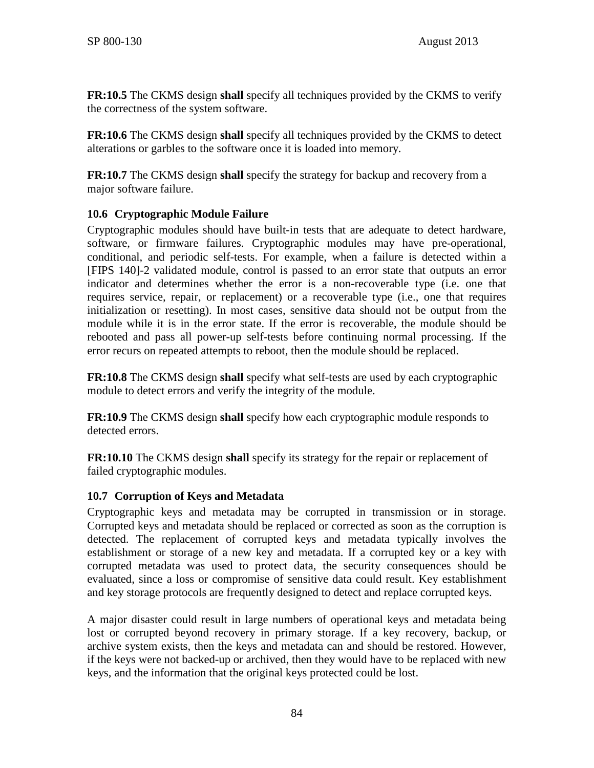**FR:10.5** The CKMS design **shall** specify all techniques provided by the CKMS to verify the correctness of the system software.

**FR:10.6** The CKMS design **shall** specify all techniques provided by the CKMS to detect alterations or garbles to the software once it is loaded into memory.

**FR:10.7** The CKMS design **shall** specify the strategy for backup and recovery from a major software failure.

### 10.6 Cryptographic Module Failure

Cryptographic modules should have built-in tests that are adequate to detect hardware, software, or firmware failures. Cryptographic modules may have pre-operational, conditional, and periodic self-tests. For example, when a failure is detected within a [FIPS 140]-2 validated module, control is passed to an error state that outputs an error indicator and determines whether the error is a non-recoverable type (i.e. one that requires service, repair, or replacement) or a recoverable type (i.e., one that requires initialization or resetting). In most cases, sensitive data should not be output from the module while it is in the error state. If the error is recoverable, the module should be rebooted and pass all power-up self-tests before continuing normal processing. If the error recurs on repeated attempts to reboot, then the module should be replaced.

**FR:10.8** The CKMS design **shall** specify what self-tests are used by each cryptographic module to detect errors and verify the integrity of the module.

**FR:10.9** The CKMS design **shall** specify how each cryptographic module responds to detected errors.

**FR:10.10** The CKMS design **shall** specify its strategy for the repair or replacement of failed cryptographic modules.

### 10.7 Corruption of Keys and Metadata

Cryptographic keys and metadata may be corrupted in transmission or in storage. Corrupted keys and metadata should be replaced or corrected as soon as the corruption is detected. The replacement of corrupted keys and metadata typically involves the establishment or storage of a new key and metadata. If a corrupted key or a key with corrupted metadata was used to protect data, the security consequences should be evaluated, since a loss or compromise of sensitive data could result. Key establishment and key storage protocols are frequently designed to detect and replace corrupted keys.

A major disaster could result in large numbers of operational keys and metadata being lost or corrupted beyond recovery in primary storage. If a key recovery, backup, or archive system exists, then the keys and metadata can and should be restored. However, if the keys were not backed-up or archived, then they would have to be replaced with new keys, and the information that the original keys protected could be lost.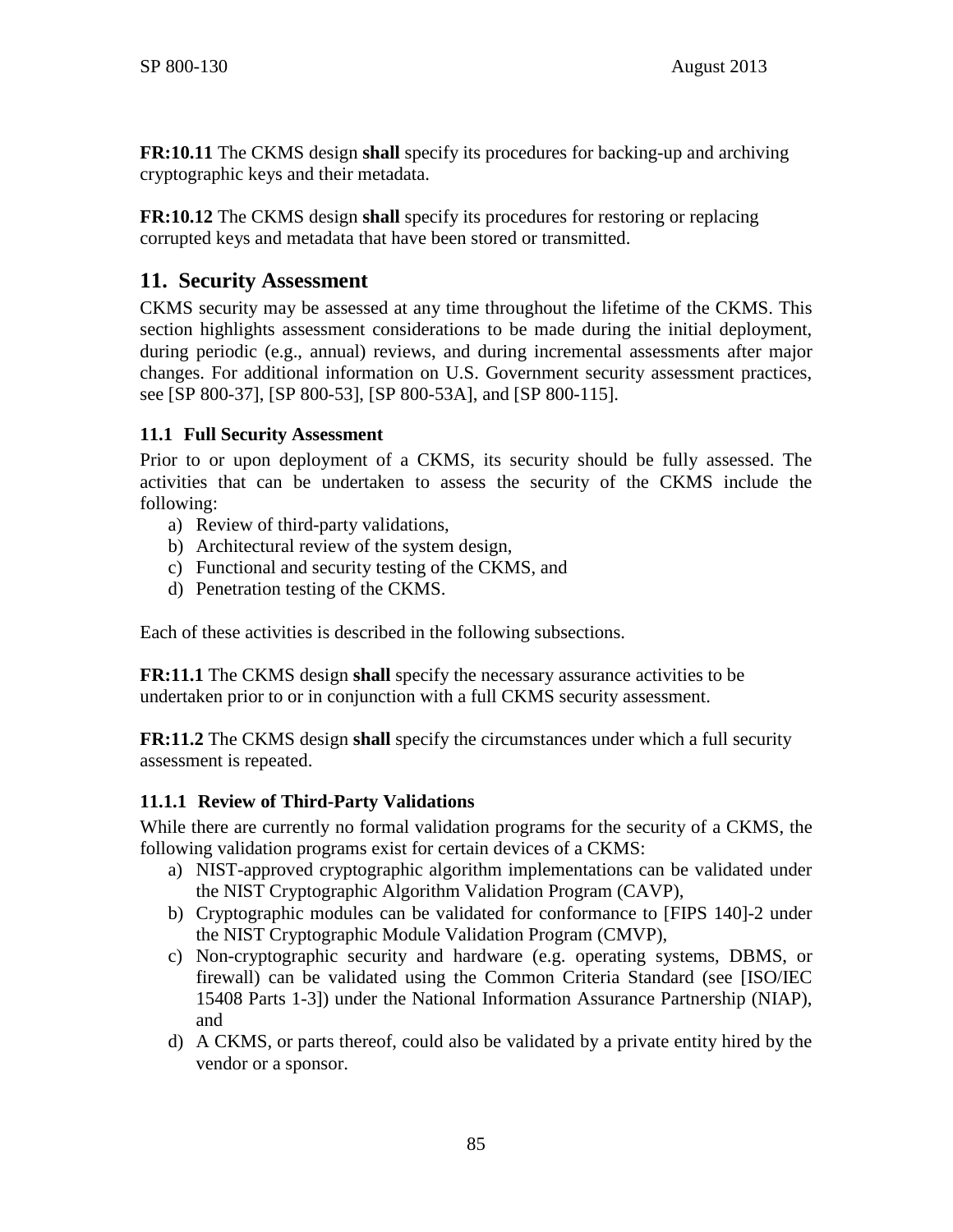**FR:10.11** The CKMS design **shall** specify its procedures for backing-up and archiving cryptographic keys and their metadata.

**FR:10.12** The CKMS design **shall** specify its procedures for restoring or replacing corrupted keys and metadata that have been stored or transmitted.

## 11. Security Assessment

CKMS security may be assessed at any time throughout the lifetime of the CKMS. This section highlights assessment considerations to be made during the initial deployment, during periodic (e.g., annual) reviews, and during incremental assessments after major changes. For additional information on U.S. Government security assessment practices, see [SP 800-37], [SP 800-53], [SP 800-53A], and [SP 800-115].

### 11.1 Full Security Assessment

Prior to or upon deployment of a CKMS, its security should be fully assessed. The activities that can be undertaken to assess the security of the CKMS include the following:

a) Review of third-party validations,
b) Architectural review of the system design,
c) Functional and security testing of the CKMS, and
d) Penetration testing of the CKMS.

Each of these activities is described in the following subsections.

**FR:11.1** The CKMS design **shall** specify the necessary assurance activities to be undertaken prior to or in conjunction with a full CKMS security assessment.

**FR:11.2** The CKMS design **shall** specify the circumstances under which a full security assessment is repeated.

#### 11.1.1 Review of Third-Party Validations

While there are currently no formal validation programs for the security of a CKMS, the following validation programs exist for certain devices of a CKMS:

a) NIST-approved cryptographic algorithm implementations can be validated under the NIST Cryptographic Algorithm Validation Program (CAVP),
b) Cryptographic modules can be validated for conformance to [FIPS 140]-2 under the NIST Cryptographic Module Validation Program (CMVP),
c) Non-cryptographic security and hardware (e.g. operating systems, DBMS, or firewall) can be validated using the Common Criteria Standard (see [ISO/IEC 15408 Parts 1-3]) under the National Information Assurance Partnership (NIAP), and
d) A CKMS, or parts thereof, could also be validated by a private entity hired by the vendor or a sponsor.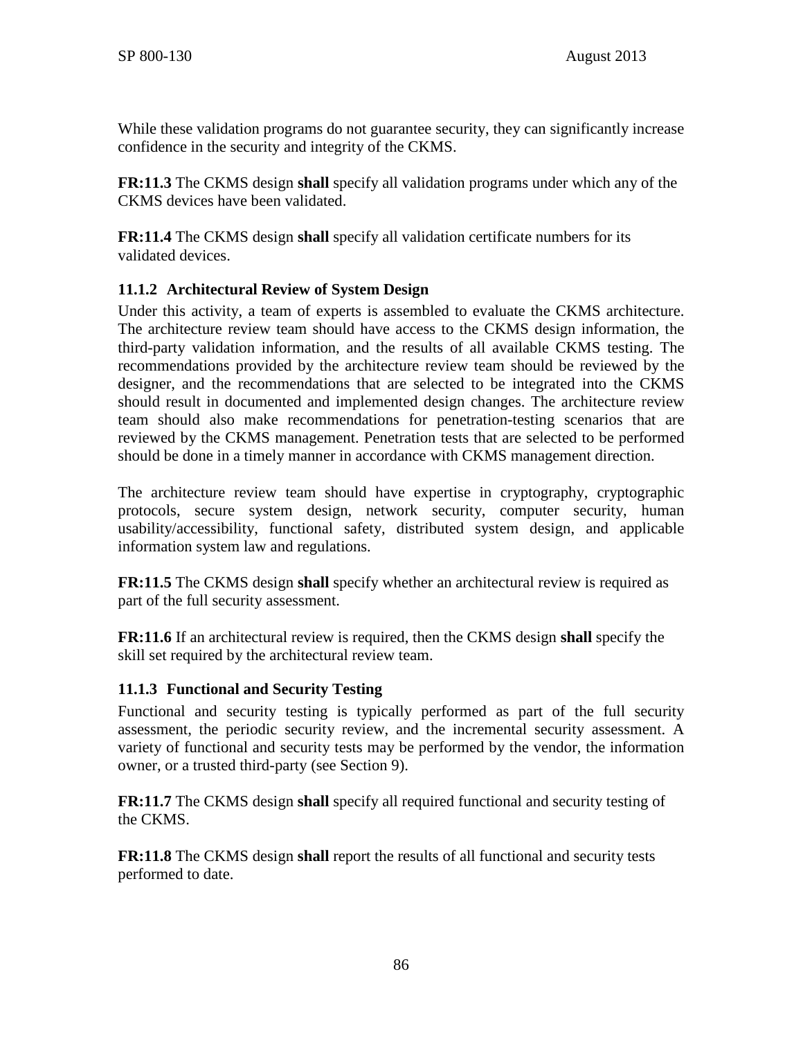While these validation programs do not guarantee security, they can significantly increase confidence in the security and integrity of the CKMS.

**FR:11.3** The CKMS design **shall** specify all validation programs under which any of the CKMS devices have been validated.

**FR:11.4** The CKMS design **shall** specify all validation certificate numbers for its validated devices.

### 11.1.2 Architectural Review of System Design

Under this activity, a team of experts is assembled to evaluate the CKMS architecture. The architecture review team should have access to the CKMS design information, the third-party validation information, and the results of all available CKMS testing. The recommendations provided by the architecture review team should be reviewed by the designer, and the recommendations that are selected to be integrated into the CKMS should result in documented and implemented design changes. The architecture review team should also make recommendations for penetration-testing scenarios that are reviewed by the CKMS management. Penetration tests that are selected to be performed should be done in a timely manner in accordance with CKMS management direction.

The architecture review team should have expertise in cryptography, cryptographic protocols, secure system design, network security, computer security, human usability/accessibility, functional safety, distributed system design, and applicable information system law and regulations.

**FR:11.5** The CKMS design **shall** specify whether an architectural review is required as part of the full security assessment.

**FR:11.6** If an architectural review is required, then the CKMS design **shall** specify the skill set required by the architectural review team.

### 11.1.3 Functional and Security Testing

Functional and security testing is typically performed as part of the full security assessment, the periodic security review, and the incremental security assessment. A variety of functional and security tests may be performed by the vendor, the information owner, or a trusted third-party (see Section 9).

**FR:11.7** The CKMS design **shall** specify all required functional and security testing of the CKMS.

**FR:11.8** The CKMS design **shall** report the results of all functional and security tests performed to date.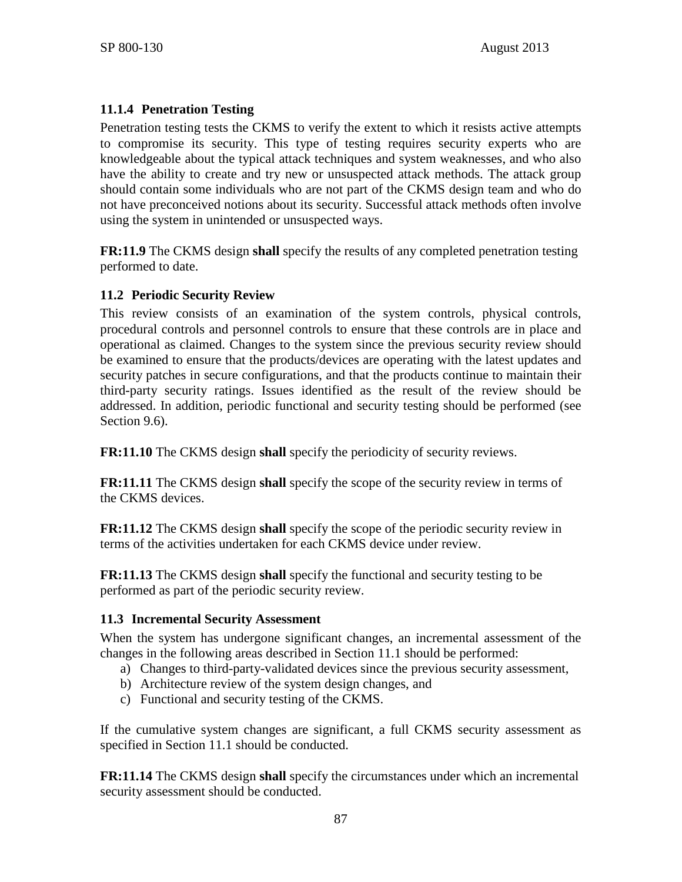### 11.1.4 Penetration Testing

Penetration testing tests the CKMS to verify the extent to which it resists active attempts to compromise its security. This type of testing requires security experts who are knowledgeable about the typical attack techniques and system weaknesses, and who also have the ability to create and try new or unsuspected attack methods. The attack group should contain some individuals who are not part of the CKMS design team and who do not have preconceived notions about its security. Successful attack methods often involve using the system in unintended or unsuspected ways.

**FR:11.9** The CKMS design **shall** specify the results of any completed penetration testing performed to date.

## 11.2 Periodic Security Review

This review consists of an examination of the system controls, physical controls, procedural controls and personnel controls to ensure that these controls are in place and operational as claimed. Changes to the system since the previous security review should be examined to ensure that the products/devices are operating with the latest updates and security patches in secure configurations, and that the products continue to maintain their third-party security ratings. Issues identified as the result of the review should be addressed. In addition, periodic functional and security testing should be performed (see Section 9.6).

**FR:11.10** The CKMS design **shall** specify the periodicity of security reviews.

**FR:11.11** The CKMS design **shall** specify the scope of the security review in terms of the CKMS devices.

**FR:11.12** The CKMS design **shall** specify the scope of the periodic security review in terms of the activities undertaken for each CKMS device under review.

**FR:11.13** The CKMS design **shall** specify the functional and security testing to be performed as part of the periodic security review.

## 11.3 Incremental Security Assessment

When the system has undergone significant changes, an incremental assessment of the changes in the following areas described in Section 11.1 should be performed:

a) Changes to third-party-validated devices since the previous security assessment,
b) Architecture review of the system design changes, and
c) Functional and security testing of the CKMS.

If the cumulative system changes are significant, a full CKMS security assessment as specified in Section 11.1 should be conducted.

**FR:11.14** The CKMS design **shall** specify the circumstances under which an incremental security assessment should be conducted.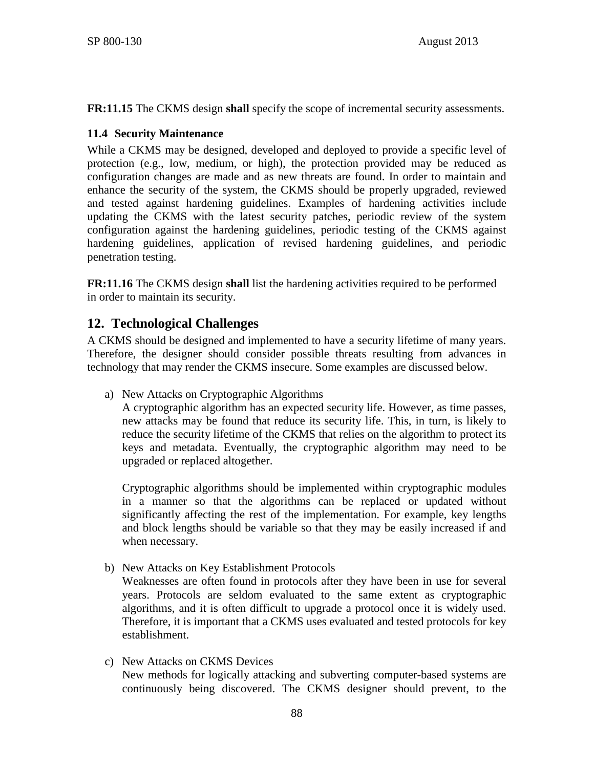**FR:11.15** The CKMS design **shall** specify the scope of incremental security assessments.

### 11.4 Security Maintenance

While a CKMS may be designed, developed and deployed to provide a specific level of protection (e.g., low, medium, or high), the protection provided may be reduced as configuration changes are made and as new threats are found. In order to maintain and enhance the security of the system, the CKMS should be properly upgraded, reviewed and tested against hardening guidelines. Examples of hardening activities include updating the CKMS with the latest security patches, periodic review of the system configuration against the hardening guidelines, periodic testing of the CKMS against hardening guidelines, application of revised hardening guidelines, and periodic penetration testing.

**FR:11.16** The CKMS design **shall** list the hardening activities required to be performed in order to maintain its security.

## 12. Technological Challenges

A CKMS should be designed and implemented to have a security lifetime of many years. Therefore, the designer should consider possible threats resulting from advances in technology that may render the CKMS insecure. Some examples are discussed below.

a) New Attacks on Cryptographic Algorithms
   A cryptographic algorithm has an expected security life. However, as time passes, new attacks may be found that reduce its security life. This, in turn, is likely to reduce the security lifetime of the CKMS that relies on the algorithm to protect its keys and metadata. Eventually, the cryptographic algorithm may need to be upgraded or replaced altogether.

   Cryptographic algorithms should be implemented within cryptographic modules in a manner so that the algorithms can be replaced or updated without significantly affecting the rest of the implementation. For example, key lengths and block lengths should be variable so that they may be easily increased if and when necessary.

b) New Attacks on Key Establishment Protocols
   Weaknesses are often found in protocols after they have been in use for several years. Protocols are seldom evaluated to the same extent as cryptographic algorithms, and it is often difficult to upgrade a protocol once it is widely used. Therefore, it is important that a CKMS uses evaluated and tested protocols for key establishment.

c) New Attacks on CKMS Devices
   New methods for logically attacking and subverting computer-based systems are continuously being discovered. The CKMS designer should prevent, to the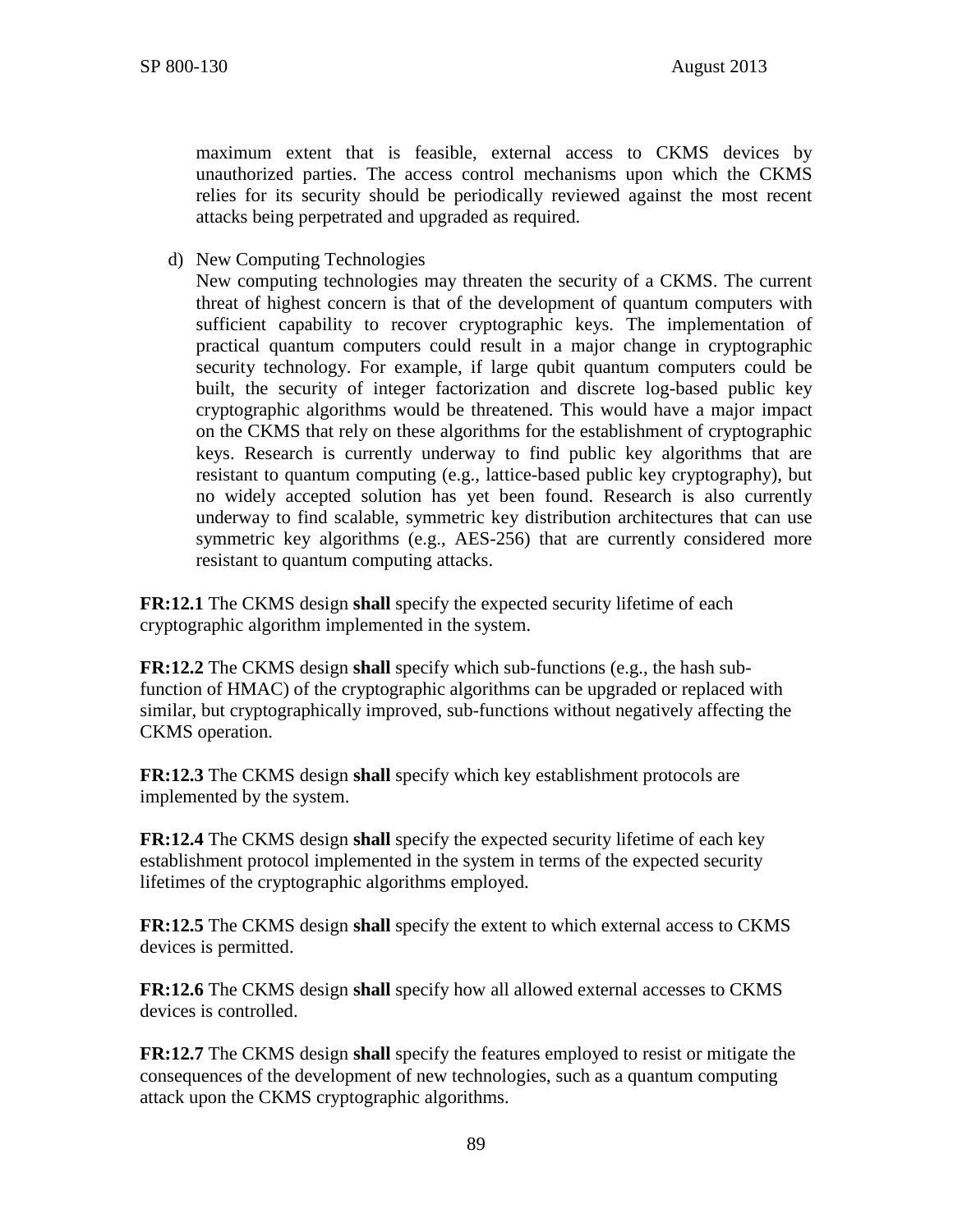maximum extent that is feasible, external access to CKMS devices by unauthorized parties. The access control mechanisms upon which the CKMS relies for its security should be periodically reviewed against the most recent attacks being perpetrated and upgraded as required.

d) New Computing Technologies
New computing technologies may threaten the security of a CKMS. The current threat of highest concern is that of the development of quantum computers with sufficient capability to recover cryptographic keys. The implementation of practical quantum computers could result in a major change in cryptographic security technology. For example, if large qubit quantum computers could be built, the security of integer factorization and discrete log-based public key cryptographic algorithms would be threatened. This would have a major impact on the CKMS that rely on these algorithms for the establishment of cryptographic keys. Research is currently underway to find public key algorithms that are resistant to quantum computing (e.g., lattice-based public key cryptography), but no widely accepted solution has yet been found. Research is also currently underway to find scalable, symmetric key distribution architectures that can use symmetric key algorithms (e.g., AES-256) that are currently considered more resistant to quantum computing attacks.

**FR:12.1** The CKMS design **shall** specify the expected security lifetime of each cryptographic algorithm implemented in the system.

**FR:12.2** The CKMS design **shall** specify which sub-functions (e.g., the hash sub-function of HMAC) of the cryptographic algorithms can be upgraded or replaced with similar, but cryptographically improved, sub-functions without negatively affecting the CKMS operation.

**FR:12.3** The CKMS design **shall** specify which key establishment protocols are implemented by the system.

**FR:12.4** The CKMS design **shall** specify the expected security lifetime of each key establishment protocol implemented in the system in terms of the expected security lifetimes of the cryptographic algorithms employed.

**FR:12.5** The CKMS design **shall** specify the extent to which external access to CKMS devices is permitted.

**FR:12.6** The CKMS design **shall** specify how all allowed external accesses to CKMS devices is controlled.

**FR:12.7** The CKMS design **shall** specify the features employed to resist or mitigate the consequences of the development of new technologies, such as a quantum computing attack upon the CKMS cryptographic algorithms.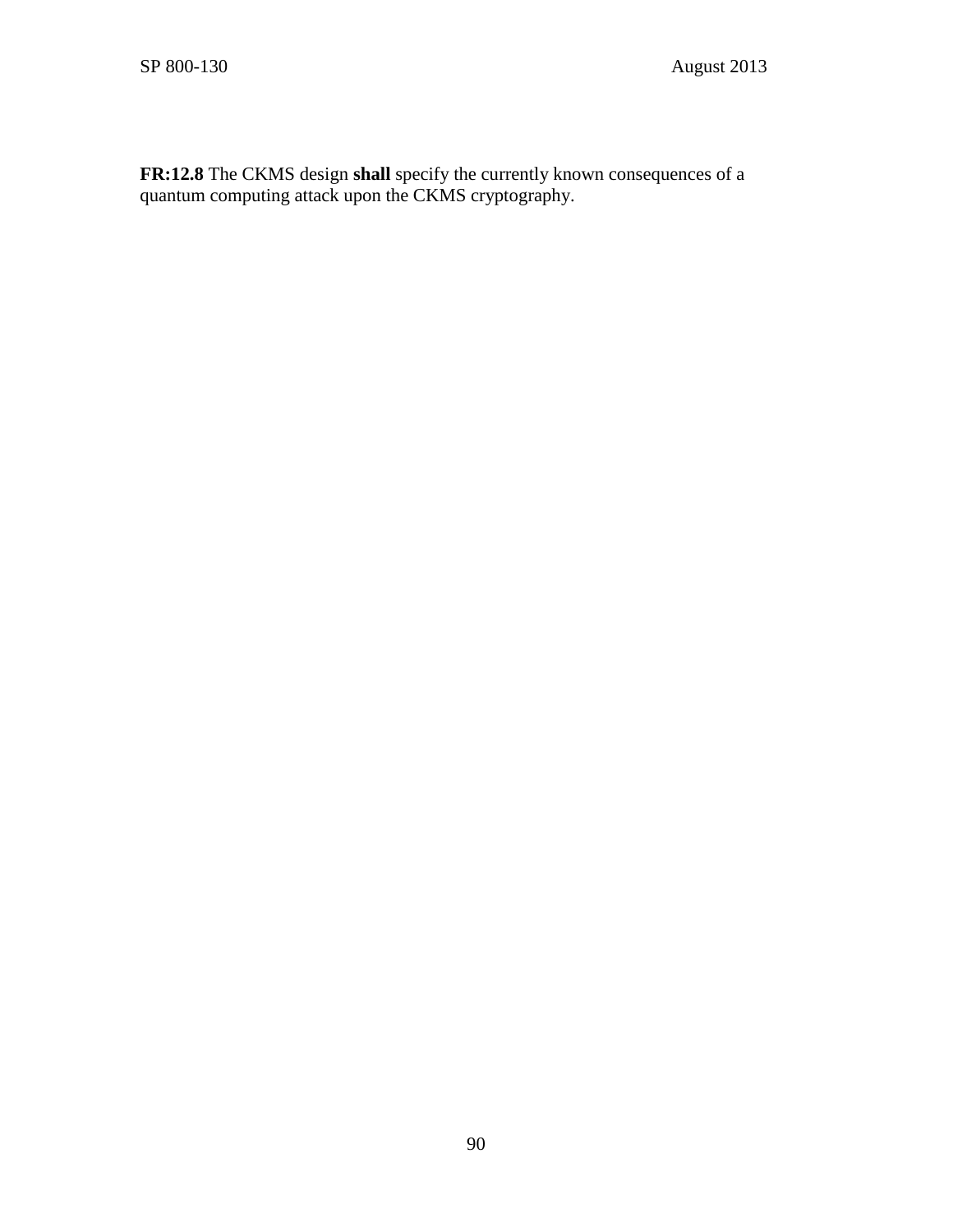**FR:12.8** The CKMS design **shall** specify the currently known consequences of a quantum computing attack upon the CKMS cryptography.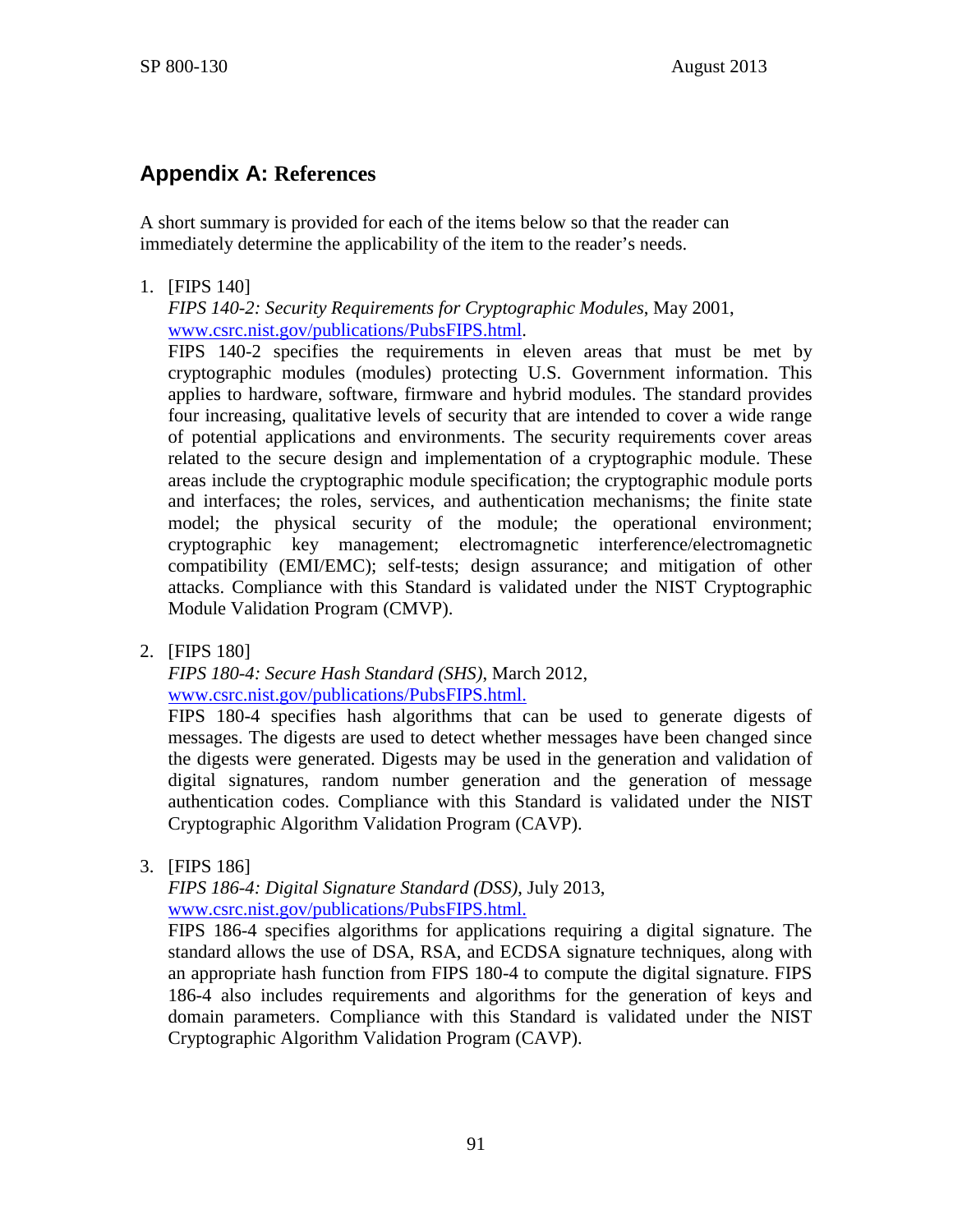# Appendix A: References

A short summary is provided for each of the items below so that the reader can immediately determine the applicability of the item to the reader's needs.

1. [FIPS 140]
   *FIPS 140-2: Security Requirements for Cryptographic Modules*, May 2001, [www.csrc.nist.gov/publications/PubsFIPS.html](www.csrc.nist.gov/publications/PubsFIPS.html).
   FIPS 140-2 specifies the requirements in eleven areas that must be met by cryptographic modules (modules) protecting U.S. Government information. This applies to hardware, software, firmware and hybrid modules. The standard provides four increasing, qualitative levels of security that are intended to cover a wide range of potential applications and environments. The security requirements cover areas related to the secure design and implementation of a cryptographic module. These areas include the cryptographic module specification; the cryptographic module ports and interfaces; the roles, services, and authentication mechanisms; the finite state model; the physical security of the module; the operational environment; cryptographic key management; electromagnetic interference/electromagnetic compatibility (EMI/EMC); self-tests; design assurance; and mitigation of other attacks. Compliance with this Standard is validated under the NIST Cryptographic Module Validation Program (CMVP).

2. [FIPS 180]
   *FIPS 180-4: Secure Hash Standard (SHS)*, March 2012, [www.csrc.nist.gov/publications/PubsFIPS.html.](www.csrc.nist.gov/publications/PubsFIPS.html)
   FIPS 180-4 specifies hash algorithms that can be used to generate digests of messages. The digests are used to detect whether messages have been changed since the digests were generated. Digests may be used in the generation and validation of digital signatures, random number generation and the generation of message authentication codes. Compliance with this Standard is validated under the NIST Cryptographic Algorithm Validation Program (CAVP).

3. [FIPS 186]
   *FIPS 186-4: Digital Signature Standard (DSS)*, July 2013, [www.csrc.nist.gov/publications/PubsFIPS.html.](www.csrc.nist.gov/publications/PubsFIPS.html)
   FIPS 186-4 specifies algorithms for applications requiring a digital signature. The standard allows the use of DSA, RSA, and ECDSA signature techniques, along with an appropriate hash function from FIPS 180-4 to compute the digital signature. FIPS 186-4 also includes requirements and algorithms for the generation of keys and domain parameters. Compliance with this Standard is validated under the NIST Cryptographic Algorithm Validation Program (CAVP).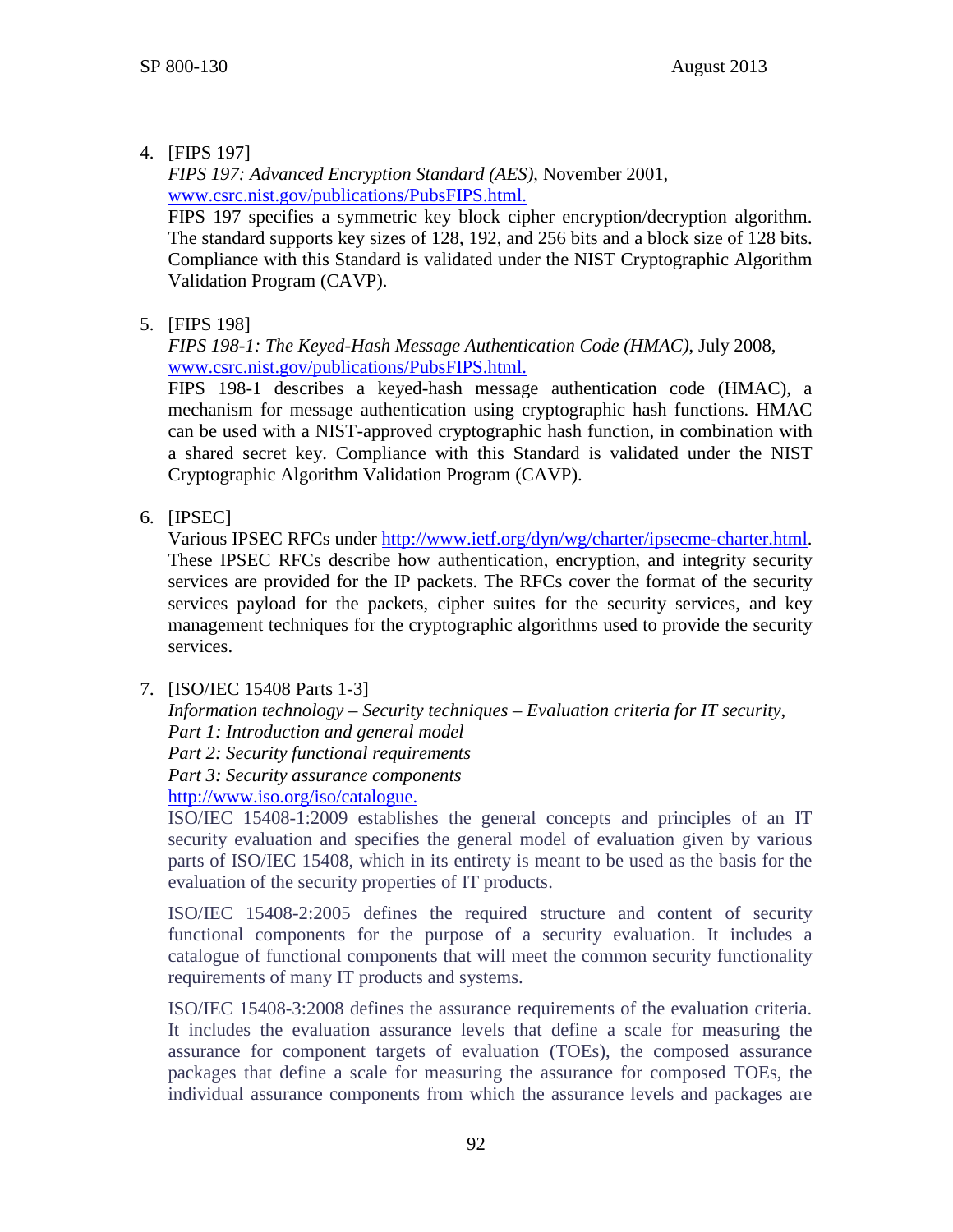4. [FIPS 197]
   *FIPS 197: Advanced Encryption Standard (AES)*, November 2001, [www.csrc.nist.gov/publications/PubsFIPS.html.](www.csrc.nist.gov/publications/PubsFIPS.html)
   FIPS 197 specifies a symmetric key block cipher encryption/decryption algorithm. The standard supports key sizes of 128, 192, and 256 bits and a block size of 128 bits. Compliance with this Standard is validated under the NIST Cryptographic Algorithm Validation Program (CAVP).

5. [FIPS 198]
   *FIPS 198-1: The Keyed-Hash Message Authentication Code (HMAC)*, July 2008, [www.csrc.nist.gov/publications/PubsFIPS.html.](www.csrc.nist.gov/publications/PubsFIPS.html)
   FIPS 198-1 describes a keyed-hash message authentication code (HMAC), a mechanism for message authentication using cryptographic hash functions. HMAC can be used with a NIST-approved cryptographic hash function, in combination with a shared secret key. Compliance with this Standard is validated under the NIST Cryptographic Algorithm Validation Program (CAVP).

6. [IPSEC]
   Various IPSEC RFCs under [http://www.ietf.org/dyn/wg/charter/ipsecme-charter.html](http://www.ietf.org/dyn/wg/charter/ipsecme-charter.html). These IPSEC RFCs describe how authentication, encryption, and integrity security services are provided for the IP packets. The RFCs cover the format of the security services payload for the packets, cipher suites for the security services, and key management techniques for the cryptographic algorithms used to provide the security services.

7. [ISO/IEC 15408 Parts 1-3]
   *Information technology – Security techniques – Evaluation criteria for IT security*,
   *Part 1: Introduction and general model*
   *Part 2: Security functional requirements*
   *Part 3: Security assurance components*
   [http://www.iso.org/iso/catalogue.](http://www.iso.org/iso/catalogue)
   ISO/IEC 15408-1:2009 establishes the general concepts and principles of an IT security evaluation and specifies the general model of evaluation given by various parts of ISO/IEC 15408, which in its entirety is meant to be used as the basis for the evaluation of the security properties of IT products.

   ISO/IEC 15408-2:2005 defines the required structure and content of security functional components for the purpose of a security evaluation. It includes a catalogue of functional components that will meet the common security functionality requirements of many IT products and systems.

   ISO/IEC 15408-3:2008 defines the assurance requirements of the evaluation criteria. It includes the evaluation assurance levels that define a scale for measuring the assurance for component targets of evaluation (TOEs), the composed assurance packages that define a scale for measuring the assurance for composed TOEs, the individual assurance components from which the assurance levels and packages are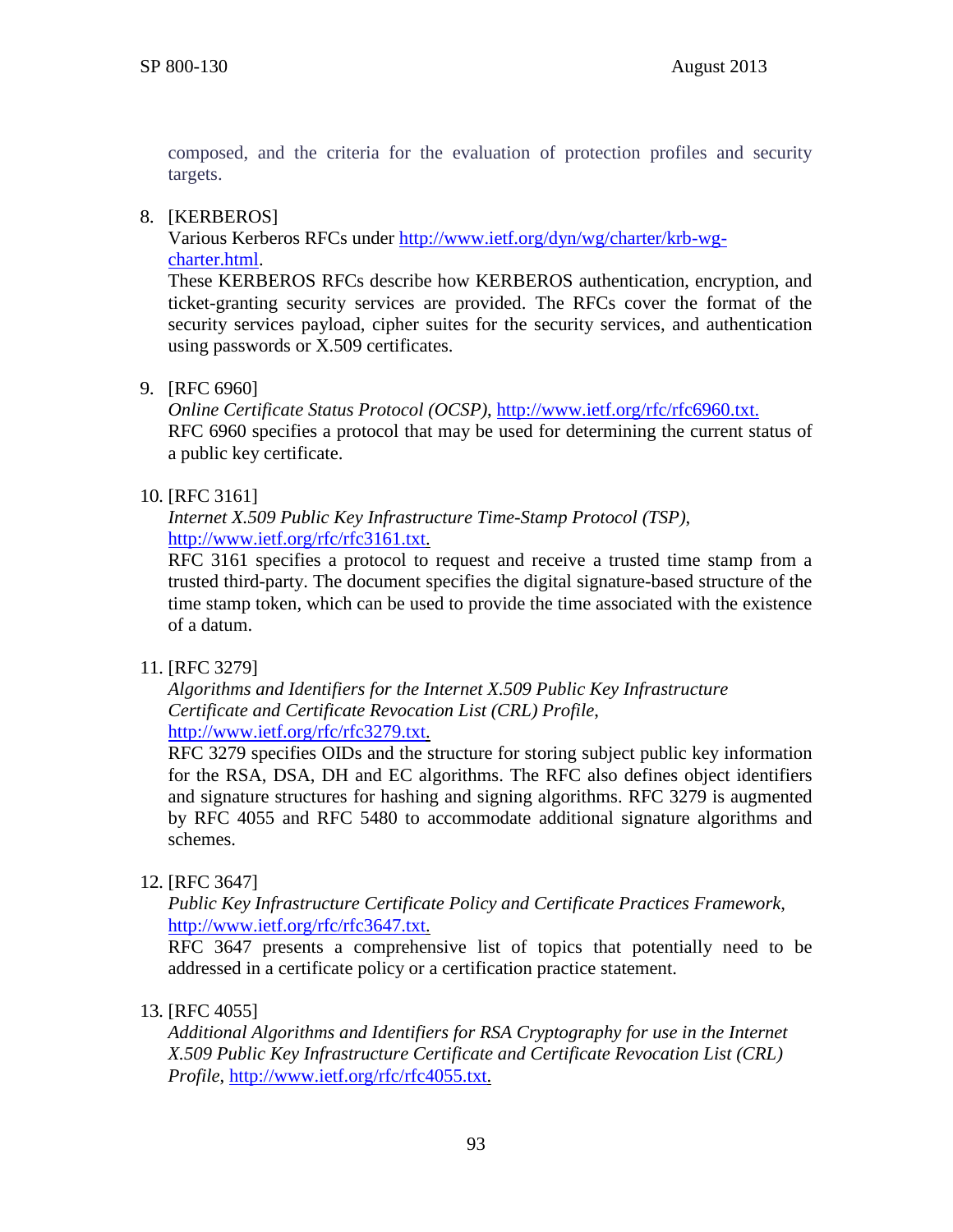composed, and the criteria for the evaluation of protection profiles and security targets.

8. [KERBEROS]
   Various Kerberos RFCs under http://www.ietf.org/dyn/wg/charter/krb-wg-charter.html.
   These KERBEROS RFCs describe how KERBEROS authentication, encryption, and ticket-granting security services are provided. The RFCs cover the format of the security services payload, cipher suites for the security services, and authentication using passwords or X.509 certificates.

9. [RFC 6960]
   *Online Certificate Status Protocol (OCSP)*, http://www.ietf.org/rfc/rfc6960.txt.
   RFC 6960 specifies a protocol that may be used for determining the current status of a public key certificate.

10. [RFC 3161]
    *Internet X.509 Public Key Infrastructure Time-Stamp Protocol (TSP)*, http://www.ietf.org/rfc/rfc3161.txt.
    RFC 3161 specifies a protocol to request and receive a trusted time stamp from a trusted third-party. The document specifies the digital signature-based structure of the time stamp token, which can be used to provide the time associated with the existence of a datum.

11. [RFC 3279]
    *Algorithms and Identifiers for the Internet X.509 Public Key Infrastructure Certificate and Certificate Revocation List (CRL) Profile*, http://www.ietf.org/rfc/rfc3279.txt.
    RFC 3279 specifies OIDs and the structure for storing subject public key information for the RSA, DSA, DH and EC algorithms. The RFC also defines object identifiers and signature structures for hashing and signing algorithms. RFC 3279 is augmented by RFC 4055 and RFC 5480 to accommodate additional signature algorithms and schemes.

12. [RFC 3647]
    *Public Key Infrastructure Certificate Policy and Certificate Practices Framework*, http://www.ietf.org/rfc/rfc3647.txt.
    RFC 3647 presents a comprehensive list of topics that potentially need to be addressed in a certificate policy or a certification practice statement.

13. [RFC 4055]
    *Additional Algorithms and Identifiers for RSA Cryptography for use in the Internet X.509 Public Key Infrastructure Certificate and Certificate Revocation List (CRL) Profile*, http://www.ietf.org/rfc/rfc4055.txt.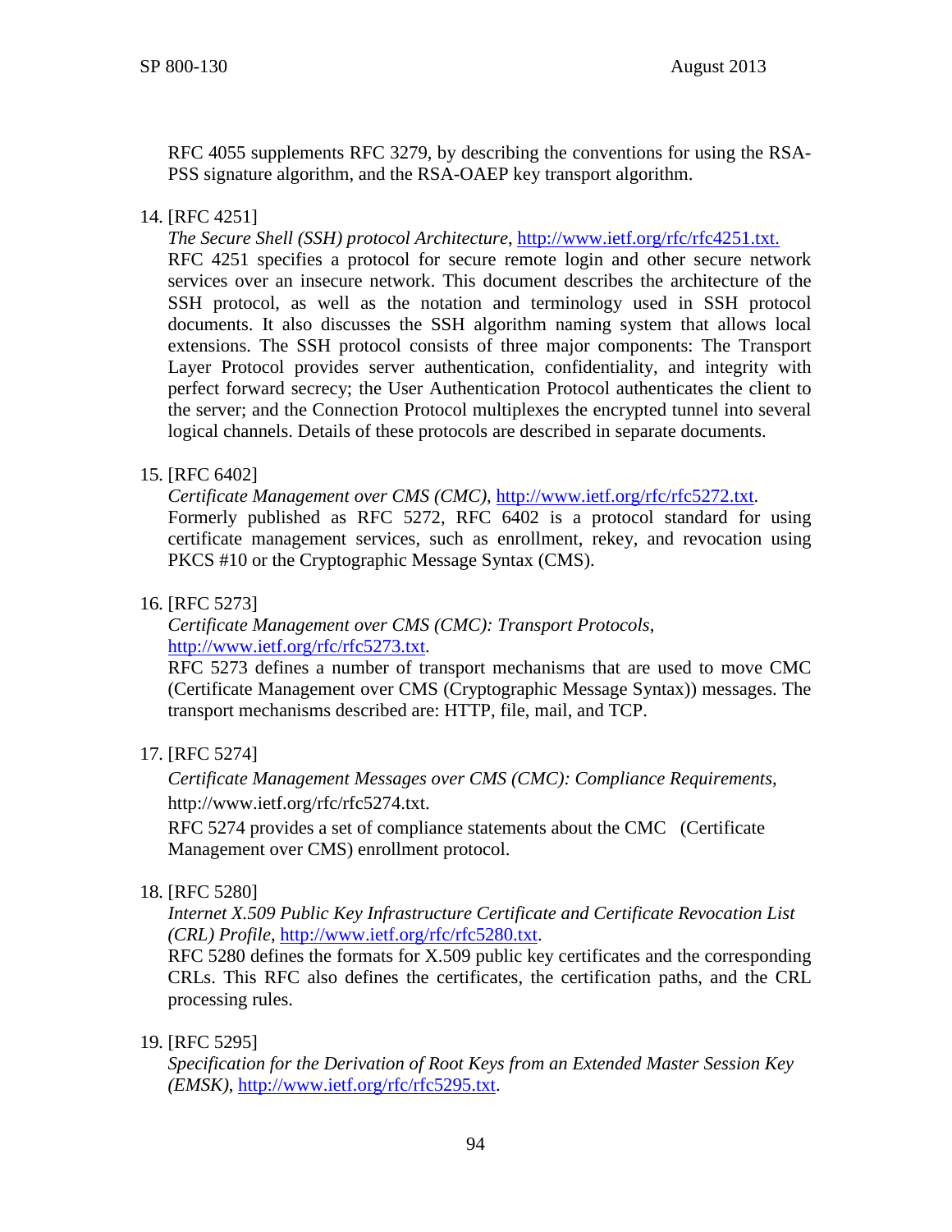RFC 4055 supplements RFC 3279, by describing the conventions for using the RSA-PSS signature algorithm, and the RSA-OAEP key transport algorithm.

14. [RFC 4251]
    *The Secure Shell (SSH) protocol Architecture*, http://www.ietf.org/rfc/rfc4251.txt.
    RFC 4251 specifies a protocol for secure remote login and other secure network services over an insecure network. This document describes the architecture of the SSH protocol, as well as the notation and terminology used in SSH protocol documents. It also discusses the SSH algorithm naming system that allows local extensions. The SSH protocol consists of three major components: The Transport Layer Protocol provides server authentication, confidentiality, and integrity with perfect forward secrecy; the User Authentication Protocol authenticates the client to the server; and the Connection Protocol multiplexes the encrypted tunnel into several logical channels. Details of these protocols are described in separate documents.

15. [RFC 6402]
    *Certificate Management over CMS (CMC)*, http://www.ietf.org/rfc/rfc5272.txt.
    Formerly published as RFC 5272, RFC 6402 is a protocol standard for using certificate management services, such as enrollment, rekey, and revocation using PKCS #10 or the Cryptographic Message Syntax (CMS).

16. [RFC 5273]
    *Certificate Management over CMS (CMC): Transport Protocols*, http://www.ietf.org/rfc/rfc5273.txt.
    RFC 5273 defines a number of transport mechanisms that are used to move CMC (Certificate Management over CMS (Cryptographic Message Syntax)) messages. The transport mechanisms described are: HTTP, file, mail, and TCP.

17. [RFC 5274]
    *Certificate Management Messages over CMS (CMC): Compliance Requirements*, http://www.ietf.org/rfc/rfc5274.txt.
    RFC 5274 provides a set of compliance statements about the CMC (Certificate Management over CMS) enrollment protocol.

18. [RFC 5280]
    *Internet X.509 Public Key Infrastructure Certificate and Certificate Revocation List (CRL) Profile*, http://www.ietf.org/rfc/rfc5280.txt.
    RFC 5280 defines the formats for X.509 public key certificates and the corresponding CRLs. This RFC also defines the certificates, the certification paths, and the CRL processing rules.

19. [RFC 5295]
    *Specification for the Derivation of Root Keys from an Extended Master Session Key (EMSK)*, http://www.ietf.org/rfc/rfc5295.txt.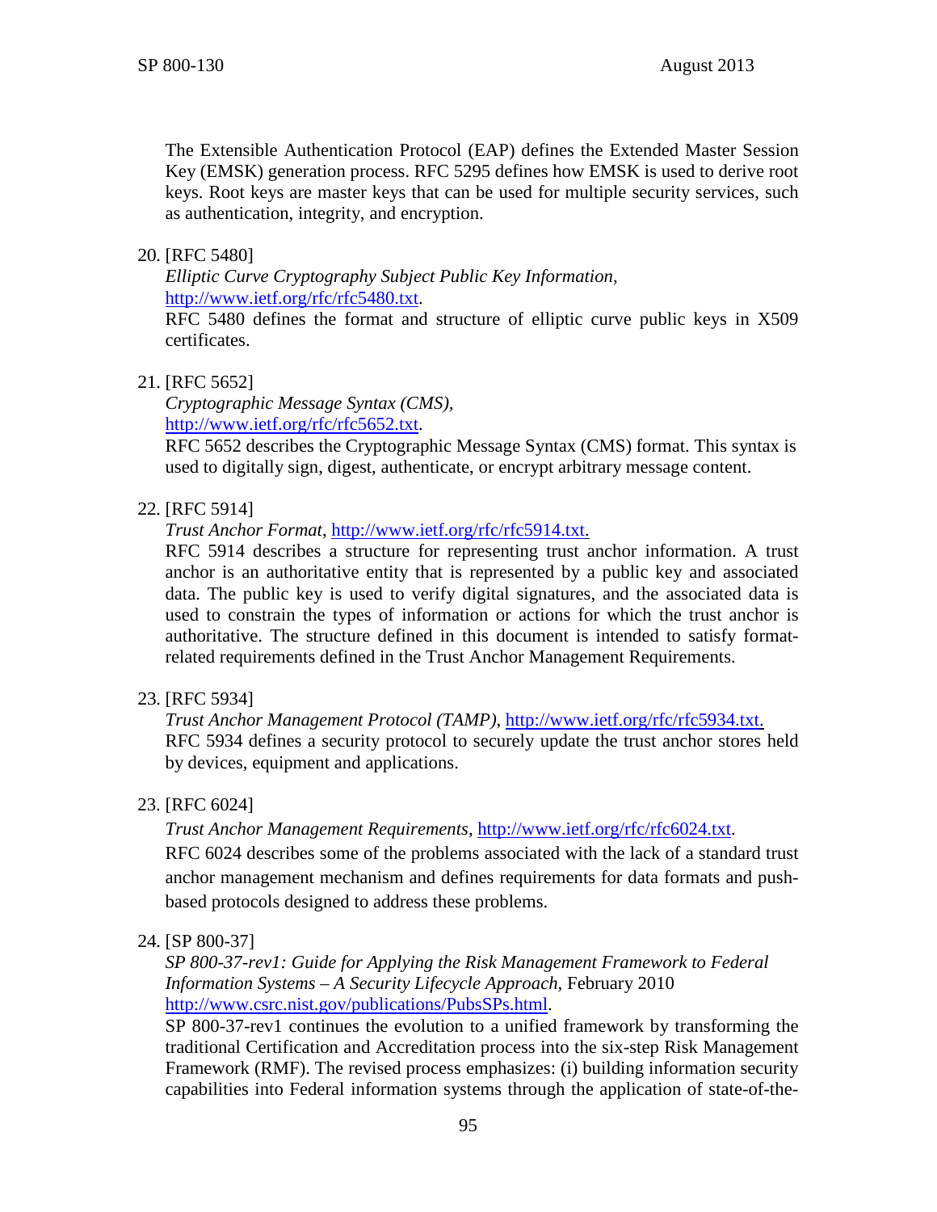The Extensible Authentication Protocol (EAP) defines the Extended Master Session Key (EMSK) generation process. RFC 5295 defines how EMSK is used to derive root keys. Root keys are master keys that can be used for multiple security services, such as authentication, integrity, and encryption.

20. [RFC 5480]
    *Elliptic Curve Cryptography Subject Public Key Information*, http://www.ietf.org/rfc/rfc5480.txt.
    RFC 5480 defines the format and structure of elliptic curve public keys in X509 certificates.

21. [RFC 5652]
    *Cryptographic Message Syntax (CMS)*, http://www.ietf.org/rfc/rfc5652.txt.
    RFC 5652 describes the Cryptographic Message Syntax (CMS) format. This syntax is used to digitally sign, digest, authenticate, or encrypt arbitrary message content.

22. [RFC 5914]
    *Trust Anchor Format*, http://www.ietf.org/rfc/rfc5914.txt.
    RFC 5914 describes a structure for representing trust anchor information. A trust anchor is an authoritative entity that is represented by a public key and associated data. The public key is used to verify digital signatures, and the associated data is used to constrain the types of information or actions for which the trust anchor is authoritative. The structure defined in this document is intended to satisfy format-related requirements defined in the Trust Anchor Management Requirements.

23. [RFC 5934]
    *Trust Anchor Management Protocol (TAMP)*, http://www.ietf.org/rfc/rfc5934.txt.
    RFC 5934 defines a security protocol to securely update the trust anchor stores held by devices, equipment and applications.

23. [RFC 6024]
    *Trust Anchor Management Requirements*, http://www.ietf.org/rfc/rfc6024.txt.
    RFC 6024 describes some of the problems associated with the lack of a standard trust anchor management mechanism and defines requirements for data formats and push-based protocols designed to address these problems.

24. [SP 800-37]
    *SP 800-37-rev1: Guide for Applying the Risk Management Framework to Federal Information Systems – A Security Lifecycle Approach,* February 2010 http://www.csrc.nist.gov/publications/PubsSPs.html.
    SP 800-37-rev1 continues the evolution to a unified framework by transforming the traditional Certification and Accreditation process into the six-step Risk Management Framework (RMF). The revised process emphasizes: (i) building information security capabilities into Federal information systems through the application of state-of-the-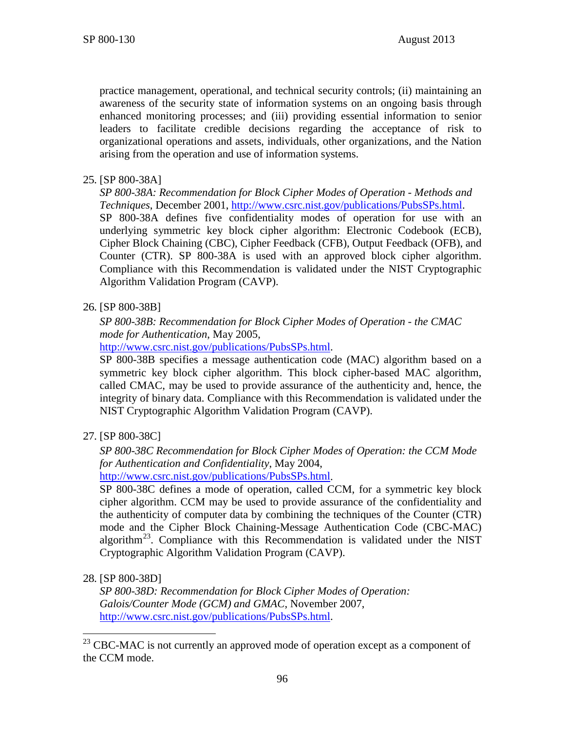practice management, operational, and technical security controls; (ii) maintaining an awareness of the security state of information systems on an ongoing basis through enhanced monitoring processes; and (iii) providing essential information to senior leaders to facilitate credible decisions regarding the acceptance of risk to organizational operations and assets, individuals, other organizations, and the Nation arising from the operation and use of information systems.

25. [SP 800-38A]
    *SP 800-38A: Recommendation for Block Cipher Modes of Operation - Methods and Techniques*, December 2001, http://www.csrc.nist.gov/publications/PubsSPs.html.
    SP 800-38A defines five confidentiality modes of operation for use with an underlying symmetric key block cipher algorithm: Electronic Codebook (ECB), Cipher Block Chaining (CBC), Cipher Feedback (CFB), Output Feedback (OFB), and Counter (CTR). SP 800-38A is used with an approved block cipher algorithm. Compliance with this Recommendation is validated under the NIST Cryptographic Algorithm Validation Program (CAVP).

26. [SP 800-38B]
    *SP 800-38B: Recommendation for Block Cipher Modes of Operation - the CMAC mode for Authentication*, May 2005, http://www.csrc.nist.gov/publications/PubsSPs.html.
    SP 800-38B specifies a message authentication code (MAC) algorithm based on a symmetric key block cipher algorithm. This block cipher-based MAC algorithm, called CMAC, may be used to provide assurance of the authenticity and, hence, the integrity of binary data. Compliance with this Recommendation is validated under the NIST Cryptographic Algorithm Validation Program (CAVP).

27. [SP 800-38C]
    *SP 800-38C Recommendation for Block Cipher Modes of Operation: the CCM Mode for Authentication and Confidentiality*, May 2004, http://www.csrc.nist.gov/publications/PubsSPs.html.
    SP 800-38C defines a mode of operation, called CCM, for a symmetric key block cipher algorithm. CCM may be used to provide assurance of the confidentiality and the authenticity of computer data by combining the techniques of the Counter (CTR) mode and the Cipher Block Chaining-Message Authentication Code (CBC-MAC) algorithm[23]. Compliance with this Recommendation is validated under the NIST Cryptographic Algorithm Validation Program (CAVP).

28. [SP 800-38D]
    *SP 800-38D: Recommendation for Block Cipher Modes of Operation: Galois/Counter Mode (GCM) and GMAC*, November 2007, http://www.csrc.nist.gov/publications/PubsSPs.html.

[23] CBC-MAC is not currently an approved mode of operation except as a component of the CCM mode.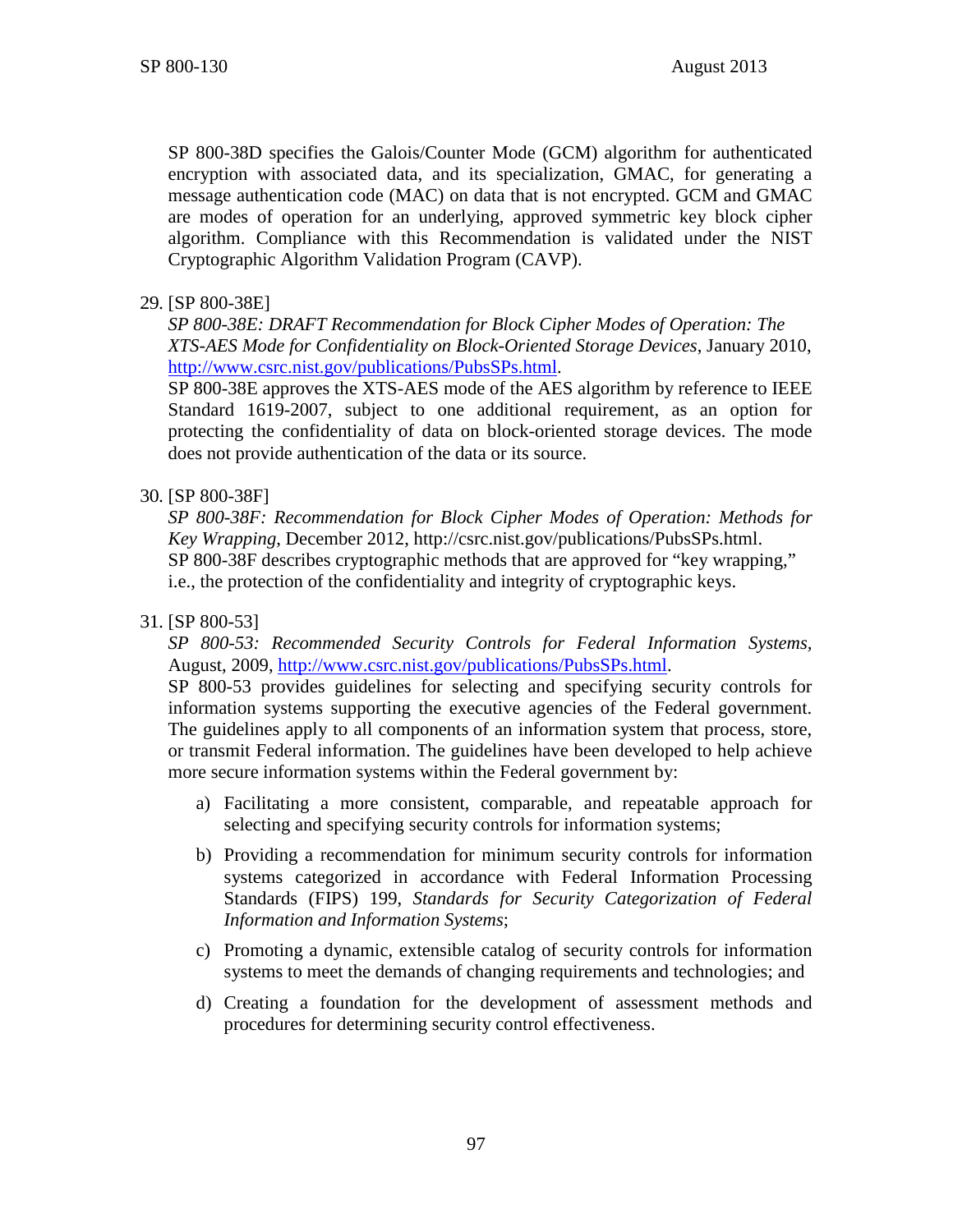SP 800-38D specifies the Galois/Counter Mode (GCM) algorithm for authenticated encryption with associated data, and its specialization, GMAC, for generating a message authentication code (MAC) on data that is not encrypted. GCM and GMAC are modes of operation for an underlying, approved symmetric key block cipher algorithm. Compliance with this Recommendation is validated under the NIST Cryptographic Algorithm Validation Program (CAVP).

29. [SP 800-38E]
    *SP 800-38E: DRAFT Recommendation for Block Cipher Modes of Operation: The XTS-AES Mode for Confidentiality on Block-Oriented Storage Devices*, January 2010, http://www.csrc.nist.gov/publications/PubsSPs.html.
    SP 800-38E approves the XTS-AES mode of the AES algorithm by reference to IEEE Standard 1619-2007, subject to one additional requirement, as an option for protecting the confidentiality of data on block-oriented storage devices. The mode does not provide authentication of the data or its source.

30. [SP 800-38F]
    *SP 800-38F: Recommendation for Block Cipher Modes of Operation: Methods for Key Wrapping*, December 2012, http://csrc.nist.gov/publications/PubsSPs.html.
    SP 800-38F describes cryptographic methods that are approved for "key wrapping," i.e., the protection of the confidentiality and integrity of cryptographic keys.

31. [SP 800-53]
    *SP 800-53: Recommended Security Controls for Federal Information Systems*, August, 2009, http://www.csrc.nist.gov/publications/PubsSPs.html.
    SP 800-53 provides guidelines for selecting and specifying security controls for information systems supporting the executive agencies of the Federal government. The guidelines apply to all components of an information system that process, store, or transmit Federal information. The guidelines have been developed to help achieve more secure information systems within the Federal government by:

    a) Facilitating a more consistent, comparable, and repeatable approach for selecting and specifying security controls for information systems;

    b) Providing a recommendation for minimum security controls for information systems categorized in accordance with Federal Information Processing Standards (FIPS) 199, *Standards for Security Categorization of Federal Information and Information Systems*;

    c) Promoting a dynamic, extensible catalog of security controls for information systems to meet the demands of changing requirements and technologies; and

    d) Creating a foundation for the development of assessment methods and procedures for determining security control effectiveness.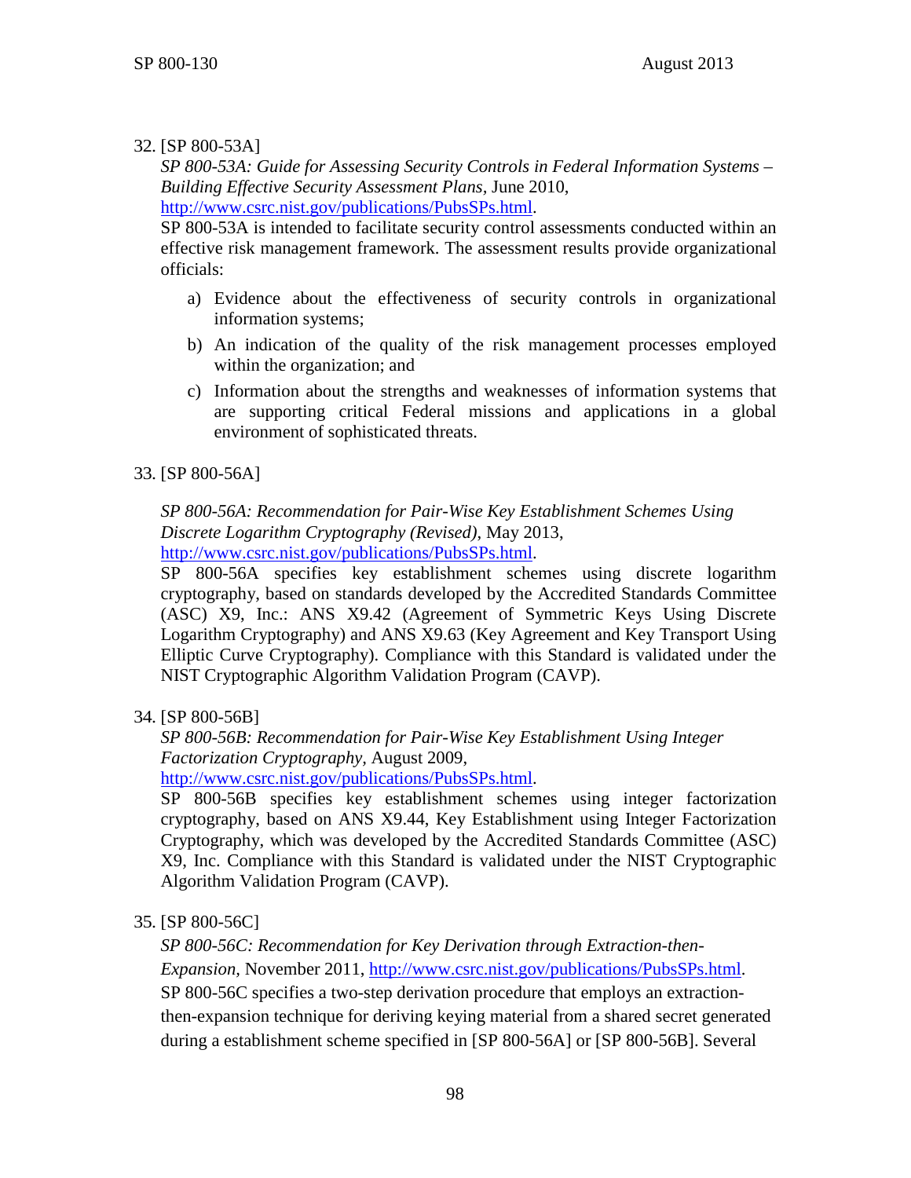32. [SP 800-53A]

    *SP 800-53A: Guide for Assessing Security Controls in Federal Information Systems – Building Effective Security Assessment Plans*, June 2010, http://www.csrc.nist.gov/publications/PubsSPs.html.

    SP 800-53A is intended to facilitate security control assessments conducted within an effective risk management framework. The assessment results provide organizational officials:

    a) Evidence about the effectiveness of security controls in organizational information systems;

    b) An indication of the quality of the risk management processes employed within the organization; and

    c) Information about the strengths and weaknesses of information systems that are supporting critical Federal missions and applications in a global environment of sophisticated threats.

33. [SP 800-56A]

    *SP 800-56A: Recommendation for Pair-Wise Key Establishment Schemes Using Discrete Logarithm Cryptography (Revised)*, May 2013, http://www.csrc.nist.gov/publications/PubsSPs.html.

    SP 800-56A specifies key establishment schemes using discrete logarithm cryptography, based on standards developed by the Accredited Standards Committee (ASC) X9, Inc.: ANS X9.42 (Agreement of Symmetric Keys Using Discrete Logarithm Cryptography) and ANS X9.63 (Key Agreement and Key Transport Using Elliptic Curve Cryptography). Compliance with this Standard is validated under the NIST Cryptographic Algorithm Validation Program (CAVP).

34. [SP 800-56B]

    *SP 800-56B: Recommendation for Pair-Wise Key Establishment Using Integer Factorization Cryptography*, August 2009, http://www.csrc.nist.gov/publications/PubsSPs.html.

    SP 800-56B specifies key establishment schemes using integer factorization cryptography, based on ANS X9.44, Key Establishment using Integer Factorization Cryptography, which was developed by the Accredited Standards Committee (ASC) X9, Inc. Compliance with this Standard is validated under the NIST Cryptographic Algorithm Validation Program (CAVP).

35. [SP 800-56C]

    *SP 800-56C: Recommendation for Key Derivation through Extraction-then-Expansion*, November 2011, http://www.csrc.nist.gov/publications/PubsSPs.html.

    SP 800-56C specifies a two-step derivation procedure that employs an extraction-then-expansion technique for deriving keying material from a shared secret generated during a establishment scheme specified in [SP 800-56A] or [SP 800-56B]. Several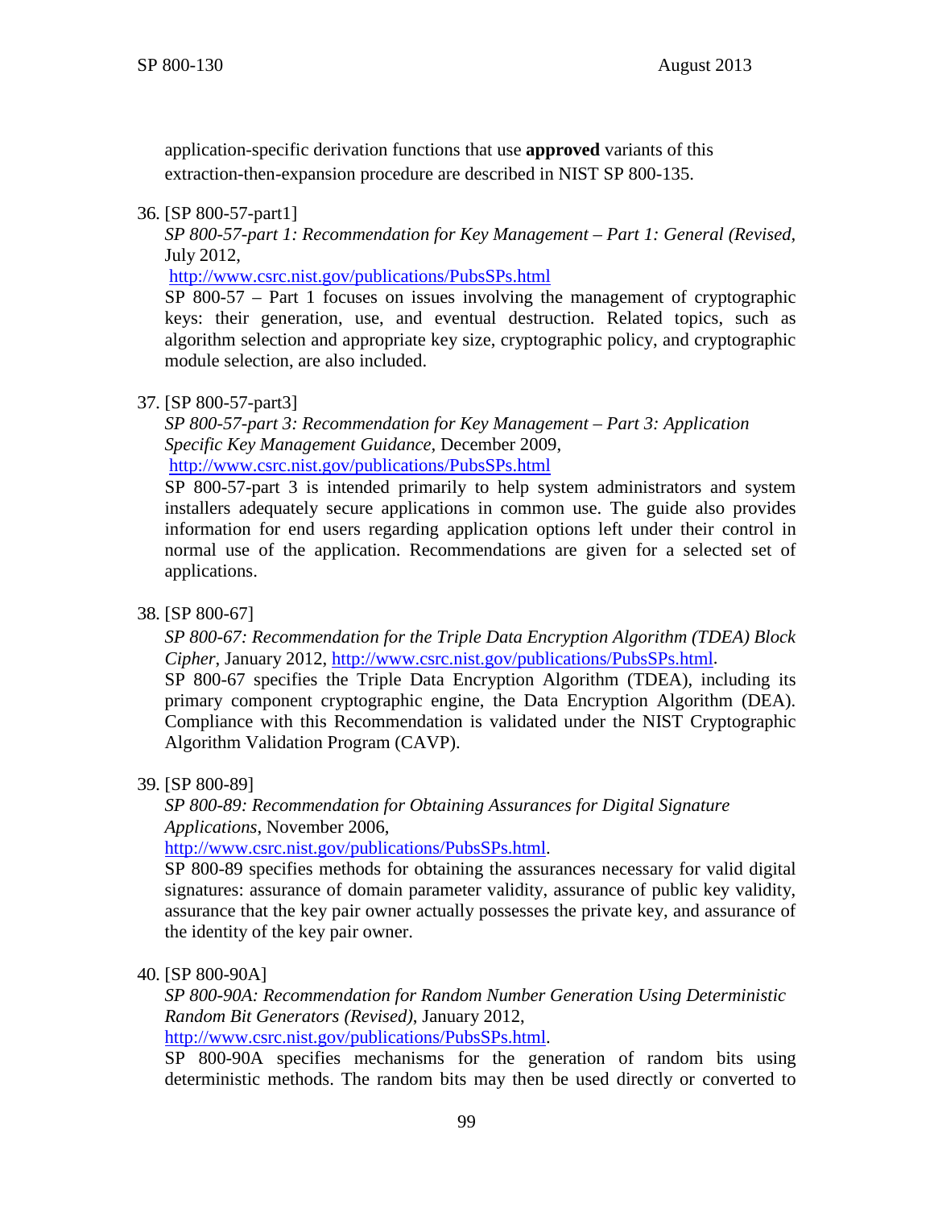application-specific derivation functions that use **approved** variants of this extraction-then-expansion procedure are described in NIST SP 800-135.

36. [SP 800-57-part1]
 *SP 800-57-part 1: Recommendation for Key Management – Part 1: General (Revised,* July 2012,
 http://www.csrc.nist.gov/publications/PubsSPs.html
 SP 800-57 – Part 1 focuses on issues involving the management of cryptographic keys: their generation, use, and eventual destruction. Related topics, such as algorithm selection and appropriate key size, cryptographic policy, and cryptographic module selection, are also included.

37. [SP 800-57-part3]
 *SP 800-57-part 3: Recommendation for Key Management – Part 3: Application Specific Key Management Guidance*, December 2009,
 http://www.csrc.nist.gov/publications/PubsSPs.html
 SP 800-57-part 3 is intended primarily to help system administrators and system installers adequately secure applications in common use. The guide also provides information for end users regarding application options left under their control in normal use of the application. Recommendations are given for a selected set of applications.

38. [SP 800-67]
 *SP 800-67: Recommendation for the Triple Data Encryption Algorithm (TDEA) Block Cipher*, January 2012, http://www.csrc.nist.gov/publications/PubsSPs.html.
 SP 800-67 specifies the Triple Data Encryption Algorithm (TDEA), including its primary component cryptographic engine, the Data Encryption Algorithm (DEA). Compliance with this Recommendation is validated under the NIST Cryptographic Algorithm Validation Program (CAVP).

39. [SP 800-89]
 *SP 800-89: Recommendation for Obtaining Assurances for Digital Signature Applications*, November 2006,
 http://www.csrc.nist.gov/publications/PubsSPs.html.
 SP 800-89 specifies methods for obtaining the assurances necessary for valid digital signatures: assurance of domain parameter validity, assurance of public key validity, assurance that the key pair owner actually possesses the private key, and assurance of the identity of the key pair owner.

40. [SP 800-90A]
 *SP 800-90A: Recommendation for Random Number Generation Using Deterministic Random Bit Generators (Revised)*, January 2012,
 http://www.csrc.nist.gov/publications/PubsSPs.html.
 SP 800-90A specifies mechanisms for the generation of random bits using deterministic methods. The random bits may then be used directly or converted to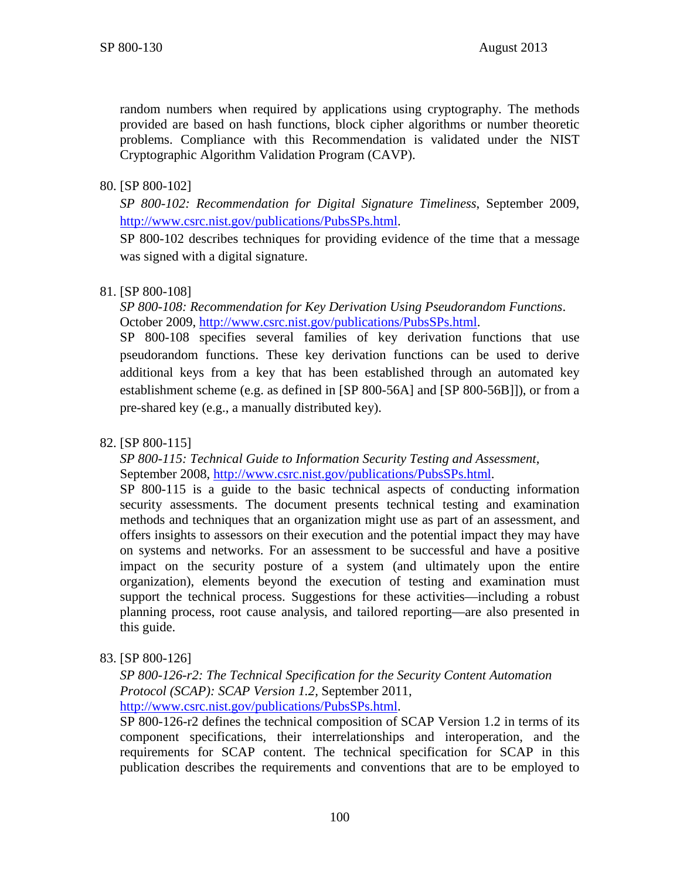random numbers when required by applications using cryptography. The methods provided are based on hash functions, block cipher algorithms or number theoretic problems. Compliance with this Recommendation is validated under the NIST Cryptographic Algorithm Validation Program (CAVP).

80. [SP 800-102]

    *SP 800-102: Recommendation for Digital Signature Timeliness*, September 2009, http://www.csrc.nist.gov/publications/PubsSPs.html.

    SP 800-102 describes techniques for providing evidence of the time that a message was signed with a digital signature.

81. [SP 800-108]

    *SP 800-108: Recommendation for Key Derivation Using Pseudorandom Functions*. October 2009, http://www.csrc.nist.gov/publications/PubsSPs.html.

    SP 800-108 specifies several families of key derivation functions that use pseudorandom functions. These key derivation functions can be used to derive additional keys from a key that has been established through an automated key establishment scheme (e.g. as defined in [SP 800-56A] and [SP 800-56B]]), or from a pre-shared key (e.g., a manually distributed key).

82. [SP 800-115]

    *SP 800-115: Technical Guide to Information Security Testing and Assessment*, September 2008, http://www.csrc.nist.gov/publications/PubsSPs.html.

    SP 800-115 is a guide to the basic technical aspects of conducting information security assessments. The document presents technical testing and examination methods and techniques that an organization might use as part of an assessment, and offers insights to assessors on their execution and the potential impact they may have on systems and networks. For an assessment to be successful and have a positive impact on the security posture of a system (and ultimately upon the entire organization), elements beyond the execution of testing and examination must support the technical process. Suggestions for these activities—including a robust planning process, root cause analysis, and tailored reporting—are also presented in this guide.

83. [SP 800-126]

    *SP 800-126-r2: The Technical Specification for the Security Content Automation Protocol (SCAP): SCAP Version 1.2*, September 2011, http://www.csrc.nist.gov/publications/PubsSPs.html.

    SP 800-126-r2 defines the technical composition of SCAP Version 1.2 in terms of its component specifications, their interrelationships and interoperation, and the requirements for SCAP content. The technical specification for SCAP in this publication describes the requirements and conventions that are to be employed to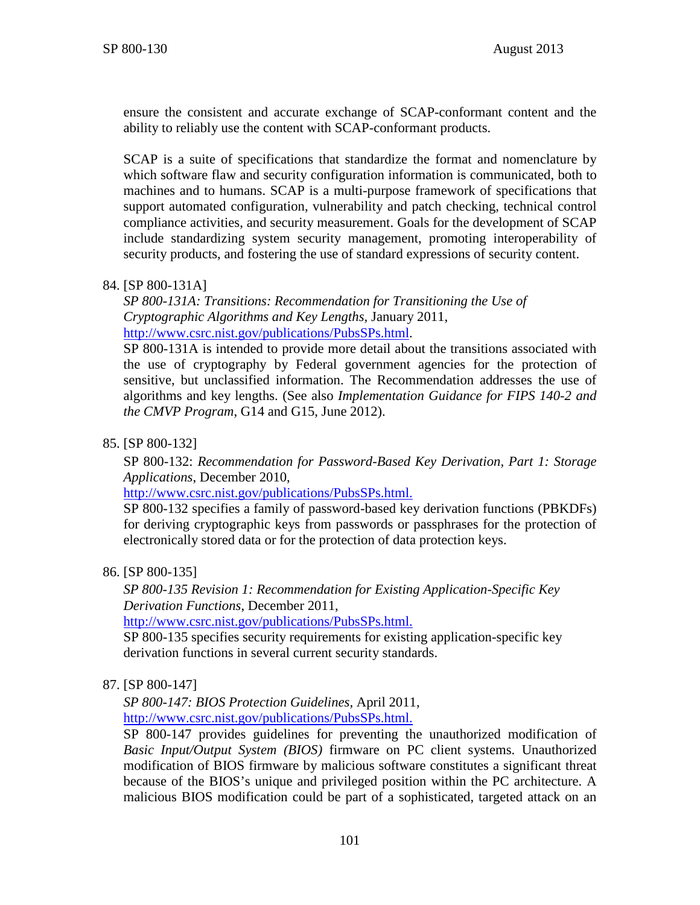ensure the consistent and accurate exchange of SCAP-conformant content and the ability to reliably use the content with SCAP-conformant products.

SCAP is a suite of specifications that standardize the format and nomenclature by which software flaw and security configuration information is communicated, both to machines and to humans. SCAP is a multi-purpose framework of specifications that support automated configuration, vulnerability and patch checking, technical control compliance activities, and security measurement. Goals for the development of SCAP include standardizing system security management, promoting interoperability of security products, and fostering the use of standard expressions of security content.

84. [SP 800-131A]

    *SP 800-131A: Transitions: Recommendation for Transitioning the Use of Cryptographic Algorithms and Key Lengths*, January 2011, http://www.csrc.nist.gov/publications/PubsSPs.html.

    SP 800-131A is intended to provide more detail about the transitions associated with the use of cryptography by Federal government agencies for the protection of sensitive, but unclassified information. The Recommendation addresses the use of algorithms and key lengths. (See also *Implementation Guidance for FIPS 140-2 and the CMVP Program*, G14 and G15, June 2012).

85. [SP 800-132]

    SP 800-132: *Recommendation for Password-Based Key Derivation, Part 1: Storage Applications*, December 2010, http://www.csrc.nist.gov/publications/PubsSPs.html.

    SP 800-132 specifies a family of password-based key derivation functions (PBKDFs) for deriving cryptographic keys from passwords or passphrases for the protection of electronically stored data or for the protection of data protection keys.

86. [SP 800-135]

    *SP 800-135 Revision 1: Recommendation for Existing Application-Specific Key Derivation Functions*, December 2011, http://www.csrc.nist.gov/publications/PubsSPs.html.

    SP 800-135 specifies security requirements for existing application-specific key derivation functions in several current security standards.

87. [SP 800-147]

    *SP 800-147: BIOS Protection Guidelines,* April 2011, http://www.csrc.nist.gov/publications/PubsSPs.html.

    SP 800-147 provides guidelines for preventing the unauthorized modification of *Basic Input/Output System (BIOS)* firmware on PC client systems. Unauthorized modification of BIOS firmware by malicious software constitutes a significant threat because of the BIOS's unique and privileged position within the PC architecture. A malicious BIOS modification could be part of a sophisticated, targeted attack on an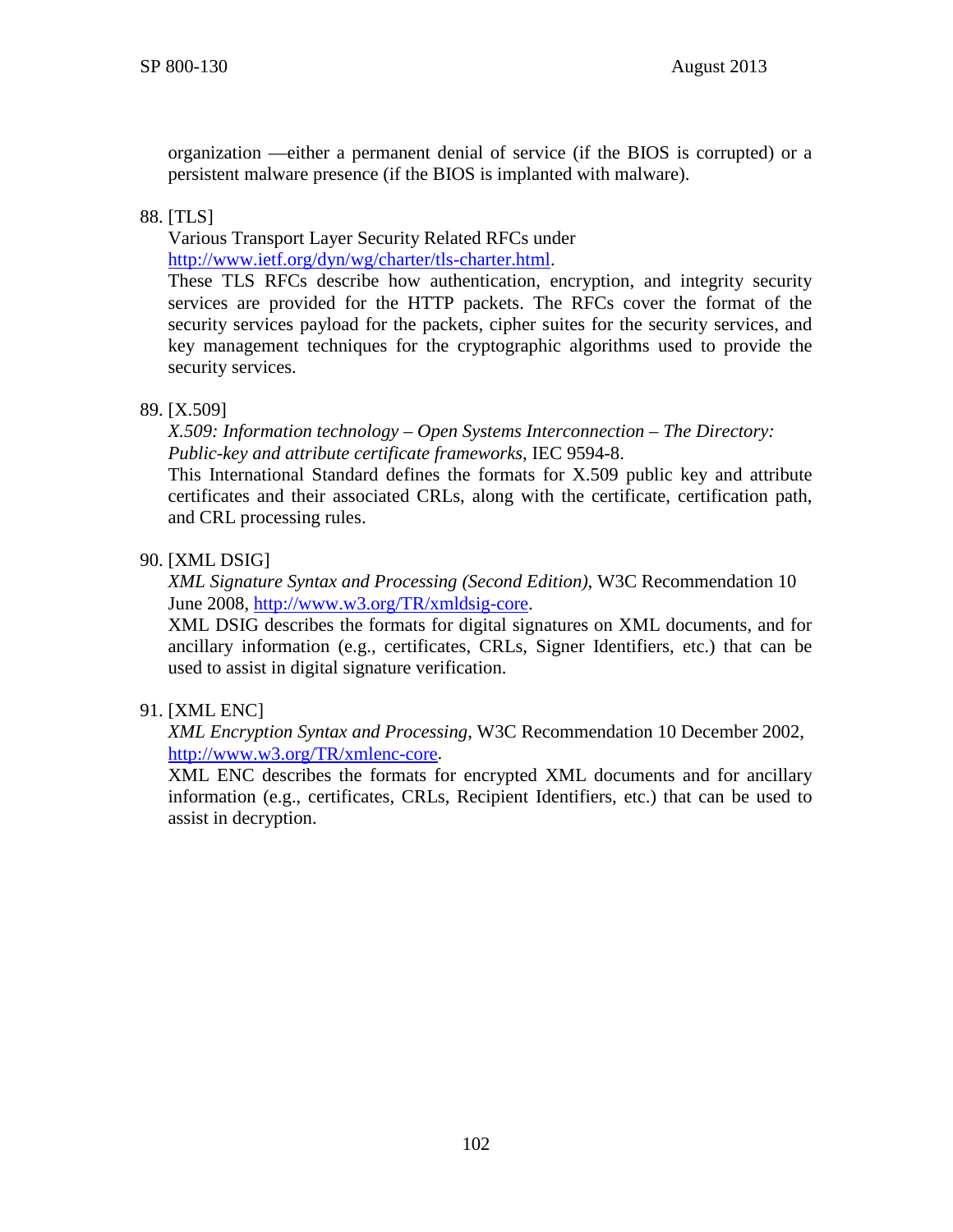organization —either a permanent denial of service (if the BIOS is corrupted) or a persistent malware presence (if the BIOS is implanted with malware).

88. [TLS]

    Various Transport Layer Security Related RFCs under [http://www.ietf.org/dyn/wg/charter/tls-charter.html](http://www.ietf.org/dyn/wg/charter/tls-charter.html).

    These TLS RFCs describe how authentication, encryption, and integrity security services are provided for the HTTP packets. The RFCs cover the format of the security services payload for the packets, cipher suites for the security services, and key management techniques for the cryptographic algorithms used to provide the security services.

89. [X.509]

    *X.509: Information technology – Open Systems Interconnection – The Directory: Public-key and attribute certificate frameworks*, IEC 9594-8.

    This International Standard defines the formats for X.509 public key and attribute certificates and their associated CRLs, along with the certificate, certification path, and CRL processing rules.

90. [XML DSIG]

    *XML Signature Syntax and Processing (Second Edition)*, W3C Recommendation 10 June 2008, [http://www.w3.org/TR/xmldsig-core](http://www.w3.org/TR/xmldsig-core).

    XML DSIG describes the formats for digital signatures on XML documents, and for ancillary information (e.g., certificates, CRLs, Signer Identifiers, etc.) that can be used to assist in digital signature verification.

91. [XML ENC]

    *XML Encryption Syntax and Processing*, W3C Recommendation 10 December 2002, [http://www.w3.org/TR/xmlenc-core](http://www.w3.org/TR/xmlenc-core).

    XML ENC describes the formats for encrypted XML documents and for ancillary information (e.g., certificates, CRLs, Recipient Identifiers, etc.) that can be used to assist in decryption.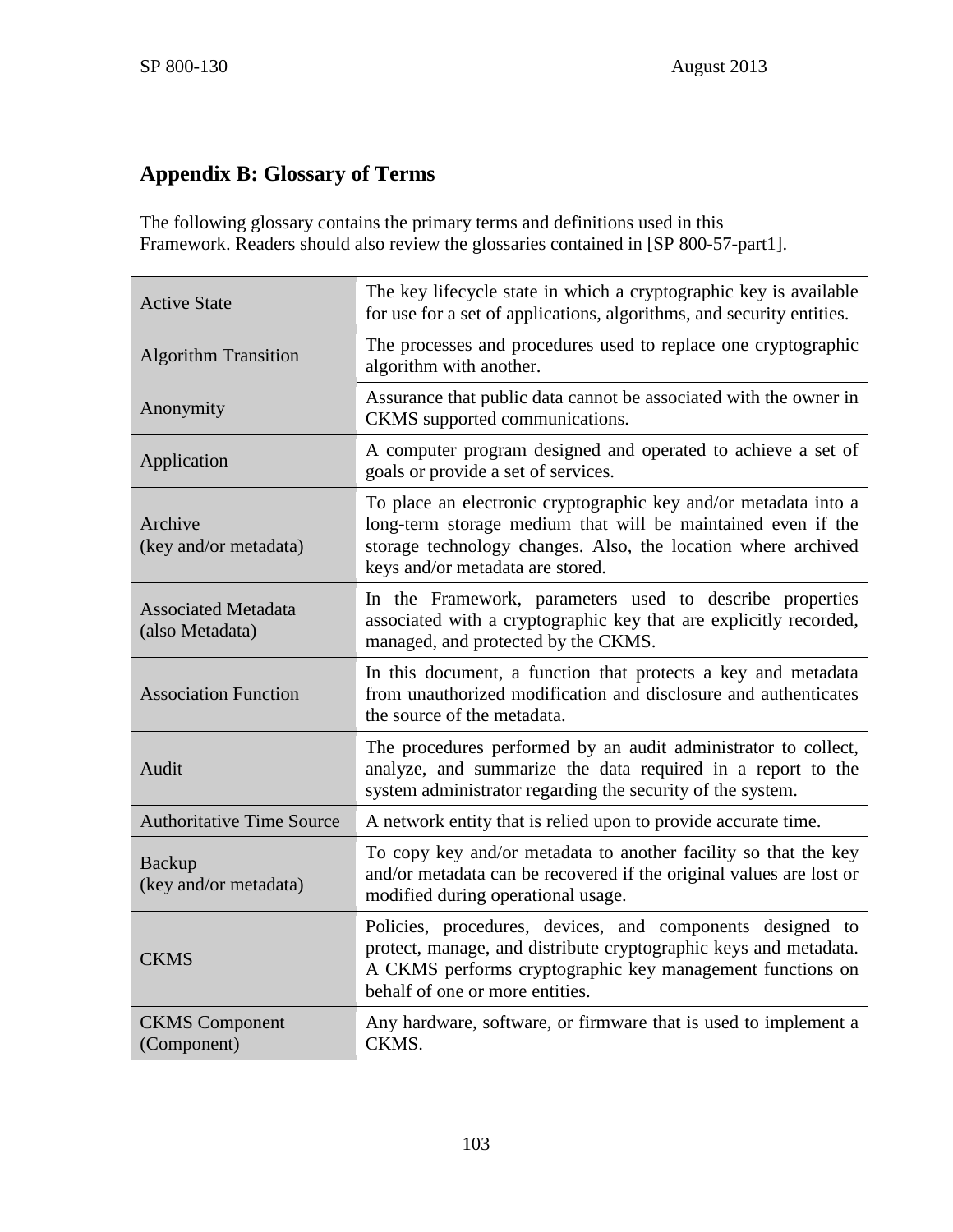## Appendix B: Glossary of Terms

The following glossary contains the primary terms and definitions used in this Framework. Readers should also review the glossaries contained in [SP 800-57-part1].

| Term | Definition |
| --- | --- |
| Active State | The key lifecycle state in which a cryptographic key is available for use for a set of applications, algorithms, and security entities. |
| Algorithm Transition | The processes and procedures used to replace one cryptographic algorithm with another. |
| Anonymity | Assurance that public data cannot be associated with the owner in CKMS supported communications. |
| Application | A computer program designed and operated to achieve a set of goals or provide a set of services. |
| Archive (key and/or metadata) | To place an electronic cryptographic key and/or metadata into a long-term storage medium that will be maintained even if the storage technology changes. Also, the location where archived keys and/or metadata are stored. |
| Associated Metadata (also Metadata) | In the Framework, parameters used to describe properties associated with a cryptographic key that are explicitly recorded, managed, and protected by the CKMS. |
| Association Function | In this document, a function that protects a key and metadata from unauthorized modification and disclosure and authenticates the source of the metadata. |
| Audit | The procedures performed by an audit administrator to collect, analyze, and summarize the data required in a report to the system administrator regarding the security of the system. |
| Authoritative Time Source | A network entity that is relied upon to provide accurate time. |
| Backup (key and/or metadata) | To copy key and/or metadata to another facility so that the key and/or metadata can be recovered if the original values are lost or modified during operational usage. |
| CKMS | Policies, procedures, devices, and components designed to protect, manage, and distribute cryptographic keys and metadata. A CKMS performs cryptographic key management functions on behalf of one or more entities. |
| CKMS Component (Component) | Any hardware, software, or firmware that is used to implement a CKMS. |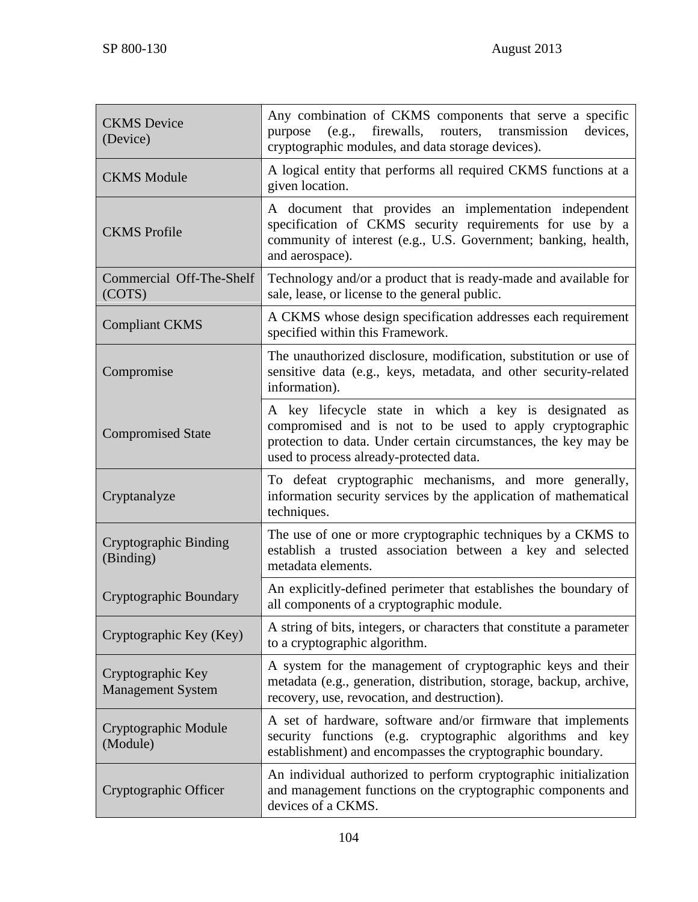| | |
|---|---|
| CKMS Device (Device) | Any combination of CKMS components that serve a specific purpose (e.g., firewalls, routers, transmission devices, cryptographic modules, and data storage devices). |
| CKMS Module | A logical entity that performs all required CKMS functions at a given location. |
| CKMS Profile | A document that provides an implementation independent specification of CKMS security requirements for use by a community of interest (e.g., U.S. Government; banking, health, and aerospace). |
| Commercial Off-The-Shelf (COTS) | Technology and/or a product that is ready-made and available for sale, lease, or license to the general public. |
| Compliant CKMS | A CKMS whose design specification addresses each requirement specified within this Framework. |
| Compromise | The unauthorized disclosure, modification, substitution or use of sensitive data (e.g., keys, metadata, and other security-related information). |
| Compromised State | A key lifecycle state in which a key is designated as compromised and is not to be used to apply cryptographic protection to data. Under certain circumstances, the key may be used to process already-protected data. |
| Cryptanalyze | To defeat cryptographic mechanisms, and more generally, information security services by the application of mathematical techniques. |
| Cryptographic Binding (Binding) | The use of one or more cryptographic techniques by a CKMS to establish a trusted association between a key and selected metadata elements. |
| Cryptographic Boundary | An explicitly-defined perimeter that establishes the boundary of all components of a cryptographic module. |
| Cryptographic Key (Key) | A string of bits, integers, or characters that constitute a parameter to a cryptographic algorithm. |
| Cryptographic Key Management System | A system for the management of cryptographic keys and their metadata (e.g., generation, distribution, storage, backup, archive, recovery, use, revocation, and destruction). |
| Cryptographic Module (Module) | A set of hardware, software and/or firmware that implements security functions (e.g. cryptographic algorithms and key establishment) and encompasses the cryptographic boundary. |
| Cryptographic Officer | An individual authorized to perform cryptographic initialization and management functions on the cryptographic components and devices of a CKMS. |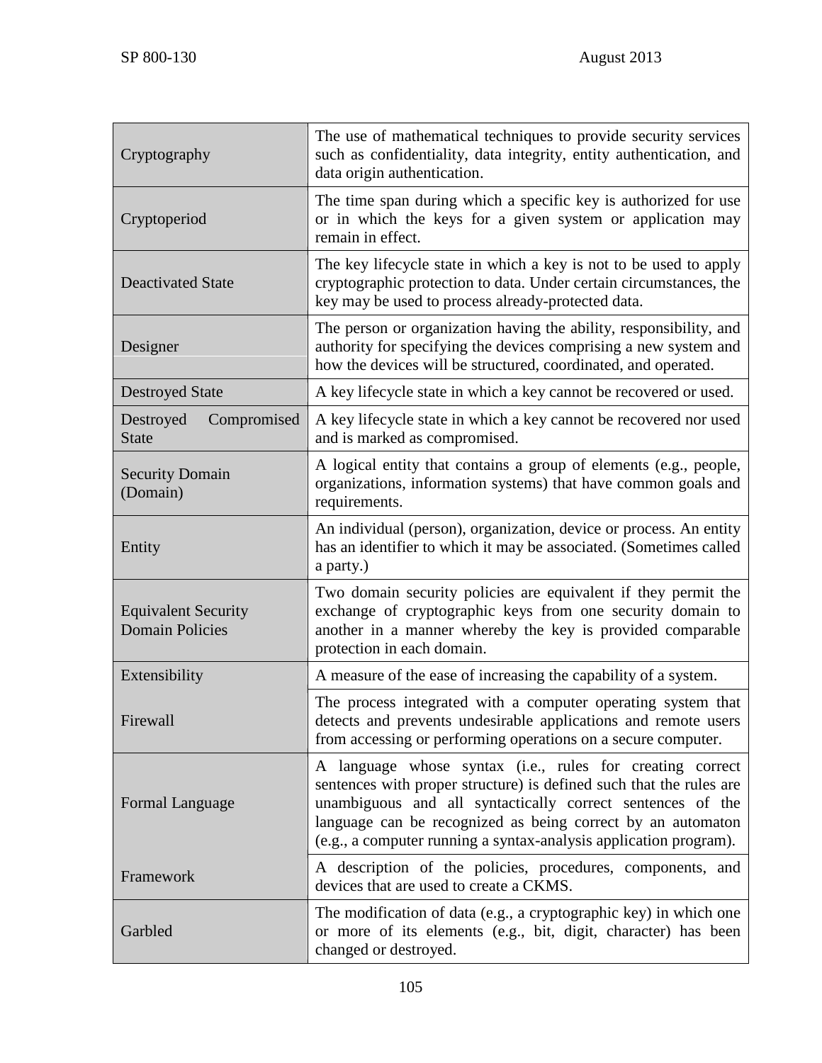| | |
|---|---|
| Cryptography | The use of mathematical techniques to provide security services such as confidentiality, data integrity, entity authentication, and data origin authentication. |
| Cryptoperiod | The time span during which a specific key is authorized for use or in which the keys for a given system or application may remain in effect. |
| Deactivated State | The key lifecycle state in which a key is not to be used to apply cryptographic protection to data. Under certain circumstances, the key may be used to process already-protected data. |
| Designer | The person or organization having the ability, responsibility, and authority for specifying the devices comprising a new system and how the devices will be structured, coordinated, and operated. |
| Destroyed State | A key lifecycle state in which a key cannot be recovered or used. |
| Destroyed Compromised State | A key lifecycle state in which a key cannot be recovered nor used and is marked as compromised. |
| Security Domain (Domain) | A logical entity that contains a group of elements (e.g., people, organizations, information systems) that have common goals and requirements. |
| Entity | An individual (person), organization, device or process. An entity has an identifier to which it may be associated. (Sometimes called a party.) |
| Equivalent Security Domain Policies | Two domain security policies are equivalent if they permit the exchange of cryptographic keys from one security domain to another in a manner whereby the key is provided comparable protection in each domain. |
| Extensibility | A measure of the ease of increasing the capability of a system. |
| Firewall | The process integrated with a computer operating system that detects and prevents undesirable applications and remote users from accessing or performing operations on a secure computer. |
| Formal Language | A language whose syntax (i.e., rules for creating correct sentences with proper structure) is defined such that the rules are unambiguous and all syntactically correct sentences of the language can be recognized as being correct by an automaton (e.g., a computer running a syntax-analysis application program). |
| Framework | A description of the policies, procedures, components, and devices that are used to create a CKMS. |
| Garbled | The modification of data (e.g., a cryptographic key) in which one or more of its elements (e.g., bit, digit, character) has been changed or destroyed. |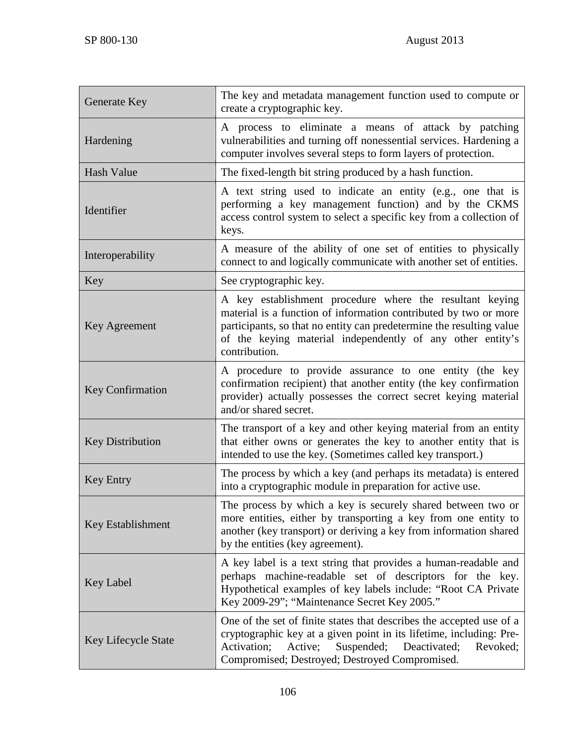| | |
|---|---|
| Generate Key | The key and metadata management function used to compute or create a cryptographic key. |
| Hardening | A process to eliminate a means of attack by patching vulnerabilities and turning off nonessential services. Hardening a computer involves several steps to form layers of protection. |
| Hash Value | The fixed-length bit string produced by a hash function. |
| Identifier | A text string used to indicate an entity (e.g., one that is performing a key management function) and by the CKMS access control system to select a specific key from a collection of keys. |
| Interoperability | A measure of the ability of one set of entities to physically connect to and logically communicate with another set of entities. |
| Key | See cryptographic key. |
| Key Agreement | A key establishment procedure where the resultant keying material is a function of information contributed by two or more participants, so that no entity can predetermine the resulting value of the keying material independently of any other entity's contribution. |
| Key Confirmation | A procedure to provide assurance to one entity (the key confirmation recipient) that another entity (the key confirmation provider) actually possesses the correct secret keying material and/or shared secret. |
| Key Distribution | The transport of a key and other keying material from an entity that either owns or generates the key to another entity that is intended to use the key. (Sometimes called key transport.) |
| Key Entry | The process by which a key (and perhaps its metadata) is entered into a cryptographic module in preparation for active use. |
| Key Establishment | The process by which a key is securely shared between two or more entities, either by transporting a key from one entity to another (key transport) or deriving a key from information shared by the entities (key agreement). |
| Key Label | A key label is a text string that provides a human-readable and perhaps machine-readable set of descriptors for the key. Hypothetical examples of key labels include: "Root CA Private Key 2009-29"; "Maintenance Secret Key 2005." |
| Key Lifecycle State | One of the set of finite states that describes the accepted use of a cryptographic key at a given point in its lifetime, including: Pre-Activation; Active; Suspended; Deactivated; Revoked; Compromised; Destroyed; Destroyed Compromised. |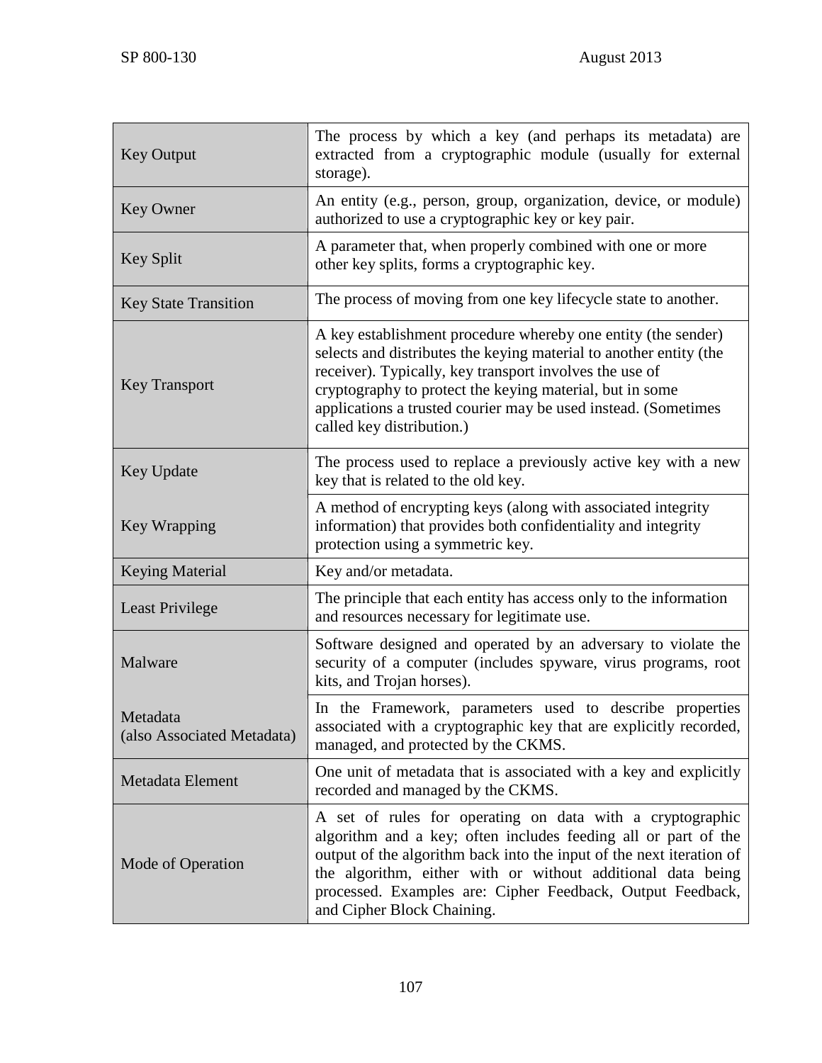| | |
|---|---|
| Key Output | The process by which a key (and perhaps its metadata) are extracted from a cryptographic module (usually for external storage). |
| Key Owner | An entity (e.g., person, group, organization, device, or module) authorized to use a cryptographic key or key pair. |
| Key Split | A parameter that, when properly combined with one or more other key splits, forms a cryptographic key. |
| Key State Transition | The process of moving from one key lifecycle state to another. |
| Key Transport | A key establishment procedure whereby one entity (the sender) selects and distributes the keying material to another entity (the receiver). Typically, key transport involves the use of cryptography to protect the keying material, but in some applications a trusted courier may be used instead. (Sometimes called key distribution.) |
| Key Update | The process used to replace a previously active key with a new key that is related to the old key. |
| Key Wrapping | A method of encrypting keys (along with associated integrity information) that provides both confidentiality and integrity protection using a symmetric key. |
| Keying Material | Key and/or metadata. |
| Least Privilege | The principle that each entity has access only to the information and resources necessary for legitimate use. |
| Malware | Software designed and operated by an adversary to violate the security of a computer (includes spyware, virus programs, root kits, and Trojan horses). |
| Metadata (also Associated Metadata) | In the Framework, parameters used to describe properties associated with a cryptographic key that are explicitly recorded, managed, and protected by the CKMS. |
| Metadata Element | One unit of metadata that is associated with a key and explicitly recorded and managed by the CKMS. |
| Mode of Operation | A set of rules for operating on data with a cryptographic algorithm and a key; often includes feeding all or part of the output of the algorithm back into the input of the next iteration of the algorithm, either with or without additional data being processed. Examples are: Cipher Feedback, Output Feedback, and Cipher Block Chaining. |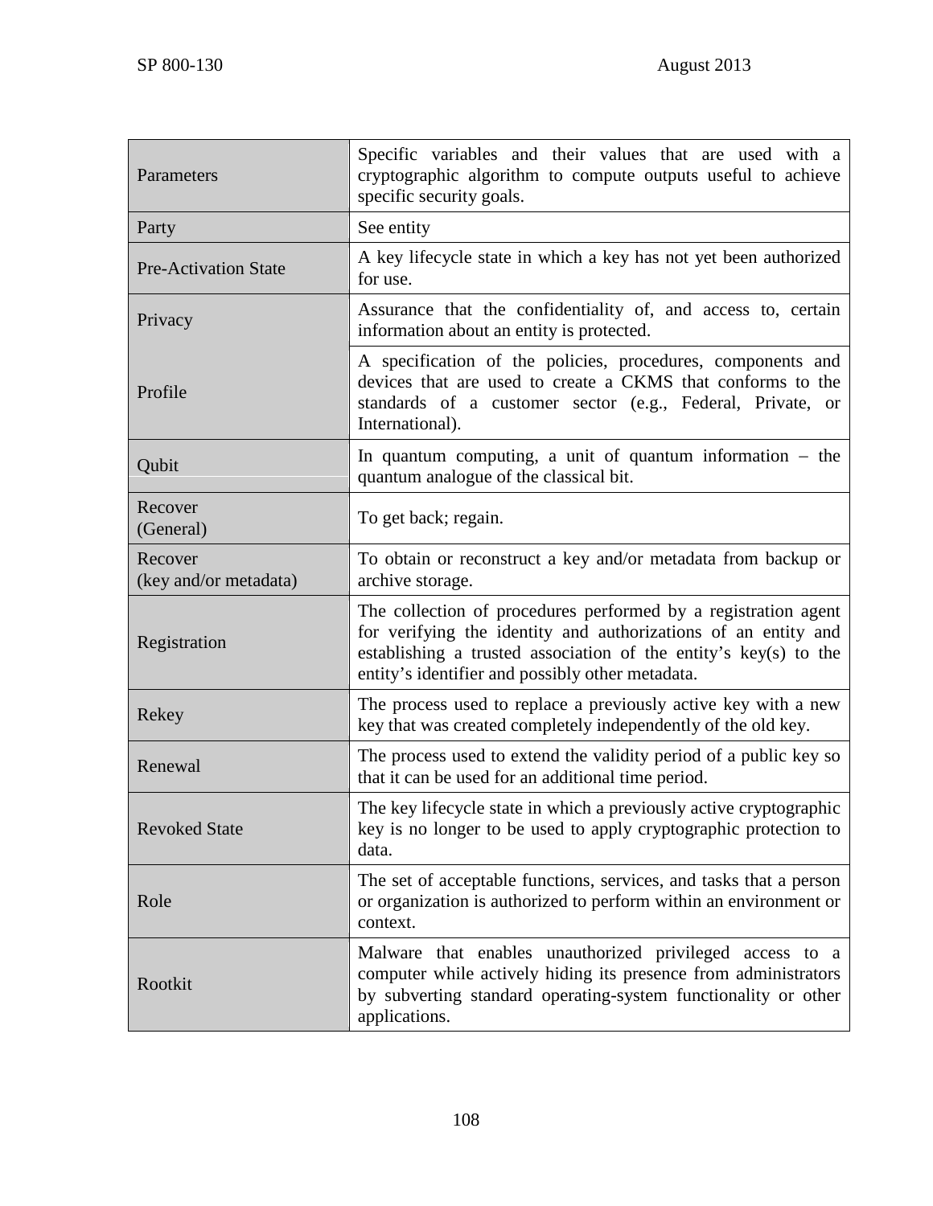| | |
|---|---|
| Parameters | Specific variables and their values that are used with a cryptographic algorithm to compute outputs useful to achieve specific security goals. |
| Party | See entity |
| Pre-Activation State | A key lifecycle state in which a key has not yet been authorized for use. |
| Privacy | Assurance that the confidentiality of, and access to, certain information about an entity is protected. |
| Profile | A specification of the policies, procedures, components and devices that are used to create a CKMS that conforms to the standards of a customer sector (e.g., Federal, Private, or International). |
| Qubit | In quantum computing, a unit of quantum information – the quantum analogue of the classical bit. |
| Recover (General) | To get back; regain. |
| Recover (key and/or metadata) | To obtain or reconstruct a key and/or metadata from backup or archive storage. |
| Registration | The collection of procedures performed by a registration agent for verifying the identity and authorizations of an entity and establishing a trusted association of the entity's key(s) to the entity's identifier and possibly other metadata. |
| Rekey | The process used to replace a previously active key with a new key that was created completely independently of the old key. |
| Renewal | The process used to extend the validity period of a public key so that it can be used for an additional time period. |
| Revoked State | The key lifecycle state in which a previously active cryptographic key is no longer to be used to apply cryptographic protection to data. |
| Role | The set of acceptable functions, services, and tasks that a person or organization is authorized to perform within an environment or context. |
| Rootkit | Malware that enables unauthorized privileged access to a computer while actively hiding its presence from administrators by subverting standard operating-system functionality or other applications. |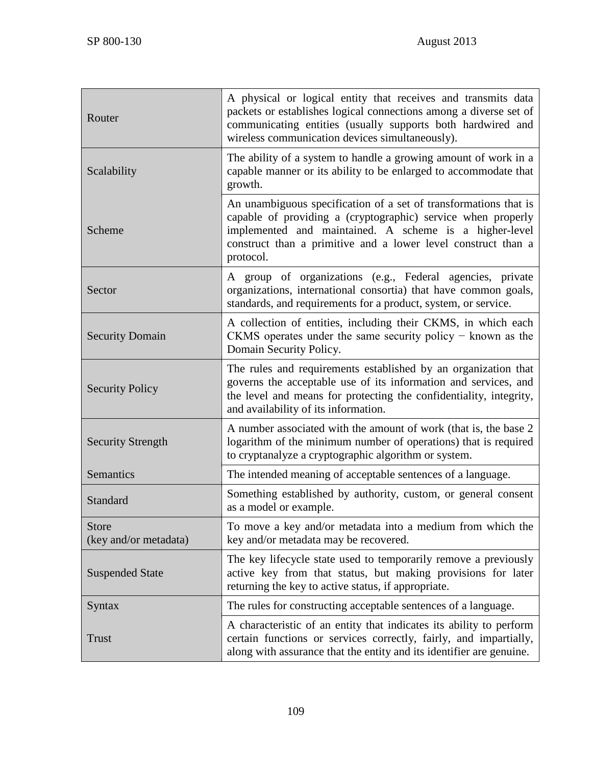| | |
|---|---|
| Router | A physical or logical entity that receives and transmits data packets or establishes logical connections among a diverse set of communicating entities (usually supports both hardwired and wireless communication devices simultaneously). |
| Scalability | The ability of a system to handle a growing amount of work in a capable manner or its ability to be enlarged to accommodate that growth. |
| Scheme | An unambiguous specification of a set of transformations that is capable of providing a (cryptographic) service when properly implemented and maintained. A scheme is a higher-level construct than a primitive and a lower level construct than a protocol. |
| Sector | A group of organizations (e.g., Federal agencies, private organizations, international consortia) that have common goals, standards, and requirements for a product, system, or service. |
| Security Domain | A collection of entities, including their CKMS, in which each CKMS operates under the same security policy − known as the Domain Security Policy. |
| Security Policy | The rules and requirements established by an organization that governs the acceptable use of its information and services, and the level and means for protecting the confidentiality, integrity, and availability of its information. |
| Security Strength | A number associated with the amount of work (that is, the base 2 logarithm of the minimum number of operations) that is required to cryptanalyze a cryptographic algorithm or system. |
| Semantics | The intended meaning of acceptable sentences of a language. |
| Standard | Something established by authority, custom, or general consent as a model or example. |
| Store (key and/or metadata) | To move a key and/or metadata into a medium from which the key and/or metadata may be recovered. |
| Suspended State | The key lifecycle state used to temporarily remove a previously active key from that status, but making provisions for later returning the key to active status, if appropriate. |
| Syntax | The rules for constructing acceptable sentences of a language. |
| Trust | A characteristic of an entity that indicates its ability to perform certain functions or services correctly, fairly, and impartially, along with assurance that the entity and its identifier are genuine. |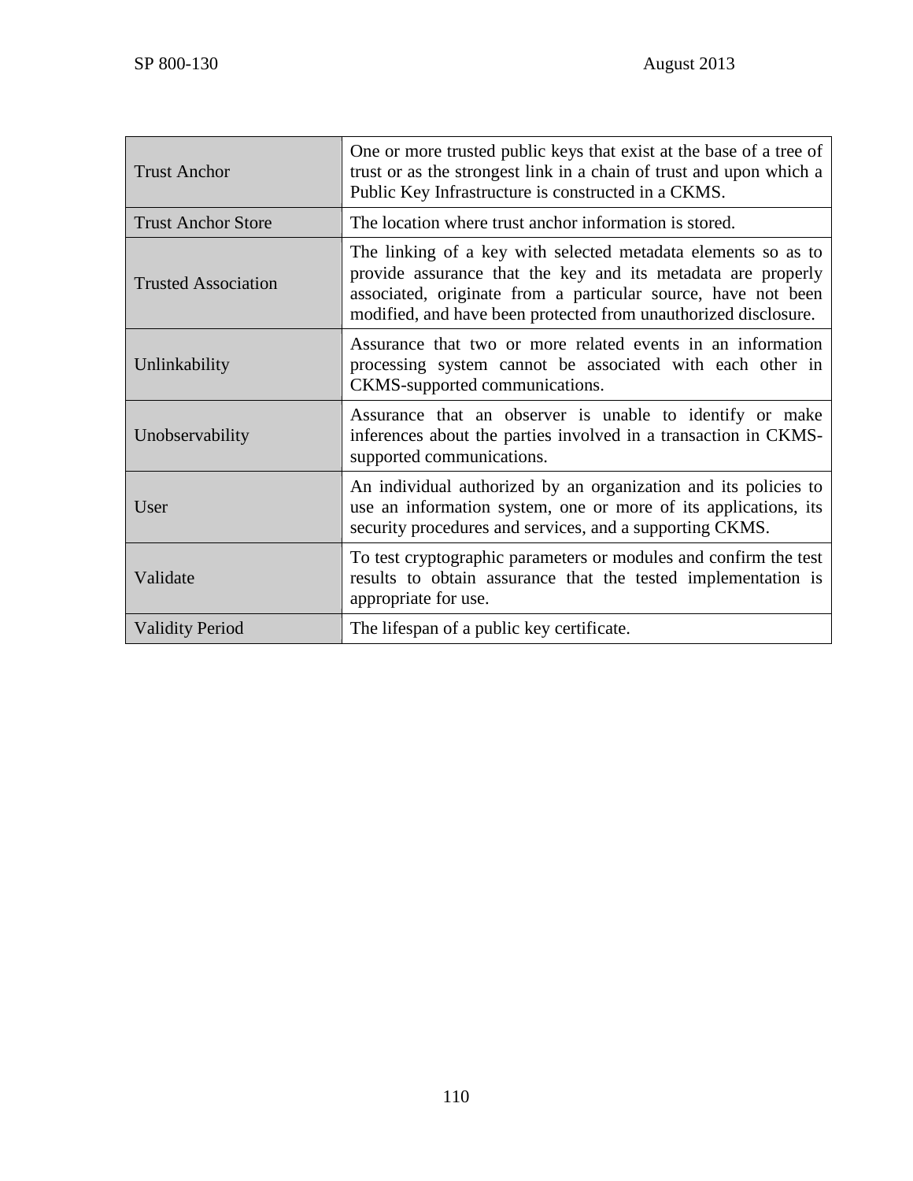| | |
|---|---|
| Trust Anchor | One or more trusted public keys that exist at the base of a tree of trust or as the strongest link in a chain of trust and upon which a Public Key Infrastructure is constructed in a CKMS. |
| Trust Anchor Store | The location where trust anchor information is stored. |
| Trusted Association | The linking of a key with selected metadata elements so as to provide assurance that the key and its metadata are properly associated, originate from a particular source, have not been modified, and have been protected from unauthorized disclosure. |
| Unlinkability | Assurance that two or more related events in an information processing system cannot be associated with each other in CKMS-supported communications. |
| Unobservability | Assurance that an observer is unable to identify or make inferences about the parties involved in a transaction in CKMS-supported communications. |
| User | An individual authorized by an organization and its policies to use an information system, one or more of its applications, its security procedures and services, and a supporting CKMS. |
| Validate | To test cryptographic parameters or modules and confirm the test results to obtain assurance that the tested implementation is appropriate for use. |
| Validity Period | The lifespan of a public key certificate. |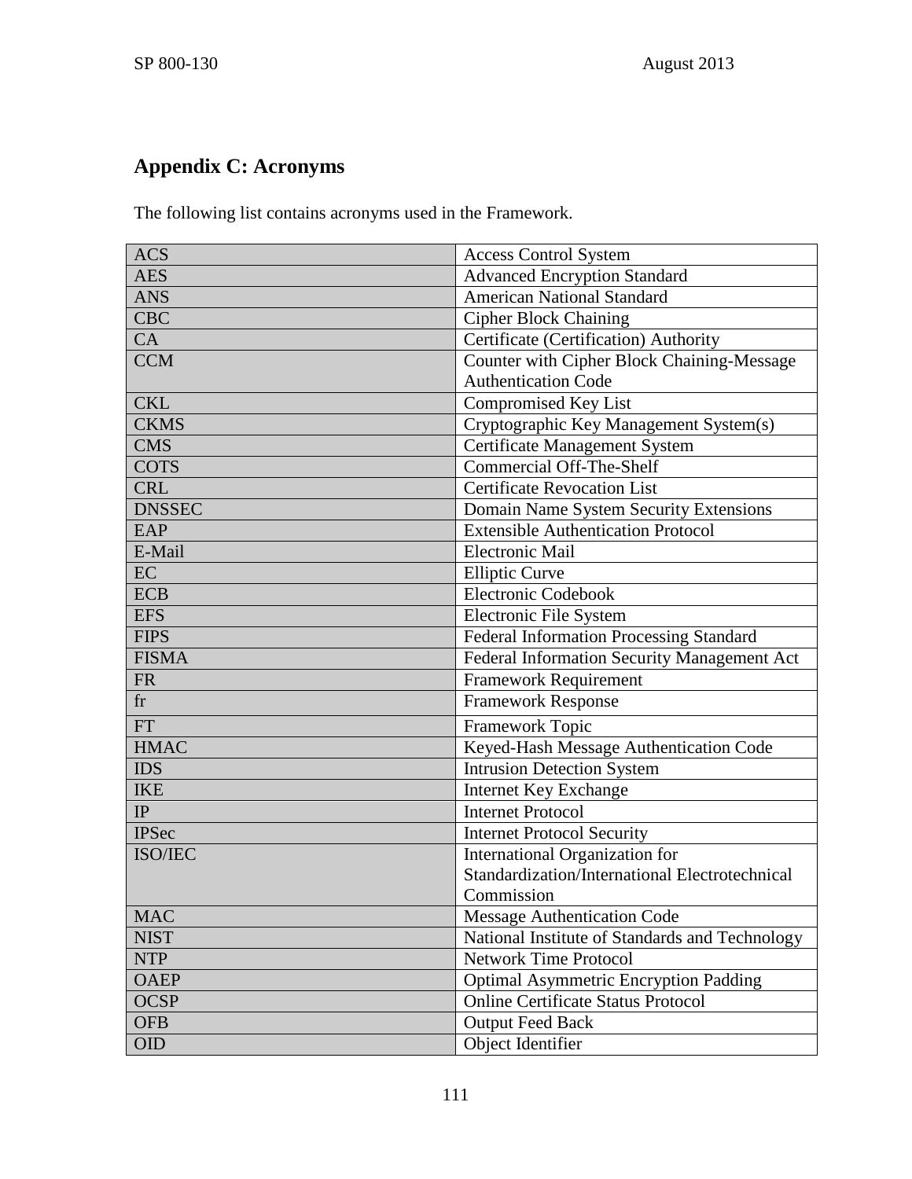## Appendix C: Acronyms

The following list contains acronyms used in the Framework.

| | |
|---|---|
| ACS | Access Control System |
| AES | Advanced Encryption Standard |
| ANS | American National Standard |
| CBC | Cipher Block Chaining |
| CA | Certificate (Certification) Authority |
| CCM | Counter with Cipher Block Chaining-Message Authentication Code |
| CKL | Compromised Key List |
| CKMS | Cryptographic Key Management System(s) |
| CMS | Certificate Management System |
| COTS | Commercial Off-The-Shelf |
| CRL | Certificate Revocation List |
| DNSSEC | Domain Name System Security Extensions |
| EAP | Extensible Authentication Protocol |
| E-Mail | Electronic Mail |
| EC | Elliptic Curve |
| ECB | Electronic Codebook |
| EFS | Electronic File System |
| FIPS | Federal Information Processing Standard |
| FISMA | Federal Information Security Management Act |
| FR | Framework Requirement |
| fr | Framework Response |
| FT | Framework Topic |
| HMAC | Keyed-Hash Message Authentication Code |
| IDS | Intrusion Detection System |
| IKE | Internet Key Exchange |
| IP | Internet Protocol |
| IPSec | Internet Protocol Security |
| ISO/IEC | International Organization for Standardization/International Electrotechnical Commission |
| MAC | Message Authentication Code |
| NIST | National Institute of Standards and Technology |
| NTP | Network Time Protocol |
| OAEP | Optimal Asymmetric Encryption Padding |
| OCSP | Online Certificate Status Protocol |
| OFB | Output Feed Back |
| OID | Object Identifier |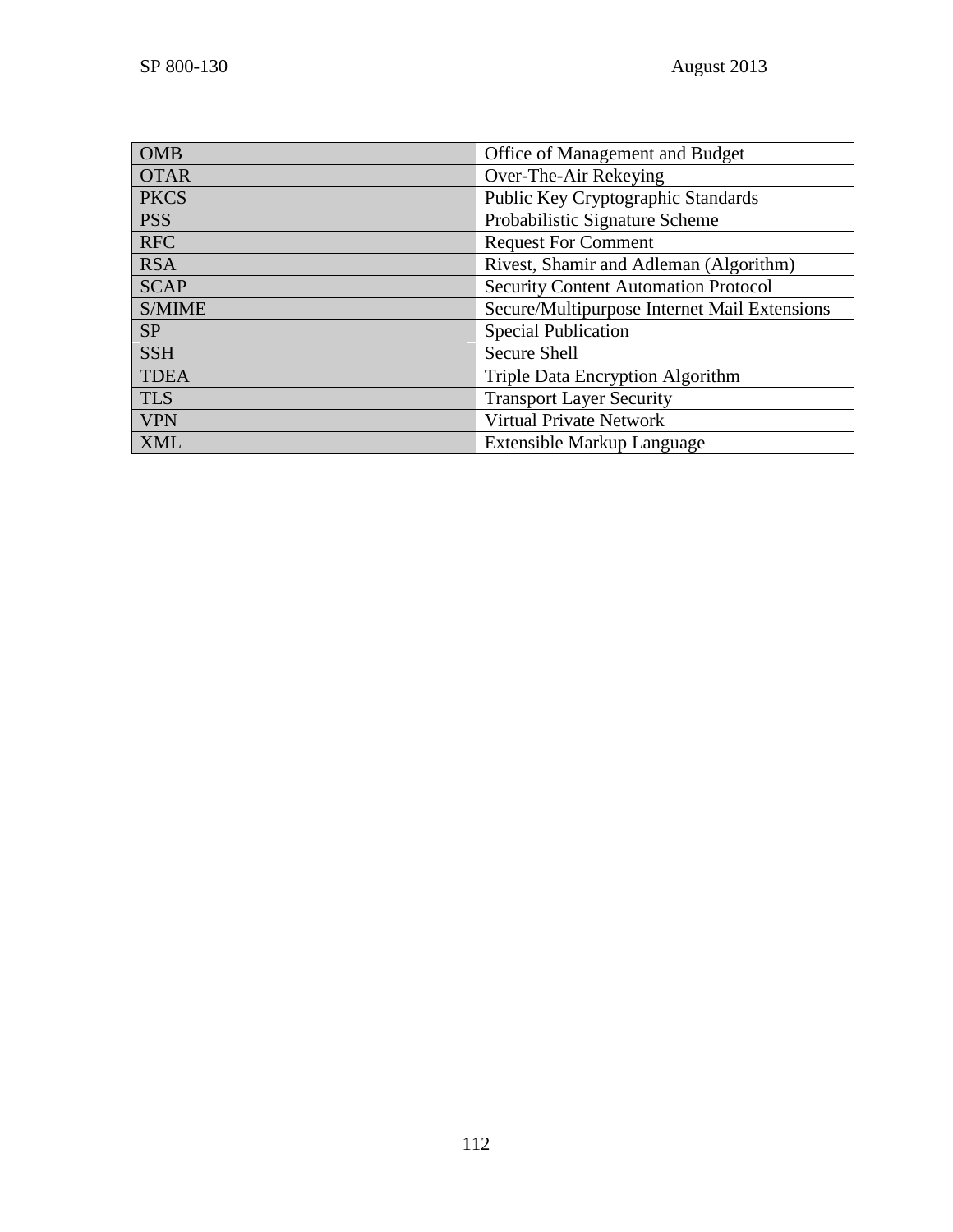| | |
|---|---|
| OMB | Office of Management and Budget |
| OTAR | Over-The-Air Rekeying |
| PKCS | Public Key Cryptographic Standards |
| PSS | Probabilistic Signature Scheme |
| RFC | Request For Comment |
| RSA | Rivest, Shamir and Adleman (Algorithm) |
| SCAP | Security Content Automation Protocol |
| S/MIME | Secure/Multipurpose Internet Mail Extensions |
| SP | Special Publication |
| SSH | Secure Shell |
| TDEA | Triple Data Encryption Algorithm |
| TLS | Transport Layer Security |
| VPN | Virtual Private Network |
| XML | Extensible Markup Language |